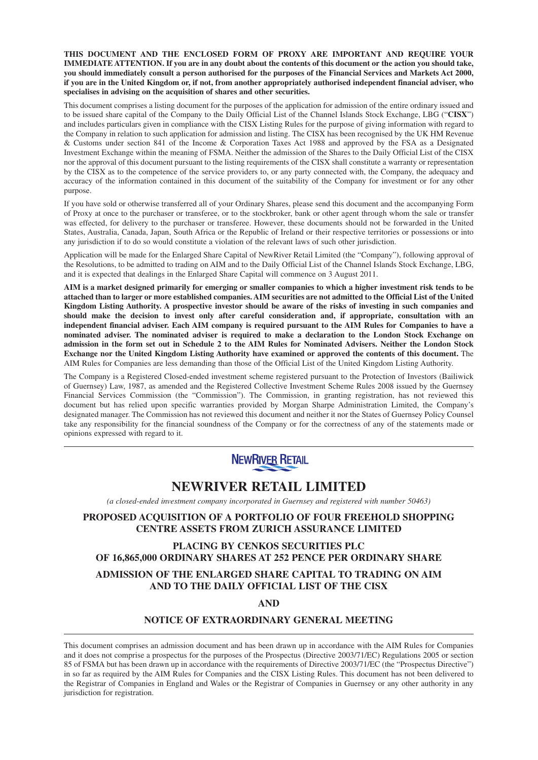**THIS DOCUMENT AND THE ENCLOSED FORM OF PROXY ARE IMPORTANT AND REQUIRE YOUR IMMEDIATE ATTENTION. If you are in any doubt about the contents of this document or the action you should take, you should immediately consult a person authorised for the purposes of the Financial Services and Markets Act 2000, if you are in the United Kingdom or, if not, from another appropriately authorised independent financial adviser, who specialises in advising on the acquisition of shares and other securities.**

This document comprises a listing document for the purposes of the application for admission of the entire ordinary issued and to be issued share capital of the Company to the Daily Official List of the Channel Islands Stock Exchange, LBG ("**CISX**") and includes particulars given in compliance with the CISX Listing Rules for the purpose of giving information with regard to the Company in relation to such application for admission and listing. The CISX has been recognised by the UK HM Revenue & Customs under section 841 of the Income & Corporation Taxes Act 1988 and approved by the FSA as a Designated Investment Exchange within the meaning of FSMA. Neither the admission of the Shares to the Daily Official List of the CISX nor the approval of this document pursuant to the listing requirements of the CISX shall constitute a warranty or representation by the CISX as to the competence of the service providers to, or any party connected with, the Company, the adequacy and accuracy of the information contained in this document of the suitability of the Company for investment or for any other purpose.

If you have sold or otherwise transferred all of your Ordinary Shares, please send this document and the accompanying Form of Proxy at once to the purchaser or transferee, or to the stockbroker, bank or other agent through whom the sale or transfer was effected, for delivery to the purchaser or transferee. However, these documents should not be forwarded in the United States, Australia, Canada, Japan, South Africa or the Republic of Ireland or their respective territories or possessions or into any jurisdiction if to do so would constitute a violation of the relevant laws of such other jurisdiction.

Application will be made for the Enlarged Share Capital of NewRiver Retail Limited (the "Company"), following approval of the Resolutions, to be admitted to trading on AIM and to the Daily Official List of the Channel Islands Stock Exchange, LBG, and it is expected that dealings in the Enlarged Share Capital will commence on 3 August 2011.

**AIM is a market designed primarily for emerging or smaller companies to which a higher investment risk tends to be attached than to larger or more established companies. AIM securities are not admitted to the Official List of the United Kingdom Listing Authority. A prospective investor should be aware of the risks of investing in such companies and should make the decision to invest only after careful consideration and, if appropriate, consultation with an independent financial adviser. Each AIM company is required pursuant to the AIM Rules for Companies to have a nominated adviser. The nominated adviser is required to make a declaration to the London Stock Exchange on admission in the form set out in Schedule 2 to the AIM Rules for Nominated Advisers. Neither the London Stock Exchange nor the United Kingdom Listing Authority have examined or approved the contents of this document.** The AIM Rules for Companies are less demanding than those of the Official List of the United Kingdom Listing Authority.

The Company is a Registered Closed-ended investment scheme registered pursuant to the Protection of Investors (Bailiwick of Guernsey) Law, 1987, as amended and the Registered Collective Investment Scheme Rules 2008 issued by the Guernsey Financial Services Commission (the "Commission"). The Commission, in granting registration, has not reviewed this document but has relied upon specific warranties provided by Morgan Sharpe Administration Limited, the Company's designated manager. The Commission has not reviewed this document and neither it nor the States of Guernsey Policy Counsel take any responsibility for the financial soundness of the Company or for the correctness of any of the statements made or opinions expressed with regard to it.

NEWRIVER RETAIL

# NEWRIVER RETAIL LIMITED

*(a closed-ended investment company incorporated in Guernsey and registered with number 50463)*

## PROPOSED ACQUISITION OF A PORTFOLIO OF FOUR FREEHOLD SHOPPING CENTRE ASSETS FROM ZURICH ASSURANCE LIMITED

## PLACING BY CENKOS SECURITIES PLC OF 16,865,000 ORDINARY SHARES AT 252 PENCE PER ORDINARY SHARE

## ADMISSION OF THE ENLARGED SHARE CAPITAL TO TRADING ON AIM AND TO THE DAILY OFFICIAL LIST OF THE CISX

## AND

## NOTICE OF EXTRAORDINARY GENERAL MEETING

This document comprises an admission document and has been drawn up in accordance with the AIM Rules for Companies and it does not comprise a prospectus for the purposes of the Prospectus (Directive 2003/71/EC) Regulations 2005 or section 85 of FSMA but has been drawn up in accordance with the requirements of Directive 2003/71/EC (the "Prospectus Directive") in so far as required by the AIM Rules for Companies and the CISX Listing Rules. This document has not been delivered to the Registrar of Companies in England and Wales or the Registrar of Companies in Guernsey or any other authority in any jurisdiction for registration.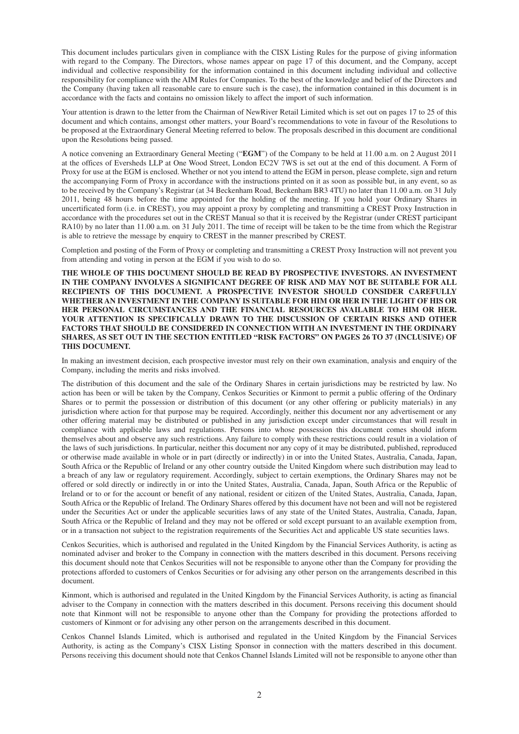This document includes particulars given in compliance with the CISX Listing Rules for the purpose of giving information with regard to the Company. The Directors, whose names appear on page 17 of this document, and the Company, accept individual and collective responsibility for the information contained in this document including individual and collective responsibility for compliance with the AIM Rules for Companies. To the best of the knowledge and belief of the Directors and the Company (having taken all reasonable care to ensure such is the case), the information contained in this document is in accordance with the facts and contains no omission likely to affect the import of such information.

Your attention is drawn to the letter from the Chairman of NewRiver Retail Limited which is set out on pages 17 to 25 of this document and which contains, amongst other matters, your Board's recommendations to vote in favour of the Resolutions to be proposed at the Extraordinary General Meeting referred to below. The proposals described in this document are conditional upon the Resolutions being passed.

A notice convening an Extraordinary General Meeting ("**EGM**") of the Company to be held at 11.00 a.m. on 2 August 2011 at the offices of Eversheds LLP at One Wood Street, London EC2V 7WS is set out at the end of this document. A Form of Proxy for use at the EGM is enclosed. Whether or not you intend to attend the EGM in person, please complete, sign and return the accompanying Form of Proxy in accordance with the instructions printed on it as soon as possible but, in any event, so as to be received by the Company's Registrar (at 34 Beckenham Road, Beckenham BR3 4TU) no later than 11.00 a.m. on 31 July 2011, being 48 hours before the time appointed for the holding of the meeting. If you hold your Ordinary Shares in uncertificated form (i.e. in CREST), you may appoint a proxy by completing and transmitting a CREST Proxy Instruction in accordance with the procedures set out in the CREST Manual so that it is received by the Registrar (under CREST participant RA10) by no later than 11.00 a.m. on 31 July 2011. The time of receipt will be taken to be the time from which the Registrar is able to retrieve the message by enquiry to CREST in the manner prescribed by CREST.

Completion and posting of the Form of Proxy or completing and transmitting a CREST Proxy Instruction will not prevent you from attending and voting in person at the EGM if you wish to do so.

**THE WHOLE OF THIS DOCUMENT SHOULD BE READ BY PROSPECTIVE INVESTORS. AN INVESTMENT IN THE COMPANY INVOLVES A SIGNIFICANT DEGREE OF RISK AND MAY NOT BE SUITABLE FOR ALL RECIPIENTS OF THIS DOCUMENT. A PROSPECTIVE INVESTOR SHOULD CONSIDER CAREFULLY WHETHER AN INVESTMENT IN THE COMPANY IS SUITABLE FOR HIM OR HER IN THE LIGHT OF HIS OR HER PERSONAL CIRCUMSTANCES AND THE FINANCIAL RESOURCES AVAILABLE TO HIM OR HER. YOUR ATTENTION IS SPECIFICALLY DRAWN TO THE DISCUSSION OF CERTAIN RISKS AND OTHER FACTORS THAT SHOULD BE CONSIDERED IN CONNECTION WITH AN INVESTMENT IN THE ORDINARY SHARES, AS SET OUT IN THE SECTION ENTITLED "RISK FACTORS" ON PAGES 26 TO 37 (INCLUSIVE) OF THIS DOCUMENT.**

In making an investment decision, each prospective investor must rely on their own examination, analysis and enquiry of the Company, including the merits and risks involved.

The distribution of this document and the sale of the Ordinary Shares in certain jurisdictions may be restricted by law. No action has been or will be taken by the Company, Cenkos Securities or Kinmont to permit a public offering of the Ordinary Shares or to permit the possession or distribution of this document (or any other offering or publicity materials) in any jurisdiction where action for that purpose may be required. Accordingly, neither this document nor any advertisement or any other offering material may be distributed or published in any jurisdiction except under circumstances that will result in compliance with applicable laws and regulations. Persons into whose possession this document comes should inform themselves about and observe any such restrictions. Any failure to comply with these restrictions could result in a violation of the laws of such jurisdictions. In particular, neither this document nor any copy of it may be distributed, published, reproduced or otherwise made available in whole or in part (directly or indirectly) in or into the United States, Australia, Canada, Japan, South Africa or the Republic of Ireland or any other country outside the United Kingdom where such distribution may lead to a breach of any law or regulatory requirement. Accordingly, subject to certain exemptions, the Ordinary Shares may not be offered or sold directly or indirectly in or into the United States, Australia, Canada, Japan, South Africa or the Republic of Ireland or to or for the account or benefit of any national, resident or citizen of the United States, Australia, Canada, Japan, South Africa or the Republic of Ireland. The Ordinary Shares offered by this document have not been and will not be registered under the Securities Act or under the applicable securities laws of any state of the United States, Australia, Canada, Japan, South Africa or the Republic of Ireland and they may not be offered or sold except pursuant to an available exemption from, or in a transaction not subject to the registration requirements of the Securities Act and applicable US state securities laws.

Cenkos Securities, which is authorised and regulated in the United Kingdom by the Financial Services Authority, is acting as nominated adviser and broker to the Company in connection with the matters described in this document. Persons receiving this document should note that Cenkos Securities will not be responsible to anyone other than the Company for providing the protections afforded to customers of Cenkos Securities or for advising any other person on the arrangements described in this document.

Kinmont, which is authorised and regulated in the United Kingdom by the Financial Services Authority, is acting as financial adviser to the Company in connection with the matters described in this document. Persons receiving this document should note that Kinmont will not be responsible to anyone other than the Company for providing the protections afforded to customers of Kinmont or for advising any other person on the arrangements described in this document.

Cenkos Channel Islands Limited, which is authorised and regulated in the United Kingdom by the Financial Services Authority, is acting as the Company's CISX Listing Sponsor in connection with the matters described in this document. Persons receiving this document should note that Cenkos Channel Islands Limited will not be responsible to anyone other than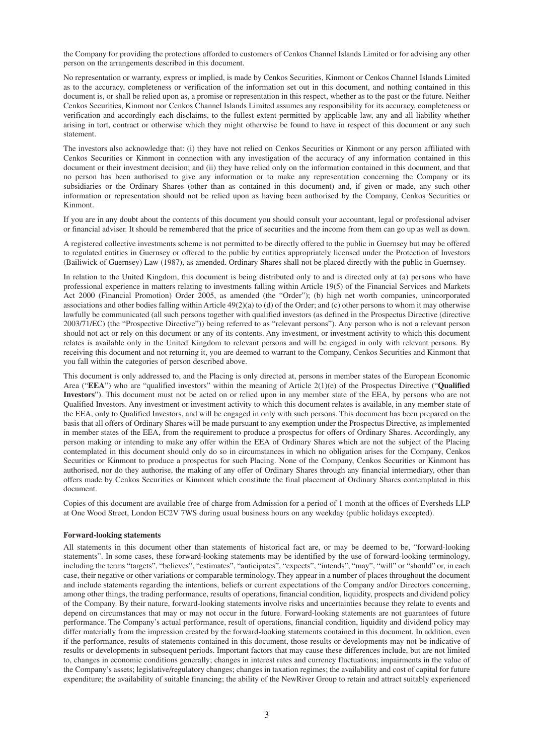the Company for providing the protections afforded to customers of Cenkos Channel Islands Limited or for advising any other person on the arrangements described in this document.

No representation or warranty, express or implied, is made by Cenkos Securities, Kinmont or Cenkos Channel Islands Limited as to the accuracy, completeness or verification of the information set out in this document, and nothing contained in this document is, or shall be relied upon as, a promise or representation in this respect, whether as to the past or the future. Neither Cenkos Securities, Kinmont nor Cenkos Channel Islands Limited assumes any responsibility for its accuracy, completeness or verification and accordingly each disclaims, to the fullest extent permitted by applicable law, any and all liability whether arising in tort, contract or otherwise which they might otherwise be found to have in respect of this document or any such statement.

The investors also acknowledge that: (i) they have not relied on Cenkos Securities or Kinmont or any person affiliated with Cenkos Securities or Kinmont in connection with any investigation of the accuracy of any information contained in this document or their investment decision; and (ii) they have relied only on the information contained in this document, and that no person has been authorised to give any information or to make any representation concerning the Company or its subsidiaries or the Ordinary Shares (other than as contained in this document) and, if given or made, any such other information or representation should not be relied upon as having been authorised by the Company, Cenkos Securities or Kinmont.

If you are in any doubt about the contents of this document you should consult your accountant, legal or professional adviser or financial adviser. It should be remembered that the price of securities and the income from them can go up as well as down.

A registered collective investments scheme is not permitted to be directly offered to the public in Guernsey but may be offered to regulated entities in Guernsey or offered to the public by entities appropriately licensed under the Protection of Investors (Bailiwick of Guernsey) Law (1987), as amended. Ordinary Shares shall not be placed directly with the public in Guernsey.

In relation to the United Kingdom, this document is being distributed only to and is directed only at (a) persons who have professional experience in matters relating to investments falling within Article 19(5) of the Financial Services and Markets Act 2000 (Financial Promotion) Order 2005, as amended (the "Order"); (b) high net worth companies, unincorporated associations and other bodies falling within Article 49(2)(a) to (d) of the Order; and (c) other persons to whom it may otherwise lawfully be communicated (all such persons together with qualified investors (as defined in the Prospectus Directive (directive 2003/71/EC) (the "Prospective Directive")) being referred to as "relevant persons"). Any person who is not a relevant person should not act or rely on this document or any of its contents. Any investment, or investment activity to which this document relates is available only in the United Kingdom to relevant persons and will be engaged in only with relevant persons. By receiving this document and not returning it, you are deemed to warrant to the Company, Cenkos Securities and Kinmont that you fall within the categories of person described above.

This document is only addressed to, and the Placing is only directed at, persons in member states of the European Economic Area ("**EEA**") who are "qualified investors" within the meaning of Article 2(1)(e) of the Prospectus Directive ("**Qualified Investors**"). This document must not be acted on or relied upon in any member state of the EEA, by persons who are not Qualified Investors. Any investment or investment activity to which this document relates is available, in any member state of the EEA, only to Qualified Investors, and will be engaged in only with such persons. This document has been prepared on the basis that all offers of Ordinary Shares will be made pursuant to any exemption under the Prospectus Directive, as implemented in member states of the EEA, from the requirement to produce a prospectus for offers of Ordinary Shares. Accordingly, any person making or intending to make any offer within the EEA of Ordinary Shares which are not the subject of the Placing contemplated in this document should only do so in circumstances in which no obligation arises for the Company, Cenkos Securities or Kinmont to produce a prospectus for such Placing. None of the Company, Cenkos Securities or Kinmont has authorised, nor do they authorise, the making of any offer of Ordinary Shares through any financial intermediary, other than offers made by Cenkos Securities or Kinmont which constitute the final placement of Ordinary Shares contemplated in this document.

Copies of this document are available free of charge from Admission for a period of 1 month at the offices of Eversheds LLP at One Wood Street, London EC2V 7WS during usual business hours on any weekday (public holidays excepted).

**Forward-looking statements**

All statements in this document other than statements of historical fact are, or may be deemed to be, "forward-looking statements". In some cases, these forward-looking statements may be identified by the use of forward-looking terminology, including the terms "targets", "believes", "estimates", "anticipates", "expects", "intends", "may", "will" or "should" or, in each case, their negative or other variations or comparable terminology. They appear in a number of places throughout the document and include statements regarding the intentions, beliefs or current expectations of the Company and/or Directors concerning, among other things, the trading performance, results of operations, financial condition, liquidity, prospects and dividend policy of the Company. By their nature, forward-looking statements involve risks and uncertainties because they relate to events and depend on circumstances that may or may not occur in the future. Forward-looking statements are not guarantees of future performance. The Company's actual performance, result of operations, financial condition, liquidity and dividend policy may differ materially from the impression created by the forward-looking statements contained in this document. In addition, even if the performance, results of statements contained in this document, those results or developments may not be indicative of results or developments in subsequent periods. Important factors that may cause these differences include, but are not limited to, changes in economic conditions generally; changes in interest rates and currency fluctuations; impairments in the value of the Company's assets; legislative/regulatory changes; changes in taxation regimes; the availability and cost of capital for future expenditure; the availability of suitable financing; the ability of the NewRiver Group to retain and attract suitably experienced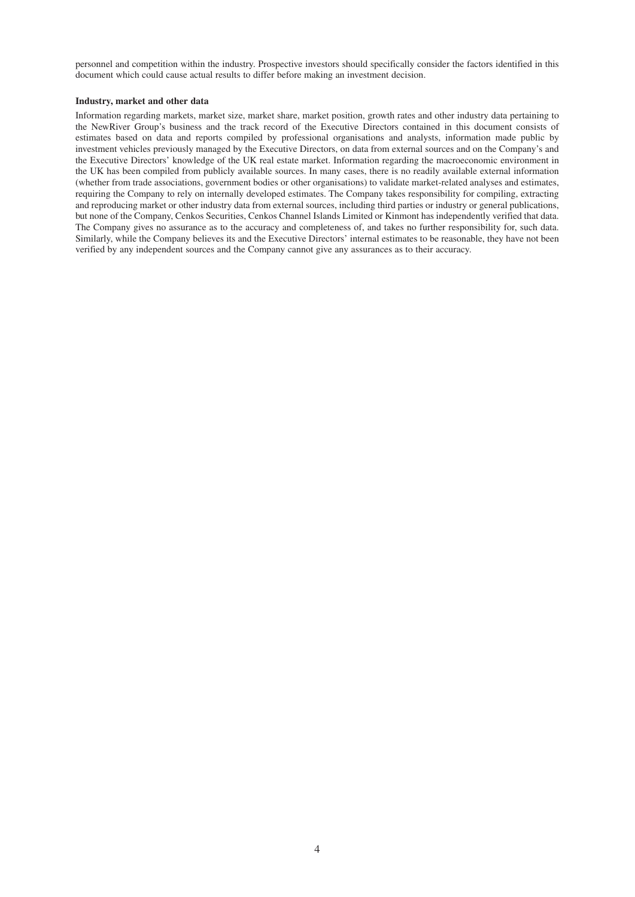personnel and competition within the industry. Prospective investors should specifically consider the factors identified in this document which could cause actual results to differ before making an investment decision.

**Industry, market and other data**

Information regarding markets, market size, market share, market position, growth rates and other industry data pertaining to the NewRiver Group's business and the track record of the Executive Directors contained in this document consists of estimates based on data and reports compiled by professional organisations and analysts, information made public by investment vehicles previously managed by the Executive Directors, on data from external sources and on the Company's and the Executive Directors' knowledge of the UK real estate market. Information regarding the macroeconomic environment in the UK has been compiled from publicly available sources. In many cases, there is no readily available external information (whether from trade associations, government bodies or other organisations) to validate market-related analyses and estimates, requiring the Company to rely on internally developed estimates. The Company takes responsibility for compiling, extracting and reproducing market or other industry data from external sources, including third parties or industry or general publications, but none of the Company, Cenkos Securities, Cenkos Channel Islands Limited or Kinmont has independently verified that data. The Company gives no assurance as to the accuracy and completeness of, and takes no further responsibility for, such data. Similarly, while the Company believes its and the Executive Directors' internal estimates to be reasonable, they have not been verified by any independent sources and the Company cannot give any assurances as to their accuracy.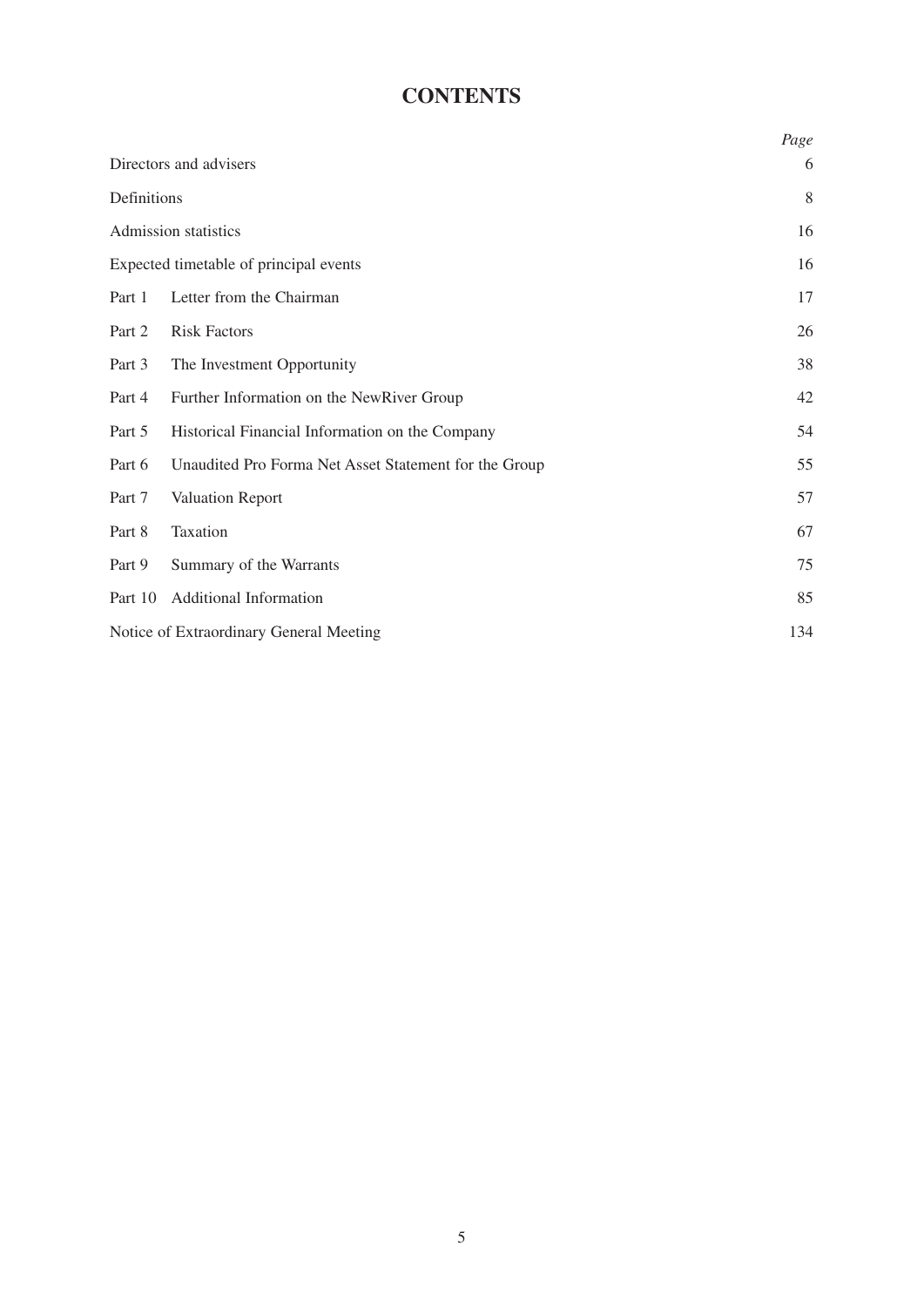# CONTENTS

| | | *Page* |
|---|---|---|
| Directors and advisers | | 6 |
| Definitions | | 8 |
| Admission statistics | | 16 |
| Expected timetable of principal events | | 16 |
| Part 1 | Letter from the Chairman | 17 |
| Part 2 | Risk Factors | 26 |
| Part 3 | The Investment Opportunity | 38 |
| Part 4 | Further Information on the NewRiver Group | 42 |
| Part 5 | Historical Financial Information on the Company | 54 |
| Part 6 | Unaudited Pro Forma Net Asset Statement for the Group | 55 |
| Part 7 | Valuation Report | 57 |
| Part 8 | Taxation | 67 |
| Part 9 | Summary of the Warrants | 75 |
| Part 10 | Additional Information | 85 |
| Notice of Extraordinary General Meeting | | 134 |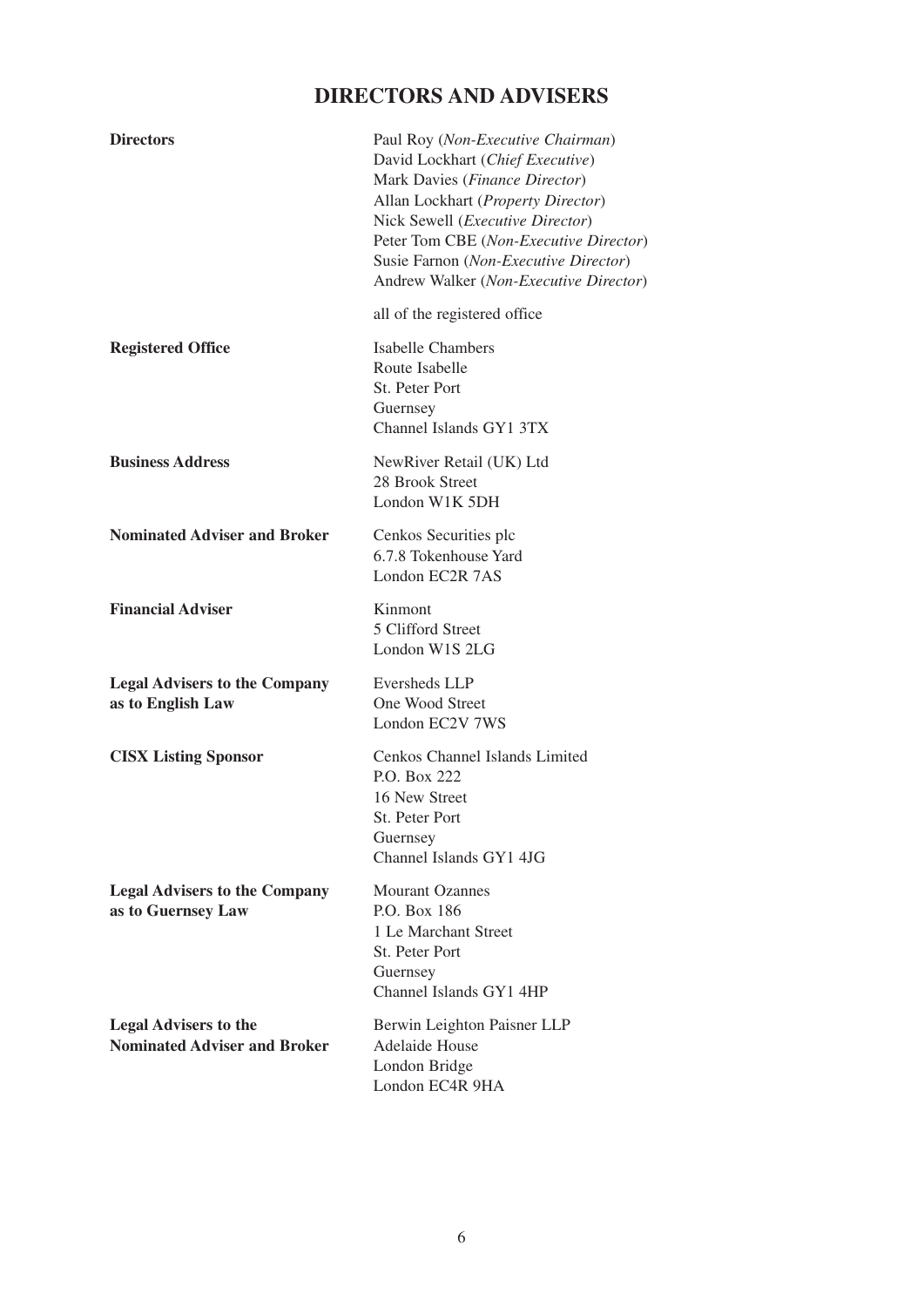# DIRECTORS AND ADVISERS

| | |
|---|---|
| **Directors** | Paul Roy (*Non-Executive Chairman*)<br>David Lockhart (*Chief Executive*)<br>Mark Davies (*Finance Director*)<br>Allan Lockhart (*Property Director*)<br>Nick Sewell (*Executive Director*)<br>Peter Tom CBE (*Non-Executive Director*)<br>Susie Farnon (*Non-Executive Director*)<br>Andrew Walker (*Non-Executive Director*)<br><br>all of the registered office |
| **Registered Office** | Isabelle Chambers<br>Route Isabelle<br>St. Peter Port<br>Guernsey<br>Channel Islands GY1 3TX |
| **Business Address** | NewRiver Retail (UK) Ltd<br>28 Brook Street<br>London W1K 5DH |
| **Nominated Adviser and Broker** | Cenkos Securities plc<br>6.7.8 Tokenhouse Yard<br>London EC2R 7AS |
| **Financial Adviser** | Kinmont<br>5 Clifford Street<br>London W1S 2LG |
| **Legal Advisers to the Company as to English Law** | Eversheds LLP<br>One Wood Street<br>London EC2V 7WS |
| **CISX Listing Sponsor** | Cenkos Channel Islands Limited<br>P.O. Box 222<br>16 New Street<br>St. Peter Port<br>Guernsey<br>Channel Islands GY1 4JG |
| **Legal Advisers to the Company as to Guernsey Law** | Mourant Ozannes<br>P.O. Box 186<br>1 Le Marchant Street<br>St. Peter Port<br>Guernsey<br>Channel Islands GY1 4HP |
| **Legal Advisers to the Nominated Adviser and Broker** | Berwin Leighton Paisner LLP<br>Adelaide House<br>London Bridge<br>London EC4R 9HA |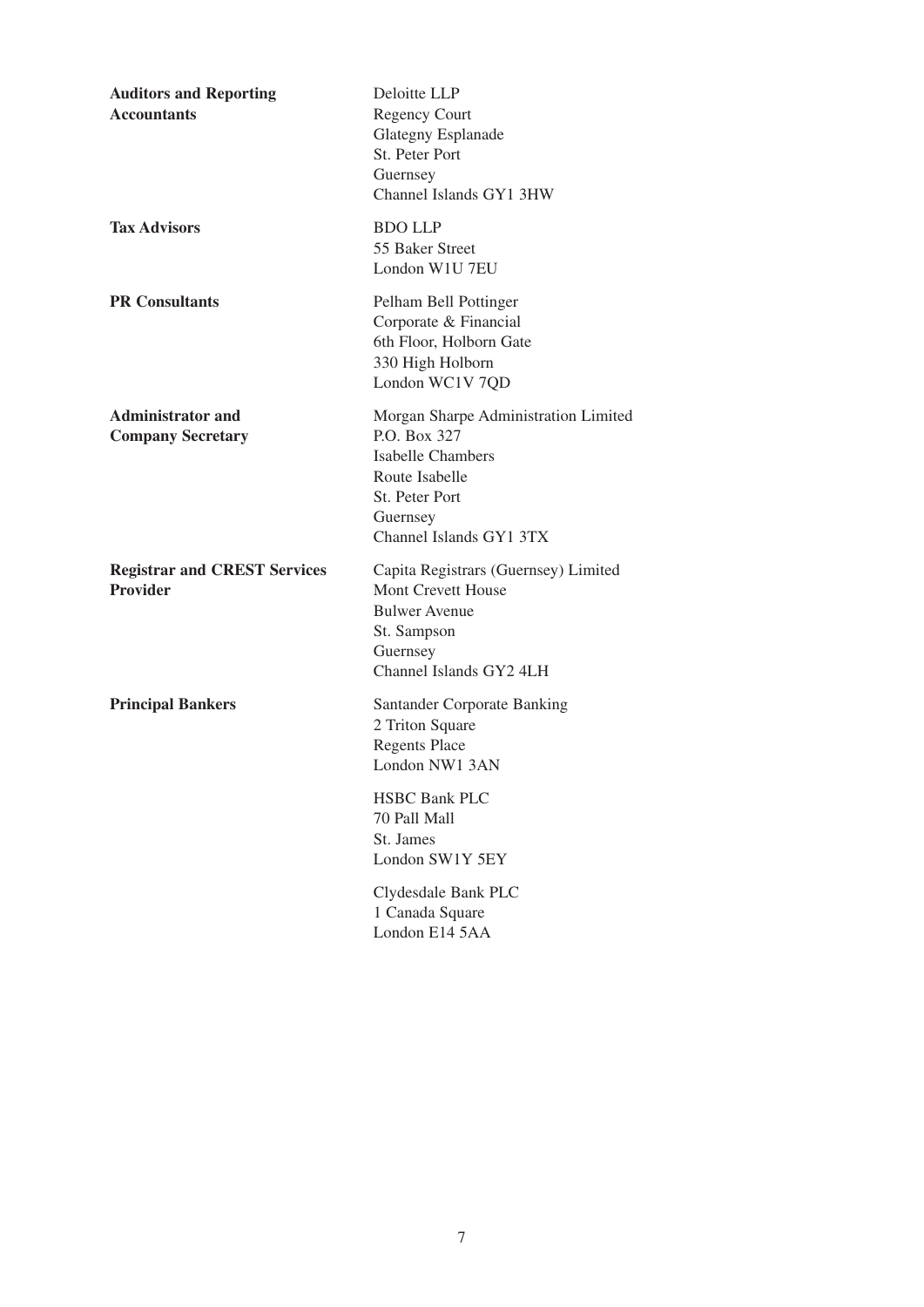| | |
|---|---|
| **Auditors and Reporting Accountants** | Deloitte LLP<br>Regency Court<br>Glategny Esplanade<br>St. Peter Port<br>Guernsey<br>Channel Islands GY1 3HW |
| **Tax Advisors** | BDO LLP<br>55 Baker Street<br>London W1U 7EU |
| **PR Consultants** | Pelham Bell Pottinger<br>Corporate & Financial<br>6th Floor, Holborn Gate<br>330 High Holborn<br>London WC1V 7QD |
| **Administrator and Company Secretary** | Morgan Sharpe Administration Limited<br>P.O. Box 327<br>Isabelle Chambers<br>Route Isabelle<br>St. Peter Port<br>Guernsey<br>Channel Islands GY1 3TX |
| **Registrar and CREST Services Provider** | Capita Registrars (Guernsey) Limited<br>Mont Crevett House<br>Bulwer Avenue<br>St. Sampson<br>Guernsey<br>Channel Islands GY2 4LH |
| **Principal Bankers** | Santander Corporate Banking<br>2 Triton Square<br>Regents Place<br>London NW1 3AN<br><br>HSBC Bank PLC<br>70 Pall Mall<br>St. James<br>London SW1Y 5EY<br><br>Clydesdale Bank PLC<br>1 Canada Square<br>London E14 5AA |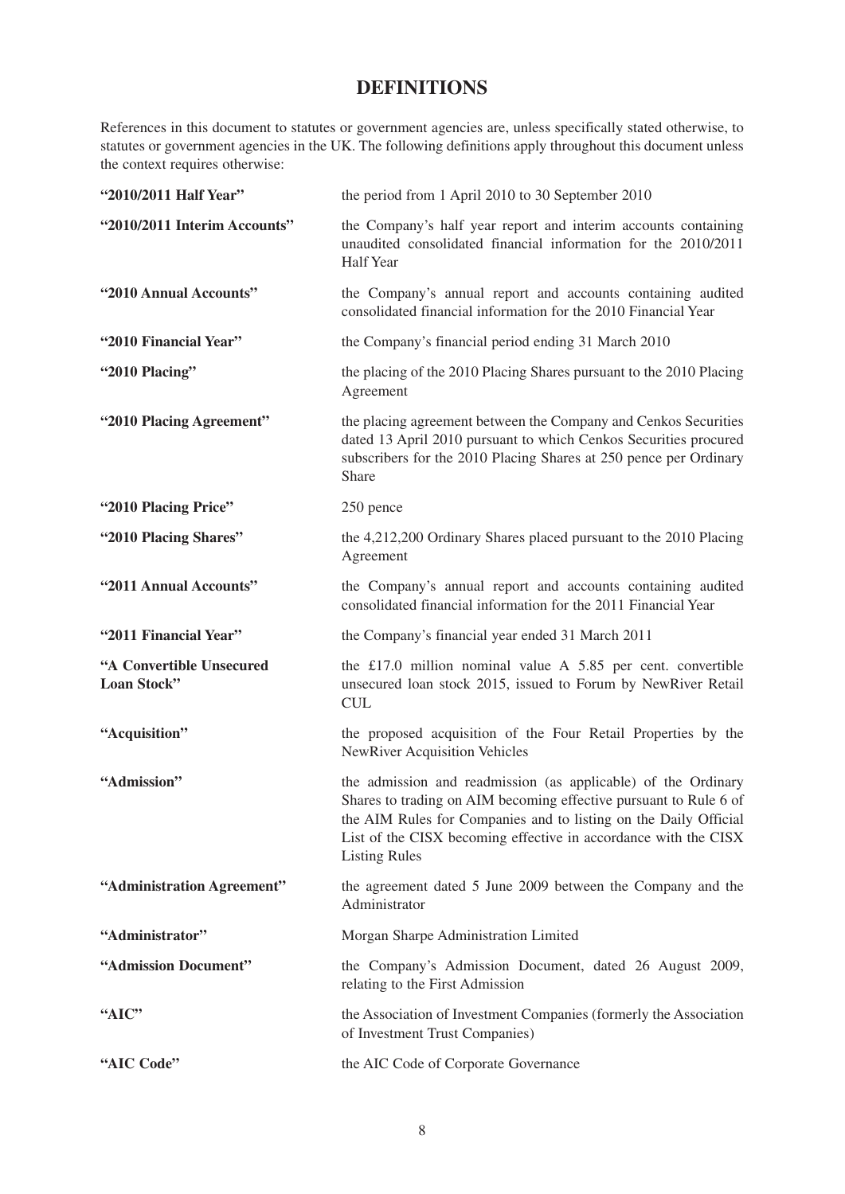# DEFINITIONS

References in this document to statutes or government agencies are, unless specifically stated otherwise, to statutes or government agencies in the UK. The following definitions apply throughout this document unless the context requires otherwise:

| | |
|---|---|
| **"2010/2011 Half Year"** | the period from 1 April 2010 to 30 September 2010 |
| **"2010/2011 Interim Accounts"** | the Company's half year report and interim accounts containing unaudited consolidated financial information for the 2010/2011 Half Year |
| **"2010 Annual Accounts"** | the Company's annual report and accounts containing audited consolidated financial information for the 2010 Financial Year |
| **"2010 Financial Year"** | the Company's financial period ending 31 March 2010 |
| **"2010 Placing"** | the placing of the 2010 Placing Shares pursuant to the 2010 Placing Agreement |
| **"2010 Placing Agreement"** | the placing agreement between the Company and Cenkos Securities dated 13 April 2010 pursuant to which Cenkos Securities procured subscribers for the 2010 Placing Shares at 250 pence per Ordinary Share |
| **"2010 Placing Price"** | 250 pence |
| **"2010 Placing Shares"** | the 4,212,200 Ordinary Shares placed pursuant to the 2010 Placing Agreement |
| **"2011 Annual Accounts"** | the Company's annual report and accounts containing audited consolidated financial information for the 2011 Financial Year |
| **"2011 Financial Year"** | the Company's financial year ended 31 March 2011 |
| **"A Convertible Unsecured Loan Stock"** | the £17.0 million nominal value A 5.85 per cent. convertible unsecured loan stock 2015, issued to Forum by NewRiver Retail CUL |
| **"Acquisition"** | the proposed acquisition of the Four Retail Properties by the NewRiver Acquisition Vehicles |
| **"Admission"** | the admission and readmission (as applicable) of the Ordinary Shares to trading on AIM becoming effective pursuant to Rule 6 of the AIM Rules for Companies and to listing on the Daily Official List of the CISX becoming effective in accordance with the CISX Listing Rules |
| **"Administration Agreement"** | the agreement dated 5 June 2009 between the Company and the Administrator |
| **"Administrator"** | Morgan Sharpe Administration Limited |
| **"Admission Document"** | the Company's Admission Document, dated 26 August 2009, relating to the First Admission |
| **"AIC"** | the Association of Investment Companies (formerly the Association of Investment Trust Companies) |
| **"AIC Code"** | the AIC Code of Corporate Governance |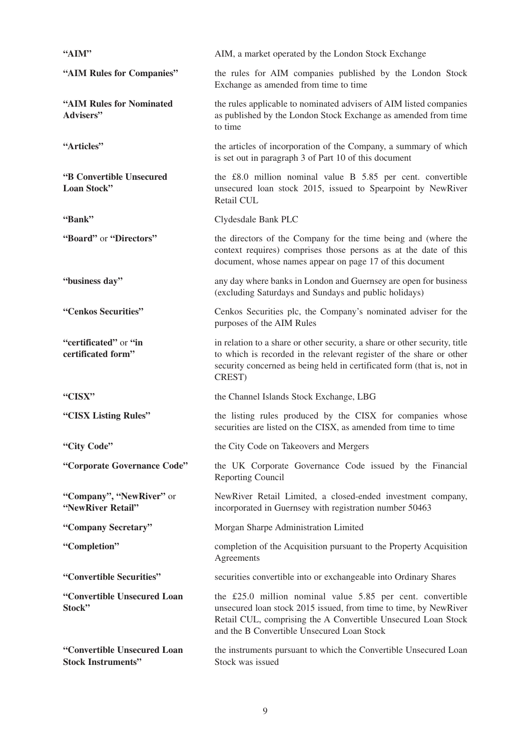| | |
|---|---|
| **"AIM"** | AIM, a market operated by the London Stock Exchange |
| **"AIM Rules for Companies"** | the rules for AIM companies published by the London Stock Exchange as amended from time to time |
| **"AIM Rules for Nominated Advisers"** | the rules applicable to nominated advisers of AIM listed companies as published by the London Stock Exchange as amended from time to time |
| **"Articles"** | the articles of incorporation of the Company, a summary of which is set out in paragraph 3 of Part 10 of this document |
| **"B Convertible Unsecured Loan Stock"** | the £8.0 million nominal value B 5.85 per cent. convertible unsecured loan stock 2015, issued to Spearpoint by NewRiver Retail CUL |
| **"Bank"** | Clydesdale Bank PLC |
| **"Board"** or **"Directors"** | the directors of the Company for the time being and (where the context requires) comprises those persons as at the date of this document, whose names appear on page 17 of this document |
| **"business day"** | any day where banks in London and Guernsey are open for business (excluding Saturdays and Sundays and public holidays) |
| **"Cenkos Securities"** | Cenkos Securities plc, the Company's nominated adviser for the purposes of the AIM Rules |
| **"certificated"** or **"in certificated form"** | in relation to a share or other security, a share or other security, title to which is recorded in the relevant register of the share or other security concerned as being held in certificated form (that is, not in CREST) |
| **"CISX"** | the Channel Islands Stock Exchange, LBG |
| **"CISX Listing Rules"** | the listing rules produced by the CISX for companies whose securities are listed on the CISX, as amended from time to time |
| **"City Code"** | the City Code on Takeovers and Mergers |
| **"Corporate Governance Code"** | the UK Corporate Governance Code issued by the Financial Reporting Council |
| **"Company", "NewRiver"** or **"NewRiver Retail"** | NewRiver Retail Limited, a closed-ended investment company, incorporated in Guernsey with registration number 50463 |
| **"Company Secretary"** | Morgan Sharpe Administration Limited |
| **"Completion"** | completion of the Acquisition pursuant to the Property Acquisition Agreements |
| **"Convertible Securities"** | securities convertible into or exchangeable into Ordinary Shares |
| **"Convertible Unsecured Loan Stock"** | the £25.0 million nominal value 5.85 per cent. convertible unsecured loan stock 2015 issued, from time to time, by NewRiver Retail CUL, comprising the A Convertible Unsecured Loan Stock and the B Convertible Unsecured Loan Stock |
| **"Convertible Unsecured Loan Stock Instruments"** | the instruments pursuant to which the Convertible Unsecured Loan Stock was issued |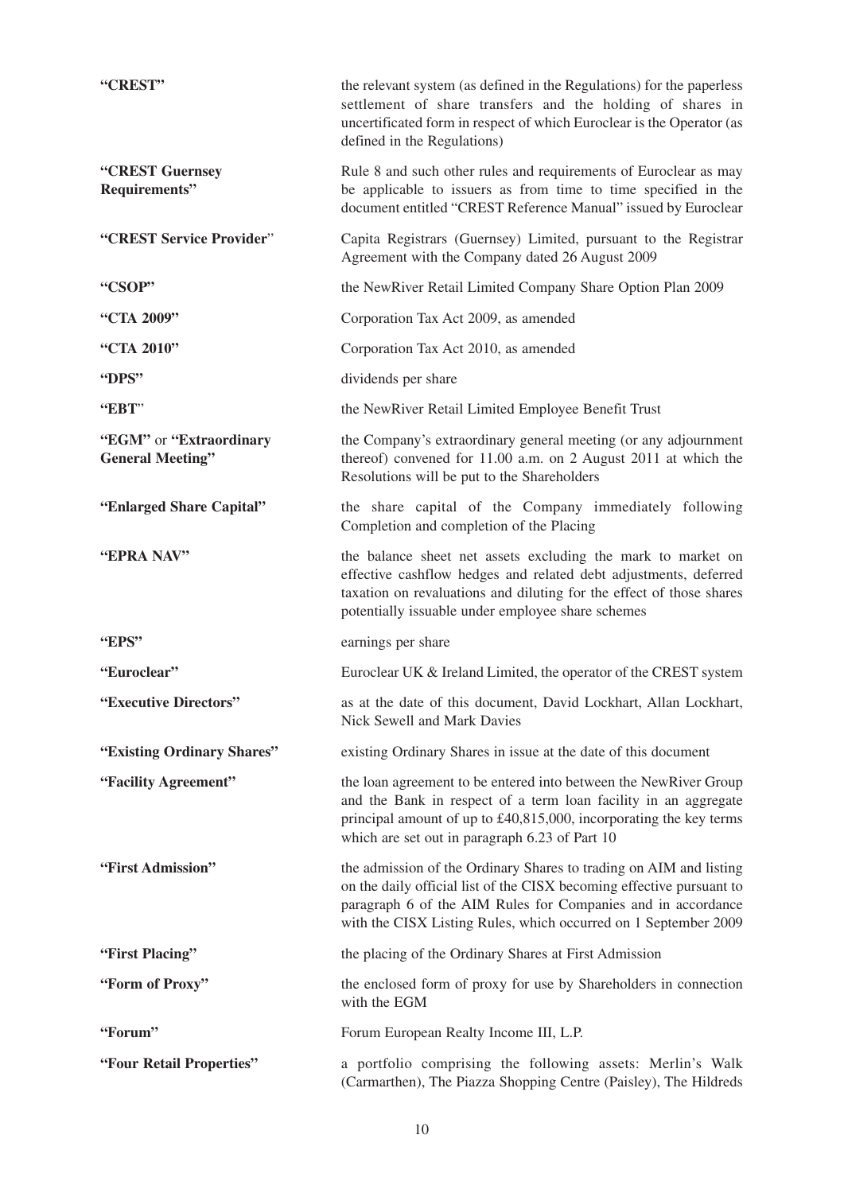| | |
|---|---|
| **"CREST"** | the relevant system (as defined in the Regulations) for the paperless settlement of share transfers and the holding of shares in uncertificated form in respect of which Euroclear is the Operator (as defined in the Regulations) |
| **"CREST Guernsey Requirements"** | Rule 8 and such other rules and requirements of Euroclear as may be applicable to issuers as from time to time specified in the document entitled "CREST Reference Manual" issued by Euroclear |
| **"CREST Service Provider"** | Capita Registrars (Guernsey) Limited, pursuant to the Registrar Agreement with the Company dated 26 August 2009 |
| **"CSOP"** | the NewRiver Retail Limited Company Share Option Plan 2009 |
| **"CTA 2009"** | Corporation Tax Act 2009, as amended |
| **"CTA 2010"** | Corporation Tax Act 2010, as amended |
| **"DPS"** | dividends per share |
| **"EBT"** | the NewRiver Retail Limited Employee Benefit Trust |
| **"EGM"** or **"Extraordinary General Meeting"** | the Company's extraordinary general meeting (or any adjournment thereof) convened for 11.00 a.m. on 2 August 2011 at which the Resolutions will be put to the Shareholders |
| **"Enlarged Share Capital"** | the share capital of the Company immediately following Completion and completion of the Placing |
| **"EPRA NAV"** | the balance sheet net assets excluding the mark to market on effective cashflow hedges and related debt adjustments, deferred taxation on revaluations and diluting for the effect of those shares potentially issuable under employee share schemes |
| **"EPS"** | earnings per share |
| **"Euroclear"** | Euroclear UK & Ireland Limited, the operator of the CREST system |
| **"Executive Directors"** | as at the date of this document, David Lockhart, Allan Lockhart, Nick Sewell and Mark Davies |
| **"Existing Ordinary Shares"** | existing Ordinary Shares in issue at the date of this document |
| **"Facility Agreement"** | the loan agreement to be entered into between the NewRiver Group and the Bank in respect of a term loan facility in an aggregate principal amount of up to £40,815,000, incorporating the key terms which are set out in paragraph 6.23 of Part 10 |
| **"First Admission"** | the admission of the Ordinary Shares to trading on AIM and listing on the daily official list of the CISX becoming effective pursuant to paragraph 6 of the AIM Rules for Companies and in accordance with the CISX Listing Rules, which occurred on 1 September 2009 |
| **"First Placing"** | the placing of the Ordinary Shares at First Admission |
| **"Form of Proxy"** | the enclosed form of proxy for use by Shareholders in connection with the EGM |
| **"Forum"** | Forum European Realty Income III, L.P. |
| **"Four Retail Properties"** | a portfolio comprising the following assets: Merlin's Walk (Carmarthen), The Piazza Shopping Centre (Paisley), The Hildreds |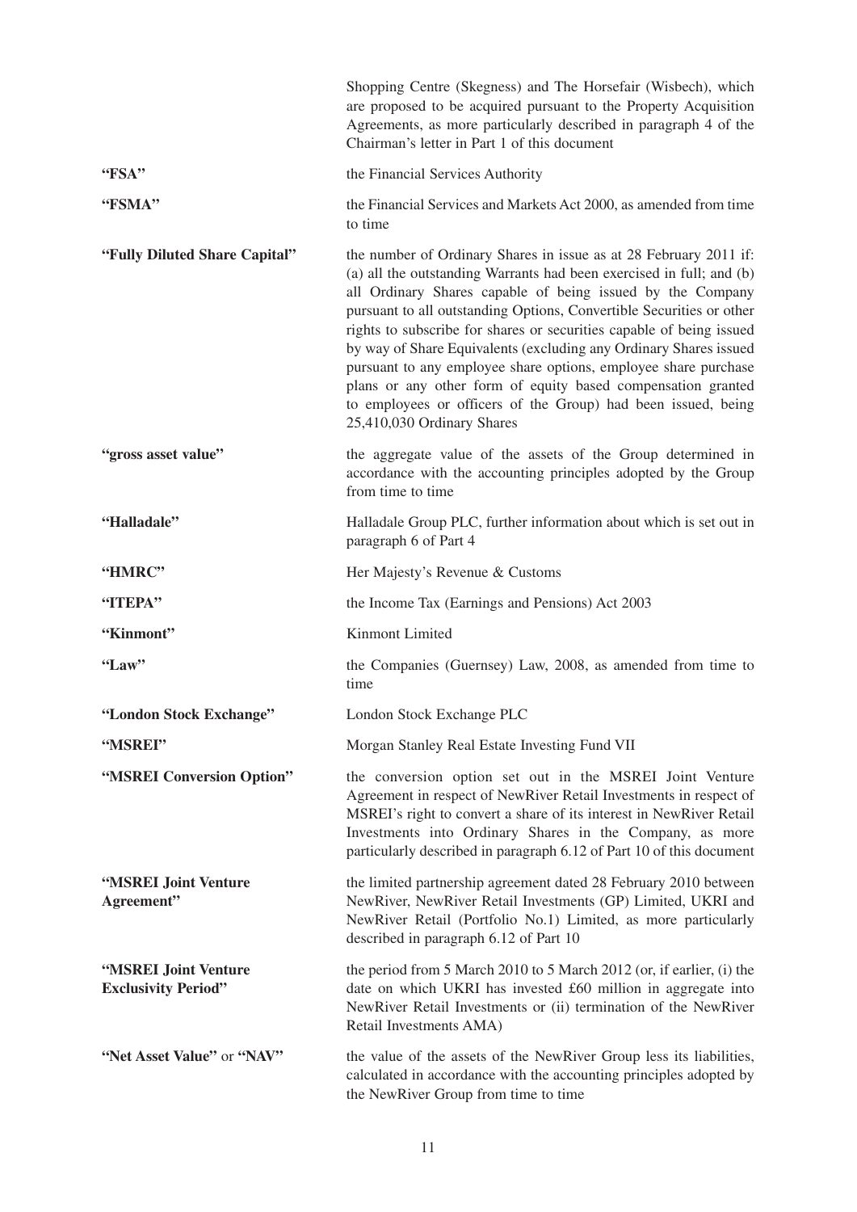| | |
|---|---|
| | Shopping Centre (Skegness) and The Horsefair (Wisbech), which are proposed to be acquired pursuant to the Property Acquisition Agreements, as more particularly described in paragraph 4 of the Chairman's letter in Part 1 of this document |
| **"FSA"** | the Financial Services Authority |
| **"FSMA"** | the Financial Services and Markets Act 2000, as amended from time to time |
| **"Fully Diluted Share Capital"** | the number of Ordinary Shares in issue as at 28 February 2011 if: (a) all the outstanding Warrants had been exercised in full; and (b) all Ordinary Shares capable of being issued by the Company pursuant to all outstanding Options, Convertible Securities or other rights to subscribe for shares or securities capable of being issued by way of Share Equivalents (excluding any Ordinary Shares issued pursuant to any employee share options, employee share purchase plans or any other form of equity based compensation granted to employees or officers of the Group) had been issued, being 25,410,030 Ordinary Shares |
| **"gross asset value"** | the aggregate value of the assets of the Group determined in accordance with the accounting principles adopted by the Group from time to time |
| **"Halladale"** | Halladale Group PLC, further information about which is set out in paragraph 6 of Part 4 |
| **"HMRC"** | Her Majesty's Revenue & Customs |
| **"ITEPA"** | the Income Tax (Earnings and Pensions) Act 2003 |
| **"Kinmont"** | Kinmont Limited |
| **"Law"** | the Companies (Guernsey) Law, 2008, as amended from time to time |
| **"London Stock Exchange"** | London Stock Exchange PLC |
| **"MSREI"** | Morgan Stanley Real Estate Investing Fund VII |
| **"MSREI Conversion Option"** | the conversion option set out in the MSREI Joint Venture Agreement in respect of NewRiver Retail Investments in respect of MSREI's right to convert a share of its interest in NewRiver Retail Investments into Ordinary Shares in the Company, as more particularly described in paragraph 6.12 of Part 10 of this document |
| **"MSREI Joint Venture Agreement"** | the limited partnership agreement dated 28 February 2010 between NewRiver, NewRiver Retail Investments (GP) Limited, UKRI and NewRiver Retail (Portfolio No.1) Limited, as more particularly described in paragraph 6.12 of Part 10 |
| **"MSREI Joint Venture Exclusivity Period"** | the period from 5 March 2010 to 5 March 2012 (or, if earlier, (i) the date on which UKRI has invested £60 million in aggregate into NewRiver Retail Investments or (ii) termination of the NewRiver Retail Investments AMA) |
| **"Net Asset Value"** or **"NAV"** | the value of the assets of the NewRiver Group less its liabilities, calculated in accordance with the accounting principles adopted by the NewRiver Group from time to time |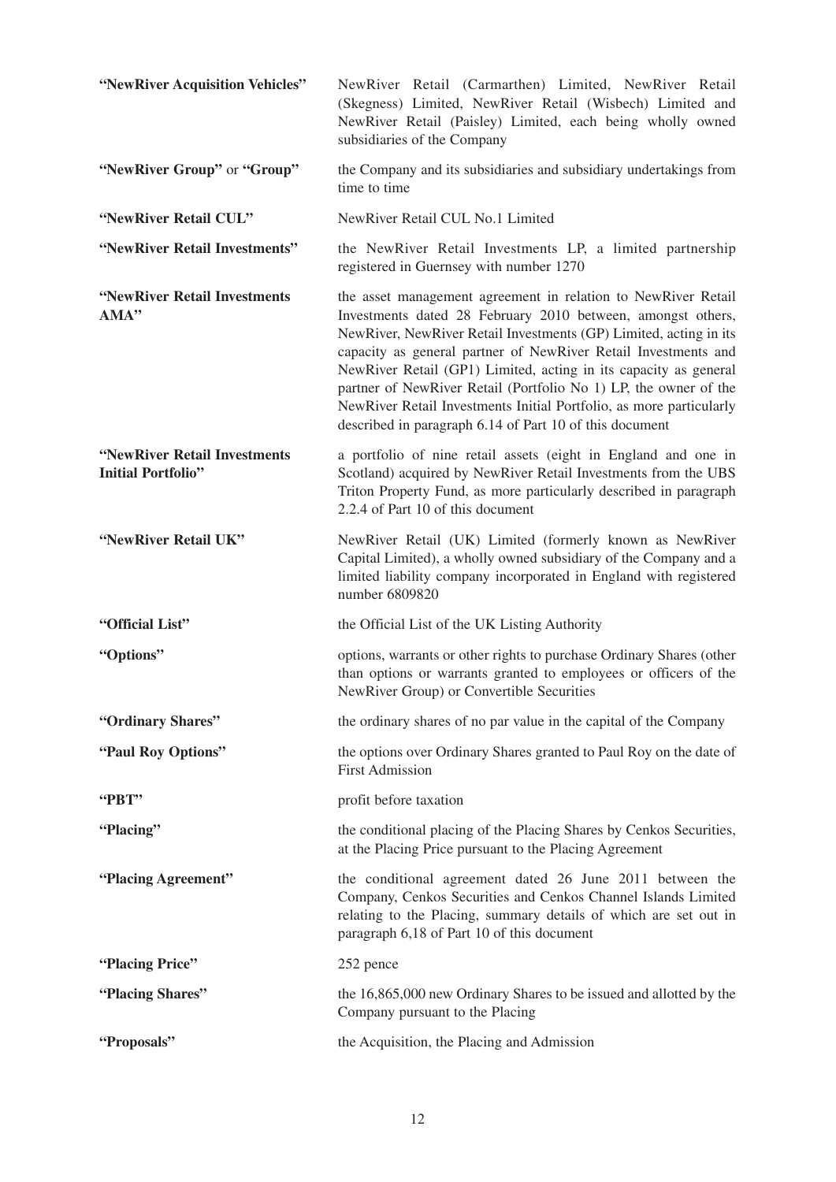| | |
|---|---|
| **"NewRiver Acquisition Vehicles"** | NewRiver Retail (Carmarthen) Limited, NewRiver Retail (Skegness) Limited, NewRiver Retail (Wisbech) Limited and NewRiver Retail (Paisley) Limited, each being wholly owned subsidiaries of the Company |
| **"NewRiver Group"** or **"Group"** | the Company and its subsidiaries and subsidiary undertakings from time to time |
| **"NewRiver Retail CUL"** | NewRiver Retail CUL No.1 Limited |
| **"NewRiver Retail Investments"** | the NewRiver Retail Investments LP, a limited partnership registered in Guernsey with number 1270 |
| **"NewRiver Retail Investments AMA"** | the asset management agreement in relation to NewRiver Retail Investments dated 28 February 2010 between, amongst others, NewRiver, NewRiver Retail Investments (GP) Limited, acting in its capacity as general partner of NewRiver Retail Investments and NewRiver Retail (GP1) Limited, acting in its capacity as general partner of NewRiver Retail (Portfolio No 1) LP, the owner of the NewRiver Retail Investments Initial Portfolio, as more particularly described in paragraph 6.14 of Part 10 of this document |
| **"NewRiver Retail Investments Initial Portfolio"** | a portfolio of nine retail assets (eight in England and one in Scotland) acquired by NewRiver Retail Investments from the UBS Triton Property Fund, as more particularly described in paragraph 2.2.4 of Part 10 of this document |
| **"NewRiver Retail UK"** | NewRiver Retail (UK) Limited (formerly known as NewRiver Capital Limited), a wholly owned subsidiary of the Company and a limited liability company incorporated in England with registered number 6809820 |
| **"Official List"** | the Official List of the UK Listing Authority |
| **"Options"** | options, warrants or other rights to purchase Ordinary Shares (other than options or warrants granted to employees or officers of the NewRiver Group) or Convertible Securities |
| **"Ordinary Shares"** | the ordinary shares of no par value in the capital of the Company |
| **"Paul Roy Options"** | the options over Ordinary Shares granted to Paul Roy on the date of First Admission |
| **"PBT"** | profit before taxation |
| **"Placing"** | the conditional placing of the Placing Shares by Cenkos Securities, at the Placing Price pursuant to the Placing Agreement |
| **"Placing Agreement"** | the conditional agreement dated 26 June 2011 between the Company, Cenkos Securities and Cenkos Channel Islands Limited relating to the Placing, summary details of which are set out in paragraph 6,18 of Part 10 of this document |
| **"Placing Price"** | 252 pence |
| **"Placing Shares"** | the 16,865,000 new Ordinary Shares to be issued and allotted by the Company pursuant to the Placing |
| **"Proposals"** | the Acquisition, the Placing and Admission |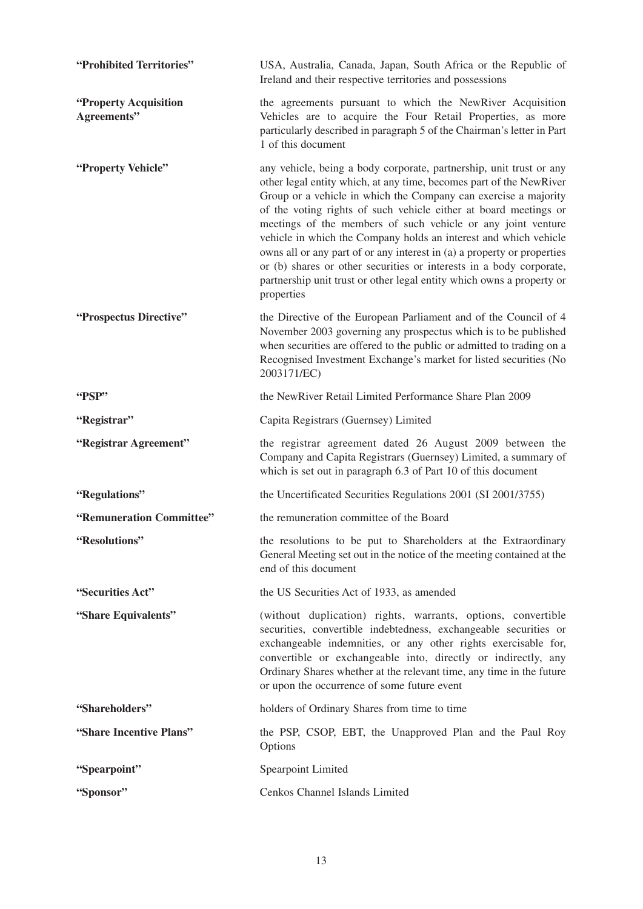| | |
|---|---|
| **"Prohibited Territories"** | USA, Australia, Canada, Japan, South Africa or the Republic of Ireland and their respective territories and possessions |
| **"Property Acquisition Agreements"** | the agreements pursuant to which the NewRiver Acquisition Vehicles are to acquire the Four Retail Properties, as more particularly described in paragraph 5 of the Chairman's letter in Part 1 of this document |
| **"Property Vehicle"** | any vehicle, being a body corporate, partnership, unit trust or any other legal entity which, at any time, becomes part of the NewRiver Group or a vehicle in which the Company can exercise a majority of the voting rights of such vehicle either at board meetings or meetings of the members of such vehicle or any joint venture vehicle in which the Company holds an interest and which vehicle owns all or any part of or any interest in (a) a property or properties or (b) shares or other securities or interests in a body corporate, partnership unit trust or other legal entity which owns a property or properties |
| **"Prospectus Directive"** | the Directive of the European Parliament and of the Council of 4 November 2003 governing any prospectus which is to be published when securities are offered to the public or admitted to trading on a Recognised Investment Exchange's market for listed securities (No 2003171/EC) |
| **"PSP"** | the NewRiver Retail Limited Performance Share Plan 2009 |
| **"Registrar"** | Capita Registrars (Guernsey) Limited |
| **"Registrar Agreement"** | the registrar agreement dated 26 August 2009 between the Company and Capita Registrars (Guernsey) Limited, a summary of which is set out in paragraph 6.3 of Part 10 of this document |
| **"Regulations"** | the Uncertificated Securities Regulations 2001 (SI 2001/3755) |
| **"Remuneration Committee"** | the remuneration committee of the Board |
| **"Resolutions"** | the resolutions to be put to Shareholders at the Extraordinary General Meeting set out in the notice of the meeting contained at the end of this document |
| **"Securities Act"** | the US Securities Act of 1933, as amended |
| **"Share Equivalents"** | (without duplication) rights, warrants, options, convertible securities, convertible indebtedness, exchangeable securities or exchangeable indemnities, or any other rights exercisable for, convertible or exchangeable into, directly or indirectly, any Ordinary Shares whether at the relevant time, any time in the future or upon the occurrence of some future event |
| **"Shareholders"** | holders of Ordinary Shares from time to time |
| **"Share Incentive Plans"** | the PSP, CSOP, EBT, the Unapproved Plan and the Paul Roy Options |
| **"Spearpoint"** | Spearpoint Limited |
| **"Sponsor"** | Cenkos Channel Islands Limited |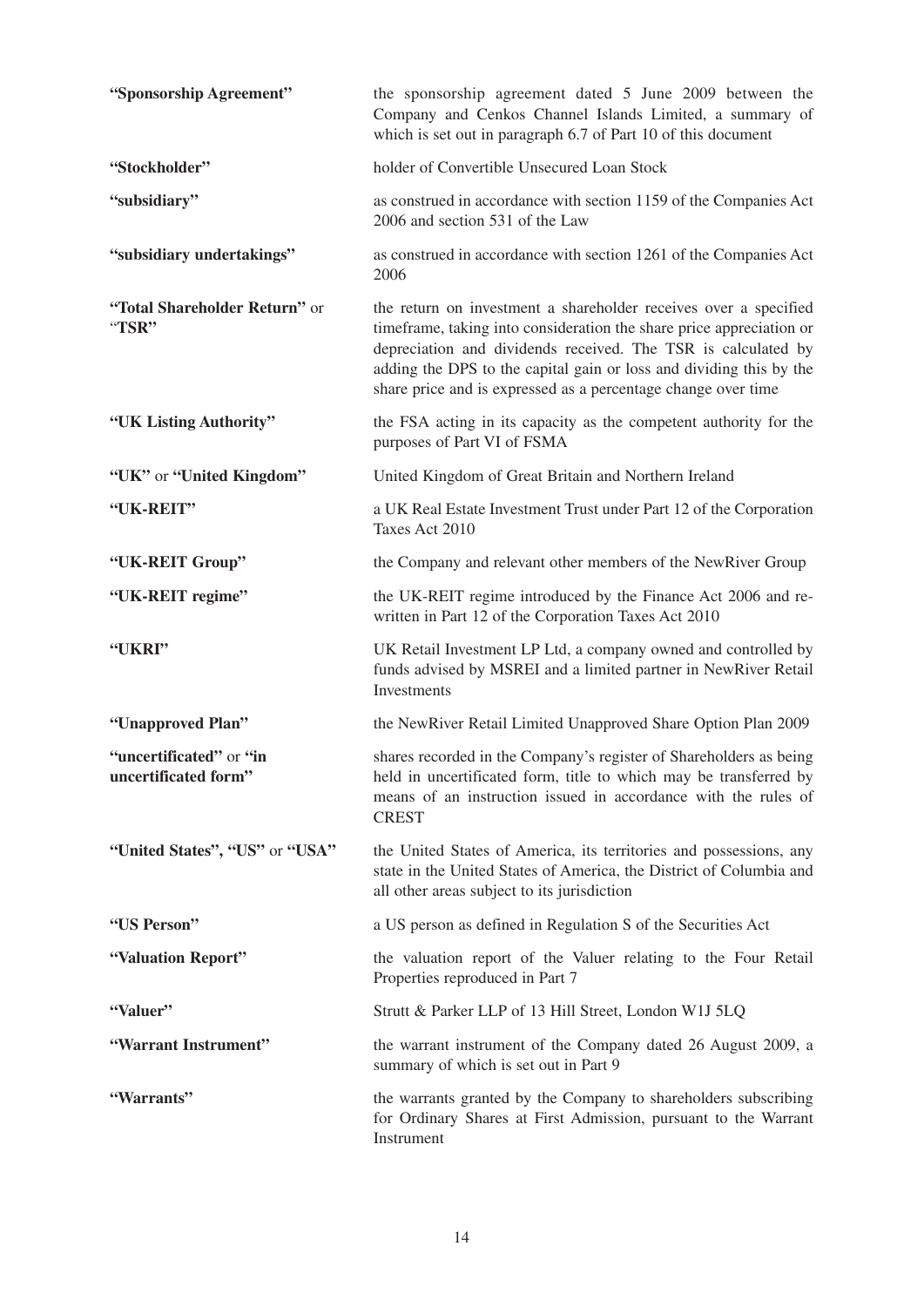| | |
|---|---|
| **"Sponsorship Agreement"** | the sponsorship agreement dated 5 June 2009 between the Company and Cenkos Channel Islands Limited, a summary of which is set out in paragraph 6.7 of Part 10 of this document |
| **"Stockholder"** | holder of Convertible Unsecured Loan Stock |
| **"subsidiary"** | as construed in accordance with section 1159 of the Companies Act 2006 and section 531 of the Law |
| **"subsidiary undertakings"** | as construed in accordance with section 1261 of the Companies Act 2006 |
| **"Total Shareholder Return"** or **"TSR"** | the return on investment a shareholder receives over a specified timeframe, taking into consideration the share price appreciation or depreciation and dividends received. The TSR is calculated by adding the DPS to the capital gain or loss and dividing this by the share price and is expressed as a percentage change over time |
| **"UK Listing Authority"** | the FSA acting in its capacity as the competent authority for the purposes of Part VI of FSMA |
| **"UK"** or **"United Kingdom"** | United Kingdom of Great Britain and Northern Ireland |
| **"UK-REIT"** | a UK Real Estate Investment Trust under Part 12 of the Corporation Taxes Act 2010 |
| **"UK-REIT Group"** | the Company and relevant other members of the NewRiver Group |
| **"UK-REIT regime"** | the UK-REIT regime introduced by the Finance Act 2006 and re-written in Part 12 of the Corporation Taxes Act 2010 |
| **"UKRI"** | UK Retail Investment LP Ltd, a company owned and controlled by funds advised by MSREI and a limited partner in NewRiver Retail Investments |
| **"Unapproved Plan"** | the NewRiver Retail Limited Unapproved Share Option Plan 2009 |
| **"uncertificated"** or **"in uncertificated form"** | shares recorded in the Company's register of Shareholders as being held in uncertificated form, title to which may be transferred by means of an instruction issued in accordance with the rules of CREST |
| **"United States", "US"** or **"USA"** | the United States of America, its territories and possessions, any state in the United States of America, the District of Columbia and all other areas subject to its jurisdiction |
| **"US Person"** | a US person as defined in Regulation S of the Securities Act |
| **"Valuation Report"** | the valuation report of the Valuer relating to the Four Retail Properties reproduced in Part 7 |
| **"Valuer"** | Strutt & Parker LLP of 13 Hill Street, London W1J 5LQ |
| **"Warrant Instrument"** | the warrant instrument of the Company dated 26 August 2009, a summary of which is set out in Part 9 |
| **"Warrants"** | the warrants granted by the Company to shareholders subscribing for Ordinary Shares at First Admission, pursuant to the Warrant Instrument |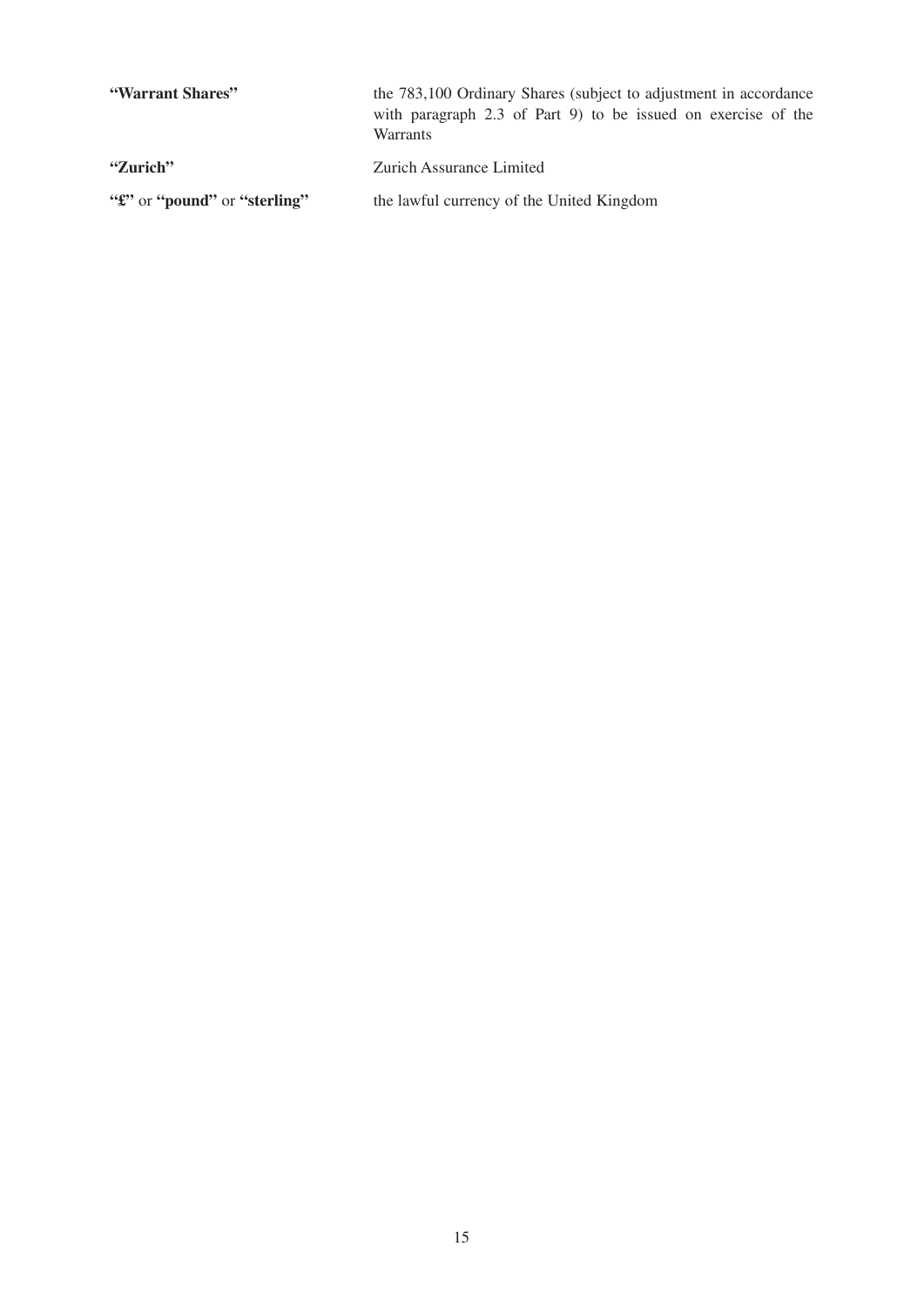| | |
|---|---|
| **"Warrant Shares"** | the 783,100 Ordinary Shares (subject to adjustment in accordance with paragraph 2.3 of Part 9) to be issued on exercise of the Warrants |
| **"Zurich"** | Zurich Assurance Limited |
| **"£"** or **"pound"** or **"sterling"** | the lawful currency of the United Kingdom |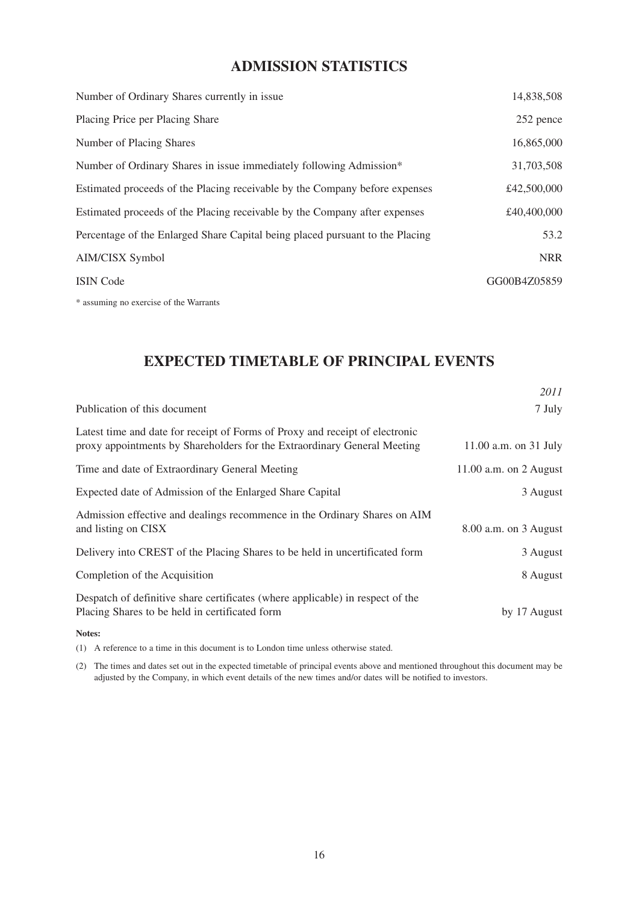## ADMISSION STATISTICS

| | |
|---|---|
| Number of Ordinary Shares currently in issue | 14,838,508 |
| Placing Price per Placing Share | 252 pence |
| Number of Placing Shares | 16,865,000 |
| Number of Ordinary Shares in issue immediately following Admission* | 31,703,508 |
| Estimated proceeds of the Placing receivable by the Company before expenses | £42,500,000 |
| Estimated proceeds of the Placing receivable by the Company after expenses | £40,400,000 |
| Percentage of the Enlarged Share Capital being placed pursuant to the Placing | 53.2 |
| AIM/CISX Symbol | NRR |
| ISIN Code | GG00B4Z05859 |

\* assuming no exercise of the Warrants

## EXPECTED TIMETABLE OF PRINCIPAL EVENTS

| | *2011* |
|---|---|
| Publication of this document | 7 July |
| Latest time and date for receipt of Forms of Proxy and receipt of electronic proxy appointments by Shareholders for the Extraordinary General Meeting | 11.00 a.m. on 31 July |
| Time and date of Extraordinary General Meeting | 11.00 a.m. on 2 August |
| Expected date of Admission of the Enlarged Share Capital | 3 August |
| Admission effective and dealings recommence in the Ordinary Shares on AIM and listing on CISX | 8.00 a.m. on 3 August |
| Delivery into CREST of the Placing Shares to be held in uncertificated form | 3 August |
| Completion of the Acquisition | 8 August |
| Despatch of definitive share certificates (where applicable) in respect of the Placing Shares to be held in certificated form | by 17 August |

**Notes:**

(1) A reference to a time in this document is to London time unless otherwise stated.

(2) The times and dates set out in the expected timetable of principal events above and mentioned throughout this document may be adjusted by the Company, in which event details of the new times and/or dates will be notified to investors.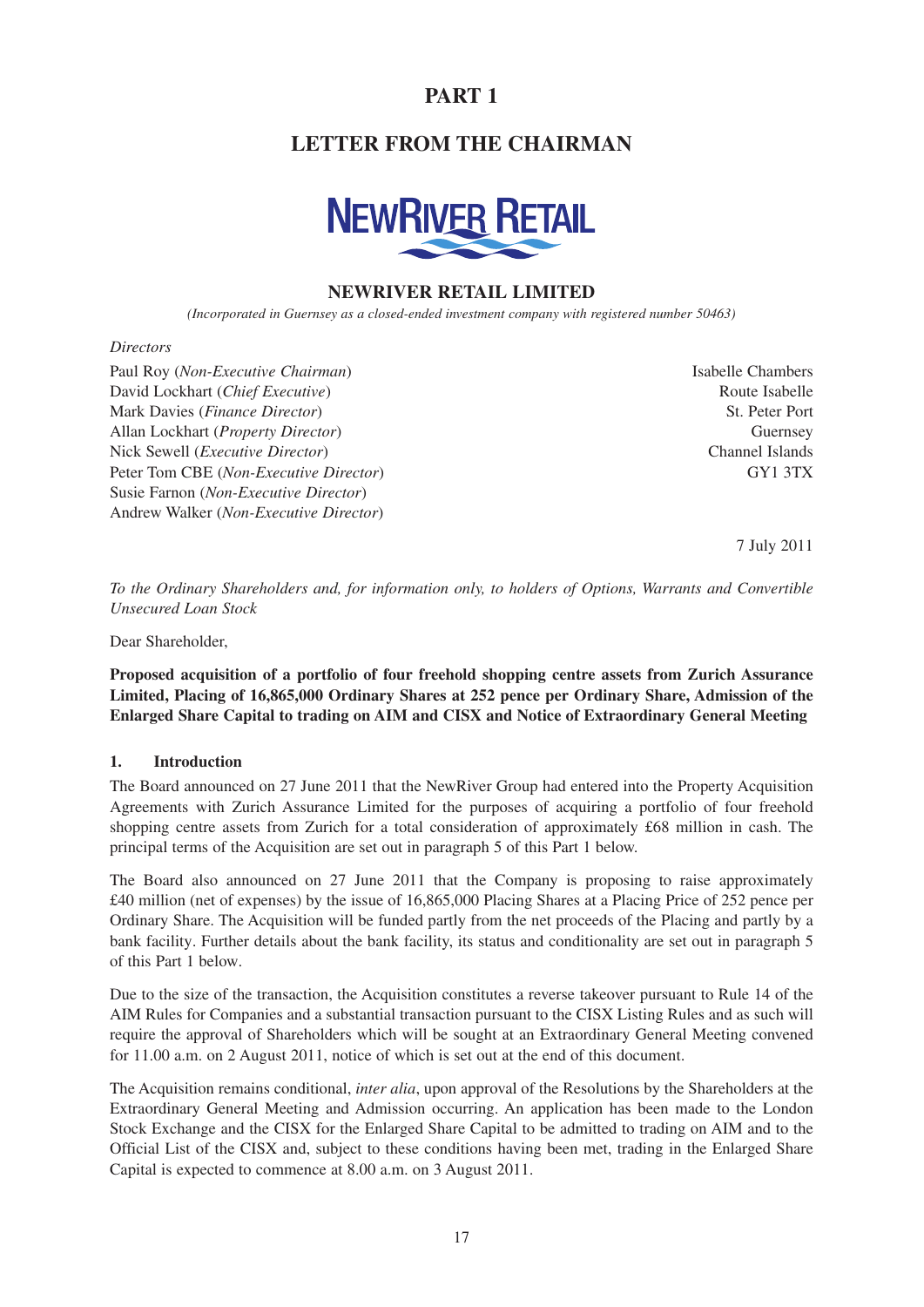# PART 1

## LETTER FROM THE CHAIRMAN

### NEWRIVER RETAIL LIMITED

*(Incorporated in Guernsey as a closed-ended investment company with registered number 50463)*

*Directors*

Paul Roy (*Non-Executive Chairman*)
David Lockhart (*Chief Executive*)
Mark Davies (*Finance Director*)
Allan Lockhart (*Property Director*)
Nick Sewell (*Executive Director*)
Peter Tom CBE (*Non-Executive Director*)
Susie Farnon (*Non-Executive Director*)
Andrew Walker (*Non-Executive Director*)

Isabelle Chambers
Route Isabelle
St. Peter Port
Guernsey
Channel Islands
GY1 3TX

7 July 2011

*To the Ordinary Shareholders and, for information only, to holders of Options, Warrants and Convertible Unsecured Loan Stock*

Dear Shareholder,

**Proposed acquisition of a portfolio of four freehold shopping centre assets from Zurich Assurance Limited, Placing of 16,865,000 Ordinary Shares at 252 pence per Ordinary Share, Admission of the Enlarged Share Capital to trading on AIM and CISX and Notice of Extraordinary General Meeting**

**1. Introduction**

The Board announced on 27 June 2011 that the NewRiver Group had entered into the Property Acquisition Agreements with Zurich Assurance Limited for the purposes of acquiring a portfolio of four freehold shopping centre assets from Zurich for a total consideration of approximately £68 million in cash. The principal terms of the Acquisition are set out in paragraph 5 of this Part 1 below.

The Board also announced on 27 June 2011 that the Company is proposing to raise approximately £40 million (net of expenses) by the issue of 16,865,000 Placing Shares at a Placing Price of 252 pence per Ordinary Share. The Acquisition will be funded partly from the net proceeds of the Placing and partly by a bank facility. Further details about the bank facility, its status and conditionality are set out in paragraph 5 of this Part 1 below.

Due to the size of the transaction, the Acquisition constitutes a reverse takeover pursuant to Rule 14 of the AIM Rules for Companies and a substantial transaction pursuant to the CISX Listing Rules and as such will require the approval of Shareholders which will be sought at an Extraordinary General Meeting convened for 11.00 a.m. on 2 August 2011, notice of which is set out at the end of this document.

The Acquisition remains conditional, *inter alia*, upon approval of the Resolutions by the Shareholders at the Extraordinary General Meeting and Admission occurring. An application has been made to the London Stock Exchange and the CISX for the Enlarged Share Capital to be admitted to trading on AIM and to the Official List of the CISX and, subject to these conditions having been met, trading in the Enlarged Share Capital is expected to commence at 8.00 a.m. on 3 August 2011.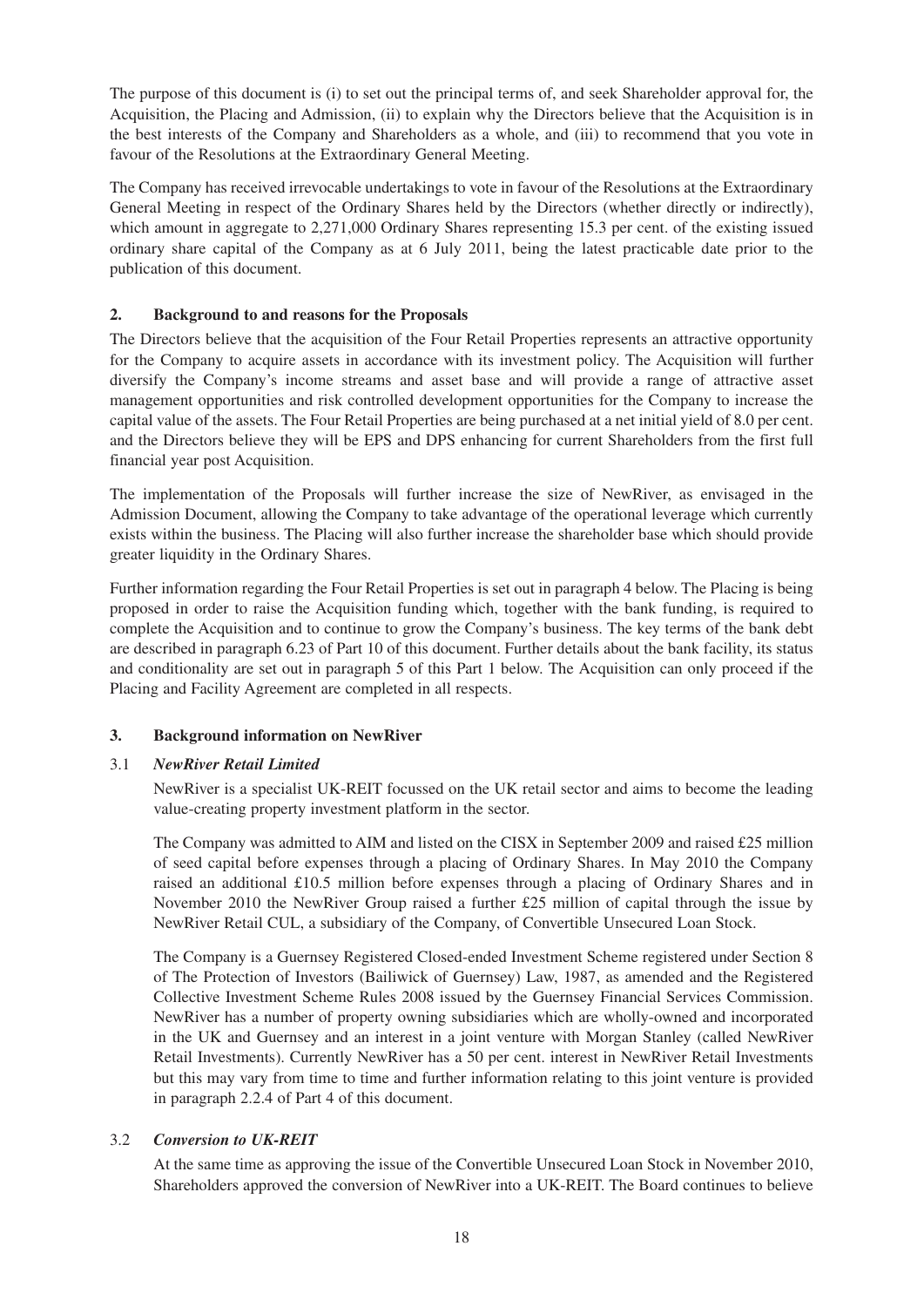The purpose of this document is (i) to set out the principal terms of, and seek Shareholder approval for, the Acquisition, the Placing and Admission, (ii) to explain why the Directors believe that the Acquisition is in the best interests of the Company and Shareholders as a whole, and (iii) to recommend that you vote in favour of the Resolutions at the Extraordinary General Meeting.

The Company has received irrevocable undertakings to vote in favour of the Resolutions at the Extraordinary General Meeting in respect of the Ordinary Shares held by the Directors (whether directly or indirectly), which amount in aggregate to 2,271,000 Ordinary Shares representing 15.3 per cent. of the existing issued ordinary share capital of the Company as at 6 July 2011, being the latest practicable date prior to the publication of this document.

## 2. Background to and reasons for the Proposals

The Directors believe that the acquisition of the Four Retail Properties represents an attractive opportunity for the Company to acquire assets in accordance with its investment policy. The Acquisition will further diversify the Company's income streams and asset base and will provide a range of attractive asset management opportunities and risk controlled development opportunities for the Company to increase the capital value of the assets. The Four Retail Properties are being purchased at a net initial yield of 8.0 per cent. and the Directors believe they will be EPS and DPS enhancing for current Shareholders from the first full financial year post Acquisition.

The implementation of the Proposals will further increase the size of NewRiver, as envisaged in the Admission Document, allowing the Company to take advantage of the operational leverage which currently exists within the business. The Placing will also further increase the shareholder base which should provide greater liquidity in the Ordinary Shares.

Further information regarding the Four Retail Properties is set out in paragraph 4 below. The Placing is being proposed in order to raise the Acquisition funding which, together with the bank funding, is required to complete the Acquisition and to continue to grow the Company's business. The key terms of the bank debt are described in paragraph 6.23 of Part 10 of this document. Further details about the bank facility, its status and conditionality are set out in paragraph 5 of this Part 1 below. The Acquisition can only proceed if the Placing and Facility Agreement are completed in all respects.

## 3. Background information on NewRiver

### 3.1 *NewRiver Retail Limited*

NewRiver is a specialist UK-REIT focussed on the UK retail sector and aims to become the leading value-creating property investment platform in the sector.

The Company was admitted to AIM and listed on the CISX in September 2009 and raised £25 million of seed capital before expenses through a placing of Ordinary Shares. In May 2010 the Company raised an additional £10.5 million before expenses through a placing of Ordinary Shares and in November 2010 the NewRiver Group raised a further £25 million of capital through the issue by NewRiver Retail CUL, a subsidiary of the Company, of Convertible Unsecured Loan Stock.

The Company is a Guernsey Registered Closed-ended Investment Scheme registered under Section 8 of The Protection of Investors (Bailiwick of Guernsey) Law, 1987, as amended and the Registered Collective Investment Scheme Rules 2008 issued by the Guernsey Financial Services Commission. NewRiver has a number of property owning subsidiaries which are wholly-owned and incorporated in the UK and Guernsey and an interest in a joint venture with Morgan Stanley (called NewRiver Retail Investments). Currently NewRiver has a 50 per cent. interest in NewRiver Retail Investments but this may vary from time to time and further information relating to this joint venture is provided in paragraph 2.2.4 of Part 4 of this document.

### 3.2 *Conversion to UK-REIT*

At the same time as approving the issue of the Convertible Unsecured Loan Stock in November 2010, Shareholders approved the conversion of NewRiver into a UK-REIT. The Board continues to believe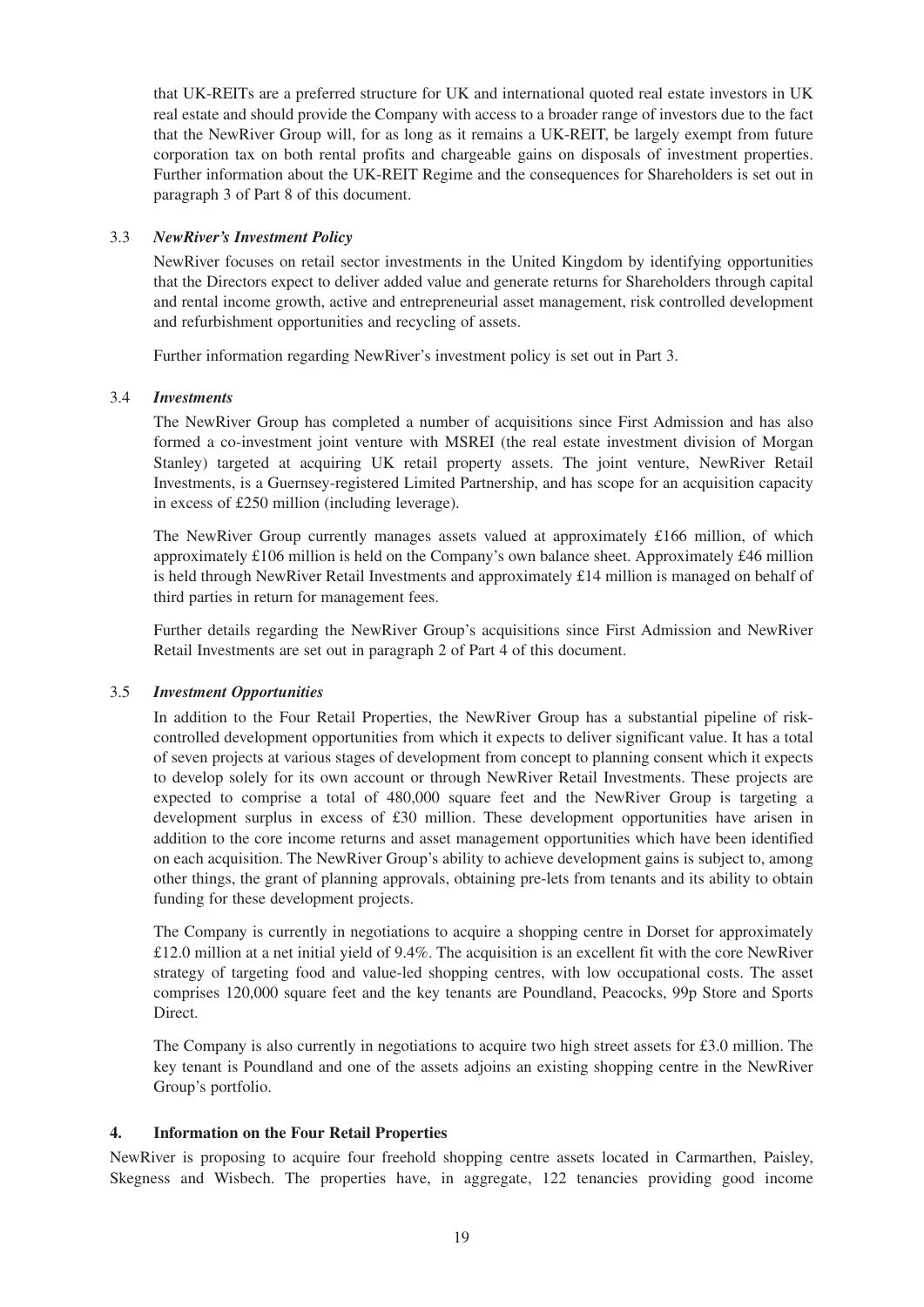that UK-REITs are a preferred structure for UK and international quoted real estate investors in UK real estate and should provide the Company with access to a broader range of investors due to the fact that the NewRiver Group will, for as long as it remains a UK-REIT, be largely exempt from future corporation tax on both rental profits and chargeable gains on disposals of investment properties. Further information about the UK-REIT Regime and the consequences for Shareholders is set out in paragraph 3 of Part 8 of this document.

### 3.3 *NewRiver's Investment Policy*

NewRiver focuses on retail sector investments in the United Kingdom by identifying opportunities that the Directors expect to deliver added value and generate returns for Shareholders through capital and rental income growth, active and entrepreneurial asset management, risk controlled development and refurbishment opportunities and recycling of assets.

Further information regarding NewRiver's investment policy is set out in Part 3.

### 3.4 *Investments*

The NewRiver Group has completed a number of acquisitions since First Admission and has also formed a co-investment joint venture with MSREI (the real estate investment division of Morgan Stanley) targeted at acquiring UK retail property assets. The joint venture, NewRiver Retail Investments, is a Guernsey-registered Limited Partnership, and has scope for an acquisition capacity in excess of £250 million (including leverage).

The NewRiver Group currently manages assets valued at approximately £166 million, of which approximately £106 million is held on the Company's own balance sheet. Approximately £46 million is held through NewRiver Retail Investments and approximately £14 million is managed on behalf of third parties in return for management fees.

Further details regarding the NewRiver Group's acquisitions since First Admission and NewRiver Retail Investments are set out in paragraph 2 of Part 4 of this document.

### 3.5 *Investment Opportunities*

In addition to the Four Retail Properties, the NewRiver Group has a substantial pipeline of risk-controlled development opportunities from which it expects to deliver significant value. It has a total of seven projects at various stages of development from concept to planning consent which it expects to develop solely for its own account or through NewRiver Retail Investments. These projects are expected to comprise a total of 480,000 square feet and the NewRiver Group is targeting a development surplus in excess of £30 million. These development opportunities have arisen in addition to the core income returns and asset management opportunities which have been identified on each acquisition. The NewRiver Group's ability to achieve development gains is subject to, among other things, the grant of planning approvals, obtaining pre-lets from tenants and its ability to obtain funding for these development projects.

The Company is currently in negotiations to acquire a shopping centre in Dorset for approximately £12.0 million at a net initial yield of 9.4%. The acquisition is an excellent fit with the core NewRiver strategy of targeting food and value-led shopping centres, with low occupational costs. The asset comprises 120,000 square feet and the key tenants are Poundland, Peacocks, 99p Store and Sports Direct.

The Company is also currently in negotiations to acquire two high street assets for £3.0 million. The key tenant is Poundland and one of the assets adjoins an existing shopping centre in the NewRiver Group's portfolio.

## 4. Information on the Four Retail Properties

NewRiver is proposing to acquire four freehold shopping centre assets located in Carmarthen, Paisley, Skegness and Wisbech. The properties have, in aggregate, 122 tenancies providing good income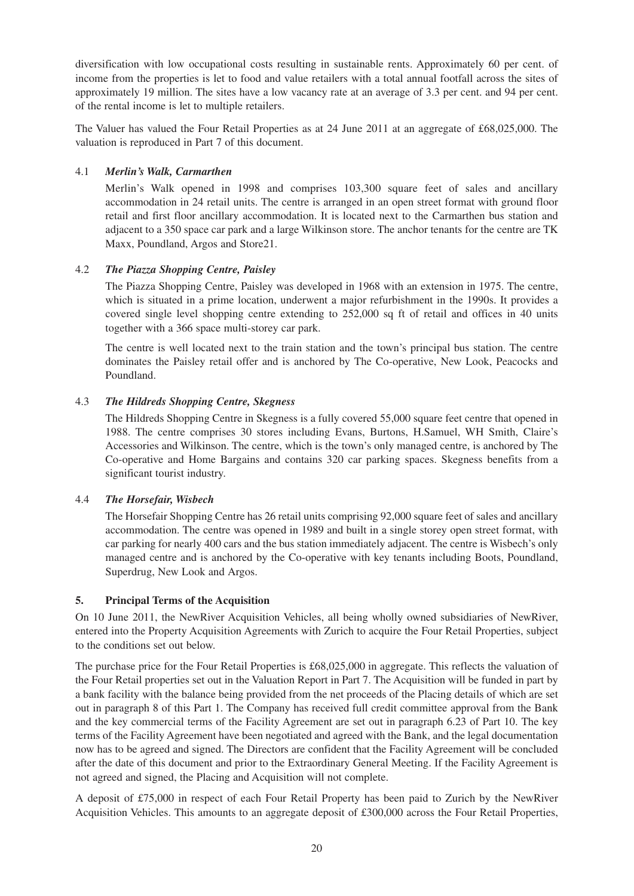diversification with low occupational costs resulting in sustainable rents. Approximately 60 per cent. of income from the properties is let to food and value retailers with a total annual footfall across the sites of approximately 19 million. The sites have a low vacancy rate at an average of 3.3 per cent. and 94 per cent. of the rental income is let to multiple retailers.

The Valuer has valued the Four Retail Properties as at 24 June 2011 at an aggregate of £68,025,000. The valuation is reproduced in Part 7 of this document.

### 4.1 *Merlin's Walk, Carmarthen*

Merlin's Walk opened in 1998 and comprises 103,300 square feet of sales and ancillary accommodation in 24 retail units. The centre is arranged in an open street format with ground floor retail and first floor ancillary accommodation. It is located next to the Carmarthen bus station and adjacent to a 350 space car park and a large Wilkinson store. The anchor tenants for the centre are TK Maxx, Poundland, Argos and Store21.

### 4.2 *The Piazza Shopping Centre, Paisley*

The Piazza Shopping Centre, Paisley was developed in 1968 with an extension in 1975. The centre, which is situated in a prime location, underwent a major refurbishment in the 1990s. It provides a covered single level shopping centre extending to 252,000 sq ft of retail and offices in 40 units together with a 366 space multi-storey car park.

The centre is well located next to the train station and the town's principal bus station. The centre dominates the Paisley retail offer and is anchored by The Co-operative, New Look, Peacocks and Poundland.

### 4.3 *The Hildreds Shopping Centre, Skegness*

The Hildreds Shopping Centre in Skegness is a fully covered 55,000 square feet centre that opened in 1988. The centre comprises 30 stores including Evans, Burtons, H.Samuel, WH Smith, Claire's Accessories and Wilkinson. The centre, which is the town's only managed centre, is anchored by The Co-operative and Home Bargains and contains 320 car parking spaces. Skegness benefits from a significant tourist industry.

### 4.4 *The Horsefair, Wisbech*

The Horsefair Shopping Centre has 26 retail units comprising 92,000 square feet of sales and ancillary accommodation. The centre was opened in 1989 and built in a single storey open street format, with car parking for nearly 400 cars and the bus station immediately adjacent. The centre is Wisbech's only managed centre and is anchored by the Co-operative with key tenants including Boots, Poundland, Superdrug, New Look and Argos.

## 5. Principal Terms of the Acquisition

On 10 June 2011, the NewRiver Acquisition Vehicles, all being wholly owned subsidiaries of NewRiver, entered into the Property Acquisition Agreements with Zurich to acquire the Four Retail Properties, subject to the conditions set out below.

The purchase price for the Four Retail Properties is £68,025,000 in aggregate. This reflects the valuation of the Four Retail properties set out in the Valuation Report in Part 7. The Acquisition will be funded in part by a bank facility with the balance being provided from the net proceeds of the Placing details of which are set out in paragraph 8 of this Part 1. The Company has received full credit committee approval from the Bank and the key commercial terms of the Facility Agreement are set out in paragraph 6.23 of Part 10. The key terms of the Facility Agreement have been negotiated and agreed with the Bank, and the legal documentation now has to be agreed and signed. The Directors are confident that the Facility Agreement will be concluded after the date of this document and prior to the Extraordinary General Meeting. If the Facility Agreement is not agreed and signed, the Placing and Acquisition will not complete.

A deposit of £75,000 in respect of each Four Retail Property has been paid to Zurich by the NewRiver Acquisition Vehicles. This amounts to an aggregate deposit of £300,000 across the Four Retail Properties,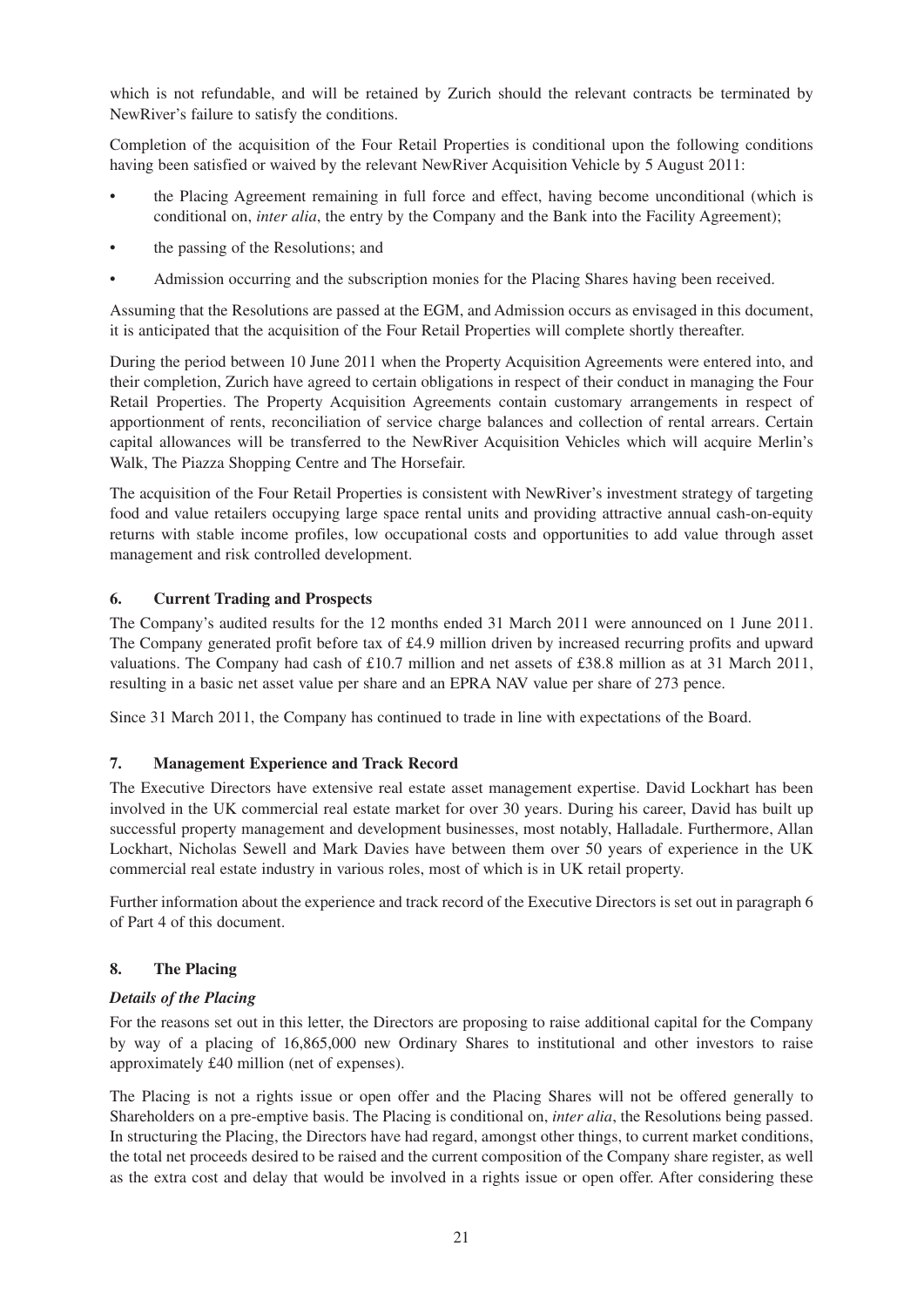which is not refundable, and will be retained by Zurich should the relevant contracts be terminated by NewRiver's failure to satisfy the conditions.

Completion of the acquisition of the Four Retail Properties is conditional upon the following conditions having been satisfied or waived by the relevant NewRiver Acquisition Vehicle by 5 August 2011:

- the Placing Agreement remaining in full force and effect, having become unconditional (which is conditional on, *inter alia*, the entry by the Company and the Bank into the Facility Agreement);
- the passing of the Resolutions; and
- Admission occurring and the subscription monies for the Placing Shares having been received.

Assuming that the Resolutions are passed at the EGM, and Admission occurs as envisaged in this document, it is anticipated that the acquisition of the Four Retail Properties will complete shortly thereafter.

During the period between 10 June 2011 when the Property Acquisition Agreements were entered into, and their completion, Zurich have agreed to certain obligations in respect of their conduct in managing the Four Retail Properties. The Property Acquisition Agreements contain customary arrangements in respect of apportionment of rents, reconciliation of service charge balances and collection of rental arrears. Certain capital allowances will be transferred to the NewRiver Acquisition Vehicles which will acquire Merlin's Walk, The Piazza Shopping Centre and The Horsefair.

The acquisition of the Four Retail Properties is consistent with NewRiver's investment strategy of targeting food and value retailers occupying large space rental units and providing attractive annual cash-on-equity returns with stable income profiles, low occupational costs and opportunities to add value through asset management and risk controlled development.

## 6. Current Trading and Prospects

The Company's audited results for the 12 months ended 31 March 2011 were announced on 1 June 2011. The Company generated profit before tax of £4.9 million driven by increased recurring profits and upward valuations. The Company had cash of £10.7 million and net assets of £38.8 million as at 31 March 2011, resulting in a basic net asset value per share and an EPRA NAV value per share of 273 pence.

Since 31 March 2011, the Company has continued to trade in line with expectations of the Board.

## 7. Management Experience and Track Record

The Executive Directors have extensive real estate asset management expertise. David Lockhart has been involved in the UK commercial real estate market for over 30 years. During his career, David has built up successful property management and development businesses, most notably, Halladale. Furthermore, Allan Lockhart, Nicholas Sewell and Mark Davies have between them over 50 years of experience in the UK commercial real estate industry in various roles, most of which is in UK retail property.

Further information about the experience and track record of the Executive Directors is set out in paragraph 6 of Part 4 of this document.

## 8. The Placing

### *Details of the Placing*

For the reasons set out in this letter, the Directors are proposing to raise additional capital for the Company by way of a placing of 16,865,000 new Ordinary Shares to institutional and other investors to raise approximately £40 million (net of expenses).

The Placing is not a rights issue or open offer and the Placing Shares will not be offered generally to Shareholders on a pre-emptive basis. The Placing is conditional on, *inter alia*, the Resolutions being passed. In structuring the Placing, the Directors have had regard, amongst other things, to current market conditions, the total net proceeds desired to be raised and the current composition of the Company share register, as well as the extra cost and delay that would be involved in a rights issue or open offer. After considering these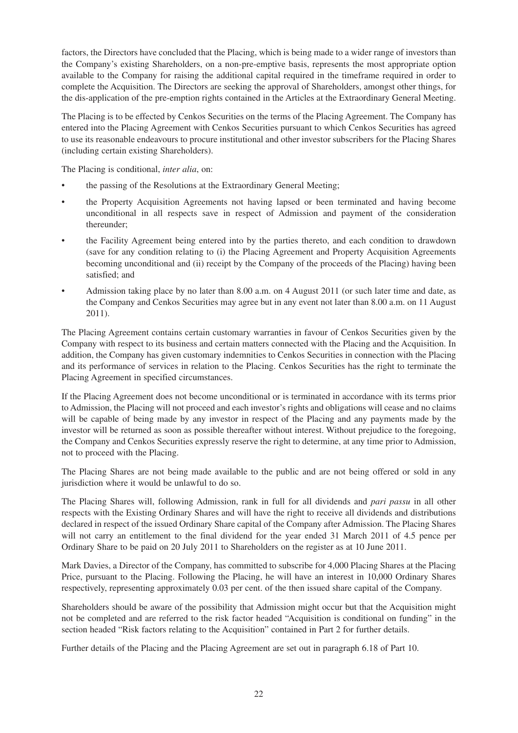factors, the Directors have concluded that the Placing, which is being made to a wider range of investors than the Company's existing Shareholders, on a non-pre-emptive basis, represents the most appropriate option available to the Company for raising the additional capital required in the timeframe required in order to complete the Acquisition. The Directors are seeking the approval of Shareholders, amongst other things, for the dis-application of the pre-emption rights contained in the Articles at the Extraordinary General Meeting.

The Placing is to be effected by Cenkos Securities on the terms of the Placing Agreement. The Company has entered into the Placing Agreement with Cenkos Securities pursuant to which Cenkos Securities has agreed to use its reasonable endeavours to procure institutional and other investor subscribers for the Placing Shares (including certain existing Shareholders).

The Placing is conditional, *inter alia*, on:

- the passing of the Resolutions at the Extraordinary General Meeting;
- the Property Acquisition Agreements not having lapsed or been terminated and having become unconditional in all respects save in respect of Admission and payment of the consideration thereunder;
- the Facility Agreement being entered into by the parties thereto, and each condition to drawdown (save for any condition relating to (i) the Placing Agreement and Property Acquisition Agreements becoming unconditional and (ii) receipt by the Company of the proceeds of the Placing) having been satisfied; and
- Admission taking place by no later than 8.00 a.m. on 4 August 2011 (or such later time and date, as the Company and Cenkos Securities may agree but in any event not later than 8.00 a.m. on 11 August 2011).

The Placing Agreement contains certain customary warranties in favour of Cenkos Securities given by the Company with respect to its business and certain matters connected with the Placing and the Acquisition. In addition, the Company has given customary indemnities to Cenkos Securities in connection with the Placing and its performance of services in relation to the Placing. Cenkos Securities has the right to terminate the Placing Agreement in specified circumstances.

If the Placing Agreement does not become unconditional or is terminated in accordance with its terms prior to Admission, the Placing will not proceed and each investor's rights and obligations will cease and no claims will be capable of being made by any investor in respect of the Placing and any payments made by the investor will be returned as soon as possible thereafter without interest. Without prejudice to the foregoing, the Company and Cenkos Securities expressly reserve the right to determine, at any time prior to Admission, not to proceed with the Placing.

The Placing Shares are not being made available to the public and are not being offered or sold in any jurisdiction where it would be unlawful to do so.

The Placing Shares will, following Admission, rank in full for all dividends and *pari passu* in all other respects with the Existing Ordinary Shares and will have the right to receive all dividends and distributions declared in respect of the issued Ordinary Share capital of the Company after Admission. The Placing Shares will not carry an entitlement to the final dividend for the year ended 31 March 2011 of 4.5 pence per Ordinary Share to be paid on 20 July 2011 to Shareholders on the register as at 10 June 2011.

Mark Davies, a Director of the Company, has committed to subscribe for 4,000 Placing Shares at the Placing Price, pursuant to the Placing. Following the Placing, he will have an interest in 10,000 Ordinary Shares respectively, representing approximately 0.03 per cent. of the then issued share capital of the Company.

Shareholders should be aware of the possibility that Admission might occur but that the Acquisition might not be completed and are referred to the risk factor headed "Acquisition is conditional on funding" in the section headed "Risk factors relating to the Acquisition" contained in Part 2 for further details.

Further details of the Placing and the Placing Agreement are set out in paragraph 6.18 of Part 10.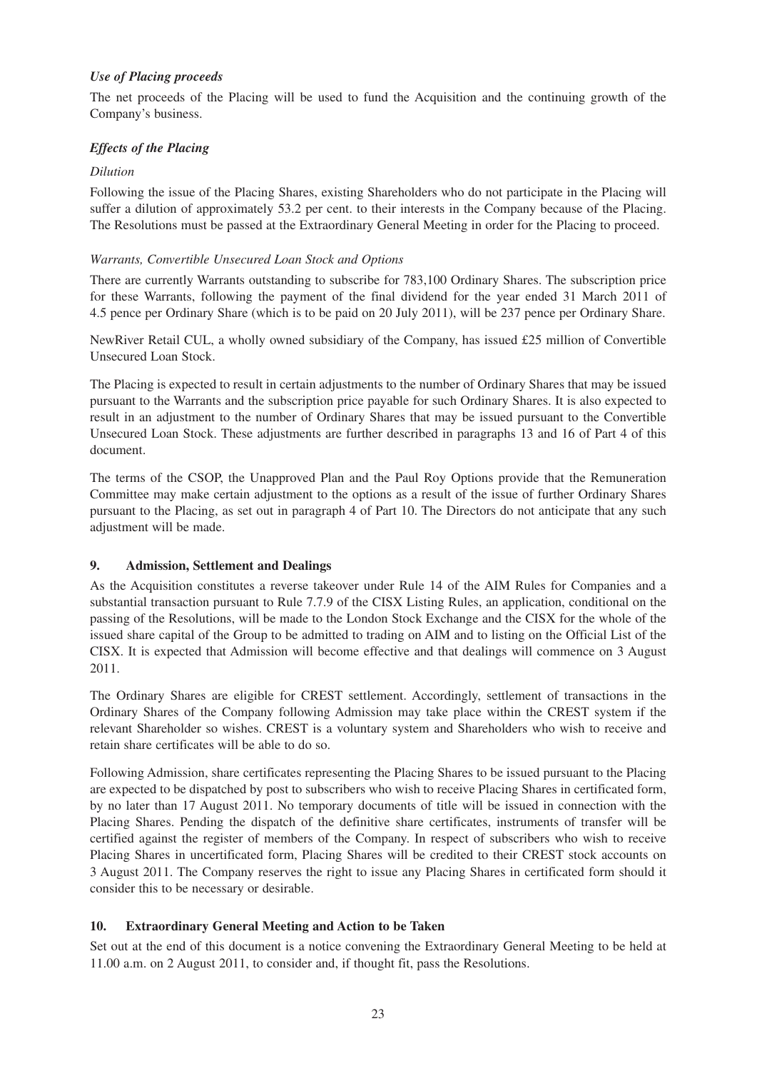### *Use of Placing proceeds*

The net proceeds of the Placing will be used to fund the Acquisition and the continuing growth of the Company's business.

### *Effects of the Placing*

*Dilution*

Following the issue of the Placing Shares, existing Shareholders who do not participate in the Placing will suffer a dilution of approximately 53.2 per cent. to their interests in the Company because of the Placing. The Resolutions must be passed at the Extraordinary General Meeting in order for the Placing to proceed.

*Warrants, Convertible Unsecured Loan Stock and Options*

There are currently Warrants outstanding to subscribe for 783,100 Ordinary Shares. The subscription price for these Warrants, following the payment of the final dividend for the year ended 31 March 2011 of 4.5 pence per Ordinary Share (which is to be paid on 20 July 2011), will be 237 pence per Ordinary Share.

NewRiver Retail CUL, a wholly owned subsidiary of the Company, has issued £25 million of Convertible Unsecured Loan Stock.

The Placing is expected to result in certain adjustments to the number of Ordinary Shares that may be issued pursuant to the Warrants and the subscription price payable for such Ordinary Shares. It is also expected to result in an adjustment to the number of Ordinary Shares that may be issued pursuant to the Convertible Unsecured Loan Stock. These adjustments are further described in paragraphs 13 and 16 of Part 4 of this document.

The terms of the CSOP, the Unapproved Plan and the Paul Roy Options provide that the Remuneration Committee may make certain adjustment to the options as a result of the issue of further Ordinary Shares pursuant to the Placing, as set out in paragraph 4 of Part 10. The Directors do not anticipate that any such adjustment will be made.

## 9. Admission, Settlement and Dealings

As the Acquisition constitutes a reverse takeover under Rule 14 of the AIM Rules for Companies and a substantial transaction pursuant to Rule 7.7.9 of the CISX Listing Rules, an application, conditional on the passing of the Resolutions, will be made to the London Stock Exchange and the CISX for the whole of the issued share capital of the Group to be admitted to trading on AIM and to listing on the Official List of the CISX. It is expected that Admission will become effective and that dealings will commence on 3 August 2011.

The Ordinary Shares are eligible for CREST settlement. Accordingly, settlement of transactions in the Ordinary Shares of the Company following Admission may take place within the CREST system if the relevant Shareholder so wishes. CREST is a voluntary system and Shareholders who wish to receive and retain share certificates will be able to do so.

Following Admission, share certificates representing the Placing Shares to be issued pursuant to the Placing are expected to be dispatched by post to subscribers who wish to receive Placing Shares in certificated form, by no later than 17 August 2011. No temporary documents of title will be issued in connection with the Placing Shares. Pending the dispatch of the definitive share certificates, instruments of transfer will be certified against the register of members of the Company. In respect of subscribers who wish to receive Placing Shares in uncertificated form, Placing Shares will be credited to their CREST stock accounts on 3 August 2011. The Company reserves the right to issue any Placing Shares in certificated form should it consider this to be necessary or desirable.

## 10. Extraordinary General Meeting and Action to be Taken

Set out at the end of this document is a notice convening the Extraordinary General Meeting to be held at 11.00 a.m. on 2 August 2011, to consider and, if thought fit, pass the Resolutions.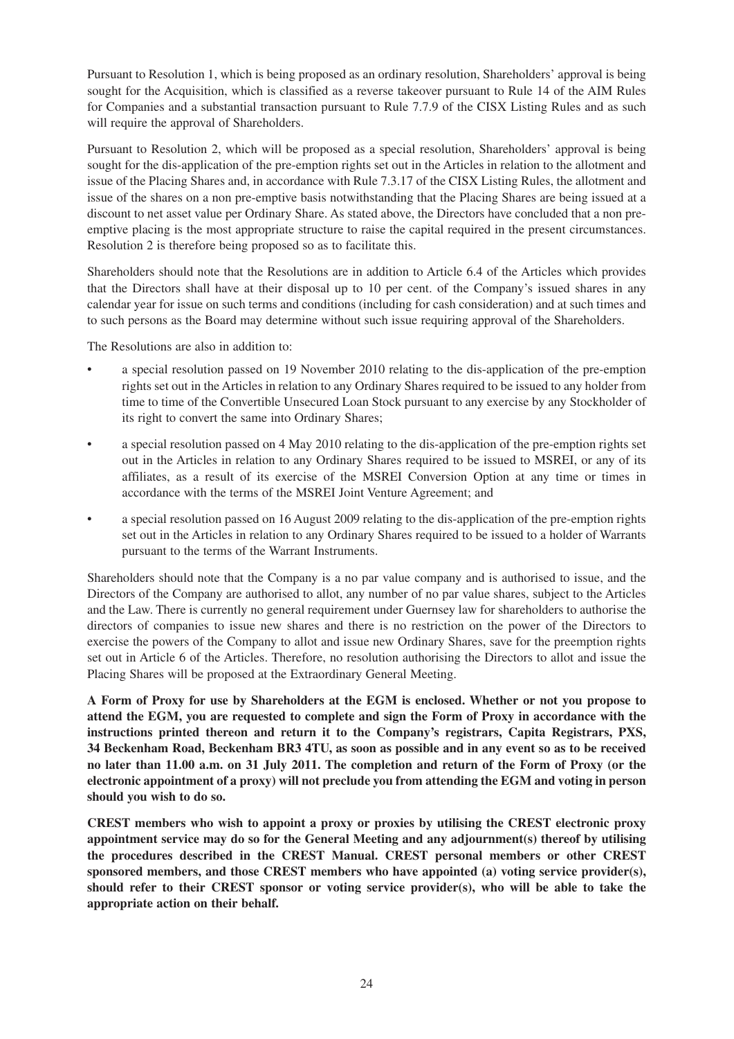Pursuant to Resolution 1, which is being proposed as an ordinary resolution, Shareholders' approval is being sought for the Acquisition, which is classified as a reverse takeover pursuant to Rule 14 of the AIM Rules for Companies and a substantial transaction pursuant to Rule 7.7.9 of the CISX Listing Rules and as such will require the approval of Shareholders.

Pursuant to Resolution 2, which will be proposed as a special resolution, Shareholders' approval is being sought for the dis-application of the pre-emption rights set out in the Articles in relation to the allotment and issue of the Placing Shares and, in accordance with Rule 7.3.17 of the CISX Listing Rules, the allotment and issue of the shares on a non pre-emptive basis notwithstanding that the Placing Shares are being issued at a discount to net asset value per Ordinary Share. As stated above, the Directors have concluded that a non pre-emptive placing is the most appropriate structure to raise the capital required in the present circumstances. Resolution 2 is therefore being proposed so as to facilitate this.

Shareholders should note that the Resolutions are in addition to Article 6.4 of the Articles which provides that the Directors shall have at their disposal up to 10 per cent. of the Company's issued shares in any calendar year for issue on such terms and conditions (including for cash consideration) and at such times and to such persons as the Board may determine without such issue requiring approval of the Shareholders.

The Resolutions are also in addition to:

- a special resolution passed on 19 November 2010 relating to the dis-application of the pre-emption rights set out in the Articles in relation to any Ordinary Shares required to be issued to any holder from time to time of the Convertible Unsecured Loan Stock pursuant to any exercise by any Stockholder of its right to convert the same into Ordinary Shares;
- a special resolution passed on 4 May 2010 relating to the dis-application of the pre-emption rights set out in the Articles in relation to any Ordinary Shares required to be issued to MSREI, or any of its affiliates, as a result of its exercise of the MSREI Conversion Option at any time or times in accordance with the terms of the MSREI Joint Venture Agreement; and
- a special resolution passed on 16 August 2009 relating to the dis-application of the pre-emption rights set out in the Articles in relation to any Ordinary Shares required to be issued to a holder of Warrants pursuant to the terms of the Warrant Instruments.

Shareholders should note that the Company is a no par value company and is authorised to issue, and the Directors of the Company are authorised to allot, any number of no par value shares, subject to the Articles and the Law. There is currently no general requirement under Guernsey law for shareholders to authorise the directors of companies to issue new shares and there is no restriction on the power of the Directors to exercise the powers of the Company to allot and issue new Ordinary Shares, save for the preemption rights set out in Article 6 of the Articles. Therefore, no resolution authorising the Directors to allot and issue the Placing Shares will be proposed at the Extraordinary General Meeting.

**A Form of Proxy for use by Shareholders at the EGM is enclosed. Whether or not you propose to attend the EGM, you are requested to complete and sign the Form of Proxy in accordance with the instructions printed thereon and return it to the Company's registrars, Capita Registrars, PXS, 34 Beckenham Road, Beckenham BR3 4TU, as soon as possible and in any event so as to be received no later than 11.00 a.m. on 31 July 2011. The completion and return of the Form of Proxy (or the electronic appointment of a proxy) will not preclude you from attending the EGM and voting in person should you wish to do so.**

**CREST members who wish to appoint a proxy or proxies by utilising the CREST electronic proxy appointment service may do so for the General Meeting and any adjournment(s) thereof by utilising the procedures described in the CREST Manual. CREST personal members or other CREST sponsored members, and those CREST members who have appointed (a) voting service provider(s), should refer to their CREST sponsor or voting service provider(s), who will be able to take the appropriate action on their behalf.**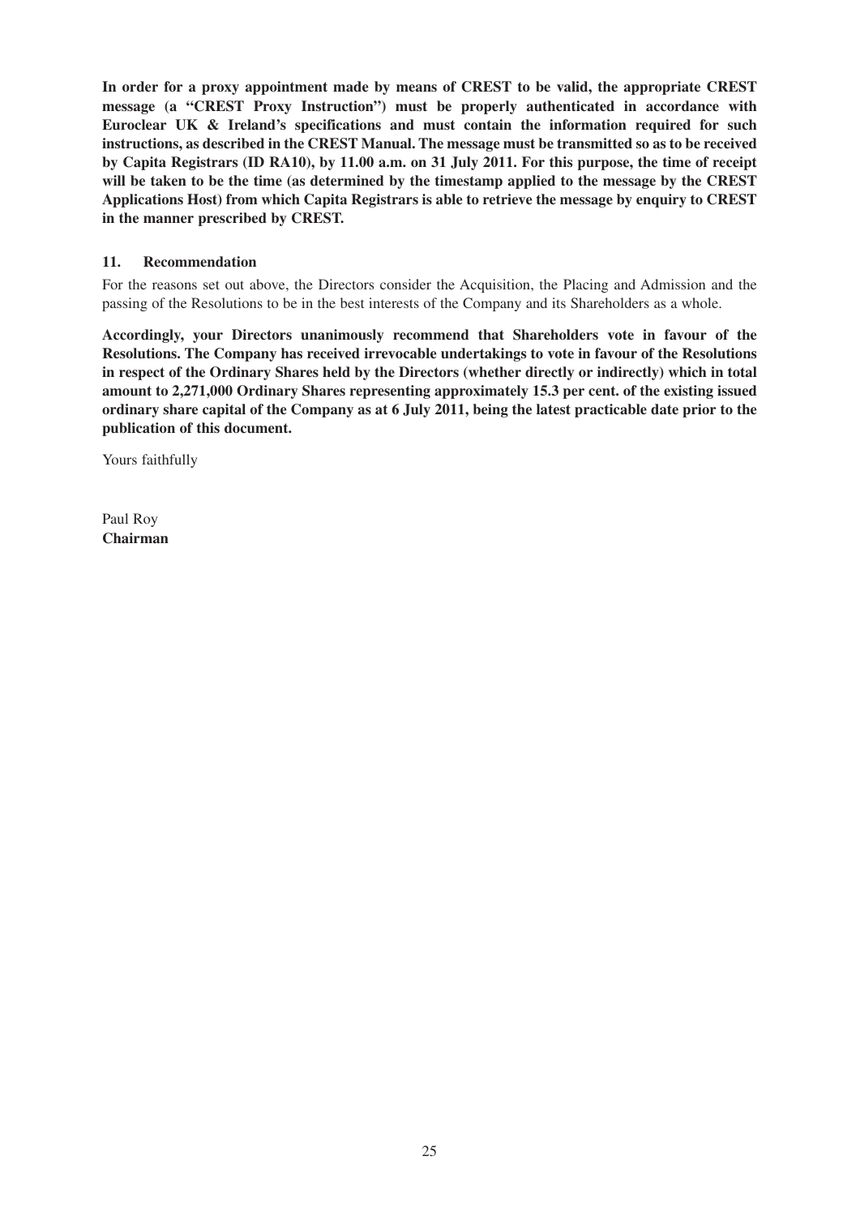**In order for a proxy appointment made by means of CREST to be valid, the appropriate CREST message (a "CREST Proxy Instruction") must be properly authenticated in accordance with Euroclear UK & Ireland's specifications and must contain the information required for such instructions, as described in the CREST Manual. The message must be transmitted so as to be received by Capita Registrars (ID RA10), by 11.00 a.m. on 31 July 2011. For this purpose, the time of receipt will be taken to be the time (as determined by the timestamp applied to the message by the CREST Applications Host) from which Capita Registrars is able to retrieve the message by enquiry to CREST in the manner prescribed by CREST.**

## 11. Recommendation

For the reasons set out above, the Directors consider the Acquisition, the Placing and Admission and the passing of the Resolutions to be in the best interests of the Company and its Shareholders as a whole.

**Accordingly, your Directors unanimously recommend that Shareholders vote in favour of the Resolutions. The Company has received irrevocable undertakings to vote in favour of the Resolutions in respect of the Ordinary Shares held by the Directors (whether directly or indirectly) which in total amount to 2,271,000 Ordinary Shares representing approximately 15.3 per cent. of the existing issued ordinary share capital of the Company as at 6 July 2011, being the latest practicable date prior to the publication of this document.**

Yours faithfully

Paul Roy
**Chairman**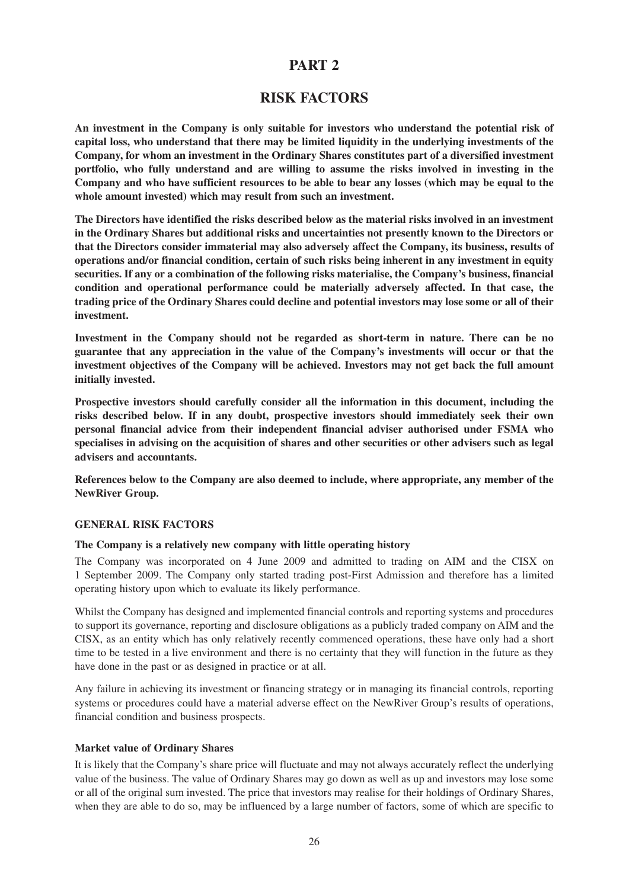# PART 2

# RISK FACTORS

**An investment in the Company is only suitable for investors who understand the potential risk of capital loss, who understand that there may be limited liquidity in the underlying investments of the Company, for whom an investment in the Ordinary Shares constitutes part of a diversified investment portfolio, who fully understand and are willing to assume the risks involved in investing in the Company and who have sufficient resources to be able to bear any losses (which may be equal to the whole amount invested) which may result from such an investment.**

**The Directors have identified the risks described below as the material risks involved in an investment in the Ordinary Shares but additional risks and uncertainties not presently known to the Directors or that the Directors consider immaterial may also adversely affect the Company, its business, results of operations and/or financial condition, certain of such risks being inherent in any investment in equity securities. If any or a combination of the following risks materialise, the Company's business, financial condition and operational performance could be materially adversely affected. In that case, the trading price of the Ordinary Shares could decline and potential investors may lose some or all of their investment.**

**Investment in the Company should not be regarded as short-term in nature. There can be no guarantee that any appreciation in the value of the Company's investments will occur or that the investment objectives of the Company will be achieved. Investors may not get back the full amount initially invested.**

**Prospective investors should carefully consider all the information in this document, including the risks described below. If in any doubt, prospective investors should immediately seek their own personal financial advice from their independent financial adviser authorised under FSMA who specialises in advising on the acquisition of shares and other securities or other advisers such as legal advisers and accountants.**

**References below to the Company are also deemed to include, where appropriate, any member of the NewRiver Group.**

## GENERAL RISK FACTORS

### The Company is a relatively new company with little operating history

The Company was incorporated on 4 June 2009 and admitted to trading on AIM and the CISX on 1 September 2009. The Company only started trading post-First Admission and therefore has a limited operating history upon which to evaluate its likely performance.

Whilst the Company has designed and implemented financial controls and reporting systems and procedures to support its governance, reporting and disclosure obligations as a publicly traded company on AIM and the CISX, as an entity which has only relatively recently commenced operations, these have only had a short time to be tested in a live environment and there is no certainty that they will function in the future as they have done in the past or as designed in practice or at all.

Any failure in achieving its investment or financing strategy or in managing its financial controls, reporting systems or procedures could have a material adverse effect on the NewRiver Group's results of operations, financial condition and business prospects.

### Market value of Ordinary Shares

It is likely that the Company's share price will fluctuate and may not always accurately reflect the underlying value of the business. The value of Ordinary Shares may go down as well as up and investors may lose some or all of the original sum invested. The price that investors may realise for their holdings of Ordinary Shares, when they are able to do so, may be influenced by a large number of factors, some of which are specific to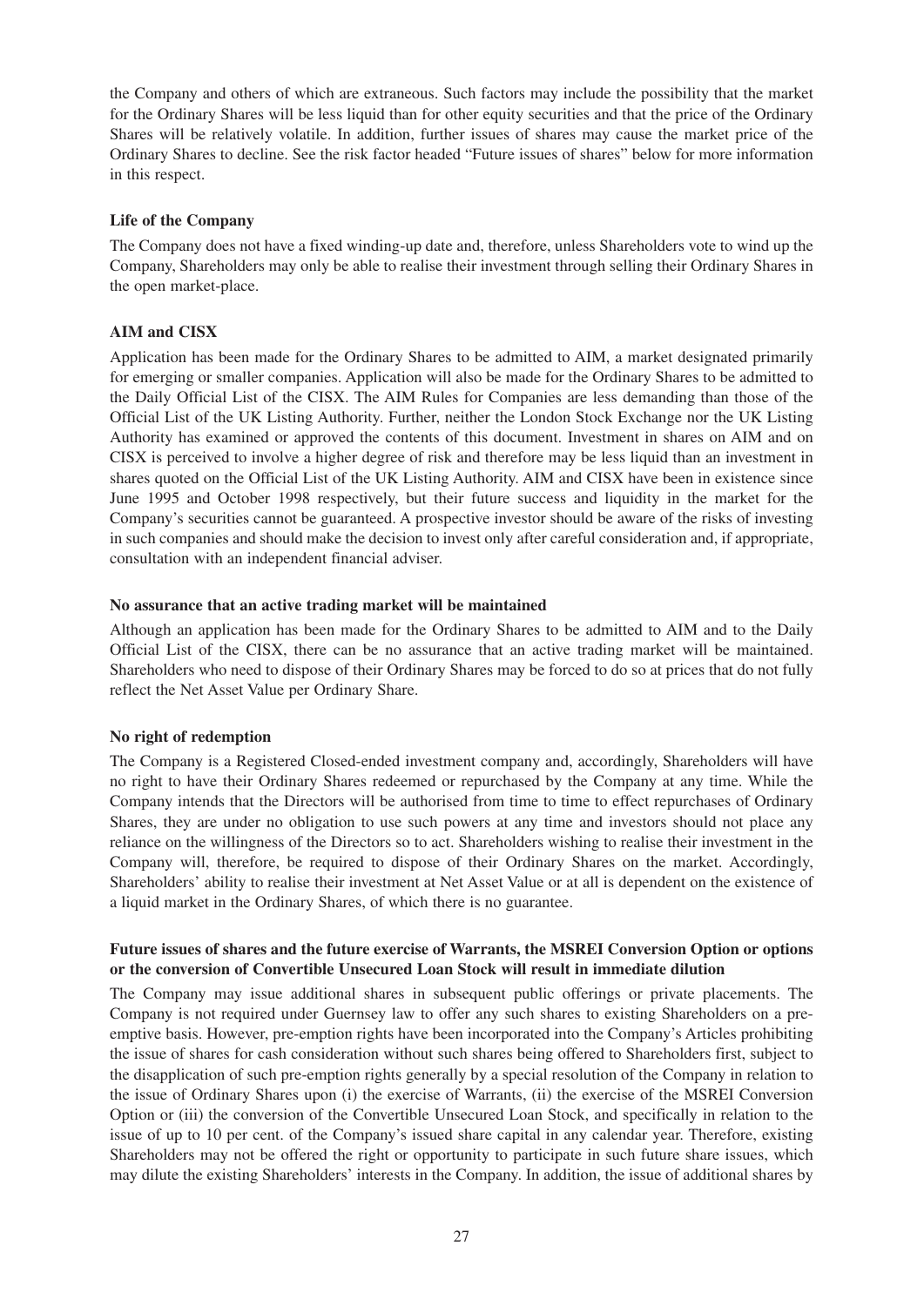the Company and others of which are extraneous. Such factors may include the possibility that the market for the Ordinary Shares will be less liquid than for other equity securities and that the price of the Ordinary Shares will be relatively volatile. In addition, further issues of shares may cause the market price of the Ordinary Shares to decline. See the risk factor headed "Future issues of shares" below for more information in this respect.

**Life of the Company**

The Company does not have a fixed winding-up date and, therefore, unless Shareholders vote to wind up the Company, Shareholders may only be able to realise their investment through selling their Ordinary Shares in the open market-place.

**AIM and CISX**

Application has been made for the Ordinary Shares to be admitted to AIM, a market designated primarily for emerging or smaller companies. Application will also be made for the Ordinary Shares to be admitted to the Daily Official List of the CISX. The AIM Rules for Companies are less demanding than those of the Official List of the UK Listing Authority. Further, neither the London Stock Exchange nor the UK Listing Authority has examined or approved the contents of this document. Investment in shares on AIM and on CISX is perceived to involve a higher degree of risk and therefore may be less liquid than an investment in shares quoted on the Official List of the UK Listing Authority. AIM and CISX have been in existence since June 1995 and October 1998 respectively, but their future success and liquidity in the market for the Company's securities cannot be guaranteed. A prospective investor should be aware of the risks of investing in such companies and should make the decision to invest only after careful consideration and, if appropriate, consultation with an independent financial adviser.

**No assurance that an active trading market will be maintained**

Although an application has been made for the Ordinary Shares to be admitted to AIM and to the Daily Official List of the CISX, there can be no assurance that an active trading market will be maintained. Shareholders who need to dispose of their Ordinary Shares may be forced to do so at prices that do not fully reflect the Net Asset Value per Ordinary Share.

**No right of redemption**

The Company is a Registered Closed-ended investment company and, accordingly, Shareholders will have no right to have their Ordinary Shares redeemed or repurchased by the Company at any time. While the Company intends that the Directors will be authorised from time to time to effect repurchases of Ordinary Shares, they are under no obligation to use such powers at any time and investors should not place any reliance on the willingness of the Directors so to act. Shareholders wishing to realise their investment in the Company will, therefore, be required to dispose of their Ordinary Shares on the market. Accordingly, Shareholders' ability to realise their investment at Net Asset Value or at all is dependent on the existence of a liquid market in the Ordinary Shares, of which there is no guarantee.

**Future issues of shares and the future exercise of Warrants, the MSREI Conversion Option or options or the conversion of Convertible Unsecured Loan Stock will result in immediate dilution**

The Company may issue additional shares in subsequent public offerings or private placements. The Company is not required under Guernsey law to offer any such shares to existing Shareholders on a pre-emptive basis. However, pre-emption rights have been incorporated into the Company's Articles prohibiting the issue of shares for cash consideration without such shares being offered to Shareholders first, subject to the disapplication of such pre-emption rights generally by a special resolution of the Company in relation to the issue of Ordinary Shares upon (i) the exercise of Warrants, (ii) the exercise of the MSREI Conversion Option or (iii) the conversion of the Convertible Unsecured Loan Stock, and specifically in relation to the issue of up to 10 per cent. of the Company's issued share capital in any calendar year. Therefore, existing Shareholders may not be offered the right or opportunity to participate in such future share issues, which may dilute the existing Shareholders' interests in the Company. In addition, the issue of additional shares by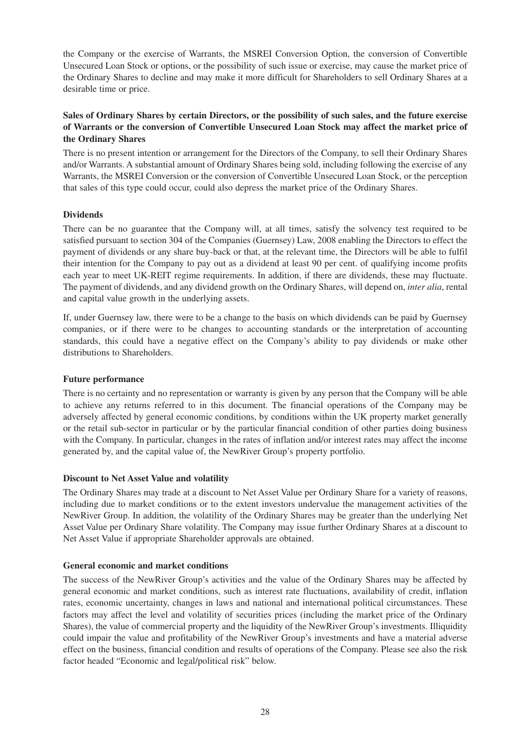the Company or the exercise of Warrants, the MSREI Conversion Option, the conversion of Convertible Unsecured Loan Stock or options, or the possibility of such issue or exercise, may cause the market price of the Ordinary Shares to decline and may make it more difficult for Shareholders to sell Ordinary Shares at a desirable time or price.

**Sales of Ordinary Shares by certain Directors, or the possibility of such sales, and the future exercise of Warrants or the conversion of Convertible Unsecured Loan Stock may affect the market price of the Ordinary Shares**

There is no present intention or arrangement for the Directors of the Company, to sell their Ordinary Shares and/or Warrants. A substantial amount of Ordinary Shares being sold, including following the exercise of any Warrants, the MSREI Conversion or the conversion of Convertible Unsecured Loan Stock, or the perception that sales of this type could occur, could also depress the market price of the Ordinary Shares.

**Dividends**

There can be no guarantee that the Company will, at all times, satisfy the solvency test required to be satisfied pursuant to section 304 of the Companies (Guernsey) Law, 2008 enabling the Directors to effect the payment of dividends or any share buy-back or that, at the relevant time, the Directors will be able to fulfil their intention for the Company to pay out as a dividend at least 90 per cent. of qualifying income profits each year to meet UK-REIT regime requirements. In addition, if there are dividends, these may fluctuate. The payment of dividends, and any dividend growth on the Ordinary Shares, will depend on, *inter alia*, rental and capital value growth in the underlying assets.

If, under Guernsey law, there were to be a change to the basis on which dividends can be paid by Guernsey companies, or if there were to be changes to accounting standards or the interpretation of accounting standards, this could have a negative effect on the Company's ability to pay dividends or make other distributions to Shareholders.

**Future performance**

There is no certainty and no representation or warranty is given by any person that the Company will be able to achieve any returns referred to in this document. The financial operations of the Company may be adversely affected by general economic conditions, by conditions within the UK property market generally or the retail sub-sector in particular or by the particular financial condition of other parties doing business with the Company. In particular, changes in the rates of inflation and/or interest rates may affect the income generated by, and the capital value of, the NewRiver Group's property portfolio.

**Discount to Net Asset Value and volatility**

The Ordinary Shares may trade at a discount to Net Asset Value per Ordinary Share for a variety of reasons, including due to market conditions or to the extent investors undervalue the management activities of the NewRiver Group. In addition, the volatility of the Ordinary Shares may be greater than the underlying Net Asset Value per Ordinary Share volatility. The Company may issue further Ordinary Shares at a discount to Net Asset Value if appropriate Shareholder approvals are obtained.

**General economic and market conditions**

The success of the NewRiver Group's activities and the value of the Ordinary Shares may be affected by general economic and market conditions, such as interest rate fluctuations, availability of credit, inflation rates, economic uncertainty, changes in laws and national and international political circumstances. These factors may affect the level and volatility of securities prices (including the market price of the Ordinary Shares), the value of commercial property and the liquidity of the NewRiver Group's investments. Illiquidity could impair the value and profitability of the NewRiver Group's investments and have a material adverse effect on the business, financial condition and results of operations of the Company. Please see also the risk factor headed "Economic and legal/political risk" below.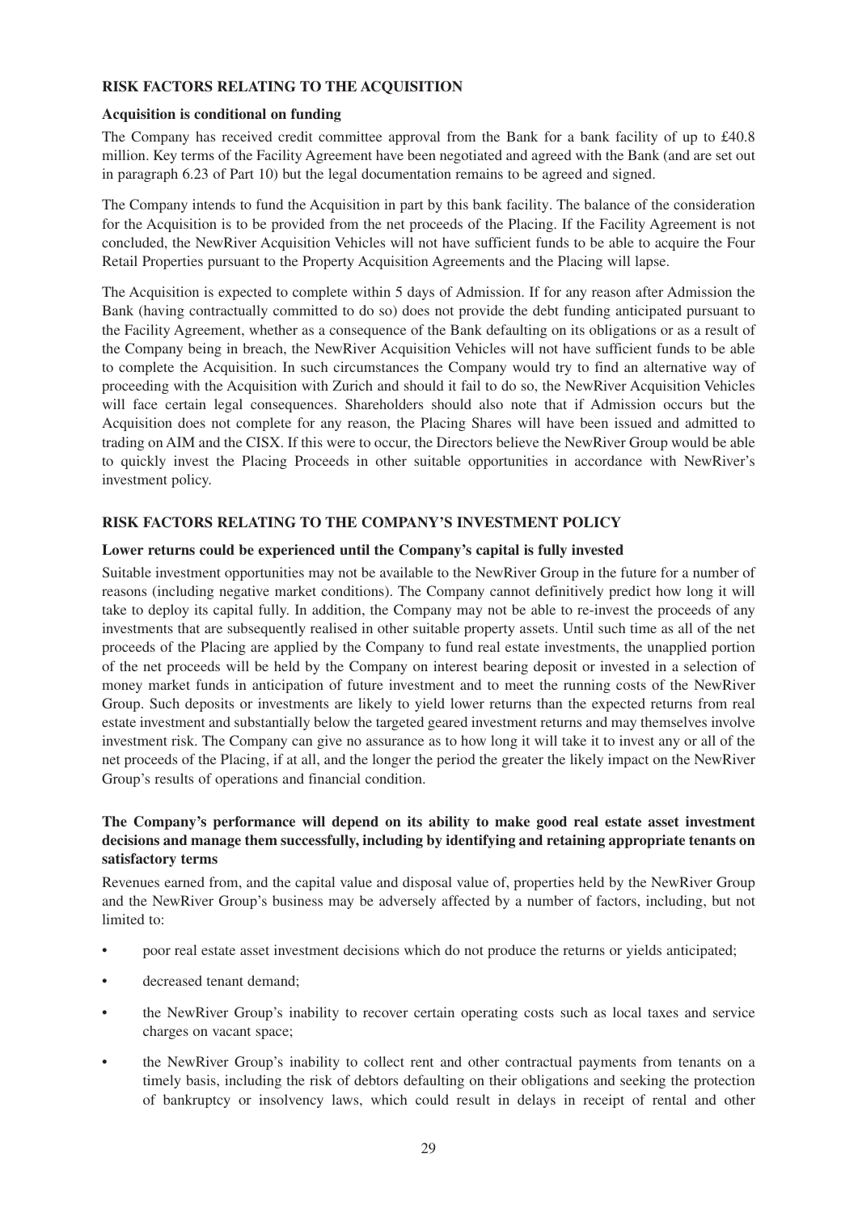## RISK FACTORS RELATING TO THE ACQUISITION

### Acquisition is conditional on funding

The Company has received credit committee approval from the Bank for a bank facility of up to £40.8 million. Key terms of the Facility Agreement have been negotiated and agreed with the Bank (and are set out in paragraph 6.23 of Part 10) but the legal documentation remains to be agreed and signed.

The Company intends to fund the Acquisition in part by this bank facility. The balance of the consideration for the Acquisition is to be provided from the net proceeds of the Placing. If the Facility Agreement is not concluded, the NewRiver Acquisition Vehicles will not have sufficient funds to be able to acquire the Four Retail Properties pursuant to the Property Acquisition Agreements and the Placing will lapse.

The Acquisition is expected to complete within 5 days of Admission. If for any reason after Admission the Bank (having contractually committed to do so) does not provide the debt funding anticipated pursuant to the Facility Agreement, whether as a consequence of the Bank defaulting on its obligations or as a result of the Company being in breach, the NewRiver Acquisition Vehicles will not have sufficient funds to be able to complete the Acquisition. In such circumstances the Company would try to find an alternative way of proceeding with the Acquisition with Zurich and should it fail to do so, the NewRiver Acquisition Vehicles will face certain legal consequences. Shareholders should also note that if Admission occurs but the Acquisition does not complete for any reason, the Placing Shares will have been issued and admitted to trading on AIM and the CISX. If this were to occur, the Directors believe the NewRiver Group would be able to quickly invest the Placing Proceeds in other suitable opportunities in accordance with NewRiver's investment policy.

## RISK FACTORS RELATING TO THE COMPANY'S INVESTMENT POLICY

### Lower returns could be experienced until the Company's capital is fully invested

Suitable investment opportunities may not be available to the NewRiver Group in the future for a number of reasons (including negative market conditions). The Company cannot definitively predict how long it will take to deploy its capital fully. In addition, the Company may not be able to re-invest the proceeds of any investments that are subsequently realised in other suitable property assets. Until such time as all of the net proceeds of the Placing are applied by the Company to fund real estate investments, the unapplied portion of the net proceeds will be held by the Company on interest bearing deposit or invested in a selection of money market funds in anticipation of future investment and to meet the running costs of the NewRiver Group. Such deposits or investments are likely to yield lower returns than the expected returns from real estate investment and substantially below the targeted geared investment returns and may themselves involve investment risk. The Company can give no assurance as to how long it will take it to invest any or all of the net proceeds of the Placing, if at all, and the longer the period the greater the likely impact on the NewRiver Group's results of operations and financial condition.

### The Company's performance will depend on its ability to make good real estate asset investment decisions and manage them successfully, including by identifying and retaining appropriate tenants on satisfactory terms

Revenues earned from, and the capital value and disposal value of, properties held by the NewRiver Group and the NewRiver Group's business may be adversely affected by a number of factors, including, but not limited to:

- poor real estate asset investment decisions which do not produce the returns or yields anticipated;
- decreased tenant demand;
- the NewRiver Group's inability to recover certain operating costs such as local taxes and service charges on vacant space;
- the NewRiver Group's inability to collect rent and other contractual payments from tenants on a timely basis, including the risk of debtors defaulting on their obligations and seeking the protection of bankruptcy or insolvency laws, which could result in delays in receipt of rental and other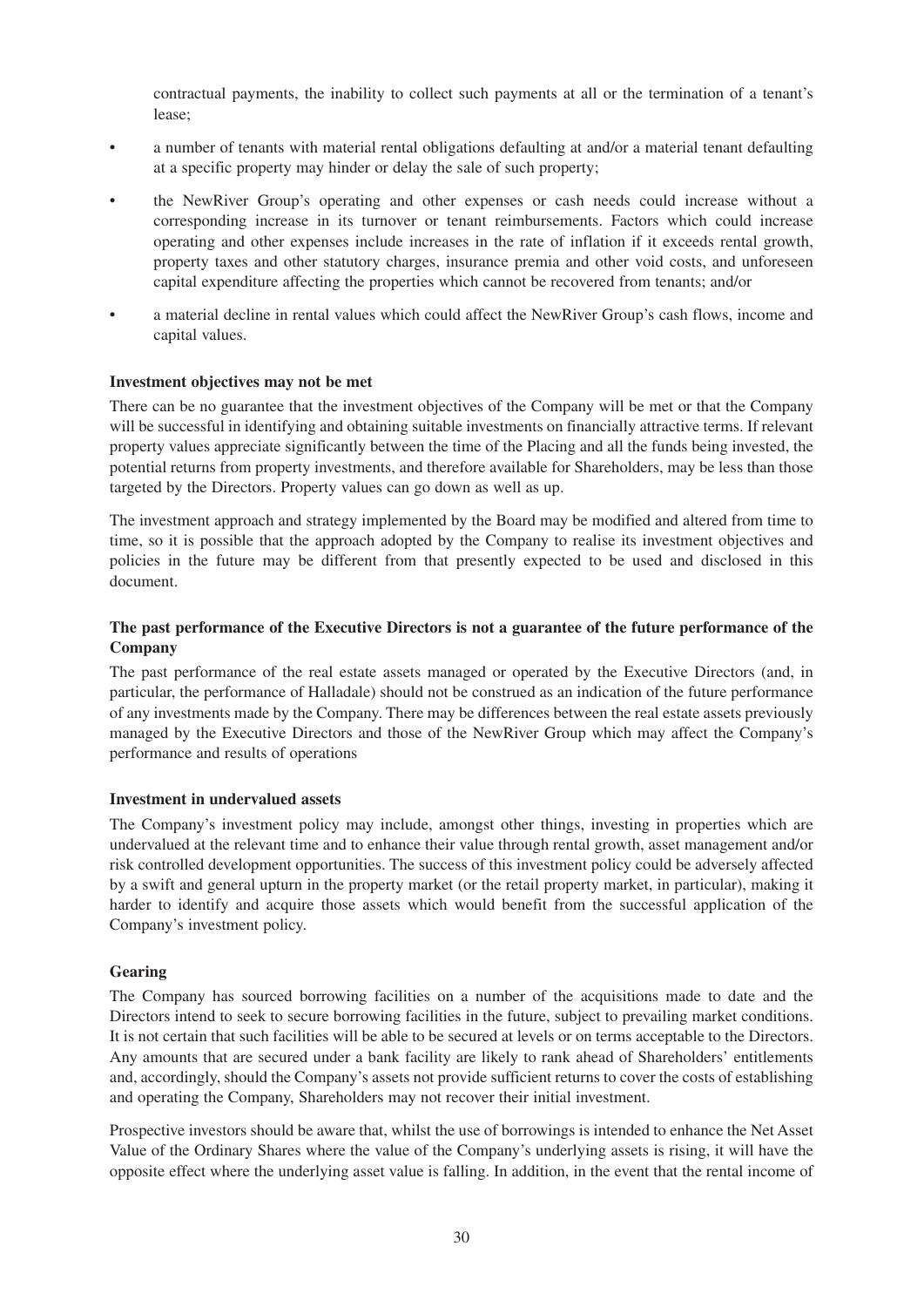contractual payments, the inability to collect such payments at all or the termination of a tenant's lease;

- a number of tenants with material rental obligations defaulting at and/or a material tenant defaulting at a specific property may hinder or delay the sale of such property;
- the NewRiver Group's operating and other expenses or cash needs could increase without a corresponding increase in its turnover or tenant reimbursements. Factors which could increase operating and other expenses include increases in the rate of inflation if it exceeds rental growth, property taxes and other statutory charges, insurance premia and other void costs, and unforeseen capital expenditure affecting the properties which cannot be recovered from tenants; and/or
- a material decline in rental values which could affect the NewRiver Group's cash flows, income and capital values.

**Investment objectives may not be met**

There can be no guarantee that the investment objectives of the Company will be met or that the Company will be successful in identifying and obtaining suitable investments on financially attractive terms. If relevant property values appreciate significantly between the time of the Placing and all the funds being invested, the potential returns from property investments, and therefore available for Shareholders, may be less than those targeted by the Directors. Property values can go down as well as up.

The investment approach and strategy implemented by the Board may be modified and altered from time to time, so it is possible that the approach adopted by the Company to realise its investment objectives and policies in the future may be different from that presently expected to be used and disclosed in this document.

**The past performance of the Executive Directors is not a guarantee of the future performance of the Company**

The past performance of the real estate assets managed or operated by the Executive Directors (and, in particular, the performance of Halladale) should not be construed as an indication of the future performance of any investments made by the Company. There may be differences between the real estate assets previously managed by the Executive Directors and those of the NewRiver Group which may affect the Company's performance and results of operations

**Investment in undervalued assets**

The Company's investment policy may include, amongst other things, investing in properties which are undervalued at the relevant time and to enhance their value through rental growth, asset management and/or risk controlled development opportunities. The success of this investment policy could be adversely affected by a swift and general upturn in the property market (or the retail property market, in particular), making it harder to identify and acquire those assets which would benefit from the successful application of the Company's investment policy.

**Gearing**

The Company has sourced borrowing facilities on a number of the acquisitions made to date and the Directors intend to seek to secure borrowing facilities in the future, subject to prevailing market conditions. It is not certain that such facilities will be able to be secured at levels or on terms acceptable to the Directors. Any amounts that are secured under a bank facility are likely to rank ahead of Shareholders' entitlements and, accordingly, should the Company's assets not provide sufficient returns to cover the costs of establishing and operating the Company, Shareholders may not recover their initial investment.

Prospective investors should be aware that, whilst the use of borrowings is intended to enhance the Net Asset Value of the Ordinary Shares where the value of the Company's underlying assets is rising, it will have the opposite effect where the underlying asset value is falling. In addition, in the event that the rental income of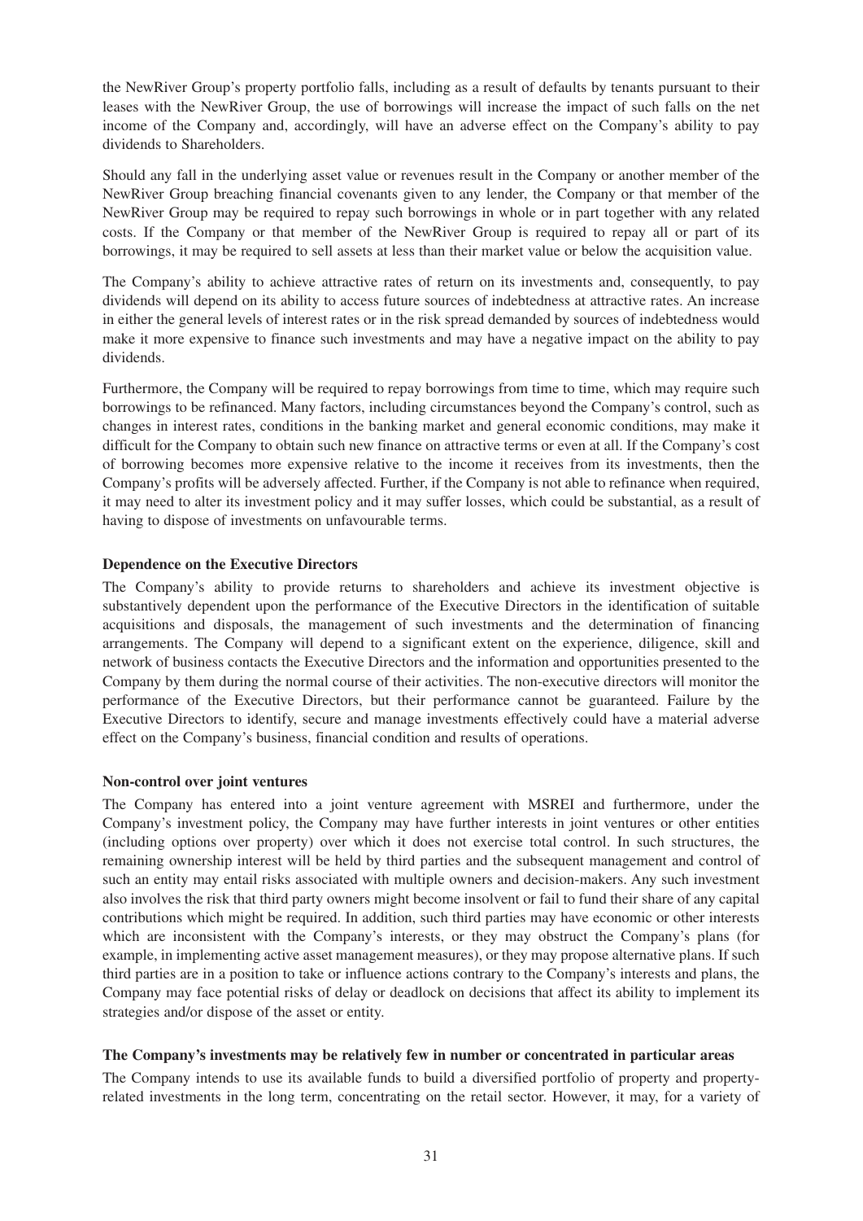the NewRiver Group's property portfolio falls, including as a result of defaults by tenants pursuant to their leases with the NewRiver Group, the use of borrowings will increase the impact of such falls on the net income of the Company and, accordingly, will have an adverse effect on the Company's ability to pay dividends to Shareholders.

Should any fall in the underlying asset value or revenues result in the Company or another member of the NewRiver Group breaching financial covenants given to any lender, the Company or that member of the NewRiver Group may be required to repay such borrowings in whole or in part together with any related costs. If the Company or that member of the NewRiver Group is required to repay all or part of its borrowings, it may be required to sell assets at less than their market value or below the acquisition value.

The Company's ability to achieve attractive rates of return on its investments and, consequently, to pay dividends will depend on its ability to access future sources of indebtedness at attractive rates. An increase in either the general levels of interest rates or in the risk spread demanded by sources of indebtedness would make it more expensive to finance such investments and may have a negative impact on the ability to pay dividends.

Furthermore, the Company will be required to repay borrowings from time to time, which may require such borrowings to be refinanced. Many factors, including circumstances beyond the Company's control, such as changes in interest rates, conditions in the banking market and general economic conditions, may make it difficult for the Company to obtain such new finance on attractive terms or even at all. If the Company's cost of borrowing becomes more expensive relative to the income it receives from its investments, then the Company's profits will be adversely affected. Further, if the Company is not able to refinance when required, it may need to alter its investment policy and it may suffer losses, which could be substantial, as a result of having to dispose of investments on unfavourable terms.

**Dependence on the Executive Directors**

The Company's ability to provide returns to shareholders and achieve its investment objective is substantively dependent upon the performance of the Executive Directors in the identification of suitable acquisitions and disposals, the management of such investments and the determination of financing arrangements. The Company will depend to a significant extent on the experience, diligence, skill and network of business contacts the Executive Directors and the information and opportunities presented to the Company by them during the normal course of their activities. The non-executive directors will monitor the performance of the Executive Directors, but their performance cannot be guaranteed. Failure by the Executive Directors to identify, secure and manage investments effectively could have a material adverse effect on the Company's business, financial condition and results of operations.

**Non-control over joint ventures**

The Company has entered into a joint venture agreement with MSREI and furthermore, under the Company's investment policy, the Company may have further interests in joint ventures or other entities (including options over property) over which it does not exercise total control. In such structures, the remaining ownership interest will be held by third parties and the subsequent management and control of such an entity may entail risks associated with multiple owners and decision-makers. Any such investment also involves the risk that third party owners might become insolvent or fail to fund their share of any capital contributions which might be required. In addition, such third parties may have economic or other interests which are inconsistent with the Company's interests, or they may obstruct the Company's plans (for example, in implementing active asset management measures), or they may propose alternative plans. If such third parties are in a position to take or influence actions contrary to the Company's interests and plans, the Company may face potential risks of delay or deadlock on decisions that affect its ability to implement its strategies and/or dispose of the asset or entity.

**The Company's investments may be relatively few in number or concentrated in particular areas**

The Company intends to use its available funds to build a diversified portfolio of property and property-related investments in the long term, concentrating on the retail sector. However, it may, for a variety of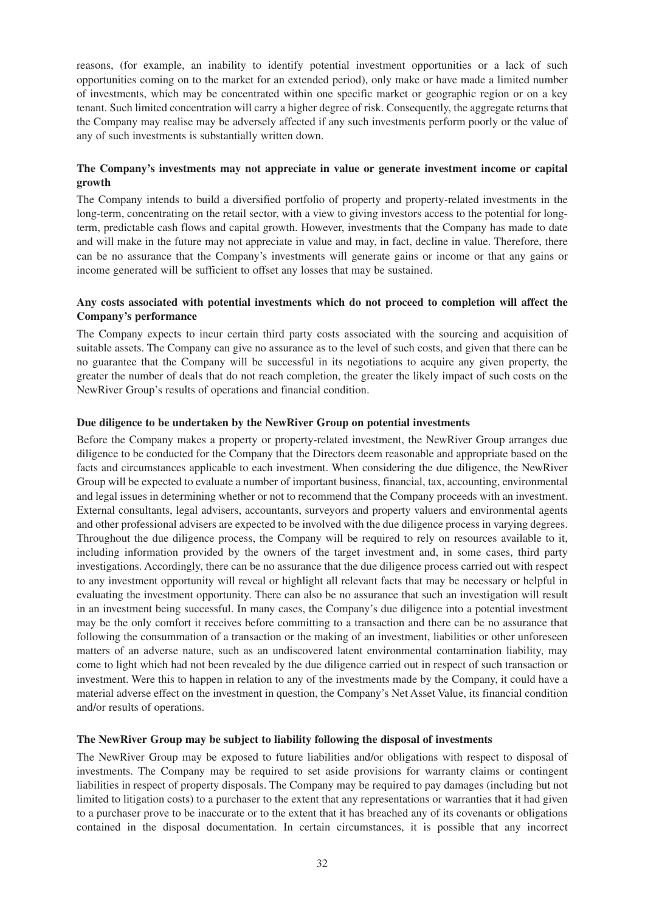reasons, (for example, an inability to identify potential investment opportunities or a lack of such opportunities coming on to the market for an extended period), only make or have made a limited number of investments, which may be concentrated within one specific market or geographic region or on a key tenant. Such limited concentration will carry a higher degree of risk. Consequently, the aggregate returns that the Company may realise may be adversely affected if any such investments perform poorly or the value of any of such investments is substantially written down.

**The Company's investments may not appreciate in value or generate investment income or capital growth**

The Company intends to build a diversified portfolio of property and property-related investments in the long-term, concentrating on the retail sector, with a view to giving investors access to the potential for long-term, predictable cash flows and capital growth. However, investments that the Company has made to date and will make in the future may not appreciate in value and may, in fact, decline in value. Therefore, there can be no assurance that the Company's investments will generate gains or income or that any gains or income generated will be sufficient to offset any losses that may be sustained.

**Any costs associated with potential investments which do not proceed to completion will affect the Company's performance**

The Company expects to incur certain third party costs associated with the sourcing and acquisition of suitable assets. The Company can give no assurance as to the level of such costs, and given that there can be no guarantee that the Company will be successful in its negotiations to acquire any given property, the greater the number of deals that do not reach completion, the greater the likely impact of such costs on the NewRiver Group's results of operations and financial condition.

**Due diligence to be undertaken by the NewRiver Group on potential investments**

Before the Company makes a property or property-related investment, the NewRiver Group arranges due diligence to be conducted for the Company that the Directors deem reasonable and appropriate based on the facts and circumstances applicable to each investment. When considering the due diligence, the NewRiver Group will be expected to evaluate a number of important business, financial, tax, accounting, environmental and legal issues in determining whether or not to recommend that the Company proceeds with an investment. External consultants, legal advisers, accountants, surveyors and property valuers and environmental agents and other professional advisers are expected to be involved with the due diligence process in varying degrees. Throughout the due diligence process, the Company will be required to rely on resources available to it, including information provided by the owners of the target investment and, in some cases, third party investigations. Accordingly, there can be no assurance that the due diligence process carried out with respect to any investment opportunity will reveal or highlight all relevant facts that may be necessary or helpful in evaluating the investment opportunity. There can also be no assurance that such an investigation will result in an investment being successful. In many cases, the Company's due diligence into a potential investment may be the only comfort it receives before committing to a transaction and there can be no assurance that following the consummation of a transaction or the making of an investment, liabilities or other unforeseen matters of an adverse nature, such as an undiscovered latent environmental contamination liability, may come to light which had not been revealed by the due diligence carried out in respect of such transaction or investment. Were this to happen in relation to any of the investments made by the Company, it could have a material adverse effect on the investment in question, the Company's Net Asset Value, its financial condition and/or results of operations.

**The NewRiver Group may be subject to liability following the disposal of investments**

The NewRiver Group may be exposed to future liabilities and/or obligations with respect to disposal of investments. The Company may be required to set aside provisions for warranty claims or contingent liabilities in respect of property disposals. The Company may be required to pay damages (including but not limited to litigation costs) to a purchaser to the extent that any representations or warranties that it had given to a purchaser prove to be inaccurate or to the extent that it has breached any of its covenants or obligations contained in the disposal documentation. In certain circumstances, it is possible that any incorrect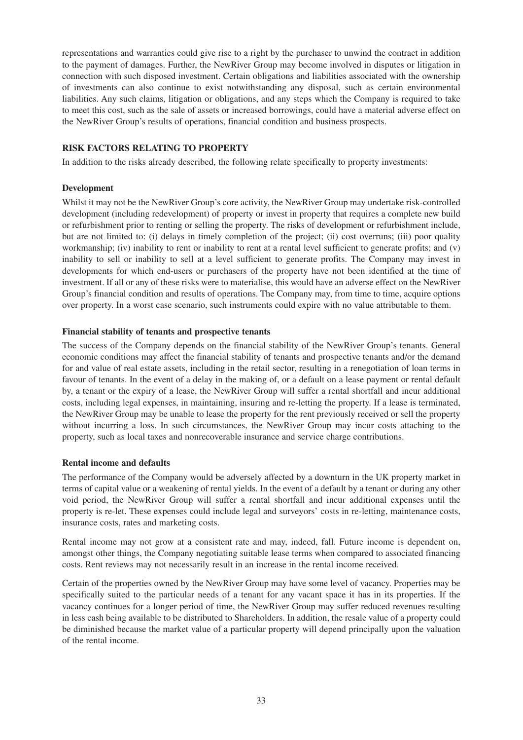representations and warranties could give rise to a right by the purchaser to unwind the contract in addition to the payment of damages. Further, the NewRiver Group may become involved in disputes or litigation in connection with such disposed investment. Certain obligations and liabilities associated with the ownership of investments can also continue to exist notwithstanding any disposal, such as certain environmental liabilities. Any such claims, litigation or obligations, and any steps which the Company is required to take to meet this cost, such as the sale of assets or increased borrowings, could have a material adverse effect on the NewRiver Group's results of operations, financial condition and business prospects.

## RISK FACTORS RELATING TO PROPERTY

In addition to the risks already described, the following relate specifically to property investments:

### Development

Whilst it may not be the NewRiver Group's core activity, the NewRiver Group may undertake risk-controlled development (including redevelopment) of property or invest in property that requires a complete new build or refurbishment prior to renting or selling the property. The risks of development or refurbishment include, but are not limited to: (i) delays in timely completion of the project; (ii) cost overruns; (iii) poor quality workmanship; (iv) inability to rent or inability to rent at a rental level sufficient to generate profits; and (v) inability to sell or inability to sell at a level sufficient to generate profits. The Company may invest in developments for which end-users or purchasers of the property have not been identified at the time of investment. If all or any of these risks were to materialise, this would have an adverse effect on the NewRiver Group's financial condition and results of operations. The Company may, from time to time, acquire options over property. In a worst case scenario, such instruments could expire with no value attributable to them.

### Financial stability of tenants and prospective tenants

The success of the Company depends on the financial stability of the NewRiver Group's tenants. General economic conditions may affect the financial stability of tenants and prospective tenants and/or the demand for and value of real estate assets, including in the retail sector, resulting in a renegotiation of loan terms in favour of tenants. In the event of a delay in the making of, or a default on a lease payment or rental default by, a tenant or the expiry of a lease, the NewRiver Group will suffer a rental shortfall and incur additional costs, including legal expenses, in maintaining, insuring and re-letting the property. If a lease is terminated, the NewRiver Group may be unable to lease the property for the rent previously received or sell the property without incurring a loss. In such circumstances, the NewRiver Group may incur costs attaching to the property, such as local taxes and nonrecoverable insurance and service charge contributions.

### Rental income and defaults

The performance of the Company would be adversely affected by a downturn in the UK property market in terms of capital value or a weakening of rental yields. In the event of a default by a tenant or during any other void period, the NewRiver Group will suffer a rental shortfall and incur additional expenses until the property is re-let. These expenses could include legal and surveyors' costs in re-letting, maintenance costs, insurance costs, rates and marketing costs.

Rental income may not grow at a consistent rate and may, indeed, fall. Future income is dependent on, amongst other things, the Company negotiating suitable lease terms when compared to associated financing costs. Rent reviews may not necessarily result in an increase in the rental income received.

Certain of the properties owned by the NewRiver Group may have some level of vacancy. Properties may be specifically suited to the particular needs of a tenant for any vacant space it has in its properties. If the vacancy continues for a longer period of time, the NewRiver Group may suffer reduced revenues resulting in less cash being available to be distributed to Shareholders. In addition, the resale value of a property could be diminished because the market value of a particular property will depend principally upon the valuation of the rental income.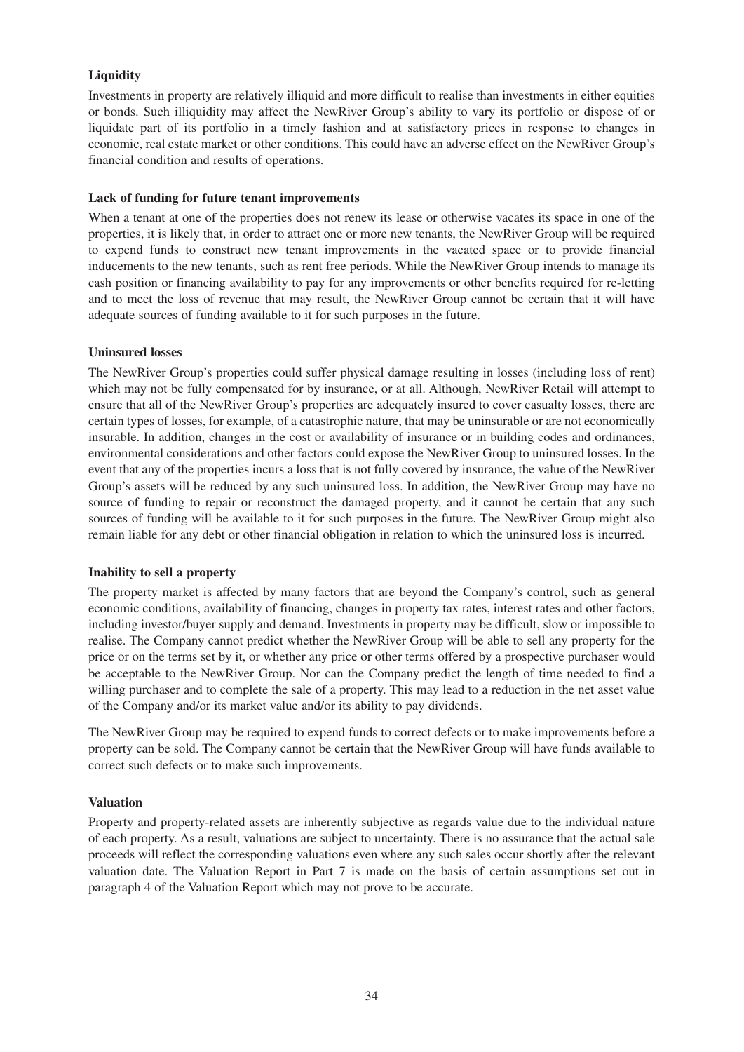**Liquidity**

Investments in property are relatively illiquid and more difficult to realise than investments in either equities or bonds. Such illiquidity may affect the NewRiver Group's ability to vary its portfolio or dispose of or liquidate part of its portfolio in a timely fashion and at satisfactory prices in response to changes in economic, real estate market or other conditions. This could have an adverse effect on the NewRiver Group's financial condition and results of operations.

**Lack of funding for future tenant improvements**

When a tenant at one of the properties does not renew its lease or otherwise vacates its space in one of the properties, it is likely that, in order to attract one or more new tenants, the NewRiver Group will be required to expend funds to construct new tenant improvements in the vacated space or to provide financial inducements to the new tenants, such as rent free periods. While the NewRiver Group intends to manage its cash position or financing availability to pay for any improvements or other benefits required for re-letting and to meet the loss of revenue that may result, the NewRiver Group cannot be certain that it will have adequate sources of funding available to it for such purposes in the future.

**Uninsured losses**

The NewRiver Group's properties could suffer physical damage resulting in losses (including loss of rent) which may not be fully compensated for by insurance, or at all. Although, NewRiver Retail will attempt to ensure that all of the NewRiver Group's properties are adequately insured to cover casualty losses, there are certain types of losses, for example, of a catastrophic nature, that may be uninsurable or are not economically insurable. In addition, changes in the cost or availability of insurance or in building codes and ordinances, environmental considerations and other factors could expose the NewRiver Group to uninsured losses. In the event that any of the properties incurs a loss that is not fully covered by insurance, the value of the NewRiver Group's assets will be reduced by any such uninsured loss. In addition, the NewRiver Group may have no source of funding to repair or reconstruct the damaged property, and it cannot be certain that any such sources of funding will be available to it for such purposes in the future. The NewRiver Group might also remain liable for any debt or other financial obligation in relation to which the uninsured loss is incurred.

**Inability to sell a property**

The property market is affected by many factors that are beyond the Company's control, such as general economic conditions, availability of financing, changes in property tax rates, interest rates and other factors, including investor/buyer supply and demand. Investments in property may be difficult, slow or impossible to realise. The Company cannot predict whether the NewRiver Group will be able to sell any property for the price or on the terms set by it, or whether any price or other terms offered by a prospective purchaser would be acceptable to the NewRiver Group. Nor can the Company predict the length of time needed to find a willing purchaser and to complete the sale of a property. This may lead to a reduction in the net asset value of the Company and/or its market value and/or its ability to pay dividends.

The NewRiver Group may be required to expend funds to correct defects or to make improvements before a property can be sold. The Company cannot be certain that the NewRiver Group will have funds available to correct such defects or to make such improvements.

**Valuation**

Property and property-related assets are inherently subjective as regards value due to the individual nature of each property. As a result, valuations are subject to uncertainty. There is no assurance that the actual sale proceeds will reflect the corresponding valuations even where any such sales occur shortly after the relevant valuation date. The Valuation Report in Part 7 is made on the basis of certain assumptions set out in paragraph 4 of the Valuation Report which may not prove to be accurate.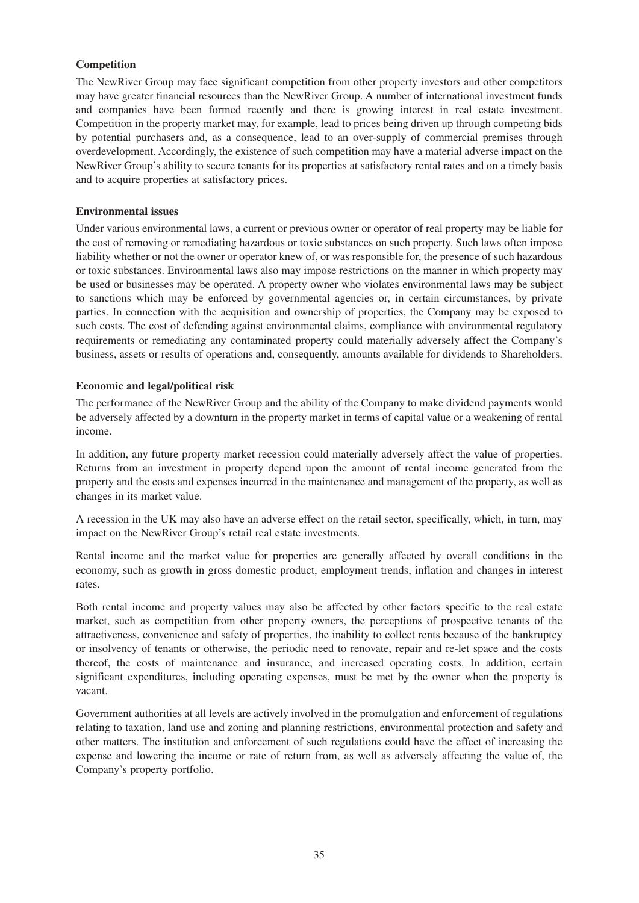**Competition**

The NewRiver Group may face significant competition from other property investors and other competitors may have greater financial resources than the NewRiver Group. A number of international investment funds and companies have been formed recently and there is growing interest in real estate investment. Competition in the property market may, for example, lead to prices being driven up through competing bids by potential purchasers and, as a consequence, lead to an over-supply of commercial premises through overdevelopment. Accordingly, the existence of such competition may have a material adverse impact on the NewRiver Group's ability to secure tenants for its properties at satisfactory rental rates and on a timely basis and to acquire properties at satisfactory prices.

**Environmental issues**

Under various environmental laws, a current or previous owner or operator of real property may be liable for the cost of removing or remediating hazardous or toxic substances on such property. Such laws often impose liability whether or not the owner or operator knew of, or was responsible for, the presence of such hazardous or toxic substances. Environmental laws also may impose restrictions on the manner in which property may be used or businesses may be operated. A property owner who violates environmental laws may be subject to sanctions which may be enforced by governmental agencies or, in certain circumstances, by private parties. In connection with the acquisition and ownership of properties, the Company may be exposed to such costs. The cost of defending against environmental claims, compliance with environmental regulatory requirements or remediating any contaminated property could materially adversely affect the Company's business, assets or results of operations and, consequently, amounts available for dividends to Shareholders.

**Economic and legal/political risk**

The performance of the NewRiver Group and the ability of the Company to make dividend payments would be adversely affected by a downturn in the property market in terms of capital value or a weakening of rental income.

In addition, any future property market recession could materially adversely affect the value of properties. Returns from an investment in property depend upon the amount of rental income generated from the property and the costs and expenses incurred in the maintenance and management of the property, as well as changes in its market value.

A recession in the UK may also have an adverse effect on the retail sector, specifically, which, in turn, may impact on the NewRiver Group's retail real estate investments.

Rental income and the market value for properties are generally affected by overall conditions in the economy, such as growth in gross domestic product, employment trends, inflation and changes in interest rates.

Both rental income and property values may also be affected by other factors specific to the real estate market, such as competition from other property owners, the perceptions of prospective tenants of the attractiveness, convenience and safety of properties, the inability to collect rents because of the bankruptcy or insolvency of tenants or otherwise, the periodic need to renovate, repair and re-let space and the costs thereof, the costs of maintenance and insurance, and increased operating costs. In addition, certain significant expenditures, including operating expenses, must be met by the owner when the property is vacant.

Government authorities at all levels are actively involved in the promulgation and enforcement of regulations relating to taxation, land use and zoning and planning restrictions, environmental protection and safety and other matters. The institution and enforcement of such regulations could have the effect of increasing the expense and lowering the income or rate of return from, as well as adversely affecting the value of, the Company's property portfolio.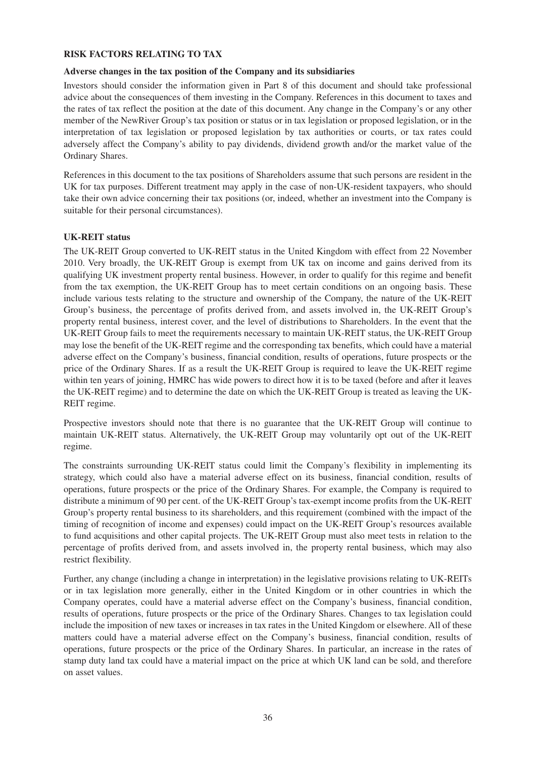## RISK FACTORS RELATING TO TAX

### Adverse changes in the tax position of the Company and its subsidiaries

Investors should consider the information given in Part 8 of this document and should take professional advice about the consequences of them investing in the Company. References in this document to taxes and the rates of tax reflect the position at the date of this document. Any change in the Company's or any other member of the NewRiver Group's tax position or status or in tax legislation or proposed legislation, or in the interpretation of tax legislation or proposed legislation by tax authorities or courts, or tax rates could adversely affect the Company's ability to pay dividends, dividend growth and/or the market value of the Ordinary Shares.

References in this document to the tax positions of Shareholders assume that such persons are resident in the UK for tax purposes. Different treatment may apply in the case of non-UK-resident taxpayers, who should take their own advice concerning their tax positions (or, indeed, whether an investment into the Company is suitable for their personal circumstances).

### UK-REIT status

The UK-REIT Group converted to UK-REIT status in the United Kingdom with effect from 22 November 2010. Very broadly, the UK-REIT Group is exempt from UK tax on income and gains derived from its qualifying UK investment property rental business. However, in order to qualify for this regime and benefit from the tax exemption, the UK-REIT Group has to meet certain conditions on an ongoing basis. These include various tests relating to the structure and ownership of the Company, the nature of the UK-REIT Group's business, the percentage of profits derived from, and assets involved in, the UK-REIT Group's property rental business, interest cover, and the level of distributions to Shareholders. In the event that the UK-REIT Group fails to meet the requirements necessary to maintain UK-REIT status, the UK-REIT Group may lose the benefit of the UK-REIT regime and the corresponding tax benefits, which could have a material adverse effect on the Company's business, financial condition, results of operations, future prospects or the price of the Ordinary Shares. If as a result the UK-REIT Group is required to leave the UK-REIT regime within ten years of joining, HMRC has wide powers to direct how it is to be taxed (before and after it leaves the UK-REIT regime) and to determine the date on which the UK-REIT Group is treated as leaving the UK-REIT regime.

Prospective investors should note that there is no guarantee that the UK-REIT Group will continue to maintain UK-REIT status. Alternatively, the UK-REIT Group may voluntarily opt out of the UK-REIT regime.

The constraints surrounding UK-REIT status could limit the Company's flexibility in implementing its strategy, which could also have a material adverse effect on its business, financial condition, results of operations, future prospects or the price of the Ordinary Shares. For example, the Company is required to distribute a minimum of 90 per cent. of the UK-REIT Group's tax-exempt income profits from the UK-REIT Group's property rental business to its shareholders, and this requirement (combined with the impact of the timing of recognition of income and expenses) could impact on the UK-REIT Group's resources available to fund acquisitions and other capital projects. The UK-REIT Group must also meet tests in relation to the percentage of profits derived from, and assets involved in, the property rental business, which may also restrict flexibility.

Further, any change (including a change in interpretation) in the legislative provisions relating to UK-REITs or in tax legislation more generally, either in the United Kingdom or in other countries in which the Company operates, could have a material adverse effect on the Company's business, financial condition, results of operations, future prospects or the price of the Ordinary Shares. Changes to tax legislation could include the imposition of new taxes or increases in tax rates in the United Kingdom or elsewhere. All of these matters could have a material adverse effect on the Company's business, financial condition, results of operations, future prospects or the price of the Ordinary Shares. In particular, an increase in the rates of stamp duty land tax could have a material impact on the price at which UK land can be sold, and therefore on asset values.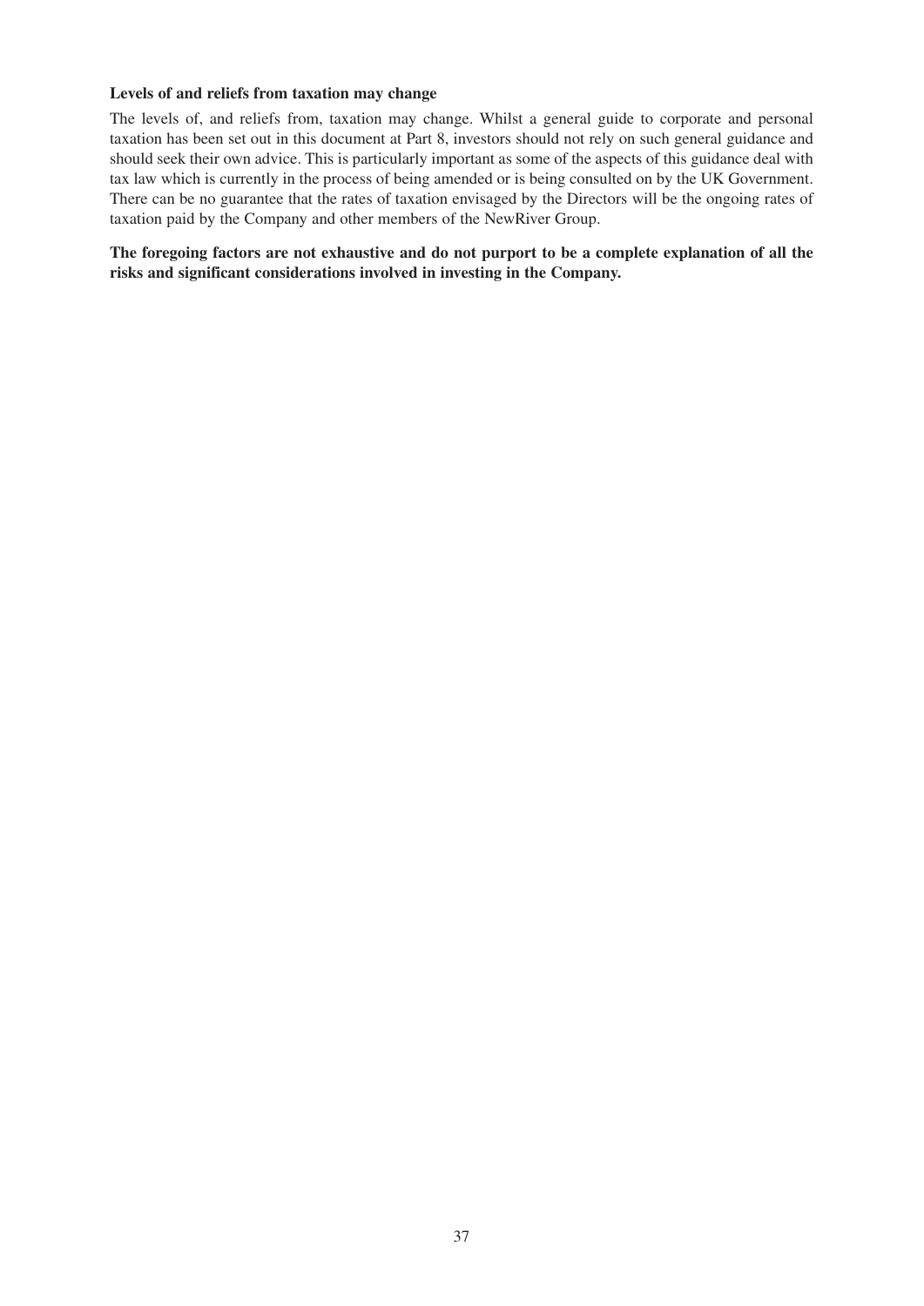**Levels of and reliefs from taxation may change**

The levels of, and reliefs from, taxation may change. Whilst a general guide to corporate and personal taxation has been set out in this document at Part 8, investors should not rely on such general guidance and should seek their own advice. This is particularly important as some of the aspects of this guidance deal with tax law which is currently in the process of being amended or is being consulted on by the UK Government. There can be no guarantee that the rates of taxation envisaged by the Directors will be the ongoing rates of taxation paid by the Company and other members of the NewRiver Group.

**The foregoing factors are not exhaustive and do not purport to be a complete explanation of all the risks and significant considerations involved in investing in the Company.**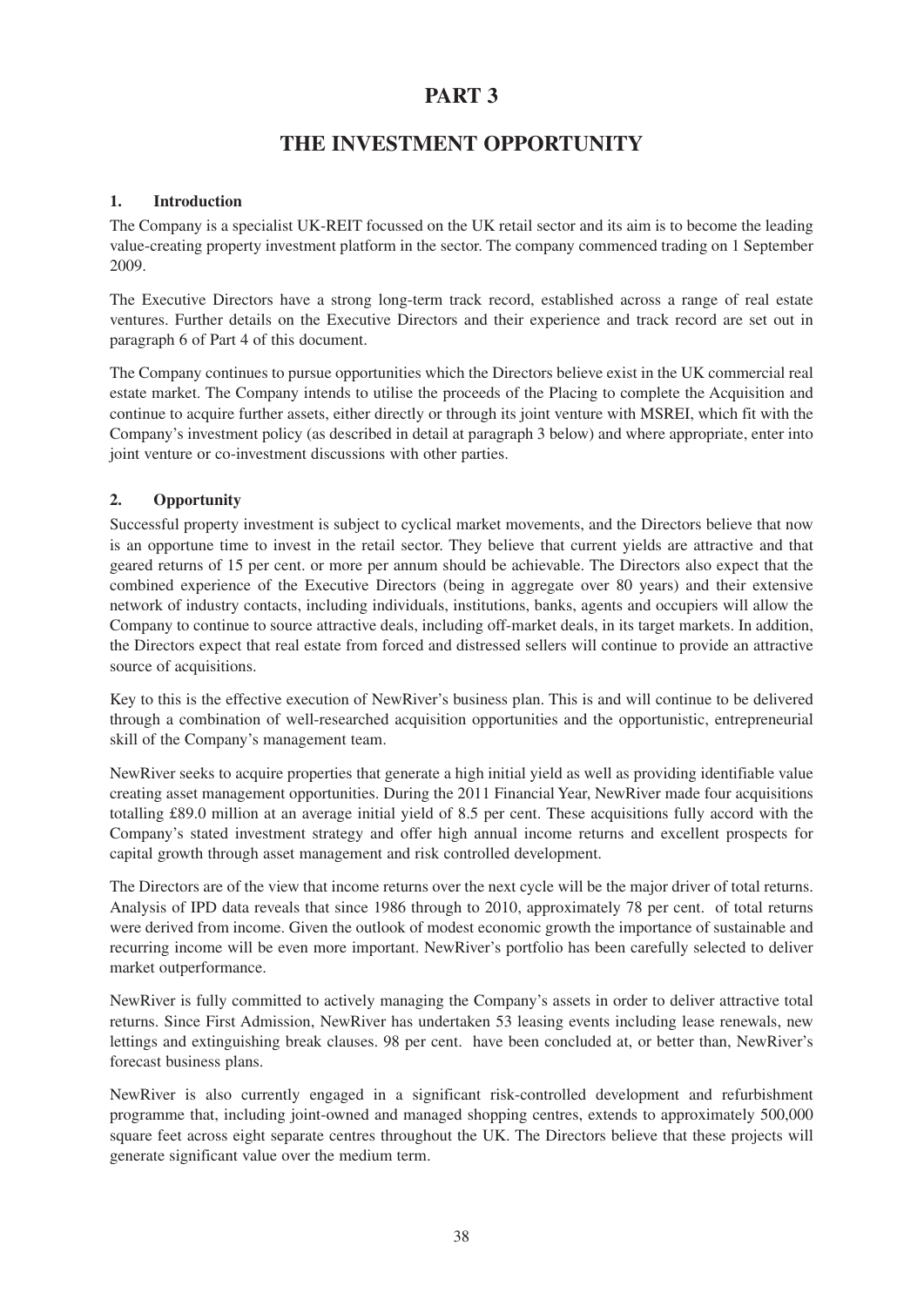# PART 3

# THE INVESTMENT OPPORTUNITY

## 1. Introduction

The Company is a specialist UK-REIT focussed on the UK retail sector and its aim is to become the leading value-creating property investment platform in the sector. The company commenced trading on 1 September 2009.

The Executive Directors have a strong long-term track record, established across a range of real estate ventures. Further details on the Executive Directors and their experience and track record are set out in paragraph 6 of Part 4 of this document.

The Company continues to pursue opportunities which the Directors believe exist in the UK commercial real estate market. The Company intends to utilise the proceeds of the Placing to complete the Acquisition and continue to acquire further assets, either directly or through its joint venture with MSREI, which fit with the Company's investment policy (as described in detail at paragraph 3 below) and where appropriate, enter into joint venture or co-investment discussions with other parties.

## 2. Opportunity

Successful property investment is subject to cyclical market movements, and the Directors believe that now is an opportune time to invest in the retail sector. They believe that current yields are attractive and that geared returns of 15 per cent. or more per annum should be achievable. The Directors also expect that the combined experience of the Executive Directors (being in aggregate over 80 years) and their extensive network of industry contacts, including individuals, institutions, banks, agents and occupiers will allow the Company to continue to source attractive deals, including off-market deals, in its target markets. In addition, the Directors expect that real estate from forced and distressed sellers will continue to provide an attractive source of acquisitions.

Key to this is the effective execution of NewRiver's business plan. This is and will continue to be delivered through a combination of well-researched acquisition opportunities and the opportunistic, entrepreneurial skill of the Company's management team.

NewRiver seeks to acquire properties that generate a high initial yield as well as providing identifiable value creating asset management opportunities. During the 2011 Financial Year, NewRiver made four acquisitions totalling £89.0 million at an average initial yield of 8.5 per cent. These acquisitions fully accord with the Company's stated investment strategy and offer high annual income returns and excellent prospects for capital growth through asset management and risk controlled development.

The Directors are of the view that income returns over the next cycle will be the major driver of total returns. Analysis of IPD data reveals that since 1986 through to 2010, approximately 78 per cent. of total returns were derived from income. Given the outlook of modest economic growth the importance of sustainable and recurring income will be even more important. NewRiver's portfolio has been carefully selected to deliver market outperformance.

NewRiver is fully committed to actively managing the Company's assets in order to deliver attractive total returns. Since First Admission, NewRiver has undertaken 53 leasing events including lease renewals, new lettings and extinguishing break clauses. 98 per cent. have been concluded at, or better than, NewRiver's forecast business plans.

NewRiver is also currently engaged in a significant risk-controlled development and refurbishment programme that, including joint-owned and managed shopping centres, extends to approximately 500,000 square feet across eight separate centres throughout the UK. The Directors believe that these projects will generate significant value over the medium term.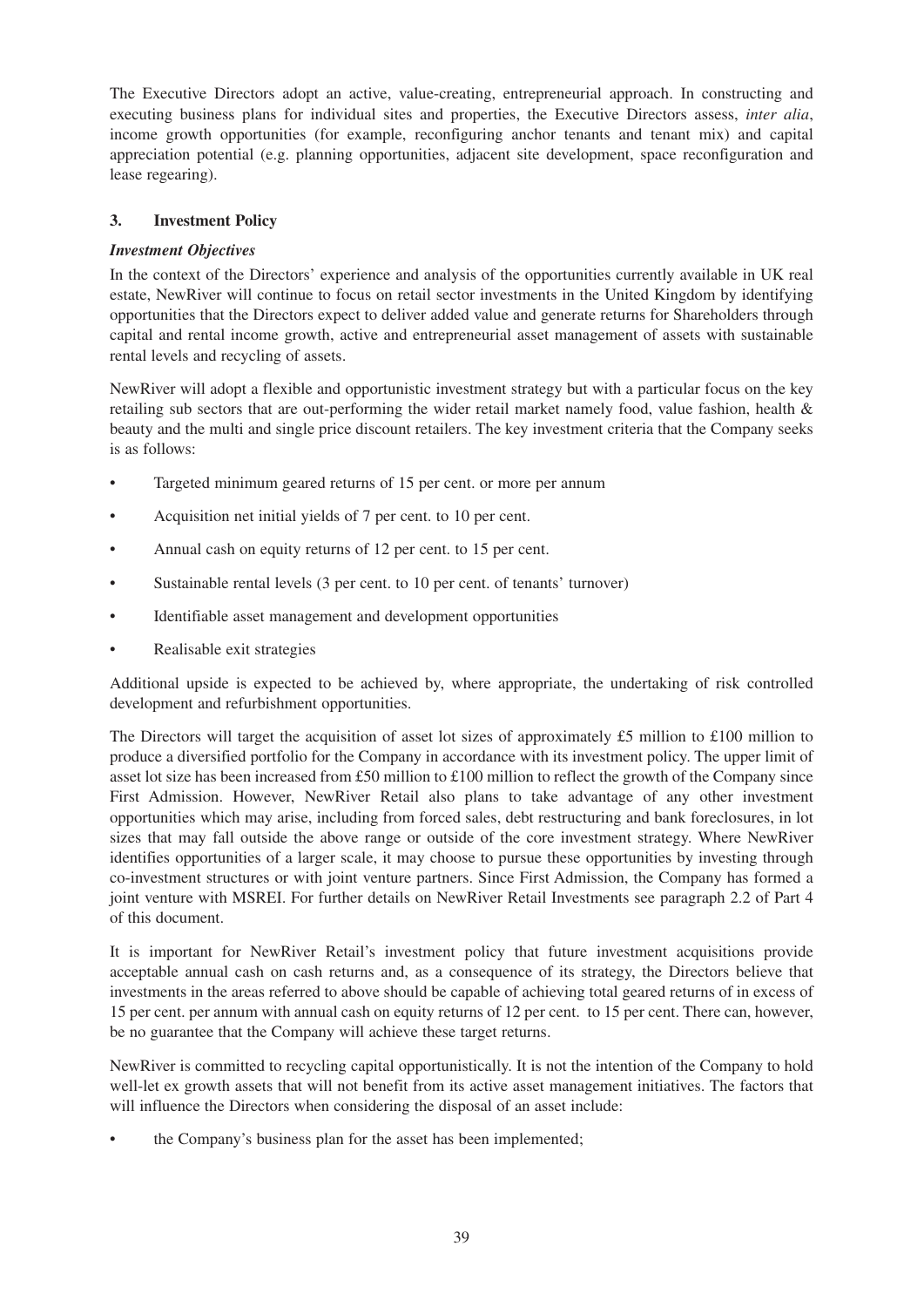The Executive Directors adopt an active, value-creating, entrepreneurial approach. In constructing and executing business plans for individual sites and properties, the Executive Directors assess, *inter alia*, income growth opportunities (for example, reconfiguring anchor tenants and tenant mix) and capital appreciation potential (e.g. planning opportunities, adjacent site development, space reconfiguration and lease regearing).

## 3. Investment Policy

### *Investment Objectives*

In the context of the Directors' experience and analysis of the opportunities currently available in UK real estate, NewRiver will continue to focus on retail sector investments in the United Kingdom by identifying opportunities that the Directors expect to deliver added value and generate returns for Shareholders through capital and rental income growth, active and entrepreneurial asset management of assets with sustainable rental levels and recycling of assets.

NewRiver will adopt a flexible and opportunistic investment strategy but with a particular focus on the key retailing sub sectors that are out-performing the wider retail market namely food, value fashion, health & beauty and the multi and single price discount retailers. The key investment criteria that the Company seeks is as follows:

- Targeted minimum geared returns of 15 per cent. or more per annum
- Acquisition net initial yields of 7 per cent. to 10 per cent.
- Annual cash on equity returns of 12 per cent. to 15 per cent.
- Sustainable rental levels (3 per cent. to 10 per cent. of tenants' turnover)
- Identifiable asset management and development opportunities
- Realisable exit strategies

Additional upside is expected to be achieved by, where appropriate, the undertaking of risk controlled development and refurbishment opportunities.

The Directors will target the acquisition of asset lot sizes of approximately £5 million to £100 million to produce a diversified portfolio for the Company in accordance with its investment policy. The upper limit of asset lot size has been increased from £50 million to £100 million to reflect the growth of the Company since First Admission. However, NewRiver Retail also plans to take advantage of any other investment opportunities which may arise, including from forced sales, debt restructuring and bank foreclosures, in lot sizes that may fall outside the above range or outside of the core investment strategy. Where NewRiver identifies opportunities of a larger scale, it may choose to pursue these opportunities by investing through co-investment structures or with joint venture partners. Since First Admission, the Company has formed a joint venture with MSREI. For further details on NewRiver Retail Investments see paragraph 2.2 of Part 4 of this document.

It is important for NewRiver Retail's investment policy that future investment acquisitions provide acceptable annual cash on cash returns and, as a consequence of its strategy, the Directors believe that investments in the areas referred to above should be capable of achieving total geared returns of in excess of 15 per cent. per annum with annual cash on equity returns of 12 per cent. to 15 per cent. There can, however, be no guarantee that the Company will achieve these target returns.

NewRiver is committed to recycling capital opportunistically. It is not the intention of the Company to hold well-let ex growth assets that will not benefit from its active asset management initiatives. The factors that will influence the Directors when considering the disposal of an asset include:

- the Company's business plan for the asset has been implemented;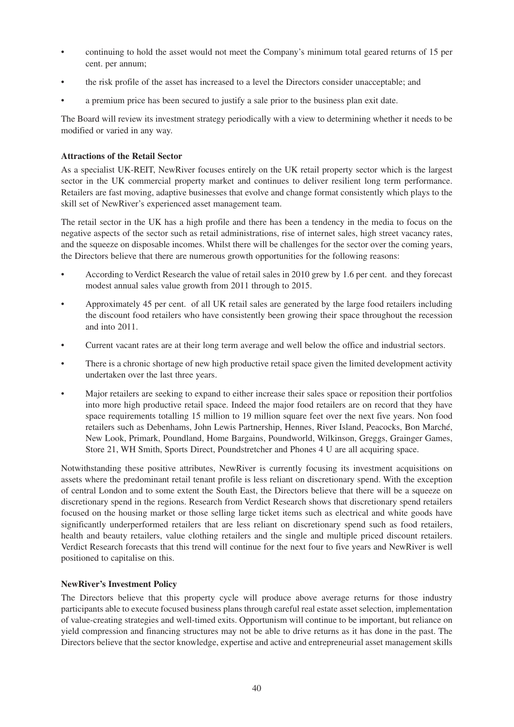- continuing to hold the asset would not meet the Company's minimum total geared returns of 15 per cent. per annum;
- the risk profile of the asset has increased to a level the Directors consider unacceptable; and
- a premium price has been secured to justify a sale prior to the business plan exit date.

The Board will review its investment strategy periodically with a view to determining whether it needs to be modified or varied in any way.

**Attractions of the Retail Sector**

As a specialist UK-REIT, NewRiver focuses entirely on the UK retail property sector which is the largest sector in the UK commercial property market and continues to deliver resilient long term performance. Retailers are fast moving, adaptive businesses that evolve and change format consistently which plays to the skill set of NewRiver's experienced asset management team.

The retail sector in the UK has a high profile and there has been a tendency in the media to focus on the negative aspects of the sector such as retail administrations, rise of internet sales, high street vacancy rates, and the squeeze on disposable incomes. Whilst there will be challenges for the sector over the coming years, the Directors believe that there are numerous growth opportunities for the following reasons:

- According to Verdict Research the value of retail sales in 2010 grew by 1.6 per cent. and they forecast modest annual sales value growth from 2011 through to 2015.
- Approximately 45 per cent. of all UK retail sales are generated by the large food retailers including the discount food retailers who have consistently been growing their space throughout the recession and into 2011.
- Current vacant rates are at their long term average and well below the office and industrial sectors.
- There is a chronic shortage of new high productive retail space given the limited development activity undertaken over the last three years.
- Major retailers are seeking to expand to either increase their sales space or reposition their portfolios into more high productive retail space. Indeed the major food retailers are on record that they have space requirements totalling 15 million to 19 million square feet over the next five years. Non food retailers such as Debenhams, John Lewis Partnership, Hennes, River Island, Peacocks, Bon Marché, New Look, Primark, Poundland, Home Bargains, Poundworld, Wilkinson, Greggs, Grainger Games, Store 21, WH Smith, Sports Direct, Poundstretcher and Phones 4 U are all acquiring space.

Notwithstanding these positive attributes, NewRiver is currently focusing its investment acquisitions on assets where the predominant retail tenant profile is less reliant on discretionary spend. With the exception of central London and to some extent the South East, the Directors believe that there will be a squeeze on discretionary spend in the regions. Research from Verdict Research shows that discretionary spend retailers focused on the housing market or those selling large ticket items such as electrical and white goods have significantly underperformed retailers that are less reliant on discretionary spend such as food retailers, health and beauty retailers, value clothing retailers and the single and multiple priced discount retailers. Verdict Research forecasts that this trend will continue for the next four to five years and NewRiver is well positioned to capitalise on this.

**NewRiver's Investment Policy**

The Directors believe that this property cycle will produce above average returns for those industry participants able to execute focused business plans through careful real estate asset selection, implementation of value-creating strategies and well-timed exits. Opportunism will continue to be important, but reliance on yield compression and financing structures may not be able to drive returns as it has done in the past. The Directors believe that the sector knowledge, expertise and active and entrepreneurial asset management skills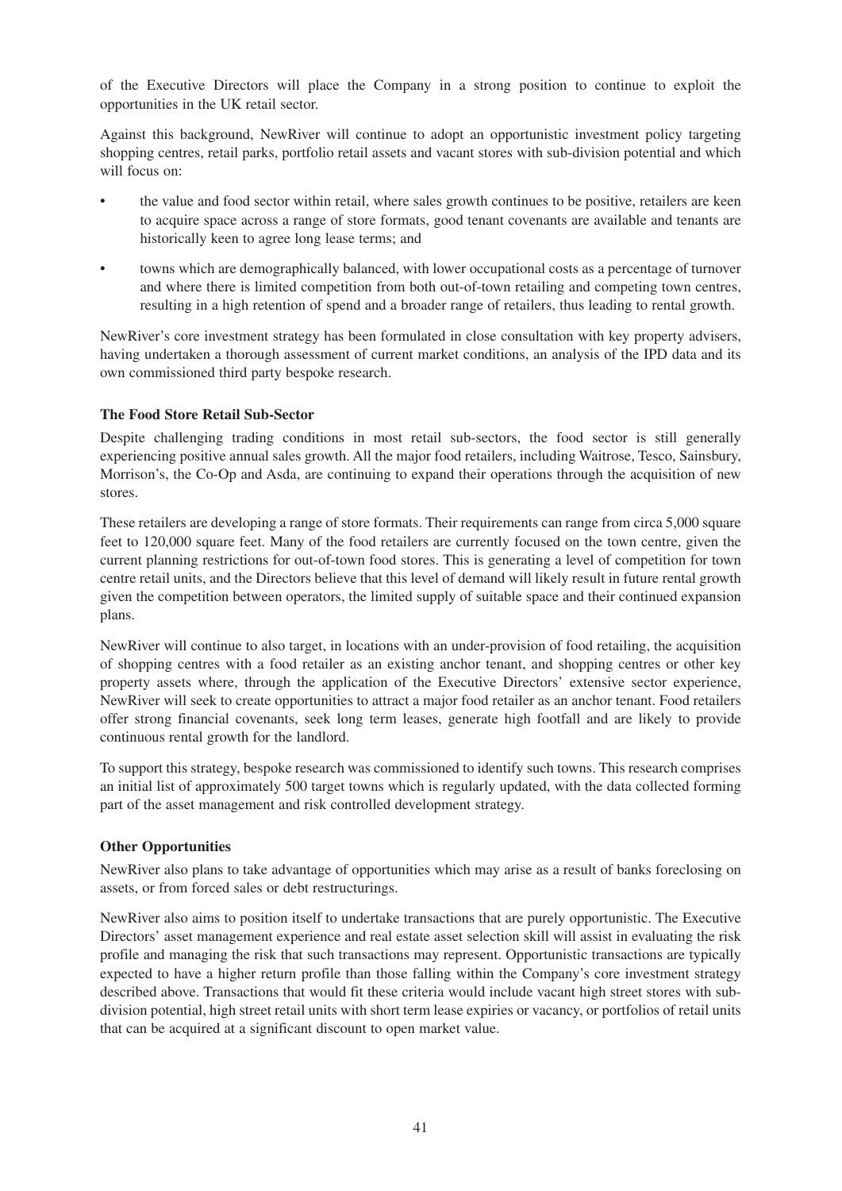of the Executive Directors will place the Company in a strong position to continue to exploit the opportunities in the UK retail sector.

Against this background, NewRiver will continue to adopt an opportunistic investment policy targeting shopping centres, retail parks, portfolio retail assets and vacant stores with sub-division potential and which will focus on:

- the value and food sector within retail, where sales growth continues to be positive, retailers are keen to acquire space across a range of store formats, good tenant covenants are available and tenants are historically keen to agree long lease terms; and
- towns which are demographically balanced, with lower occupational costs as a percentage of turnover and where there is limited competition from both out-of-town retailing and competing town centres, resulting in a high retention of spend and a broader range of retailers, thus leading to rental growth.

NewRiver's core investment strategy has been formulated in close consultation with key property advisers, having undertaken a thorough assessment of current market conditions, an analysis of the IPD data and its own commissioned third party bespoke research.

**The Food Store Retail Sub-Sector**

Despite challenging trading conditions in most retail sub-sectors, the food sector is still generally experiencing positive annual sales growth. All the major food retailers, including Waitrose, Tesco, Sainsbury, Morrison's, the Co-Op and Asda, are continuing to expand their operations through the acquisition of new stores.

These retailers are developing a range of store formats. Their requirements can range from circa 5,000 square feet to 120,000 square feet. Many of the food retailers are currently focused on the town centre, given the current planning restrictions for out-of-town food stores. This is generating a level of competition for town centre retail units, and the Directors believe that this level of demand will likely result in future rental growth given the competition between operators, the limited supply of suitable space and their continued expansion plans.

NewRiver will continue to also target, in locations with an under-provision of food retailing, the acquisition of shopping centres with a food retailer as an existing anchor tenant, and shopping centres or other key property assets where, through the application of the Executive Directors' extensive sector experience, NewRiver will seek to create opportunities to attract a major food retailer as an anchor tenant. Food retailers offer strong financial covenants, seek long term leases, generate high footfall and are likely to provide continuous rental growth for the landlord.

To support this strategy, bespoke research was commissioned to identify such towns. This research comprises an initial list of approximately 500 target towns which is regularly updated, with the data collected forming part of the asset management and risk controlled development strategy.

**Other Opportunities**

NewRiver also plans to take advantage of opportunities which may arise as a result of banks foreclosing on assets, or from forced sales or debt restructurings.

NewRiver also aims to position itself to undertake transactions that are purely opportunistic. The Executive Directors' asset management experience and real estate asset selection skill will assist in evaluating the risk profile and managing the risk that such transactions may represent. Opportunistic transactions are typically expected to have a higher return profile than those falling within the Company's core investment strategy described above. Transactions that would fit these criteria would include vacant high street stores with sub-division potential, high street retail units with short term lease expiries or vacancy, or portfolios of retail units that can be acquired at a significant discount to open market value.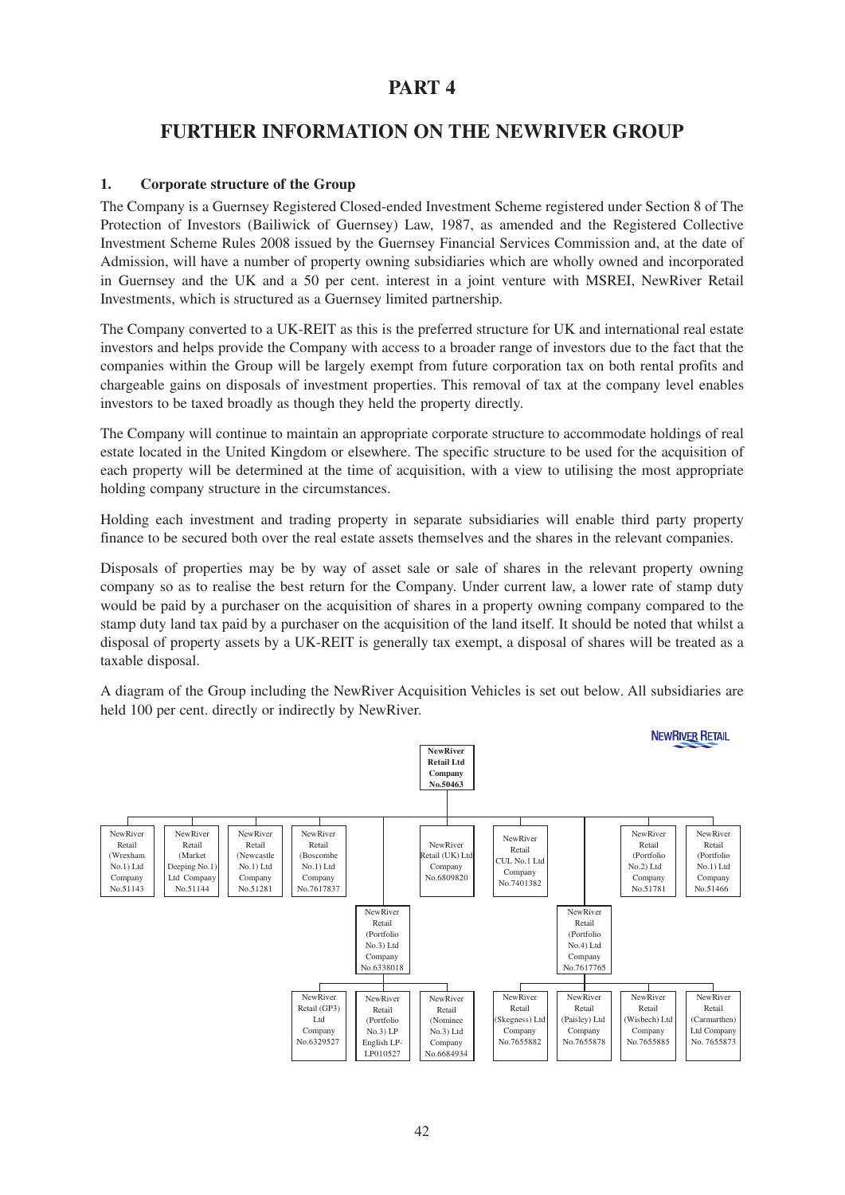# PART 4

## FURTHER INFORMATION ON THE NEWRIVER GROUP

### 1. Corporate structure of the Group

The Company is a Guernsey Registered Closed-ended Investment Scheme registered under Section 8 of The Protection of Investors (Bailiwick of Guernsey) Law, 1987, as amended and the Registered Collective Investment Scheme Rules 2008 issued by the Guernsey Financial Services Commission and, at the date of Admission, will have a number of property owning subsidiaries which are wholly owned and incorporated in Guernsey and the UK and a 50 per cent. interest in a joint venture with MSREI, NewRiver Retail Investments, which is structured as a Guernsey limited partnership.

The Company converted to a UK-REIT as this is the preferred structure for UK and international real estate investors and helps provide the Company with access to a broader range of investors due to the fact that the companies within the Group will be largely exempt from future corporation tax on both rental profits and chargeable gains on disposals of investment properties. This removal of tax at the company level enables investors to be taxed broadly as though they held the property directly.

The Company will continue to maintain an appropriate corporate structure to accommodate holdings of real estate located in the United Kingdom or elsewhere. The specific structure to be used for the acquisition of each property will be determined at the time of acquisition, with a view to utilising the most appropriate holding company structure in the circumstances.

Holding each investment and trading property in separate subsidiaries will enable third party property finance to be secured both over the real estate assets themselves and the shares in the relevant companies.

Disposals of properties may be by way of asset sale or sale of shares in the relevant property owning company so as to realise the best return for the Company. Under current law, a lower rate of stamp duty would be paid by a purchaser on the acquisition of shares in a property owning company compared to the stamp duty land tax paid by a purchaser on the acquisition of the land itself. It should be noted that whilst a disposal of property assets by a UK-REIT is generally tax exempt, a disposal of shares will be treated as a taxable disposal.

A diagram of the Group including the NewRiver Acquisition Vehicles is set out below. All subsidiaries are held 100 per cent. directly or indirectly by NewRiver.

NEWRIVER RETAIL

**NewRiver Retail Ltd Company No.50463**

- NewRiver Retail (Wrexham No.1) Ltd Company No.51143
- NewRiver Retail (Market Deeping No.1) Ltd Company No.51144
- NewRiver Retail (Newcastle No.1) Ltd Company No.51281
- NewRiver Retail (Boscombe No.1) Ltd Company No.7617837
- NewRiver Retail (Portfolio No.3) Ltd Company No.6338018
  - NewRiver Retail (GP3) Ltd Company No.6329527
  - NewRiver Retail (Portfolio No.3) LP English LP-LP010527
  - NewRiver Retail (Nominee No.3) Ltd Company No.6684934
- NewRiver Retail (UK) Ltd Company No.6809820
- NewRiver Retail CUL No.1 Ltd Company No.7401382
- NewRiver Retail (Portfolio No.4) Ltd Company No.7617765
  - NewRiver Retail (Skegness) Ltd Company No.7655882
  - NewRiver Retail (Paisley) Ltd Company No.7655878
  - NewRiver Retail (Wisbech) Ltd Company No.7655885
  - NewRiver Retail (Carmarthen) Ltd Company No. 7655873
- NewRiver Retail (Portfolio No.2) Ltd Company No.51781
- NewRiver Retail (Portfolio No.1) Ltd Company No.51466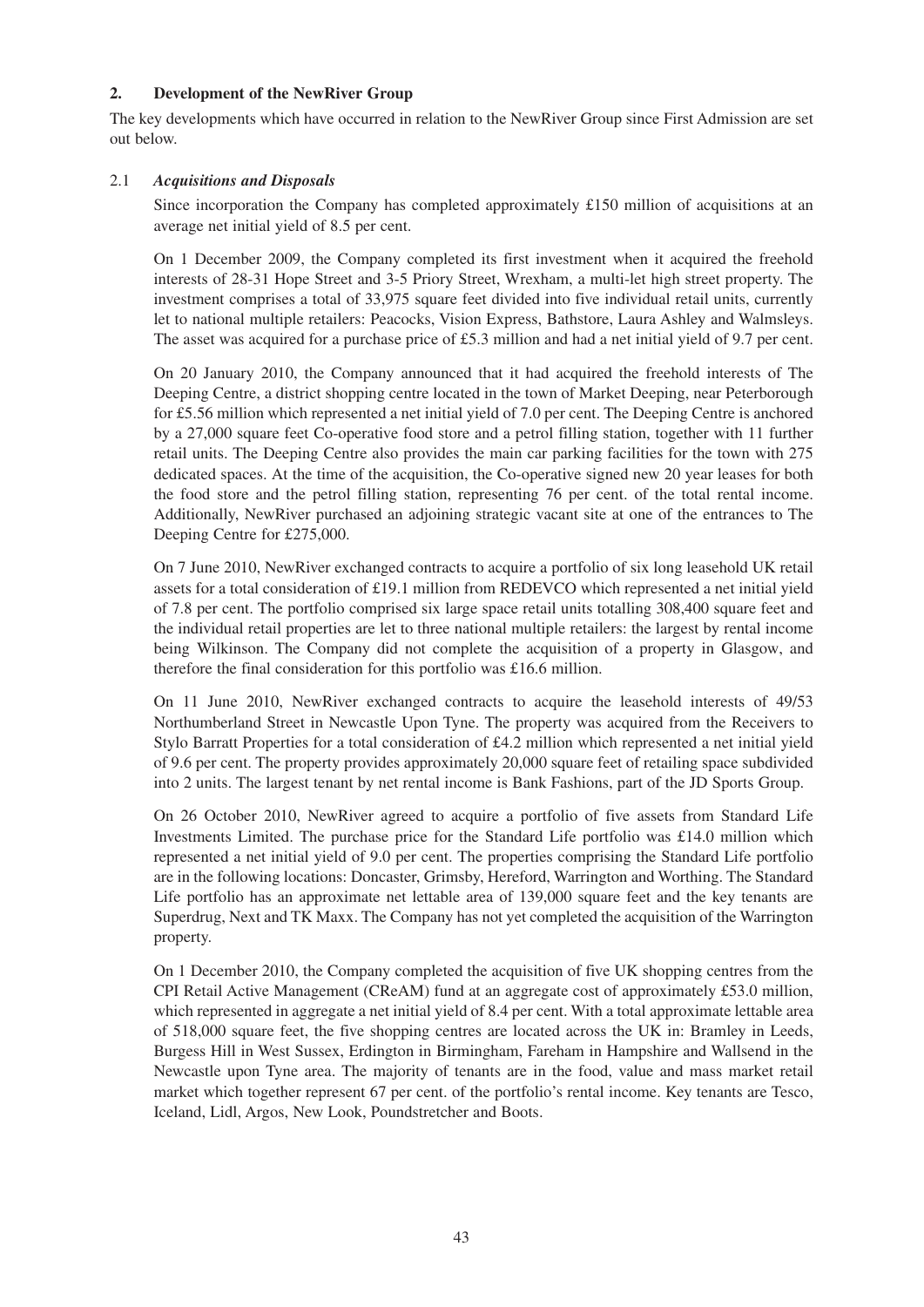## 2. Development of the NewRiver Group

The key developments which have occurred in relation to the NewRiver Group since First Admission are set out below.

### 2.1 *Acquisitions and Disposals*

Since incorporation the Company has completed approximately £150 million of acquisitions at an average net initial yield of 8.5 per cent.

On 1 December 2009, the Company completed its first investment when it acquired the freehold interests of 28-31 Hope Street and 3-5 Priory Street, Wrexham, a multi-let high street property. The investment comprises a total of 33,975 square feet divided into five individual retail units, currently let to national multiple retailers: Peacocks, Vision Express, Bathstore, Laura Ashley and Walmsleys. The asset was acquired for a purchase price of £5.3 million and had a net initial yield of 9.7 per cent.

On 20 January 2010, the Company announced that it had acquired the freehold interests of The Deeping Centre, a district shopping centre located in the town of Market Deeping, near Peterborough for £5.56 million which represented a net initial yield of 7.0 per cent. The Deeping Centre is anchored by a 27,000 square feet Co-operative food store and a petrol filling station, together with 11 further retail units. The Deeping Centre also provides the main car parking facilities for the town with 275 dedicated spaces. At the time of the acquisition, the Co-operative signed new 20 year leases for both the food store and the petrol filling station, representing 76 per cent. of the total rental income. Additionally, NewRiver purchased an adjoining strategic vacant site at one of the entrances to The Deeping Centre for £275,000.

On 7 June 2010, NewRiver exchanged contracts to acquire a portfolio of six long leasehold UK retail assets for a total consideration of £19.1 million from REDEVCO which represented a net initial yield of 7.8 per cent. The portfolio comprised six large space retail units totalling 308,400 square feet and the individual retail properties are let to three national multiple retailers: the largest by rental income being Wilkinson. The Company did not complete the acquisition of a property in Glasgow, and therefore the final consideration for this portfolio was £16.6 million.

On 11 June 2010, NewRiver exchanged contracts to acquire the leasehold interests of 49/53 Northumberland Street in Newcastle Upon Tyne. The property was acquired from the Receivers to Stylo Barratt Properties for a total consideration of £4.2 million which represented a net initial yield of 9.6 per cent. The property provides approximately 20,000 square feet of retailing space subdivided into 2 units. The largest tenant by net rental income is Bank Fashions, part of the JD Sports Group.

On 26 October 2010, NewRiver agreed to acquire a portfolio of five assets from Standard Life Investments Limited. The purchase price for the Standard Life portfolio was £14.0 million which represented a net initial yield of 9.0 per cent. The properties comprising the Standard Life portfolio are in the following locations: Doncaster, Grimsby, Hereford, Warrington and Worthing. The Standard Life portfolio has an approximate net lettable area of 139,000 square feet and the key tenants are Superdrug, Next and TK Maxx. The Company has not yet completed the acquisition of the Warrington property.

On 1 December 2010, the Company completed the acquisition of five UK shopping centres from the CPI Retail Active Management (CReAM) fund at an aggregate cost of approximately £53.0 million, which represented in aggregate a net initial yield of 8.4 per cent. With a total approximate lettable area of 518,000 square feet, the five shopping centres are located across the UK in: Bramley in Leeds, Burgess Hill in West Sussex, Erdington in Birmingham, Fareham in Hampshire and Wallsend in the Newcastle upon Tyne area. The majority of tenants are in the food, value and mass market retail market which together represent 67 per cent. of the portfolio's rental income. Key tenants are Tesco, Iceland, Lidl, Argos, New Look, Poundstretcher and Boots.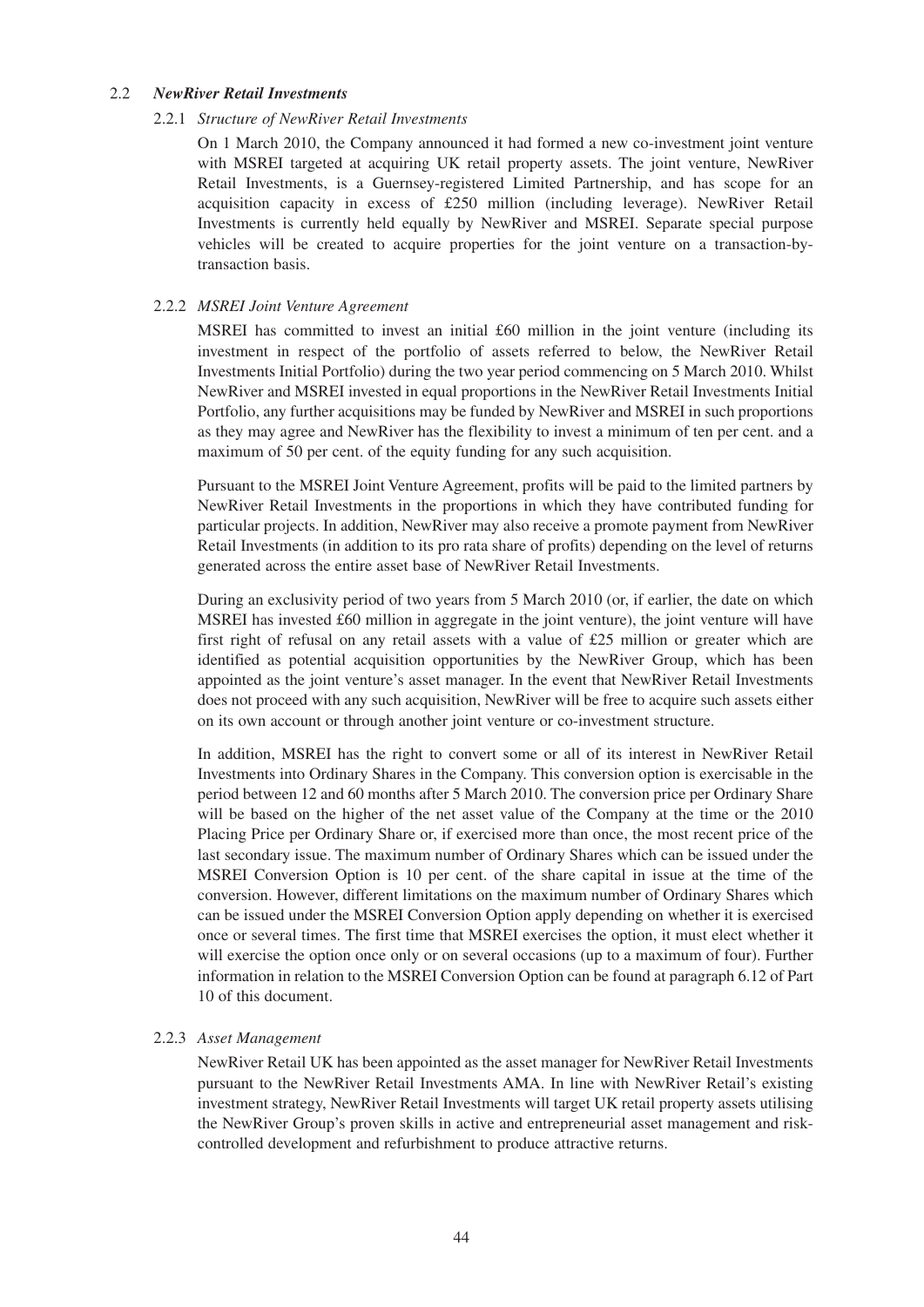### 2.2 *NewRiver Retail Investments*

#### 2.2.1 *Structure of NewRiver Retail Investments*

On 1 March 2010, the Company announced it had formed a new co-investment joint venture with MSREI targeted at acquiring UK retail property assets. The joint venture, NewRiver Retail Investments, is a Guernsey-registered Limited Partnership, and has scope for an acquisition capacity in excess of £250 million (including leverage). NewRiver Retail Investments is currently held equally by NewRiver and MSREI. Separate special purpose vehicles will be created to acquire properties for the joint venture on a transaction-by-transaction basis.

#### 2.2.2 *MSREI Joint Venture Agreement*

MSREI has committed to invest an initial £60 million in the joint venture (including its investment in respect of the portfolio of assets referred to below, the NewRiver Retail Investments Initial Portfolio) during the two year period commencing on 5 March 2010. Whilst NewRiver and MSREI invested in equal proportions in the NewRiver Retail Investments Initial Portfolio, any further acquisitions may be funded by NewRiver and MSREI in such proportions as they may agree and NewRiver has the flexibility to invest a minimum of ten per cent. and a maximum of 50 per cent. of the equity funding for any such acquisition.

Pursuant to the MSREI Joint Venture Agreement, profits will be paid to the limited partners by NewRiver Retail Investments in the proportions in which they have contributed funding for particular projects. In addition, NewRiver may also receive a promote payment from NewRiver Retail Investments (in addition to its pro rata share of profits) depending on the level of returns generated across the entire asset base of NewRiver Retail Investments.

During an exclusivity period of two years from 5 March 2010 (or, if earlier, the date on which MSREI has invested £60 million in aggregate in the joint venture), the joint venture will have first right of refusal on any retail assets with a value of £25 million or greater which are identified as potential acquisition opportunities by the NewRiver Group, which has been appointed as the joint venture's asset manager. In the event that NewRiver Retail Investments does not proceed with any such acquisition, NewRiver will be free to acquire such assets either on its own account or through another joint venture or co-investment structure.

In addition, MSREI has the right to convert some or all of its interest in NewRiver Retail Investments into Ordinary Shares in the Company. This conversion option is exercisable in the period between 12 and 60 months after 5 March 2010. The conversion price per Ordinary Share will be based on the higher of the net asset value of the Company at the time or the 2010 Placing Price per Ordinary Share or, if exercised more than once, the most recent price of the last secondary issue. The maximum number of Ordinary Shares which can be issued under the MSREI Conversion Option is 10 per cent. of the share capital in issue at the time of the conversion. However, different limitations on the maximum number of Ordinary Shares which can be issued under the MSREI Conversion Option apply depending on whether it is exercised once or several times. The first time that MSREI exercises the option, it must elect whether it will exercise the option once only or on several occasions (up to a maximum of four). Further information in relation to the MSREI Conversion Option can be found at paragraph 6.12 of Part 10 of this document.

#### 2.2.3 *Asset Management*

NewRiver Retail UK has been appointed as the asset manager for NewRiver Retail Investments pursuant to the NewRiver Retail Investments AMA. In line with NewRiver Retail's existing investment strategy, NewRiver Retail Investments will target UK retail property assets utilising the NewRiver Group's proven skills in active and entrepreneurial asset management and risk-controlled development and refurbishment to produce attractive returns.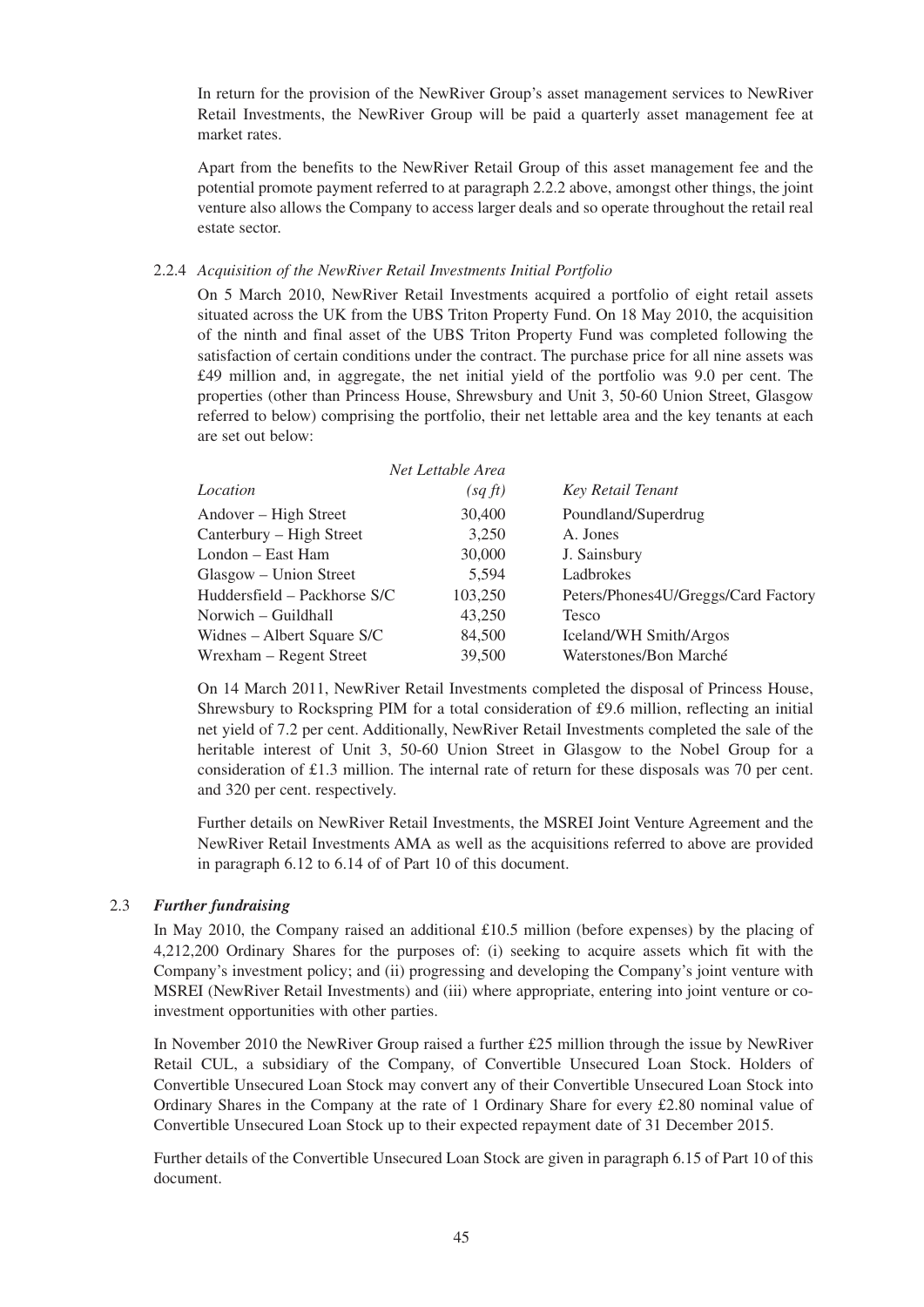In return for the provision of the NewRiver Group's asset management services to NewRiver Retail Investments, the NewRiver Group will be paid a quarterly asset management fee at market rates.

Apart from the benefits to the NewRiver Retail Group of this asset management fee and the potential promote payment referred to at paragraph 2.2.2 above, amongst other things, the joint venture also allows the Company to access larger deals and so operate throughout the retail real estate sector.

2.2.4 *Acquisition of the NewRiver Retail Investments Initial Portfolio*

On 5 March 2010, NewRiver Retail Investments acquired a portfolio of eight retail assets situated across the UK from the UBS Triton Property Fund. On 18 May 2010, the acquisition of the ninth and final asset of the UBS Triton Property Fund was completed following the satisfaction of certain conditions under the contract. The purchase price for all nine assets was £49 million and, in aggregate, the net initial yield of the portfolio was 9.0 per cent. The properties (other than Princess House, Shrewsbury and Unit 3, 50-60 Union Street, Glasgow referred to below) comprising the portfolio, their net lettable area and the key tenants at each are set out below:

| *Location* | *Net Lettable Area (sq ft)* | *Key Retail Tenant* |
|---|---|---|
| Andover – High Street | 30,400 | Poundland/Superdrug |
| Canterbury – High Street | 3,250 | A. Jones |
| London – East Ham | 30,000 | J. Sainsbury |
| Glasgow – Union Street | 5,594 | Ladbrokes |
| Huddersfield – Packhorse S/C | 103,250 | Peters/Phones4U/Greggs/Card Factory |
| Norwich – Guildhall | 43,250 | Tesco |
| Widnes – Albert Square S/C | 84,500 | Iceland/WH Smith/Argos |
| Wrexham – Regent Street | 39,500 | Waterstones/Bon Marché |

On 14 March 2011, NewRiver Retail Investments completed the disposal of Princess House, Shrewsbury to Rockspring PIM for a total consideration of £9.6 million, reflecting an initial net yield of 7.2 per cent. Additionally, NewRiver Retail Investments completed the sale of the heritable interest of Unit 3, 50-60 Union Street in Glasgow to the Nobel Group for a consideration of £1.3 million. The internal rate of return for these disposals was 70 per cent. and 320 per cent. respectively.

Further details on NewRiver Retail Investments, the MSREI Joint Venture Agreement and the NewRiver Retail Investments AMA as well as the acquisitions referred to above are provided in paragraph 6.12 to 6.14 of of Part 10 of this document.

2.3 ***Further fundraising***

In May 2010, the Company raised an additional £10.5 million (before expenses) by the placing of 4,212,200 Ordinary Shares for the purposes of: (i) seeking to acquire assets which fit with the Company's investment policy; and (ii) progressing and developing the Company's joint venture with MSREI (NewRiver Retail Investments) and (iii) where appropriate, entering into joint venture or co-investment opportunities with other parties.

In November 2010 the NewRiver Group raised a further £25 million through the issue by NewRiver Retail CUL, a subsidiary of the Company, of Convertible Unsecured Loan Stock. Holders of Convertible Unsecured Loan Stock may convert any of their Convertible Unsecured Loan Stock into Ordinary Shares in the Company at the rate of 1 Ordinary Share for every £2.80 nominal value of Convertible Unsecured Loan Stock up to their expected repayment date of 31 December 2015.

Further details of the Convertible Unsecured Loan Stock are given in paragraph 6.15 of Part 10 of this document.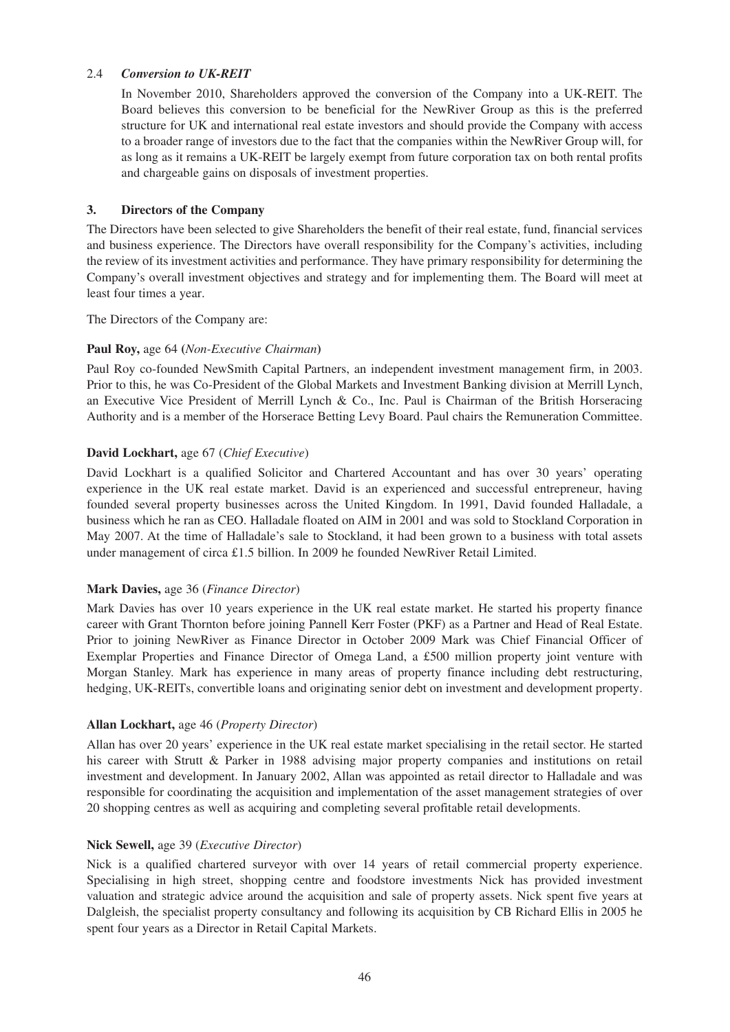### 2.4 *Conversion to UK-REIT*

In November 2010, Shareholders approved the conversion of the Company into a UK-REIT. The Board believes this conversion to be beneficial for the NewRiver Group as this is the preferred structure for UK and international real estate investors and should provide the Company with access to a broader range of investors due to the fact that the companies within the NewRiver Group will, for as long as it remains a UK-REIT be largely exempt from future corporation tax on both rental profits and chargeable gains on disposals of investment properties.

## 3. Directors of the Company

The Directors have been selected to give Shareholders the benefit of their real estate, fund, financial services and business experience. The Directors have overall responsibility for the Company's activities, including the review of its investment activities and performance. They have primary responsibility for determining the Company's overall investment objectives and strategy and for implementing them. The Board will meet at least four times a year.

The Directors of the Company are:

**Paul Roy,** age 64 (*Non-Executive Chairman*)

Paul Roy co-founded NewSmith Capital Partners, an independent investment management firm, in 2003. Prior to this, he was Co-President of the Global Markets and Investment Banking division at Merrill Lynch, an Executive Vice President of Merrill Lynch & Co., Inc. Paul is Chairman of the British Horseracing Authority and is a member of the Horserace Betting Levy Board. Paul chairs the Remuneration Committee.

**David Lockhart,** age 67 (*Chief Executive*)

David Lockhart is a qualified Solicitor and Chartered Accountant and has over 30 years' operating experience in the UK real estate market. David is an experienced and successful entrepreneur, having founded several property businesses across the United Kingdom. In 1991, David founded Halladale, a business which he ran as CEO. Halladale floated on AIM in 2001 and was sold to Stockland Corporation in May 2007. At the time of Halladale's sale to Stockland, it had been grown to a business with total assets under management of circa £1.5 billion. In 2009 he founded NewRiver Retail Limited.

**Mark Davies,** age 36 (*Finance Director*)

Mark Davies has over 10 years experience in the UK real estate market. He started his property finance career with Grant Thornton before joining Pannell Kerr Foster (PKF) as a Partner and Head of Real Estate. Prior to joining NewRiver as Finance Director in October 2009 Mark was Chief Financial Officer of Exemplar Properties and Finance Director of Omega Land, a £500 million property joint venture with Morgan Stanley. Mark has experience in many areas of property finance including debt restructuring, hedging, UK-REITs, convertible loans and originating senior debt on investment and development property.

**Allan Lockhart,** age 46 (*Property Director*)

Allan has over 20 years' experience in the UK real estate market specialising in the retail sector. He started his career with Strutt & Parker in 1988 advising major property companies and institutions on retail investment and development. In January 2002, Allan was appointed as retail director to Halladale and was responsible for coordinating the acquisition and implementation of the asset management strategies of over 20 shopping centres as well as acquiring and completing several profitable retail developments.

**Nick Sewell,** age 39 (*Executive Director*)

Nick is a qualified chartered surveyor with over 14 years of retail commercial property experience. Specialising in high street, shopping centre and foodstore investments Nick has provided investment valuation and strategic advice around the acquisition and sale of property assets. Nick spent five years at Dalgleish, the specialist property consultancy and following its acquisition by CB Richard Ellis in 2005 he spent four years as a Director in Retail Capital Markets.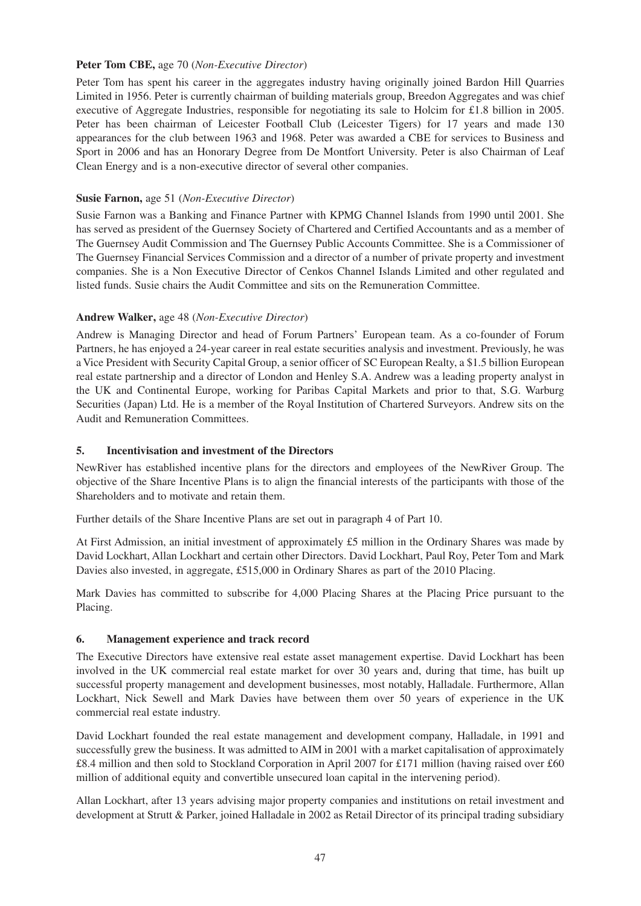**Peter Tom CBE,** age 70 (*Non-Executive Director*)

Peter Tom has spent his career in the aggregates industry having originally joined Bardon Hill Quarries Limited in 1956. Peter is currently chairman of building materials group, Breedon Aggregates and was chief executive of Aggregate Industries, responsible for negotiating its sale to Holcim for £1.8 billion in 2005. Peter has been chairman of Leicester Football Club (Leicester Tigers) for 17 years and made 130 appearances for the club between 1963 and 1968. Peter was awarded a CBE for services to Business and Sport in 2006 and has an Honorary Degree from De Montfort University. Peter is also Chairman of Leaf Clean Energy and is a non-executive director of several other companies.

**Susie Farnon,** age 51 (*Non-Executive Director*)

Susie Farnon was a Banking and Finance Partner with KPMG Channel Islands from 1990 until 2001. She has served as president of the Guernsey Society of Chartered and Certified Accountants and as a member of The Guernsey Audit Commission and The Guernsey Public Accounts Committee. She is a Commissioner of The Guernsey Financial Services Commission and a director of a number of private property and investment companies. She is a Non Executive Director of Cenkos Channel Islands Limited and other regulated and listed funds. Susie chairs the Audit Committee and sits on the Remuneration Committee.

**Andrew Walker,** age 48 (*Non-Executive Director*)

Andrew is Managing Director and head of Forum Partners' European team. As a co-founder of Forum Partners, he has enjoyed a 24-year career in real estate securities analysis and investment. Previously, he was a Vice President with Security Capital Group, a senior officer of SC European Realty, a $1.5 billion European real estate partnership and a director of London and Henley S.A. Andrew was a leading property analyst in the UK and Continental Europe, working for Paribas Capital Markets and prior to that, S.G. Warburg Securities (Japan) Ltd. He is a member of the Royal Institution of Chartered Surveyors. Andrew sits on the Audit and Remuneration Committees.

## 5. Incentivisation and investment of the Directors

NewRiver has established incentive plans for the directors and employees of the NewRiver Group. The objective of the Share Incentive Plans is to align the financial interests of the participants with those of the Shareholders and to motivate and retain them.

Further details of the Share Incentive Plans are set out in paragraph 4 of Part 10.

At First Admission, an initial investment of approximately £5 million in the Ordinary Shares was made by David Lockhart, Allan Lockhart and certain other Directors. David Lockhart, Paul Roy, Peter Tom and Mark Davies also invested, in aggregate, £515,000 in Ordinary Shares as part of the 2010 Placing.

Mark Davies has committed to subscribe for 4,000 Placing Shares at the Placing Price pursuant to the Placing.

## 6. Management experience and track record

The Executive Directors have extensive real estate asset management expertise. David Lockhart has been involved in the UK commercial real estate market for over 30 years and, during that time, has built up successful property management and development businesses, most notably, Halladale. Furthermore, Allan Lockhart, Nick Sewell and Mark Davies have between them over 50 years of experience in the UK commercial real estate industry.

David Lockhart founded the real estate management and development company, Halladale, in 1991 and successfully grew the business. It was admitted to AIM in 2001 with a market capitalisation of approximately £8.4 million and then sold to Stockland Corporation in April 2007 for £171 million (having raised over £60 million of additional equity and convertible unsecured loan capital in the intervening period).

Allan Lockhart, after 13 years advising major property companies and institutions on retail investment and development at Strutt & Parker, joined Halladale in 2002 as Retail Director of its principal trading subsidiary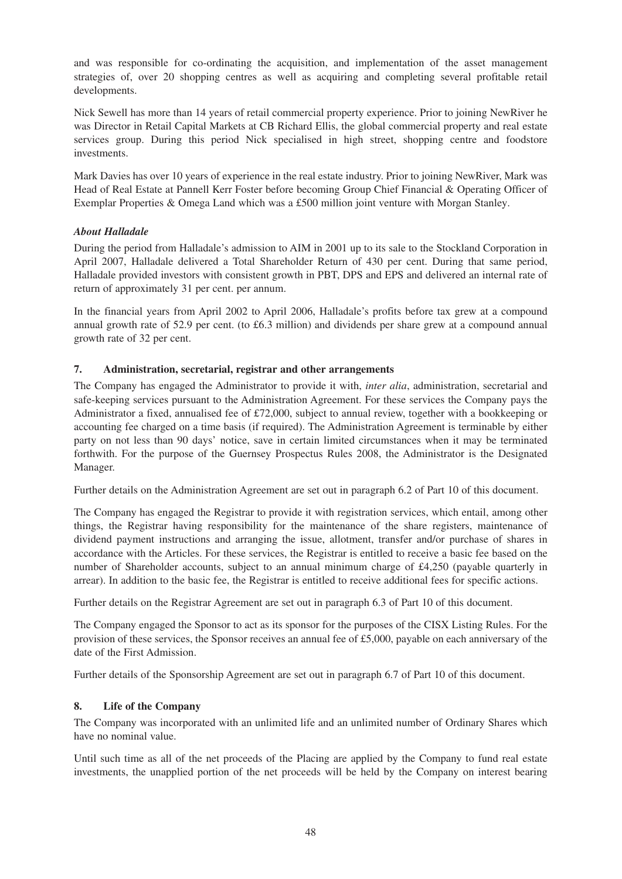and was responsible for co-ordinating the acquisition, and implementation of the asset management strategies of, over 20 shopping centres as well as acquiring and completing several profitable retail developments.

Nick Sewell has more than 14 years of retail commercial property experience. Prior to joining NewRiver he was Director in Retail Capital Markets at CB Richard Ellis, the global commercial property and real estate services group. During this period Nick specialised in high street, shopping centre and foodstore investments.

Mark Davies has over 10 years of experience in the real estate industry. Prior to joining NewRiver, Mark was Head of Real Estate at Pannell Kerr Foster before becoming Group Chief Financial & Operating Officer of Exemplar Properties & Omega Land which was a £500 million joint venture with Morgan Stanley.

***About Halladale***

During the period from Halladale's admission to AIM in 2001 up to its sale to the Stockland Corporation in April 2007, Halladale delivered a Total Shareholder Return of 430 per cent. During that same period, Halladale provided investors with consistent growth in PBT, DPS and EPS and delivered an internal rate of return of approximately 31 per cent. per annum.

In the financial years from April 2002 to April 2006, Halladale's profits before tax grew at a compound annual growth rate of 52.9 per cent. (to £6.3 million) and dividends per share grew at a compound annual growth rate of 32 per cent.

## 7. Administration, secretarial, registrar and other arrangements

The Company has engaged the Administrator to provide it with, *inter alia*, administration, secretarial and safe-keeping services pursuant to the Administration Agreement. For these services the Company pays the Administrator a fixed, annualised fee of £72,000, subject to annual review, together with a bookkeeping or accounting fee charged on a time basis (if required). The Administration Agreement is terminable by either party on not less than 90 days' notice, save in certain limited circumstances when it may be terminated forthwith. For the purpose of the Guernsey Prospectus Rules 2008, the Administrator is the Designated Manager.

Further details on the Administration Agreement are set out in paragraph 6.2 of Part 10 of this document.

The Company has engaged the Registrar to provide it with registration services, which entail, among other things, the Registrar having responsibility for the maintenance of the share registers, maintenance of dividend payment instructions and arranging the issue, allotment, transfer and/or purchase of shares in accordance with the Articles. For these services, the Registrar is entitled to receive a basic fee based on the number of Shareholder accounts, subject to an annual minimum charge of £4,250 (payable quarterly in arrear). In addition to the basic fee, the Registrar is entitled to receive additional fees for specific actions.

Further details on the Registrar Agreement are set out in paragraph 6.3 of Part 10 of this document.

The Company engaged the Sponsor to act as its sponsor for the purposes of the CISX Listing Rules. For the provision of these services, the Sponsor receives an annual fee of £5,000, payable on each anniversary of the date of the First Admission.

Further details of the Sponsorship Agreement are set out in paragraph 6.7 of Part 10 of this document.

## 8. Life of the Company

The Company was incorporated with an unlimited life and an unlimited number of Ordinary Shares which have no nominal value.

Until such time as all of the net proceeds of the Placing are applied by the Company to fund real estate investments, the unapplied portion of the net proceeds will be held by the Company on interest bearing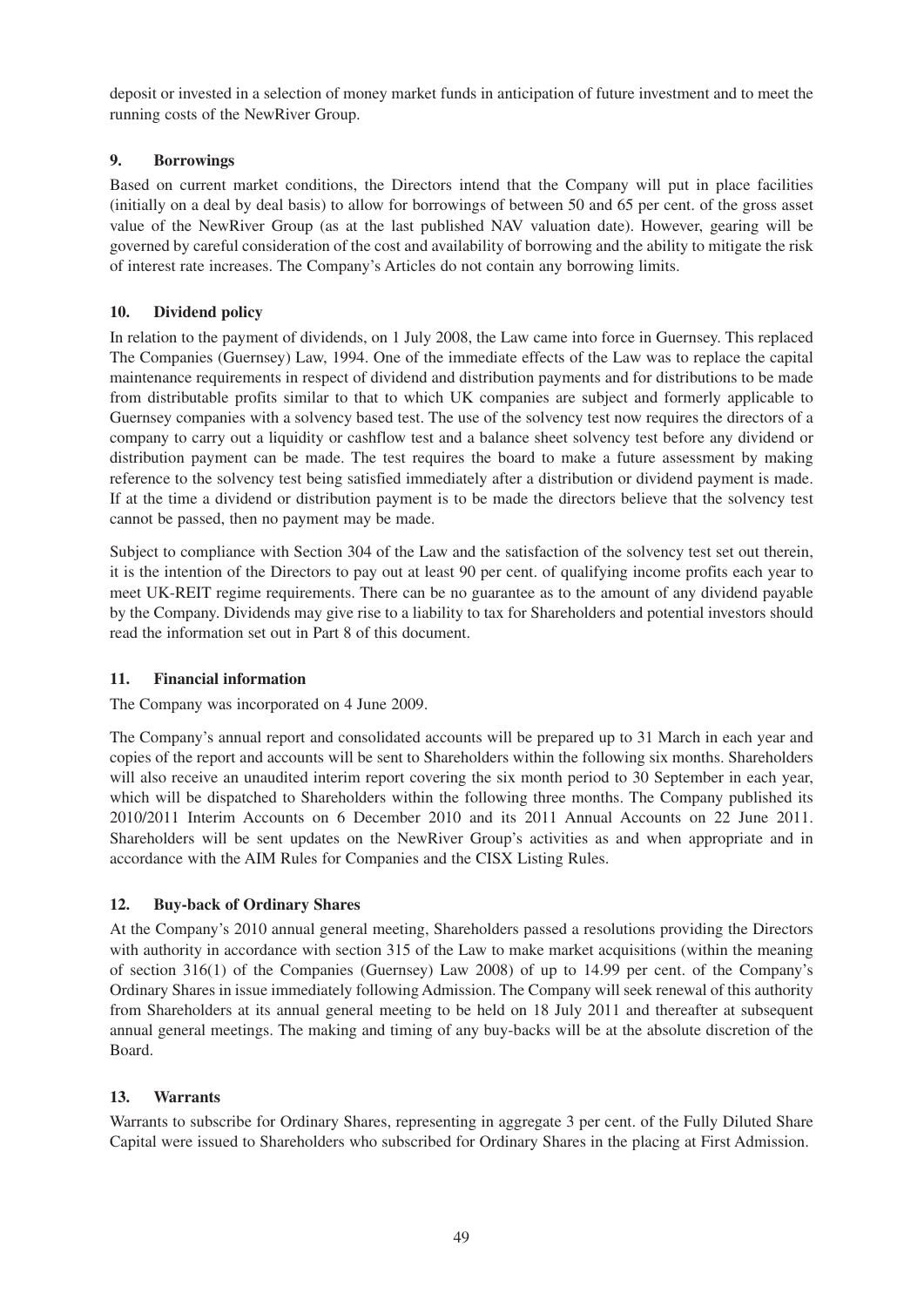deposit or invested in a selection of money market funds in anticipation of future investment and to meet the running costs of the NewRiver Group.

## 9. Borrowings

Based on current market conditions, the Directors intend that the Company will put in place facilities (initially on a deal by deal basis) to allow for borrowings of between 50 and 65 per cent. of the gross asset value of the NewRiver Group (as at the last published NAV valuation date). However, gearing will be governed by careful consideration of the cost and availability of borrowing and the ability to mitigate the risk of interest rate increases. The Company's Articles do not contain any borrowing limits.

## 10. Dividend policy

In relation to the payment of dividends, on 1 July 2008, the Law came into force in Guernsey. This replaced The Companies (Guernsey) Law, 1994. One of the immediate effects of the Law was to replace the capital maintenance requirements in respect of dividend and distribution payments and for distributions to be made from distributable profits similar to that to which UK companies are subject and formerly applicable to Guernsey companies with a solvency based test. The use of the solvency test now requires the directors of a company to carry out a liquidity or cashflow test and a balance sheet solvency test before any dividend or distribution payment can be made. The test requires the board to make a future assessment by making reference to the solvency test being satisfied immediately after a distribution or dividend payment is made. If at the time a dividend or distribution payment is to be made the directors believe that the solvency test cannot be passed, then no payment may be made.

Subject to compliance with Section 304 of the Law and the satisfaction of the solvency test set out therein, it is the intention of the Directors to pay out at least 90 per cent. of qualifying income profits each year to meet UK-REIT regime requirements. There can be no guarantee as to the amount of any dividend payable by the Company. Dividends may give rise to a liability to tax for Shareholders and potential investors should read the information set out in Part 8 of this document.

## 11. Financial information

The Company was incorporated on 4 June 2009.

The Company's annual report and consolidated accounts will be prepared up to 31 March in each year and copies of the report and accounts will be sent to Shareholders within the following six months. Shareholders will also receive an unaudited interim report covering the six month period to 30 September in each year, which will be dispatched to Shareholders within the following three months. The Company published its 2010/2011 Interim Accounts on 6 December 2010 and its 2011 Annual Accounts on 22 June 2011. Shareholders will be sent updates on the NewRiver Group's activities as and when appropriate and in accordance with the AIM Rules for Companies and the CISX Listing Rules.

## 12. Buy-back of Ordinary Shares

At the Company's 2010 annual general meeting, Shareholders passed a resolutions providing the Directors with authority in accordance with section 315 of the Law to make market acquisitions (within the meaning of section 316(1) of the Companies (Guernsey) Law 2008) of up to 14.99 per cent. of the Company's Ordinary Shares in issue immediately following Admission. The Company will seek renewal of this authority from Shareholders at its annual general meeting to be held on 18 July 2011 and thereafter at subsequent annual general meetings. The making and timing of any buy-backs will be at the absolute discretion of the Board.

## 13. Warrants

Warrants to subscribe for Ordinary Shares, representing in aggregate 3 per cent. of the Fully Diluted Share Capital were issued to Shareholders who subscribed for Ordinary Shares in the placing at First Admission.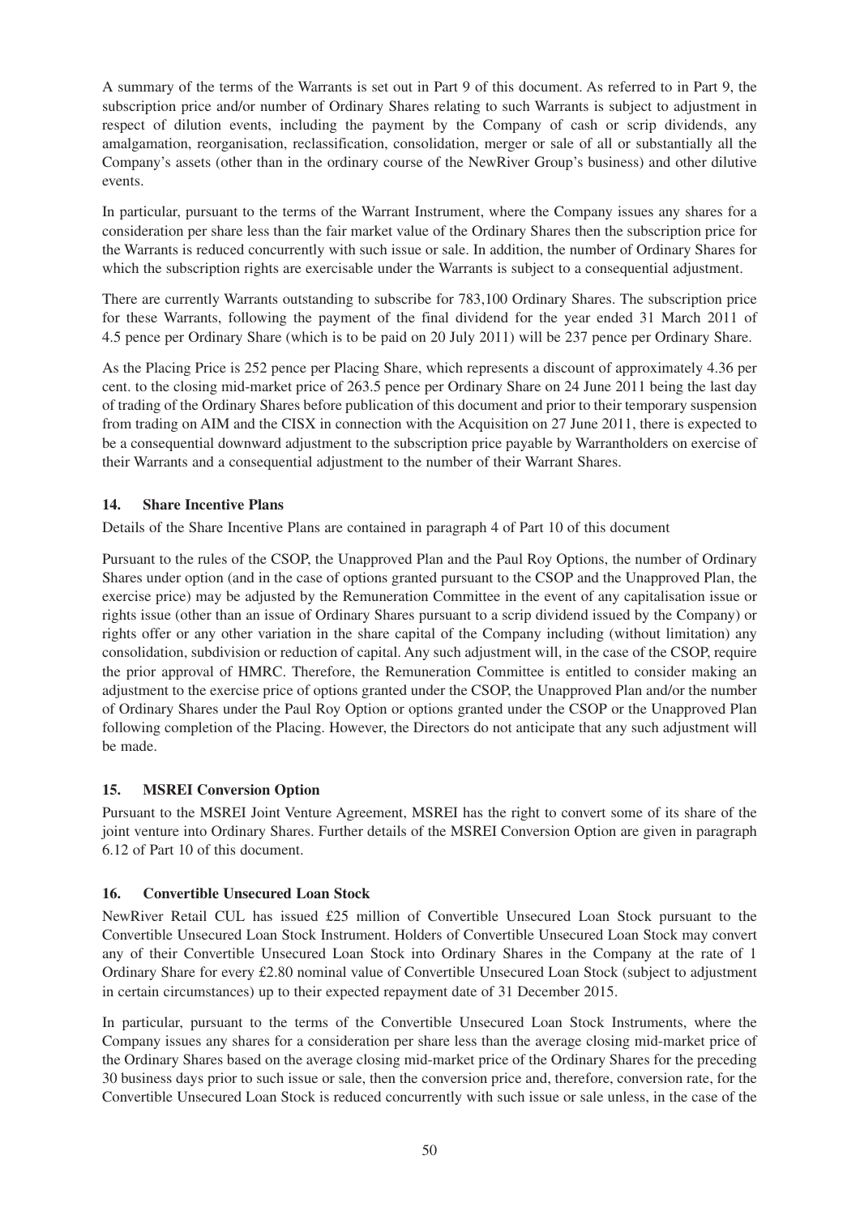A summary of the terms of the Warrants is set out in Part 9 of this document. As referred to in Part 9, the subscription price and/or number of Ordinary Shares relating to such Warrants is subject to adjustment in respect of dilution events, including the payment by the Company of cash or scrip dividends, any amalgamation, reorganisation, reclassification, consolidation, merger or sale of all or substantially all the Company's assets (other than in the ordinary course of the NewRiver Group's business) and other dilutive events.

In particular, pursuant to the terms of the Warrant Instrument, where the Company issues any shares for a consideration per share less than the fair market value of the Ordinary Shares then the subscription price for the Warrants is reduced concurrently with such issue or sale. In addition, the number of Ordinary Shares for which the subscription rights are exercisable under the Warrants is subject to a consequential adjustment.

There are currently Warrants outstanding to subscribe for 783,100 Ordinary Shares. The subscription price for these Warrants, following the payment of the final dividend for the year ended 31 March 2011 of 4.5 pence per Ordinary Share (which is to be paid on 20 July 2011) will be 237 pence per Ordinary Share.

As the Placing Price is 252 pence per Placing Share, which represents a discount of approximately 4.36 per cent. to the closing mid-market price of 263.5 pence per Ordinary Share on 24 June 2011 being the last day of trading of the Ordinary Shares before publication of this document and prior to their temporary suspension from trading on AIM and the CISX in connection with the Acquisition on 27 June 2011, there is expected to be a consequential downward adjustment to the subscription price payable by Warrantholders on exercise of their Warrants and a consequential adjustment to the number of their Warrant Shares.

## 14. Share Incentive Plans

Details of the Share Incentive Plans are contained in paragraph 4 of Part 10 of this document

Pursuant to the rules of the CSOP, the Unapproved Plan and the Paul Roy Options, the number of Ordinary Shares under option (and in the case of options granted pursuant to the CSOP and the Unapproved Plan, the exercise price) may be adjusted by the Remuneration Committee in the event of any capitalisation issue or rights issue (other than an issue of Ordinary Shares pursuant to a scrip dividend issued by the Company) or rights offer or any other variation in the share capital of the Company including (without limitation) any consolidation, subdivision or reduction of capital. Any such adjustment will, in the case of the CSOP, require the prior approval of HMRC. Therefore, the Remuneration Committee is entitled to consider making an adjustment to the exercise price of options granted under the CSOP, the Unapproved Plan and/or the number of Ordinary Shares under the Paul Roy Option or options granted under the CSOP or the Unapproved Plan following completion of the Placing. However, the Directors do not anticipate that any such adjustment will be made.

## 15. MSREI Conversion Option

Pursuant to the MSREI Joint Venture Agreement, MSREI has the right to convert some of its share of the joint venture into Ordinary Shares. Further details of the MSREI Conversion Option are given in paragraph 6.12 of Part 10 of this document.

## 16. Convertible Unsecured Loan Stock

NewRiver Retail CUL has issued £25 million of Convertible Unsecured Loan Stock pursuant to the Convertible Unsecured Loan Stock Instrument. Holders of Convertible Unsecured Loan Stock may convert any of their Convertible Unsecured Loan Stock into Ordinary Shares in the Company at the rate of 1 Ordinary Share for every £2.80 nominal value of Convertible Unsecured Loan Stock (subject to adjustment in certain circumstances) up to their expected repayment date of 31 December 2015.

In particular, pursuant to the terms of the Convertible Unsecured Loan Stock Instruments, where the Company issues any shares for a consideration per share less than the average closing mid-market price of the Ordinary Shares based on the average closing mid-market price of the Ordinary Shares for the preceding 30 business days prior to such issue or sale, then the conversion price and, therefore, conversion rate, for the Convertible Unsecured Loan Stock is reduced concurrently with such issue or sale unless, in the case of the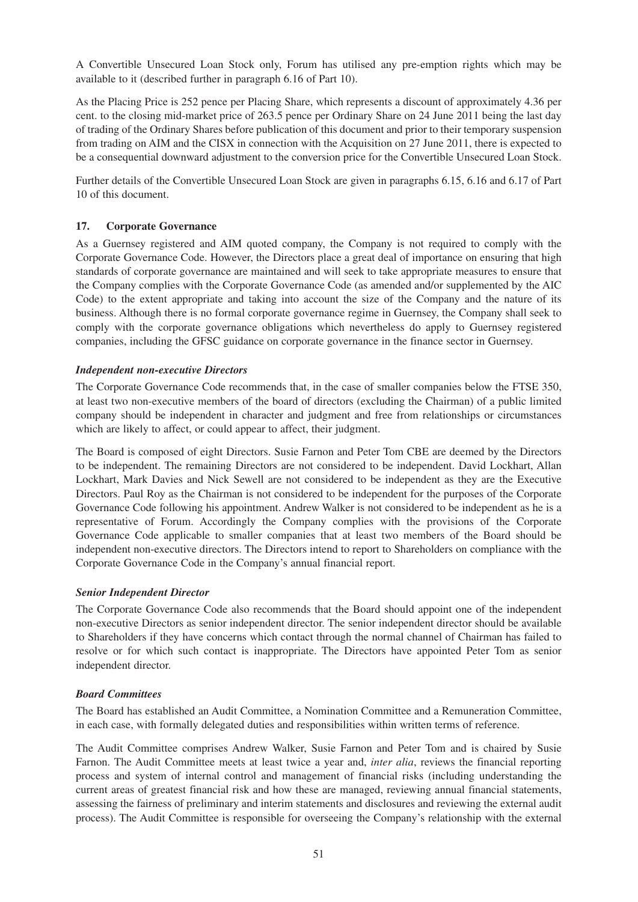A Convertible Unsecured Loan Stock only, Forum has utilised any pre-emption rights which may be available to it (described further in paragraph 6.16 of Part 10).

As the Placing Price is 252 pence per Placing Share, which represents a discount of approximately 4.36 per cent. to the closing mid-market price of 263.5 pence per Ordinary Share on 24 June 2011 being the last day of trading of the Ordinary Shares before publication of this document and prior to their temporary suspension from trading on AIM and the CISX in connection with the Acquisition on 27 June 2011, there is expected to be a consequential downward adjustment to the conversion price for the Convertible Unsecured Loan Stock.

Further details of the Convertible Unsecured Loan Stock are given in paragraphs 6.15, 6.16 and 6.17 of Part 10 of this document.

## 17. Corporate Governance

As a Guernsey registered and AIM quoted company, the Company is not required to comply with the Corporate Governance Code. However, the Directors place a great deal of importance on ensuring that high standards of corporate governance are maintained and will seek to take appropriate measures to ensure that the Company complies with the Corporate Governance Code (as amended and/or supplemented by the AIC Code) to the extent appropriate and taking into account the size of the Company and the nature of its business. Although there is no formal corporate governance regime in Guernsey, the Company shall seek to comply with the corporate governance obligations which nevertheless do apply to Guernsey registered companies, including the GFSC guidance on corporate governance in the finance sector in Guernsey.

### *Independent non-executive Directors*

The Corporate Governance Code recommends that, in the case of smaller companies below the FTSE 350, at least two non-executive members of the board of directors (excluding the Chairman) of a public limited company should be independent in character and judgment and free from relationships or circumstances which are likely to affect, or could appear to affect, their judgment.

The Board is composed of eight Directors. Susie Farnon and Peter Tom CBE are deemed by the Directors to be independent. The remaining Directors are not considered to be independent. David Lockhart, Allan Lockhart, Mark Davies and Nick Sewell are not considered to be independent as they are the Executive Directors. Paul Roy as the Chairman is not considered to be independent for the purposes of the Corporate Governance Code following his appointment. Andrew Walker is not considered to be independent as he is a representative of Forum. Accordingly the Company complies with the provisions of the Corporate Governance Code applicable to smaller companies that at least two members of the Board should be independent non-executive directors. The Directors intend to report to Shareholders on compliance with the Corporate Governance Code in the Company's annual financial report.

### *Senior Independent Director*

The Corporate Governance Code also recommends that the Board should appoint one of the independent non-executive Directors as senior independent director. The senior independent director should be available to Shareholders if they have concerns which contact through the normal channel of Chairman has failed to resolve or for which such contact is inappropriate. The Directors have appointed Peter Tom as senior independent director.

### *Board Committees*

The Board has established an Audit Committee, a Nomination Committee and a Remuneration Committee, in each case, with formally delegated duties and responsibilities within written terms of reference.

The Audit Committee comprises Andrew Walker, Susie Farnon and Peter Tom and is chaired by Susie Farnon. The Audit Committee meets at least twice a year and, *inter alia*, reviews the financial reporting process and system of internal control and management of financial risks (including understanding the current areas of greatest financial risk and how these are managed, reviewing annual financial statements, assessing the fairness of preliminary and interim statements and disclosures and reviewing the external audit process). The Audit Committee is responsible for overseeing the Company's relationship with the external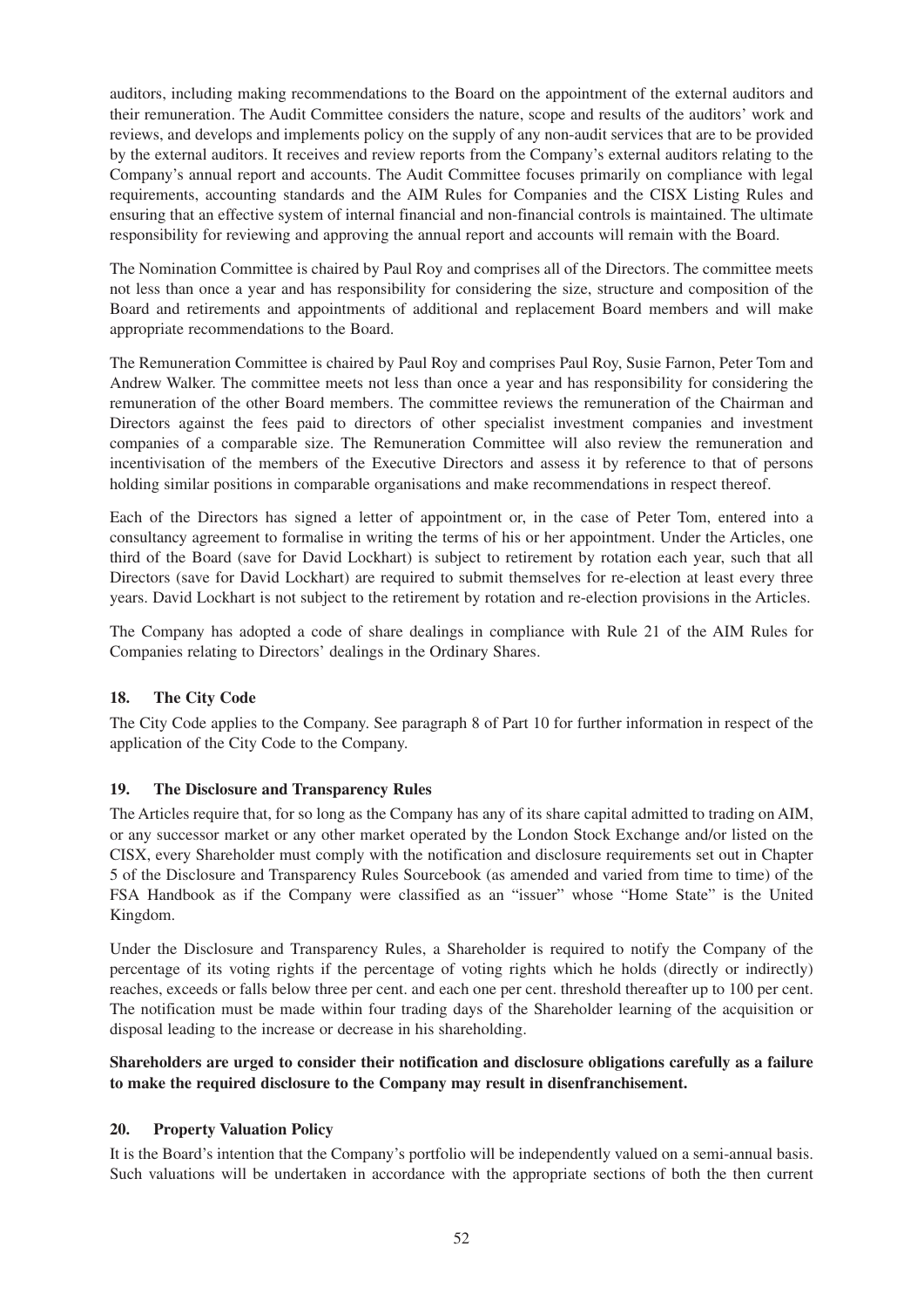auditors, including making recommendations to the Board on the appointment of the external auditors and their remuneration. The Audit Committee considers the nature, scope and results of the auditors' work and reviews, and develops and implements policy on the supply of any non-audit services that are to be provided by the external auditors. It receives and review reports from the Company's external auditors relating to the Company's annual report and accounts. The Audit Committee focuses primarily on compliance with legal requirements, accounting standards and the AIM Rules for Companies and the CISX Listing Rules and ensuring that an effective system of internal financial and non-financial controls is maintained. The ultimate responsibility for reviewing and approving the annual report and accounts will remain with the Board.

The Nomination Committee is chaired by Paul Roy and comprises all of the Directors. The committee meets not less than once a year and has responsibility for considering the size, structure and composition of the Board and retirements and appointments of additional and replacement Board members and will make appropriate recommendations to the Board.

The Remuneration Committee is chaired by Paul Roy and comprises Paul Roy, Susie Farnon, Peter Tom and Andrew Walker. The committee meets not less than once a year and has responsibility for considering the remuneration of the other Board members. The committee reviews the remuneration of the Chairman and Directors against the fees paid to directors of other specialist investment companies and investment companies of a comparable size. The Remuneration Committee will also review the remuneration and incentivisation of the members of the Executive Directors and assess it by reference to that of persons holding similar positions in comparable organisations and make recommendations in respect thereof.

Each of the Directors has signed a letter of appointment or, in the case of Peter Tom, entered into a consultancy agreement to formalise in writing the terms of his or her appointment. Under the Articles, one third of the Board (save for David Lockhart) is subject to retirement by rotation each year, such that all Directors (save for David Lockhart) are required to submit themselves for re-election at least every three years. David Lockhart is not subject to the retirement by rotation and re-election provisions in the Articles.

The Company has adopted a code of share dealings in compliance with Rule 21 of the AIM Rules for Companies relating to Directors' dealings in the Ordinary Shares.

## 18. The City Code

The City Code applies to the Company. See paragraph 8 of Part 10 for further information in respect of the application of the City Code to the Company.

## 19. The Disclosure and Transparency Rules

The Articles require that, for so long as the Company has any of its share capital admitted to trading on AIM, or any successor market or any other market operated by the London Stock Exchange and/or listed on the CISX, every Shareholder must comply with the notification and disclosure requirements set out in Chapter 5 of the Disclosure and Transparency Rules Sourcebook (as amended and varied from time to time) of the FSA Handbook as if the Company were classified as an "issuer" whose "Home State" is the United Kingdom.

Under the Disclosure and Transparency Rules, a Shareholder is required to notify the Company of the percentage of its voting rights if the percentage of voting rights which he holds (directly or indirectly) reaches, exceeds or falls below three per cent. and each one per cent. threshold thereafter up to 100 per cent. The notification must be made within four trading days of the Shareholder learning of the acquisition or disposal leading to the increase or decrease in his shareholding.

**Shareholders are urged to consider their notification and disclosure obligations carefully as a failure to make the required disclosure to the Company may result in disenfranchisement.**

## 20. Property Valuation Policy

It is the Board's intention that the Company's portfolio will be independently valued on a semi-annual basis. Such valuations will be undertaken in accordance with the appropriate sections of both the then current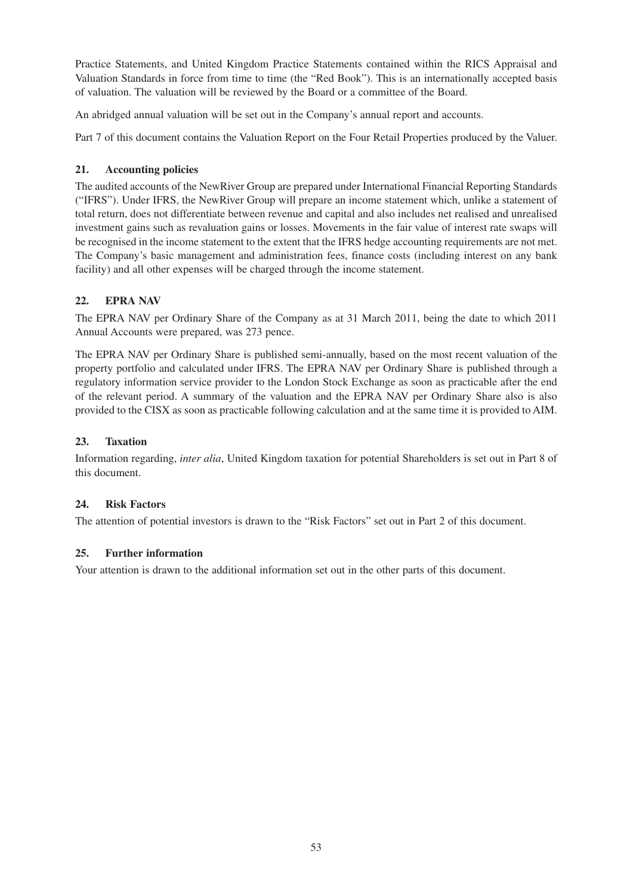Practice Statements, and United Kingdom Practice Statements contained within the RICS Appraisal and Valuation Standards in force from time to time (the "Red Book"). This is an internationally accepted basis of valuation. The valuation will be reviewed by the Board or a committee of the Board.

An abridged annual valuation will be set out in the Company's annual report and accounts.

Part 7 of this document contains the Valuation Report on the Four Retail Properties produced by the Valuer.

## 21. Accounting policies

The audited accounts of the NewRiver Group are prepared under International Financial Reporting Standards ("IFRS"). Under IFRS, the NewRiver Group will prepare an income statement which, unlike a statement of total return, does not differentiate between revenue and capital and also includes net realised and unrealised investment gains such as revaluation gains or losses. Movements in the fair value of interest rate swaps will be recognised in the income statement to the extent that the IFRS hedge accounting requirements are not met. The Company's basic management and administration fees, finance costs (including interest on any bank facility) and all other expenses will be charged through the income statement.

## 22. EPRA NAV

The EPRA NAV per Ordinary Share of the Company as at 31 March 2011, being the date to which 2011 Annual Accounts were prepared, was 273 pence.

The EPRA NAV per Ordinary Share is published semi-annually, based on the most recent valuation of the property portfolio and calculated under IFRS. The EPRA NAV per Ordinary Share is published through a regulatory information service provider to the London Stock Exchange as soon as practicable after the end of the relevant period. A summary of the valuation and the EPRA NAV per Ordinary Share also is also provided to the CISX as soon as practicable following calculation and at the same time it is provided to AIM.

## 23. Taxation

Information regarding, *inter alia*, United Kingdom taxation for potential Shareholders is set out in Part 8 of this document.

## 24. Risk Factors

The attention of potential investors is drawn to the "Risk Factors" set out in Part 2 of this document.

## 25. Further information

Your attention is drawn to the additional information set out in the other parts of this document.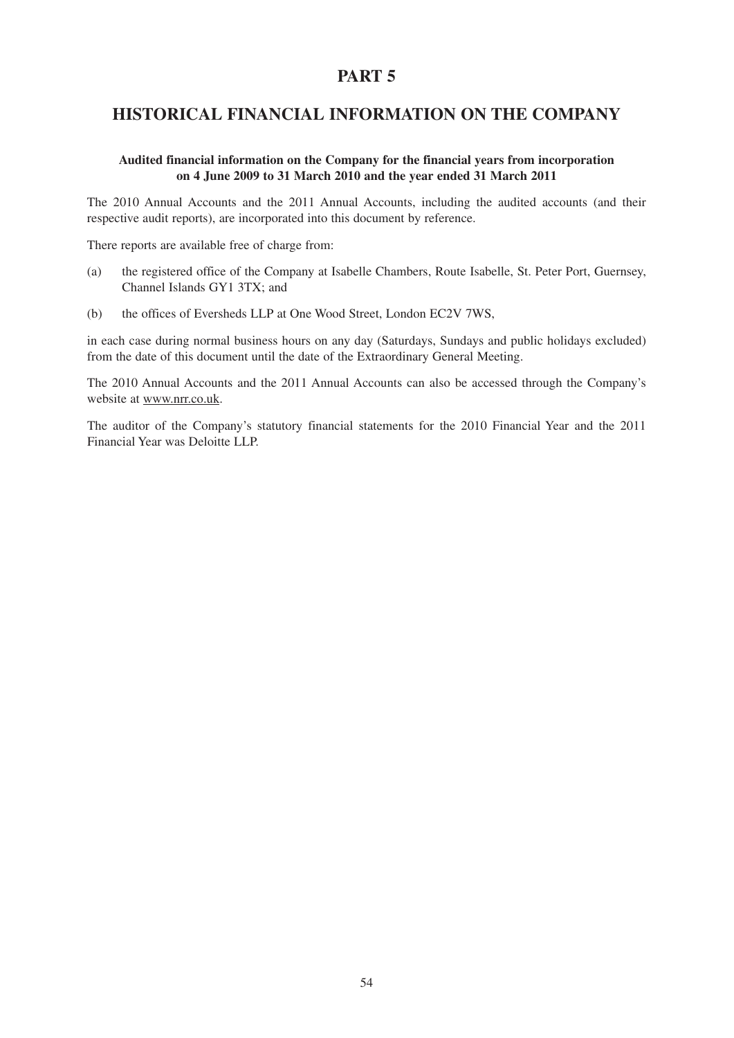# PART 5

## HISTORICAL FINANCIAL INFORMATION ON THE COMPANY

**Audited financial information on the Company for the financial years from incorporation on 4 June 2009 to 31 March 2010 and the year ended 31 March 2011**

The 2010 Annual Accounts and the 2011 Annual Accounts, including the audited accounts (and their respective audit reports), are incorporated into this document by reference.

There reports are available free of charge from:

(a) the registered office of the Company at Isabelle Chambers, Route Isabelle, St. Peter Port, Guernsey, Channel Islands GY1 3TX; and

(b) the offices of Eversheds LLP at One Wood Street, London EC2V 7WS,

in each case during normal business hours on any day (Saturdays, Sundays and public holidays excluded) from the date of this document until the date of the Extraordinary General Meeting.

The 2010 Annual Accounts and the 2011 Annual Accounts can also be accessed through the Company's website at www.nrr.co.uk.

The auditor of the Company's statutory financial statements for the 2010 Financial Year and the 2011 Financial Year was Deloitte LLP.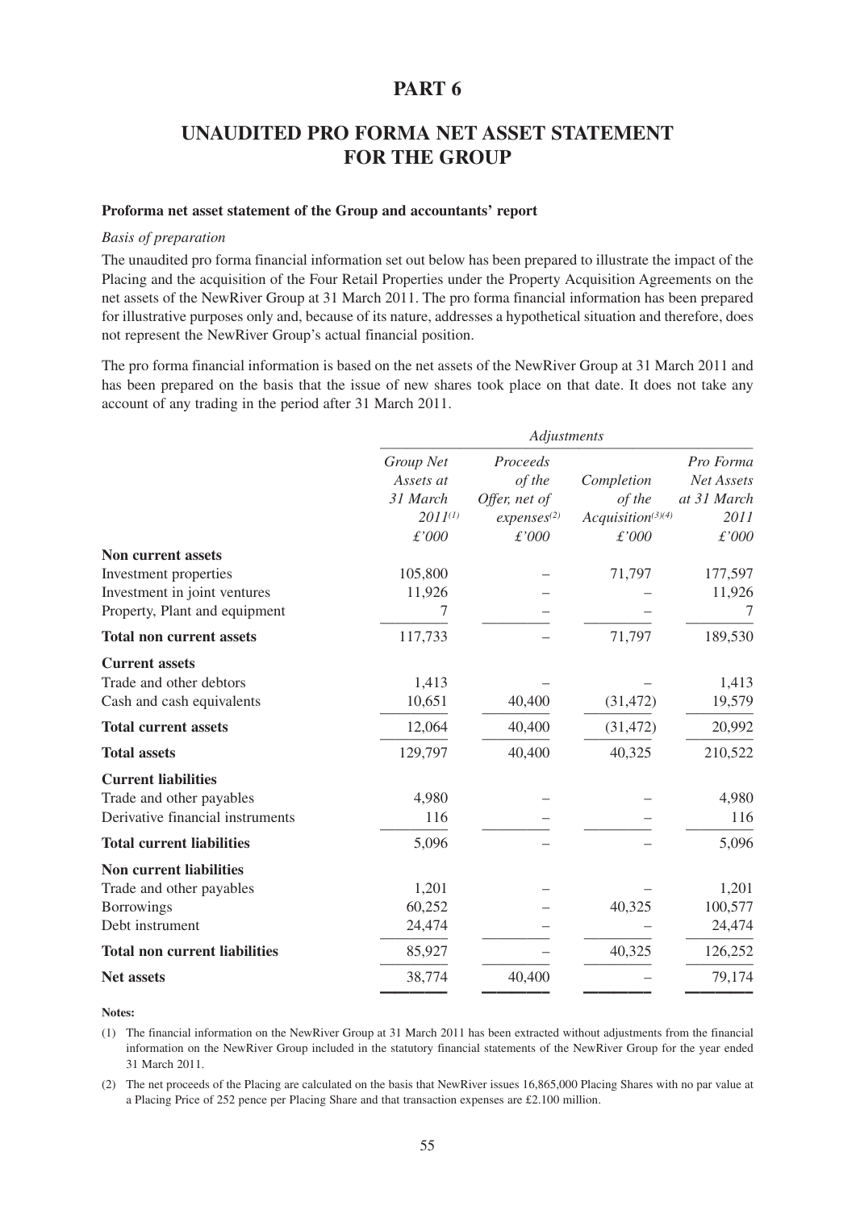# PART 6

# UNAUDITED PRO FORMA NET ASSET STATEMENT FOR THE GROUP

**Proforma net asset statement of the Group and accountants' report**

*Basis of preparation*

The unaudited pro forma financial information set out below has been prepared to illustrate the impact of the Placing and the acquisition of the Four Retail Properties under the Property Acquisition Agreements on the net assets of the NewRiver Group at 31 March 2011. The pro forma financial information has been prepared for illustrative purposes only and, because of its nature, addresses a hypothetical situation and therefore, does not represent the NewRiver Group's actual financial position.

The pro forma financial information is based on the net assets of the NewRiver Group at 31 March 2011 and has been prepared on the basis that the issue of new shares took place on that date. It does not take any account of any trading in the period after 31 March 2011.

| | | *Adjustments* | | |
|---|---|---|---|---|
| | *Group Net Assets at 31 March 2011*[(1)] *£'000* | *Proceeds of the Offer, net of expenses*[(2)] *£'000* | *Completion of the Acquisition*[(3)(4)] *£'000* | *Pro Forma Net Assets at 31 March 2011* *£'000* |
| **Non current assets** | | | | |
| Investment properties | 105,800 | – | 71,797 | 177,597 |
| Investment in joint ventures | 11,926 | – | – | 11,926 |
| Property, Plant and equipment | 7 | – | – | 7 |
| **Total non current assets** | 117,733 | – | 71,797 | 189,530 |
| **Current assets** | | | | |
| Trade and other debtors | 1,413 | – | – | 1,413 |
| Cash and cash equivalents | 10,651 | 40,400 | (31,472) | 19,579 |
| **Total current assets** | 12,064 | 40,400 | (31,472) | 20,992 |
| **Total assets** | 129,797 | 40,400 | 40,325 | 210,522 |
| **Current liabilities** | | | | |
| Trade and other payables | 4,980 | – | – | 4,980 |
| Derivative financial instruments | 116 | – | – | 116 |
| **Total current liabilities** | 5,096 | – | – | 5,096 |
| **Non current liabilities** | | | | |
| Trade and other payables | 1,201 | – | – | 1,201 |
| Borrowings | 60,252 | – | 40,325 | 100,577 |
| Debt instrument | 24,474 | – | – | 24,474 |
| **Total non current liabilities** | 85,927 | – | 40,325 | 126,252 |
| **Net assets** | 38,774 | 40,400 | – | 79,174 |

**Notes:**

(1) The financial information on the NewRiver Group at 31 March 2011 has been extracted without adjustments from the financial information on the NewRiver Group included in the statutory financial statements of the NewRiver Group for the year ended 31 March 2011.

(2) The net proceeds of the Placing are calculated on the basis that NewRiver issues 16,865,000 Placing Shares with no par value at a Placing Price of 252 pence per Placing Share and that transaction expenses are £2.100 million.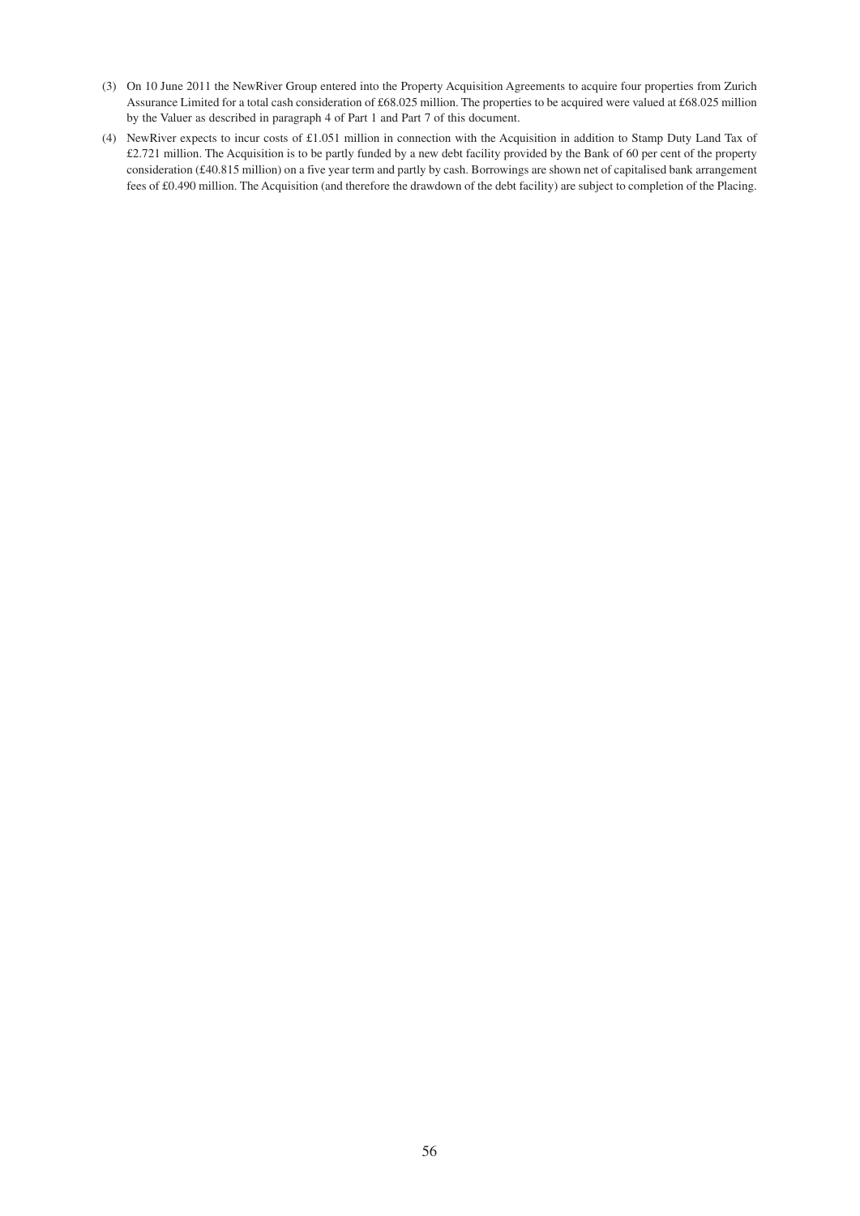(3) On 10 June 2011 the NewRiver Group entered into the Property Acquisition Agreements to acquire four properties from Zurich Assurance Limited for a total cash consideration of £68.025 million. The properties to be acquired were valued at £68.025 million by the Valuer as described in paragraph 4 of Part 1 and Part 7 of this document.

(4) NewRiver expects to incur costs of £1.051 million in connection with the Acquisition in addition to Stamp Duty Land Tax of £2.721 million. The Acquisition is to be partly funded by a new debt facility provided by the Bank of 60 per cent of the property consideration (£40.815 million) on a five year term and partly by cash. Borrowings are shown net of capitalised bank arrangement fees of £0.490 million. The Acquisition (and therefore the drawdown of the debt facility) are subject to completion of the Placing.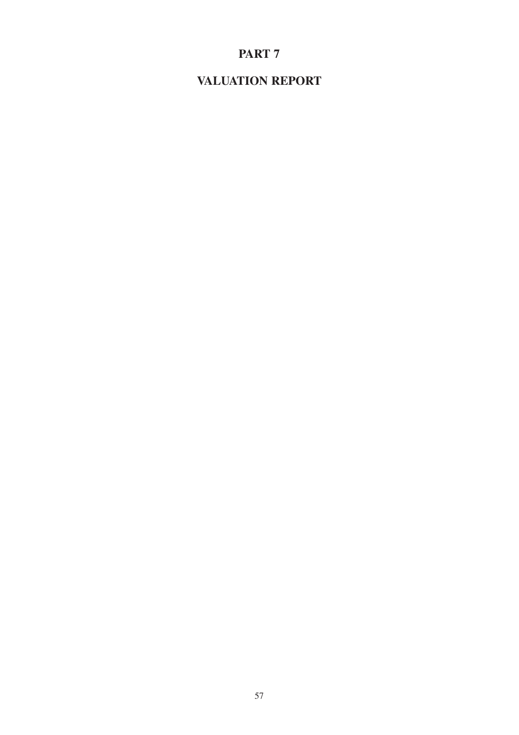# PART 7

# VALUATION REPORT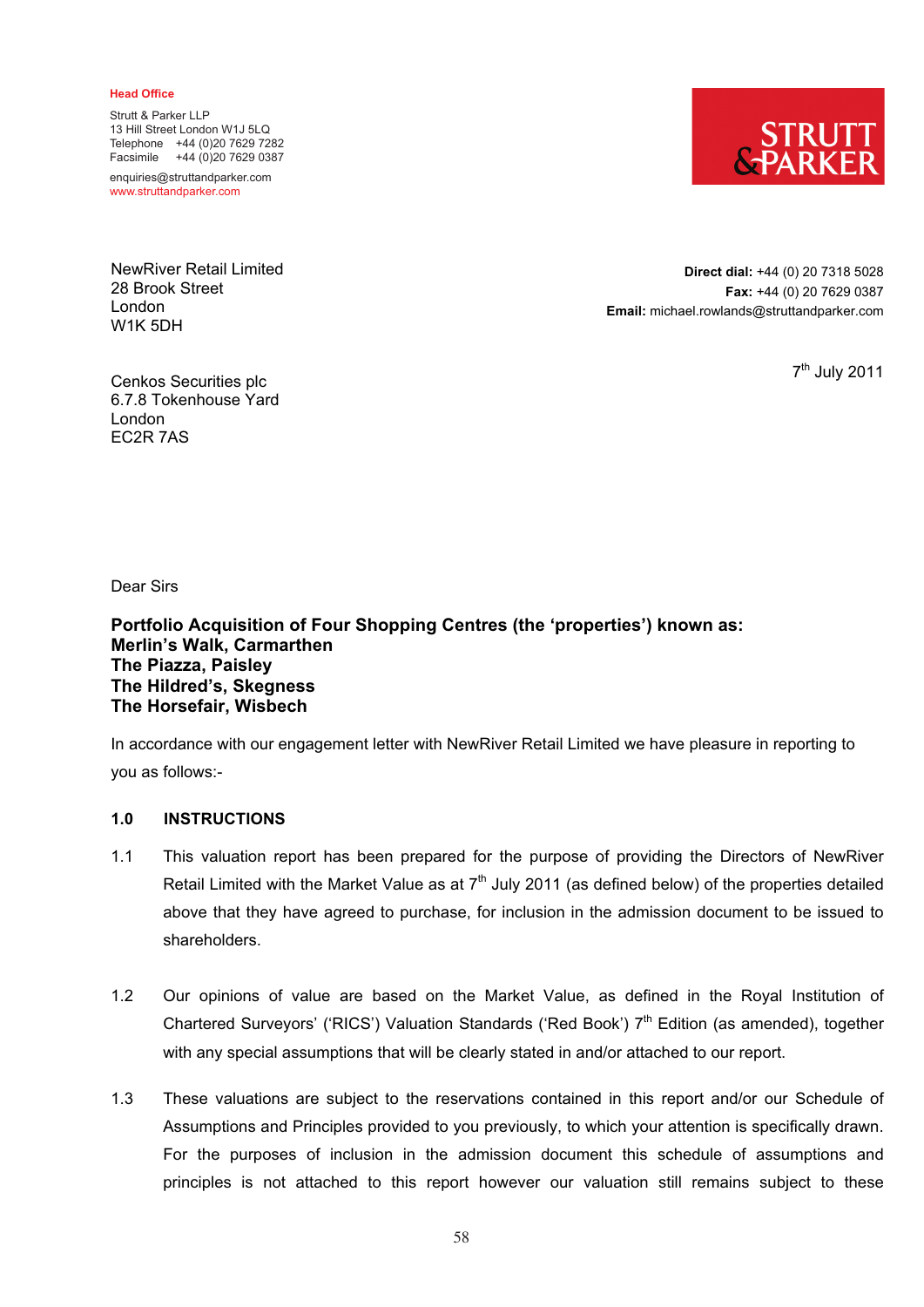**Head Office**

Strutt & Parker LLP
13 Hill Street London W1J 5LQ
Telephone +44 (0)20 7629 7282
Facsimile +44 (0)20 7629 0387

enquiries@struttandparker.com
www.struttandparker.com

STRUTT & PARKER

NewRiver Retail Limited
28 Brook Street
London
W1K 5DH

**Direct dial:** +44 (0) 20 7318 5028
**Fax:** +44 (0) 20 7629 0387
**Email:** michael.rowlands@struttandparker.com

7th July 2011

Cenkos Securities plc
6.7.8 Tokenhouse Yard
London
EC2R 7AS

Dear Sirs

**Portfolio Acquisition of Four Shopping Centres (the 'properties') known as:**
**Merlin's Walk, Carmarthen**
**The Piazza, Paisley**
**The Hildred's, Skegness**
**The Horsefair, Wisbech**

In accordance with our engagement letter with NewRiver Retail Limited we have pleasure in reporting to you as follows:-

## 1.0 INSTRUCTIONS

1.1 This valuation report has been prepared for the purpose of providing the Directors of NewRiver Retail Limited with the Market Value as at 7th July 2011 (as defined below) of the properties detailed above that they have agreed to purchase, for inclusion in the admission document to be issued to shareholders.

1.2 Our opinions of value are based on the Market Value, as defined in the Royal Institution of Chartered Surveyors' ('RICS') Valuation Standards ('Red Book') 7th Edition (as amended), together with any special assumptions that will be clearly stated in and/or attached to our report.

1.3 These valuations are subject to the reservations contained in this report and/or our Schedule of Assumptions and Principles provided to you previously, to which your attention is specifically drawn. For the purposes of inclusion in the admission document this schedule of assumptions and principles is not attached to this report however our valuation still remains subject to these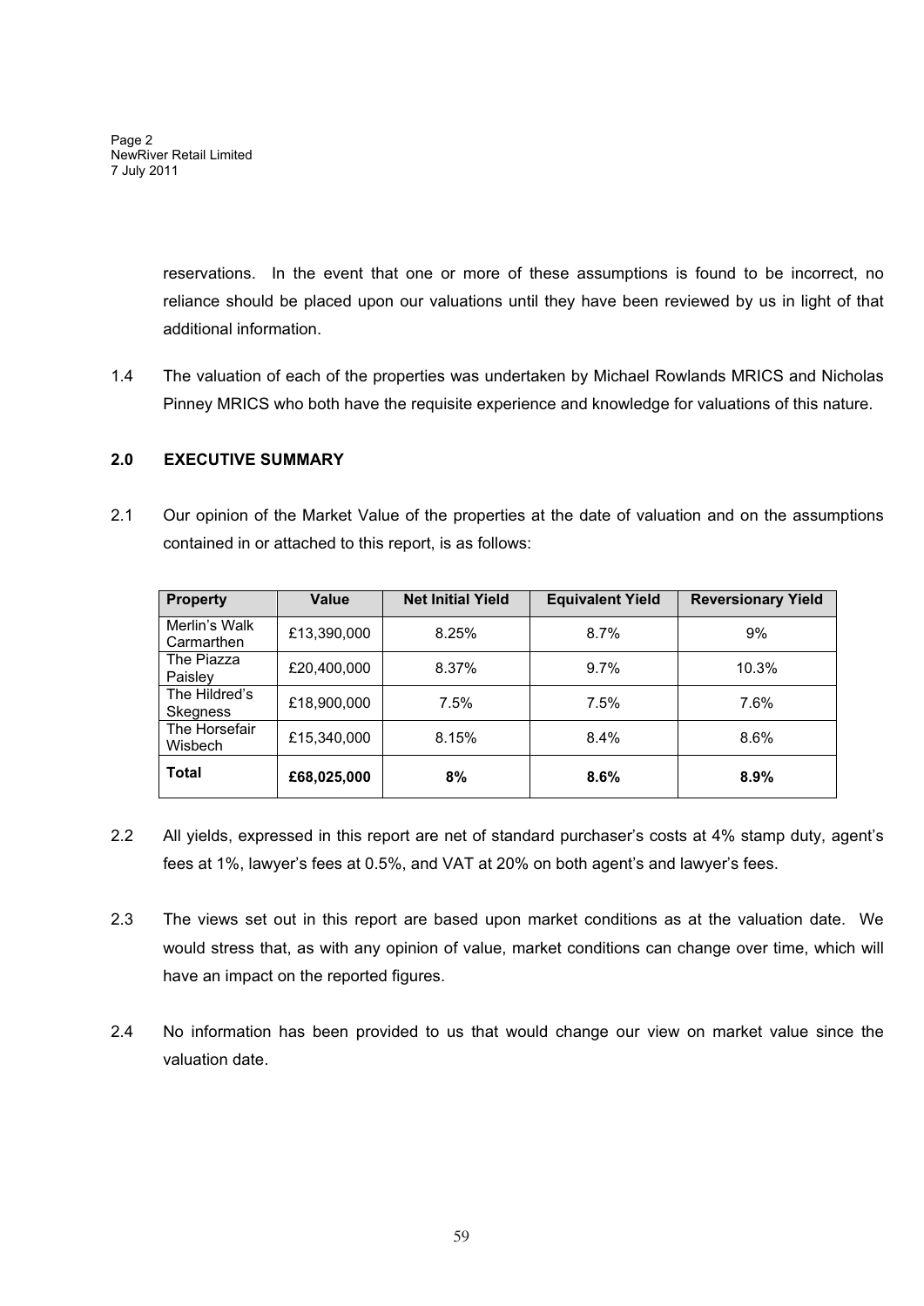reservations. In the event that one or more of these assumptions is found to be incorrect, no reliance should be placed upon our valuations until they have been reviewed by us in light of that additional information.

1.4 The valuation of each of the properties was undertaken by Michael Rowlands MRICS and Nicholas Pinney MRICS who both have the requisite experience and knowledge for valuations of this nature.

## 2.0 EXECUTIVE SUMMARY

2.1 Our opinion of the Market Value of the properties at the date of valuation and on the assumptions contained in or attached to this report, is as follows:

| Property | Value | Net Initial Yield | Equivalent Yield | Reversionary Yield |
|---|---|---|---|---|
| Merlin's Walk Carmarthen | £13,390,000 | 8.25% | 8.7% | 9% |
| The Piazza Paisley | £20,400,000 | 8.37% | 9.7% | 10.3% |
| The Hildred's Skegness | £18,900,000 | 7.5% | 7.5% | 7.6% |
| The Horsefair Wisbech | £15,340,000 | 8.15% | 8.4% | 8.6% |
| **Total** | **£68,025,000** | **8%** | **8.6%** | **8.9%** |

2.2 All yields, expressed in this report are net of standard purchaser's costs at 4% stamp duty, agent's fees at 1%, lawyer's fees at 0.5%, and VAT at 20% on both agent's and lawyer's fees.

2.3 The views set out in this report are based upon market conditions as at the valuation date. We would stress that, as with any opinion of value, market conditions can change over time, which will have an impact on the reported figures.

2.4 No information has been provided to us that would change our view on market value since the valuation date.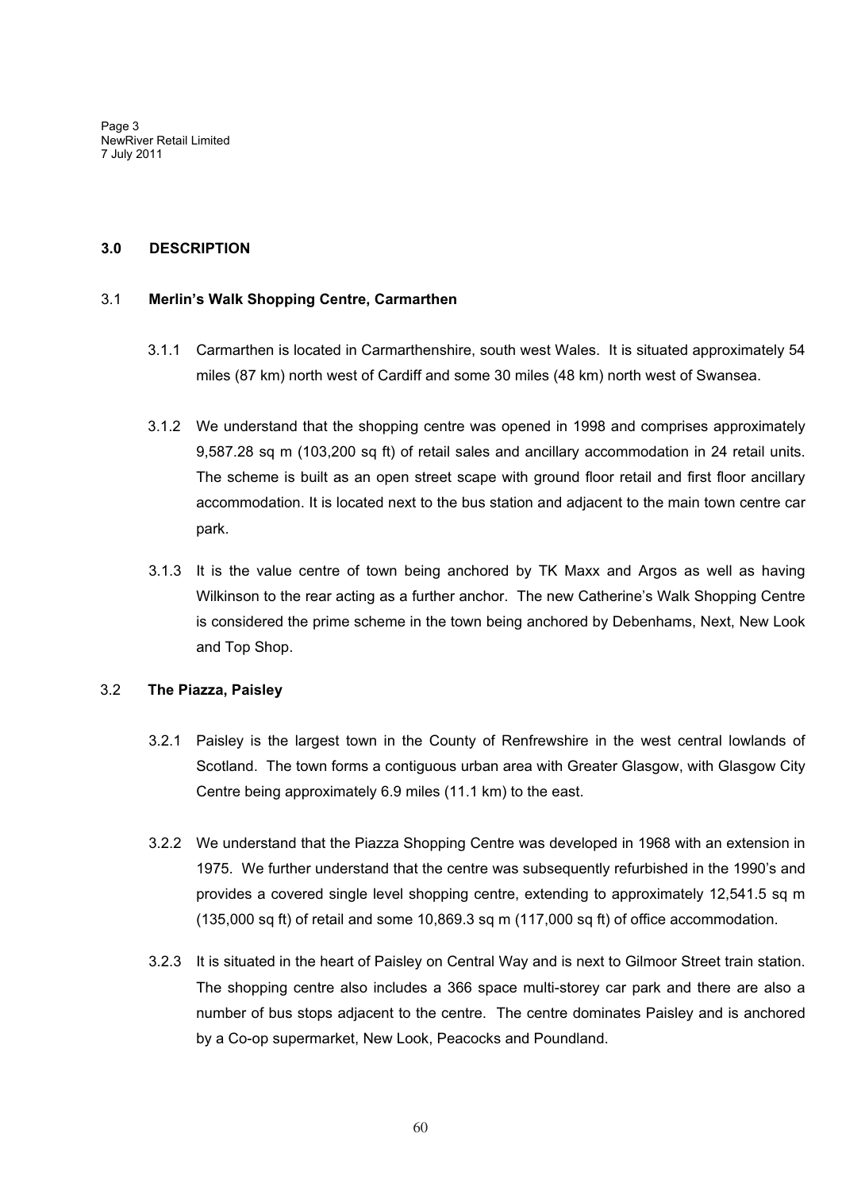## 3.0 DESCRIPTION

### 3.1 Merlin's Walk Shopping Centre, Carmarthen

3.1.1 Carmarthen is located in Carmarthenshire, south west Wales. It is situated approximately 54 miles (87 km) north west of Cardiff and some 30 miles (48 km) north west of Swansea.

3.1.2 We understand that the shopping centre was opened in 1998 and comprises approximately 9,587.28 sq m (103,200 sq ft) of retail sales and ancillary accommodation in 24 retail units. The scheme is built as an open street scape with ground floor retail and first floor ancillary accommodation. It is located next to the bus station and adjacent to the main town centre car park.

3.1.3 It is the value centre of town being anchored by TK Maxx and Argos as well as having Wilkinson to the rear acting as a further anchor. The new Catherine's Walk Shopping Centre is considered the prime scheme in the town being anchored by Debenhams, Next, New Look and Top Shop.

### 3.2 The Piazza, Paisley

3.2.1 Paisley is the largest town in the County of Renfrewshire in the west central lowlands of Scotland. The town forms a contiguous urban area with Greater Glasgow, with Glasgow City Centre being approximately 6.9 miles (11.1 km) to the east.

3.2.2 We understand that the Piazza Shopping Centre was developed in 1968 with an extension in 1975. We further understand that the centre was subsequently refurbished in the 1990's and provides a covered single level shopping centre, extending to approximately 12,541.5 sq m (135,000 sq ft) of retail and some 10,869.3 sq m (117,000 sq ft) of office accommodation.

3.2.3 It is situated in the heart of Paisley on Central Way and is next to Gilmoor Street train station. The shopping centre also includes a 366 space multi-storey car park and there are also a number of bus stops adjacent to the centre. The centre dominates Paisley and is anchored by a Co-op supermarket, New Look, Peacocks and Poundland.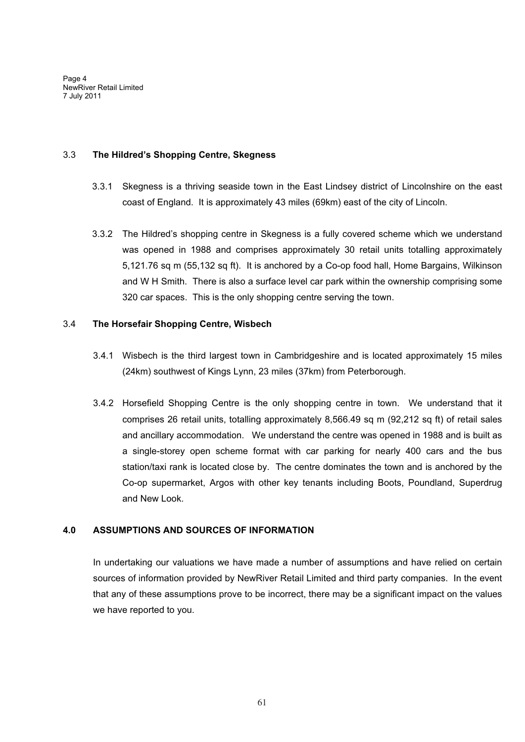### 3.3 The Hildred's Shopping Centre, Skegness

3.3.1 Skegness is a thriving seaside town in the East Lindsey district of Lincolnshire on the east coast of England. It is approximately 43 miles (69km) east of the city of Lincoln.

3.3.2 The Hildred's shopping centre in Skegness is a fully covered scheme which we understand was opened in 1988 and comprises approximately 30 retail units totalling approximately 5,121.76 sq m (55,132 sq ft). It is anchored by a Co-op food hall, Home Bargains, Wilkinson and W H Smith. There is also a surface level car park within the ownership comprising some 320 car spaces. This is the only shopping centre serving the town.

### 3.4 The Horsefair Shopping Centre, Wisbech

3.4.1 Wisbech is the third largest town in Cambridgeshire and is located approximately 15 miles (24km) southwest of Kings Lynn, 23 miles (37km) from Peterborough.

3.4.2 Horsefield Shopping Centre is the only shopping centre in town. We understand that it comprises 26 retail units, totalling approximately 8,566.49 sq m (92,212 sq ft) of retail sales and ancillary accommodation. We understand the centre was opened in 1988 and is built as a single-storey open scheme format with car parking for nearly 400 cars and the bus station/taxi rank is located close by. The centre dominates the town and is anchored by the Co-op supermarket, Argos with other key tenants including Boots, Poundland, Superdrug and New Look.

## 4.0 ASSUMPTIONS AND SOURCES OF INFORMATION

In undertaking our valuations we have made a number of assumptions and have relied on certain sources of information provided by NewRiver Retail Limited and third party companies. In the event that any of these assumptions prove to be incorrect, there may be a significant impact on the values we have reported to you.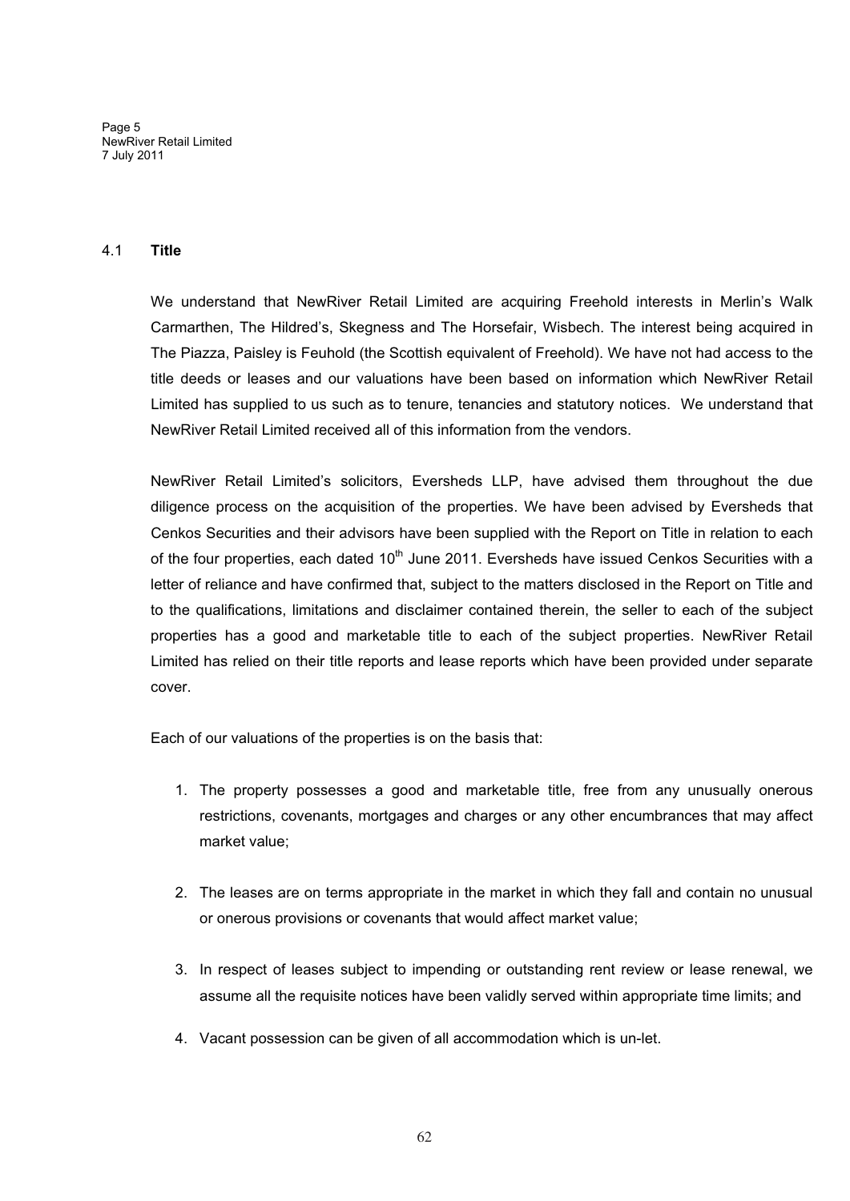### 4.1 **Title**

We understand that NewRiver Retail Limited are acquiring Freehold interests in Merlin's Walk Carmarthen, The Hildred's, Skegness and The Horsefair, Wisbech. The interest being acquired in The Piazza, Paisley is Feuhold (the Scottish equivalent of Freehold). We have not had access to the title deeds or leases and our valuations have been based on information which NewRiver Retail Limited has supplied to us such as to tenure, tenancies and statutory notices. We understand that NewRiver Retail Limited received all of this information from the vendors.

NewRiver Retail Limited's solicitors, Eversheds LLP, have advised them throughout the due diligence process on the acquisition of the properties. We have been advised by Eversheds that Cenkos Securities and their advisors have been supplied with the Report on Title in relation to each of the four properties, each dated 10th June 2011. Eversheds have issued Cenkos Securities with a letter of reliance and have confirmed that, subject to the matters disclosed in the Report on Title and to the qualifications, limitations and disclaimer contained therein, the seller to each of the subject properties has a good and marketable title to each of the subject properties. NewRiver Retail Limited has relied on their title reports and lease reports which have been provided under separate cover.

Each of our valuations of the properties is on the basis that:

1. The property possesses a good and marketable title, free from any unusually onerous restrictions, covenants, mortgages and charges or any other encumbrances that may affect market value;

2. The leases are on terms appropriate in the market in which they fall and contain no unusual or onerous provisions or covenants that would affect market value;

3. In respect of leases subject to impending or outstanding rent review or lease renewal, we assume all the requisite notices have been validly served within appropriate time limits; and

4. Vacant possession can be given of all accommodation which is un-let.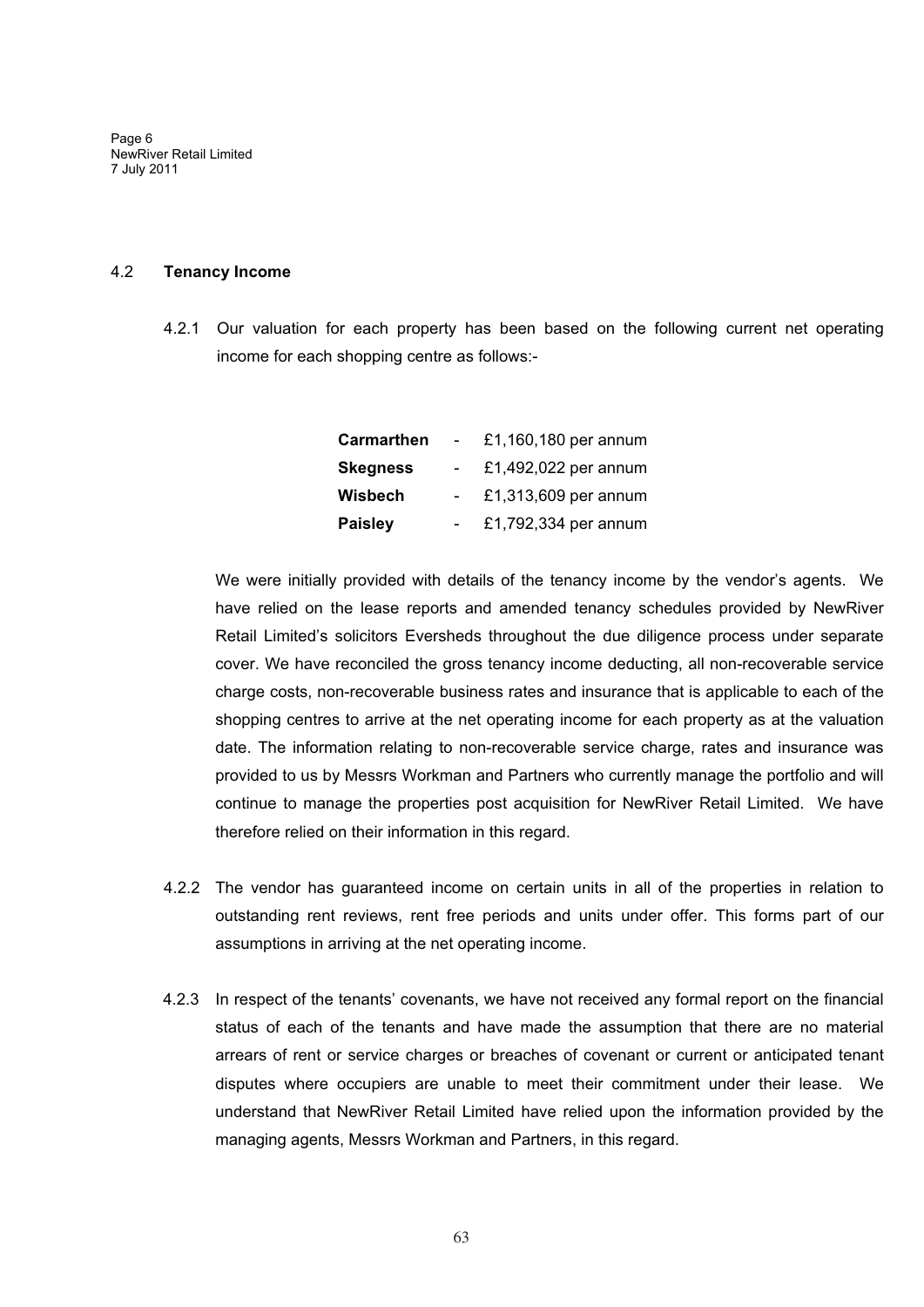## 4.2 Tenancy Income

4.2.1 Our valuation for each property has been based on the following current net operating income for each shopping centre as follows:-

| | | |
|---|---|---|
| **Carmarthen** | - | £1,160,180 per annum |
| **Skegness** | - | £1,492,022 per annum |
| **Wisbech** | - | £1,313,609 per annum |
| **Paisley** | - | £1,792,334 per annum |

We were initially provided with details of the tenancy income by the vendor's agents. We have relied on the lease reports and amended tenancy schedules provided by NewRiver Retail Limited's solicitors Eversheds throughout the due diligence process under separate cover. We have reconciled the gross tenancy income deducting, all non-recoverable service charge costs, non-recoverable business rates and insurance that is applicable to each of the shopping centres to arrive at the net operating income for each property as at the valuation date. The information relating to non-recoverable service charge, rates and insurance was provided to us by Messrs Workman and Partners who currently manage the portfolio and will continue to manage the properties post acquisition for NewRiver Retail Limited. We have therefore relied on their information in this regard.

4.2.2 The vendor has guaranteed income on certain units in all of the properties in relation to outstanding rent reviews, rent free periods and units under offer. This forms part of our assumptions in arriving at the net operating income.

4.2.3 In respect of the tenants' covenants, we have not received any formal report on the financial status of each of the tenants and have made the assumption that there are no material arrears of rent or service charges or breaches of covenant or current or anticipated tenant disputes where occupiers are unable to meet their commitment under their lease. We understand that NewRiver Retail Limited have relied upon the information provided by the managing agents, Messrs Workman and Partners, in this regard.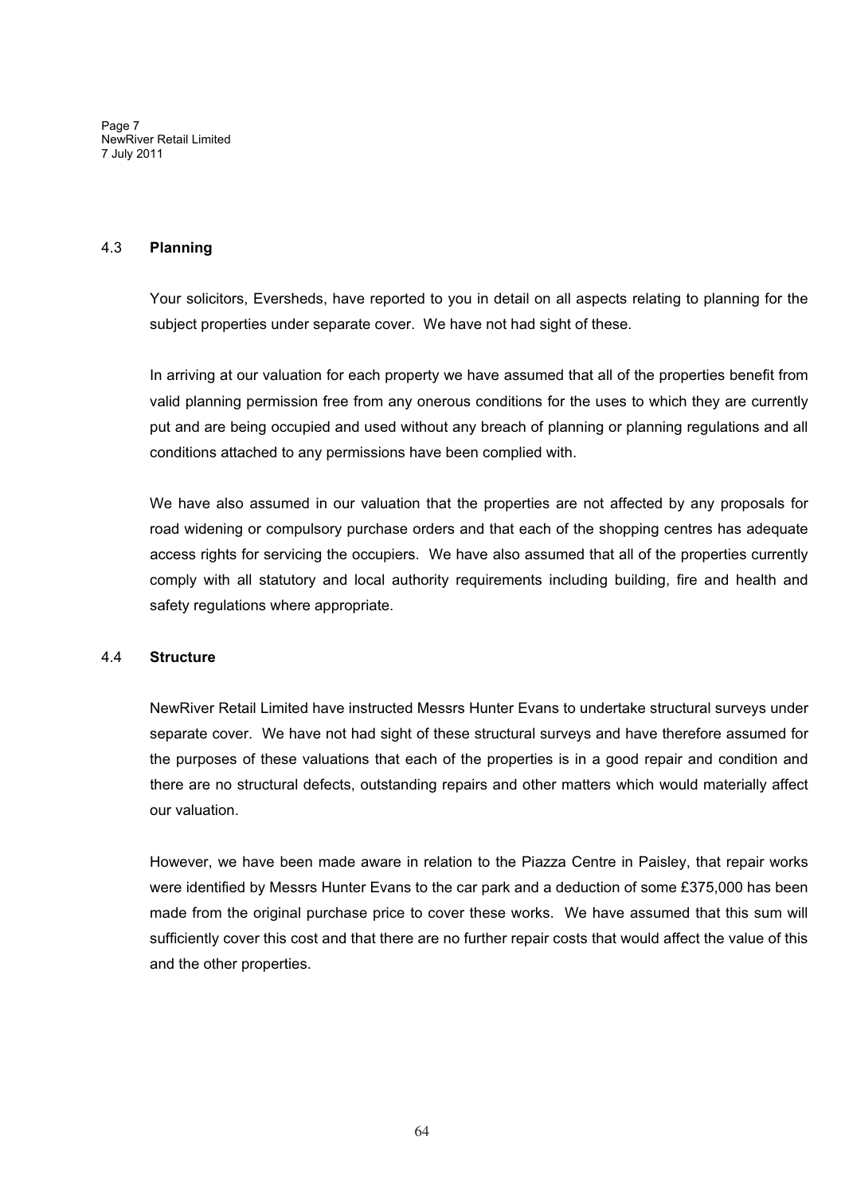### 4.3 **Planning**

Your solicitors, Eversheds, have reported to you in detail on all aspects relating to planning for the subject properties under separate cover. We have not had sight of these.

In arriving at our valuation for each property we have assumed that all of the properties benefit from valid planning permission free from any onerous conditions for the uses to which they are currently put and are being occupied and used without any breach of planning or planning regulations and all conditions attached to any permissions have been complied with.

We have also assumed in our valuation that the properties are not affected by any proposals for road widening or compulsory purchase orders and that each of the shopping centres has adequate access rights for servicing the occupiers. We have also assumed that all of the properties currently comply with all statutory and local authority requirements including building, fire and health and safety regulations where appropriate.

### 4.4 **Structure**

NewRiver Retail Limited have instructed Messrs Hunter Evans to undertake structural surveys under separate cover. We have not had sight of these structural surveys and have therefore assumed for the purposes of these valuations that each of the properties is in a good repair and condition and there are no structural defects, outstanding repairs and other matters which would materially affect our valuation.

However, we have been made aware in relation to the Piazza Centre in Paisley, that repair works were identified by Messrs Hunter Evans to the car park and a deduction of some £375,000 has been made from the original purchase price to cover these works. We have assumed that this sum will sufficiently cover this cost and that there are no further repair costs that would affect the value of this and the other properties.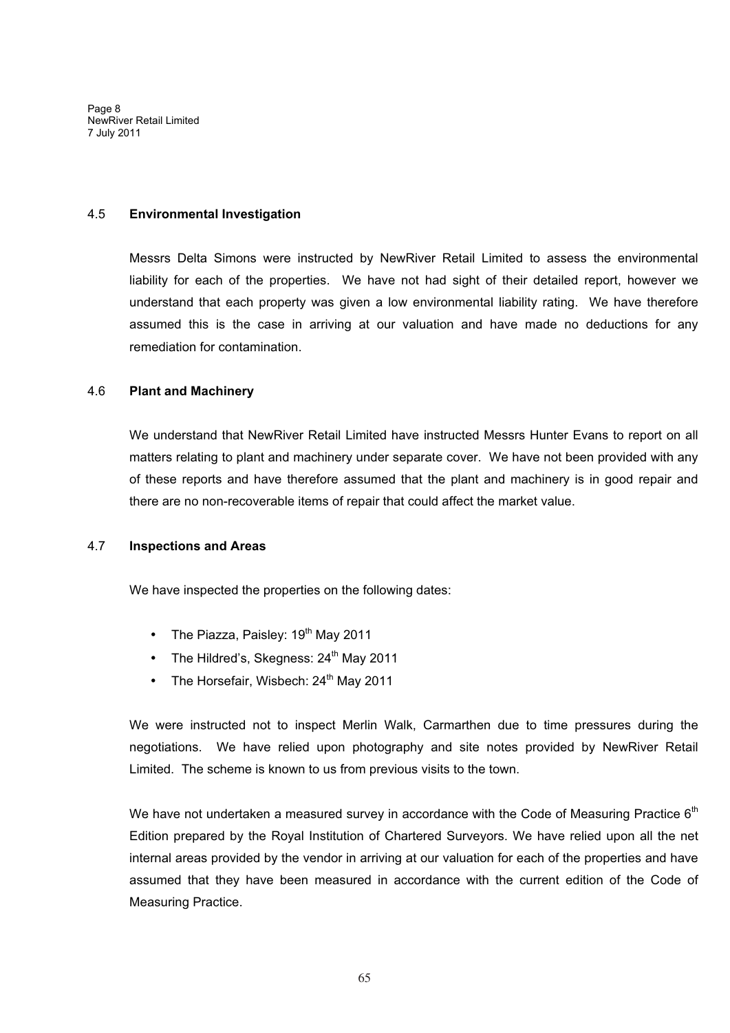### 4.5 Environmental Investigation

Messrs Delta Simons were instructed by NewRiver Retail Limited to assess the environmental liability for each of the properties. We have not had sight of their detailed report, however we understand that each property was given a low environmental liability rating. We have therefore assumed this is the case in arriving at our valuation and have made no deductions for any remediation for contamination.

### 4.6 Plant and Machinery

We understand that NewRiver Retail Limited have instructed Messrs Hunter Evans to report on all matters relating to plant and machinery under separate cover. We have not been provided with any of these reports and have therefore assumed that the plant and machinery is in good repair and there are no non-recoverable items of repair that could affect the market value.

### 4.7 Inspections and Areas

We have inspected the properties on the following dates:

- The Piazza, Paisley: 19th May 2011
- The Hildred's, Skegness: 24th May 2011
- The Horsefair, Wisbech: 24th May 2011

We were instructed not to inspect Merlin Walk, Carmarthen due to time pressures during the negotiations. We have relied upon photography and site notes provided by NewRiver Retail Limited. The scheme is known to us from previous visits to the town.

We have not undertaken a measured survey in accordance with the Code of Measuring Practice 6th Edition prepared by the Royal Institution of Chartered Surveyors. We have relied upon all the net internal areas provided by the vendor in arriving at our valuation for each of the properties and have assumed that they have been measured in accordance with the current edition of the Code of Measuring Practice.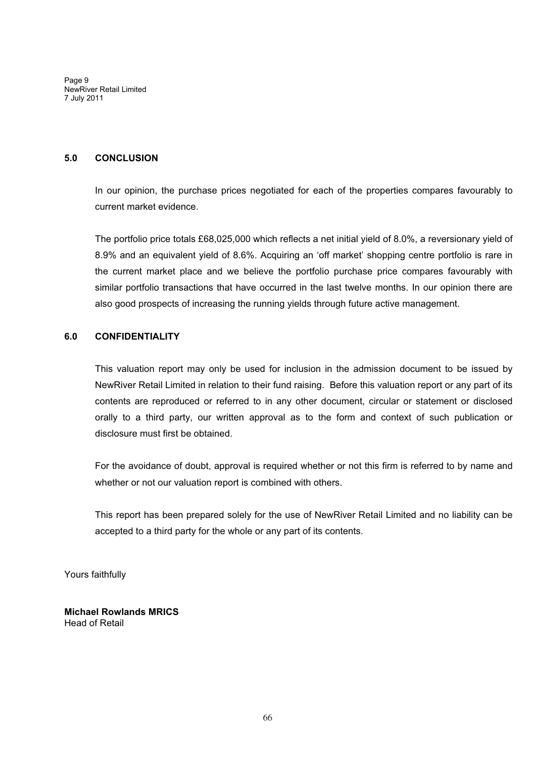## 5.0 CONCLUSION

In our opinion, the purchase prices negotiated for each of the properties compares favourably to current market evidence.

The portfolio price totals £68,025,000 which reflects a net initial yield of 8.0%, a reversionary yield of 8.9% and an equivalent yield of 8.6%. Acquiring an 'off market' shopping centre portfolio is rare in the current market place and we believe the portfolio purchase price compares favourably with similar portfolio transactions that have occurred in the last twelve months. In our opinion there are also good prospects of increasing the running yields through future active management.

## 6.0 CONFIDENTIALITY

This valuation report may only be used for inclusion in the admission document to be issued by NewRiver Retail Limited in relation to their fund raising. Before this valuation report or any part of its contents are reproduced or referred to in any other document, circular or statement or disclosed orally to a third party, our written approval as to the form and context of such publication or disclosure must first be obtained.

For the avoidance of doubt, approval is required whether or not this firm is referred to by name and whether or not our valuation report is combined with others.

This report has been prepared solely for the use of NewRiver Retail Limited and no liability can be accepted to a third party for the whole or any part of its contents.

Yours faithfully

**Michael Rowlands MRICS**
Head of Retail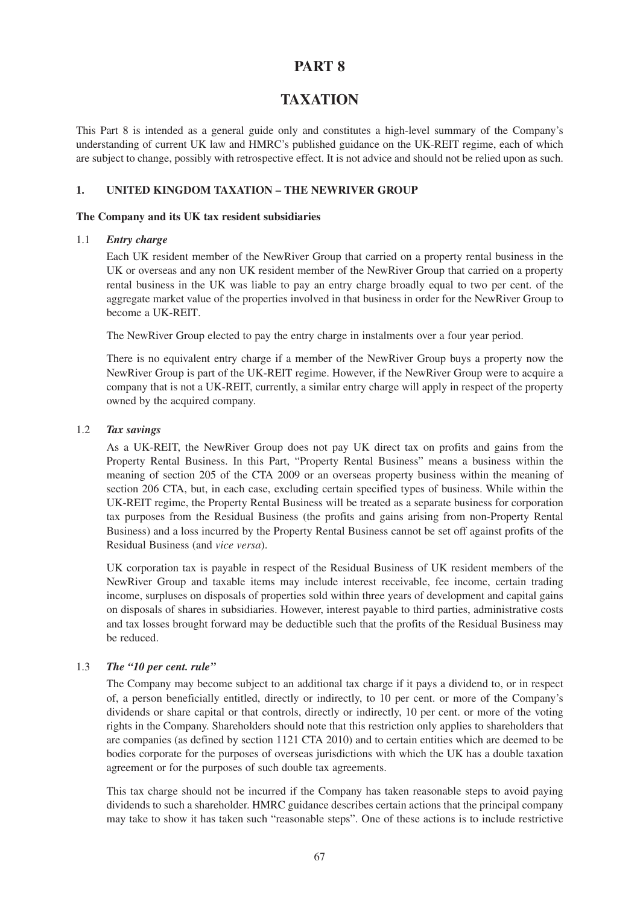# PART 8

# TAXATION

This Part 8 is intended as a general guide only and constitutes a high-level summary of the Company's understanding of current UK law and HMRC's published guidance on the UK-REIT regime, each of which are subject to change, possibly with retrospective effect. It is not advice and should not be relied upon as such.

## 1. UNITED KINGDOM TAXATION – THE NEWRIVER GROUP

### The Company and its UK tax resident subsidiaries

1.1 ***Entry charge***

Each UK resident member of the NewRiver Group that carried on a property rental business in the UK or overseas and any non UK resident member of the NewRiver Group that carried on a property rental business in the UK was liable to pay an entry charge broadly equal to two per cent. of the aggregate market value of the properties involved in that business in order for the NewRiver Group to become a UK-REIT.

The NewRiver Group elected to pay the entry charge in instalments over a four year period.

There is no equivalent entry charge if a member of the NewRiver Group buys a property now the NewRiver Group is part of the UK-REIT regime. However, if the NewRiver Group were to acquire a company that is not a UK-REIT, currently, a similar entry charge will apply in respect of the property owned by the acquired company.

1.2 ***Tax savings***

As a UK-REIT, the NewRiver Group does not pay UK direct tax on profits and gains from the Property Rental Business. In this Part, "Property Rental Business" means a business within the meaning of section 205 of the CTA 2009 or an overseas property business within the meaning of section 206 CTA, but, in each case, excluding certain specified types of business. While within the UK-REIT regime, the Property Rental Business will be treated as a separate business for corporation tax purposes from the Residual Business (the profits and gains arising from non-Property Rental Business) and a loss incurred by the Property Rental Business cannot be set off against profits of the Residual Business (and *vice versa*).

UK corporation tax is payable in respect of the Residual Business of UK resident members of the NewRiver Group and taxable items may include interest receivable, fee income, certain trading income, surpluses on disposals of properties sold within three years of development and capital gains on disposals of shares in subsidiaries. However, interest payable to third parties, administrative costs and tax losses brought forward may be deductible such that the profits of the Residual Business may be reduced.

1.3 ***The "10 per cent. rule"***

The Company may become subject to an additional tax charge if it pays a dividend to, or in respect of, a person beneficially entitled, directly or indirectly, to 10 per cent. or more of the Company's dividends or share capital or that controls, directly or indirectly, 10 per cent. or more of the voting rights in the Company. Shareholders should note that this restriction only applies to shareholders that are companies (as defined by section 1121 CTA 2010) and to certain entities which are deemed to be bodies corporate for the purposes of overseas jurisdictions with which the UK has a double taxation agreement or for the purposes of such double tax agreements.

This tax charge should not be incurred if the Company has taken reasonable steps to avoid paying dividends to such a shareholder. HMRC guidance describes certain actions that the principal company may take to show it has taken such "reasonable steps". One of these actions is to include restrictive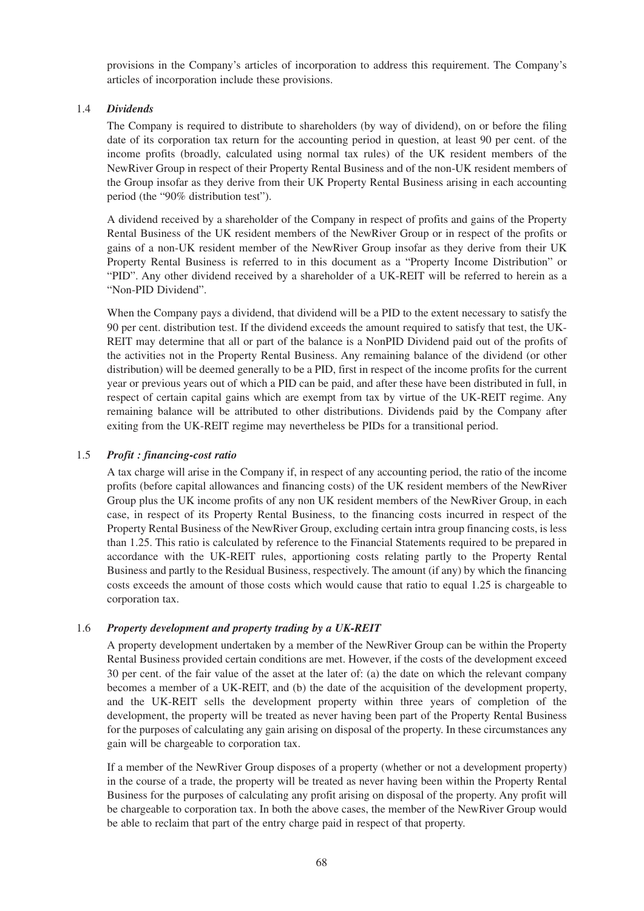provisions in the Company's articles of incorporation to address this requirement. The Company's articles of incorporation include these provisions.

### 1.4 *Dividends*

The Company is required to distribute to shareholders (by way of dividend), on or before the filing date of its corporation tax return for the accounting period in question, at least 90 per cent. of the income profits (broadly, calculated using normal tax rules) of the UK resident members of the NewRiver Group in respect of their Property Rental Business and of the non-UK resident members of the Group insofar as they derive from their UK Property Rental Business arising in each accounting period (the "90% distribution test").

A dividend received by a shareholder of the Company in respect of profits and gains of the Property Rental Business of the UK resident members of the NewRiver Group or in respect of the profits or gains of a non-UK resident member of the NewRiver Group insofar as they derive from their UK Property Rental Business is referred to in this document as a "Property Income Distribution" or "PID". Any other dividend received by a shareholder of a UK-REIT will be referred to herein as a "Non-PID Dividend".

When the Company pays a dividend, that dividend will be a PID to the extent necessary to satisfy the 90 per cent. distribution test. If the dividend exceeds the amount required to satisfy that test, the UK-REIT may determine that all or part of the balance is a NonPID Dividend paid out of the profits of the activities not in the Property Rental Business. Any remaining balance of the dividend (or other distribution) will be deemed generally to be a PID, first in respect of the income profits for the current year or previous years out of which a PID can be paid, and after these have been distributed in full, in respect of certain capital gains which are exempt from tax by virtue of the UK-REIT regime. Any remaining balance will be attributed to other distributions. Dividends paid by the Company after exiting from the UK-REIT regime may nevertheless be PIDs for a transitional period.

### 1.5 *Profit : financing-cost ratio*

A tax charge will arise in the Company if, in respect of any accounting period, the ratio of the income profits (before capital allowances and financing costs) of the UK resident members of the NewRiver Group plus the UK income profits of any non UK resident members of the NewRiver Group, in each case, in respect of its Property Rental Business, to the financing costs incurred in respect of the Property Rental Business of the NewRiver Group, excluding certain intra group financing costs, is less than 1.25. This ratio is calculated by reference to the Financial Statements required to be prepared in accordance with the UK-REIT rules, apportioning costs relating partly to the Property Rental Business and partly to the Residual Business, respectively. The amount (if any) by which the financing costs exceeds the amount of those costs which would cause that ratio to equal 1.25 is chargeable to corporation tax.

### 1.6 *Property development and property trading by a UK-REIT*

A property development undertaken by a member of the NewRiver Group can be within the Property Rental Business provided certain conditions are met. However, if the costs of the development exceed 30 per cent. of the fair value of the asset at the later of: (a) the date on which the relevant company becomes a member of a UK-REIT, and (b) the date of the acquisition of the development property, and the UK-REIT sells the development property within three years of completion of the development, the property will be treated as never having been part of the Property Rental Business for the purposes of calculating any gain arising on disposal of the property. In these circumstances any gain will be chargeable to corporation tax.

If a member of the NewRiver Group disposes of a property (whether or not a development property) in the course of a trade, the property will be treated as never having been within the Property Rental Business for the purposes of calculating any profit arising on disposal of the property. Any profit will be chargeable to corporation tax. In both the above cases, the member of the NewRiver Group would be able to reclaim that part of the entry charge paid in respect of that property.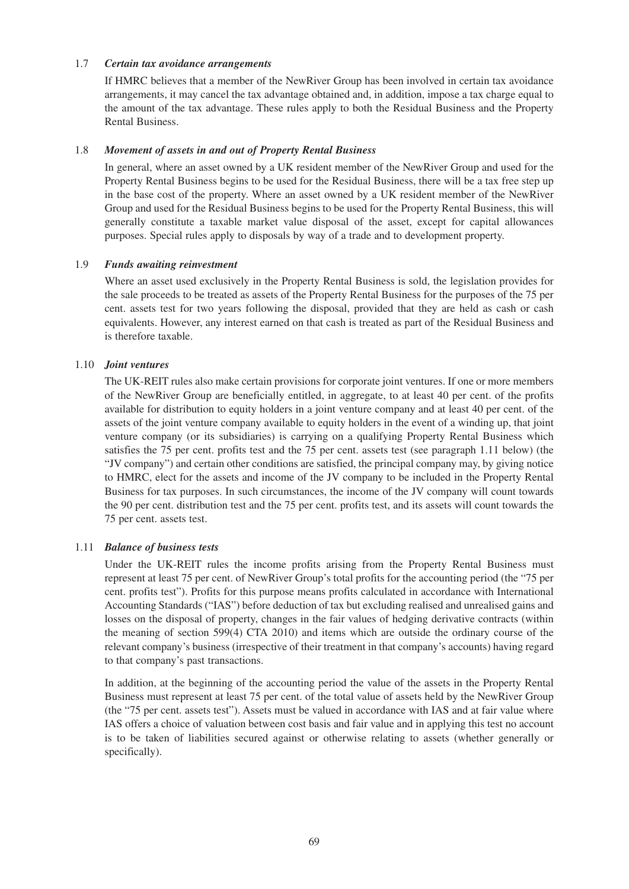### 1.7 *Certain tax avoidance arrangements*

If HMRC believes that a member of the NewRiver Group has been involved in certain tax avoidance arrangements, it may cancel the tax advantage obtained and, in addition, impose a tax charge equal to the amount of the tax advantage. These rules apply to both the Residual Business and the Property Rental Business.

### 1.8 *Movement of assets in and out of Property Rental Business*

In general, where an asset owned by a UK resident member of the NewRiver Group and used for the Property Rental Business begins to be used for the Residual Business, there will be a tax free step up in the base cost of the property. Where an asset owned by a UK resident member of the NewRiver Group and used for the Residual Business begins to be used for the Property Rental Business, this will generally constitute a taxable market value disposal of the asset, except for capital allowances purposes. Special rules apply to disposals by way of a trade and to development property.

### 1.9 *Funds awaiting reinvestment*

Where an asset used exclusively in the Property Rental Business is sold, the legislation provides for the sale proceeds to be treated as assets of the Property Rental Business for the purposes of the 75 per cent. assets test for two years following the disposal, provided that they are held as cash or cash equivalents. However, any interest earned on that cash is treated as part of the Residual Business and is therefore taxable.

### 1.10 *Joint ventures*

The UK-REIT rules also make certain provisions for corporate joint ventures. If one or more members of the NewRiver Group are beneficially entitled, in aggregate, to at least 40 per cent. of the profits available for distribution to equity holders in a joint venture company and at least 40 per cent. of the assets of the joint venture company available to equity holders in the event of a winding up, that joint venture company (or its subsidiaries) is carrying on a qualifying Property Rental Business which satisfies the 75 per cent. profits test and the 75 per cent. assets test (see paragraph 1.11 below) (the "JV company") and certain other conditions are satisfied, the principal company may, by giving notice to HMRC, elect for the assets and income of the JV company to be included in the Property Rental Business for tax purposes. In such circumstances, the income of the JV company will count towards the 90 per cent. distribution test and the 75 per cent. profits test, and its assets will count towards the 75 per cent. assets test.

### 1.11 *Balance of business tests*

Under the UK-REIT rules the income profits arising from the Property Rental Business must represent at least 75 per cent. of NewRiver Group's total profits for the accounting period (the "75 per cent. profits test"). Profits for this purpose means profits calculated in accordance with International Accounting Standards ("IAS") before deduction of tax but excluding realised and unrealised gains and losses on the disposal of property, changes in the fair values of hedging derivative contracts (within the meaning of section 599(4) CTA 2010) and items which are outside the ordinary course of the relevant company's business (irrespective of their treatment in that company's accounts) having regard to that company's past transactions.

In addition, at the beginning of the accounting period the value of the assets in the Property Rental Business must represent at least 75 per cent. of the total value of assets held by the NewRiver Group (the "75 per cent. assets test"). Assets must be valued in accordance with IAS and at fair value where IAS offers a choice of valuation between cost basis and fair value and in applying this test no account is to be taken of liabilities secured against or otherwise relating to assets (whether generally or specifically).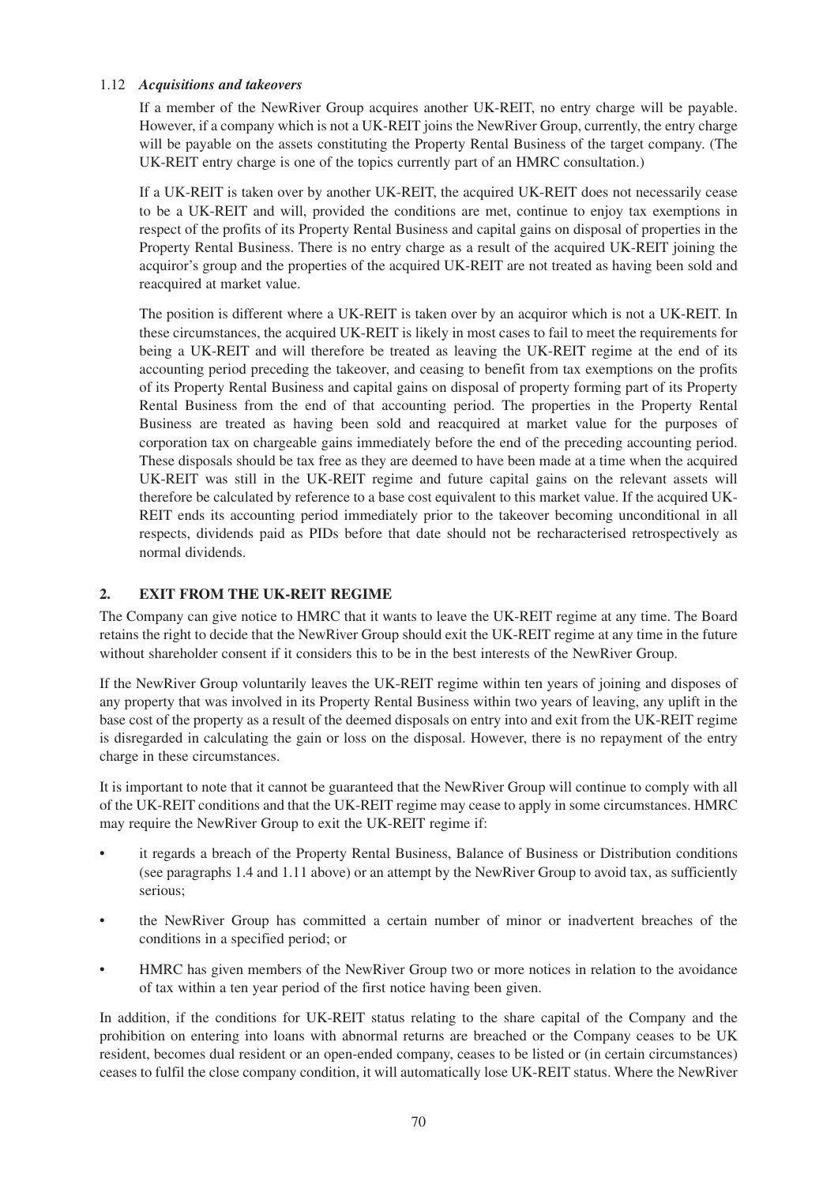### 1.12 *Acquisitions and takeovers*

If a member of the NewRiver Group acquires another UK-REIT, no entry charge will be payable. However, if a company which is not a UK-REIT joins the NewRiver Group, currently, the entry charge will be payable on the assets constituting the Property Rental Business of the target company. (The UK-REIT entry charge is one of the topics currently part of an HMRC consultation.)

If a UK-REIT is taken over by another UK-REIT, the acquired UK-REIT does not necessarily cease to be a UK-REIT and will, provided the conditions are met, continue to enjoy tax exemptions in respect of the profits of its Property Rental Business and capital gains on disposal of properties in the Property Rental Business. There is no entry charge as a result of the acquired UK-REIT joining the acquiror's group and the properties of the acquired UK-REIT are not treated as having been sold and reacquired at market value.

The position is different where a UK-REIT is taken over by an acquiror which is not a UK-REIT. In these circumstances, the acquired UK-REIT is likely in most cases to fail to meet the requirements for being a UK-REIT and will therefore be treated as leaving the UK-REIT regime at the end of its accounting period preceding the takeover, and ceasing to benefit from tax exemptions on the profits of its Property Rental Business and capital gains on disposal of property forming part of its Property Rental Business from the end of that accounting period. The properties in the Property Rental Business are treated as having been sold and reacquired at market value for the purposes of corporation tax on chargeable gains immediately before the end of the preceding accounting period. These disposals should be tax free as they are deemed to have been made at a time when the acquired UK-REIT was still in the UK-REIT regime and future capital gains on the relevant assets will therefore be calculated by reference to a base cost equivalent to this market value. If the acquired UK-REIT ends its accounting period immediately prior to the takeover becoming unconditional in all respects, dividends paid as PIDs before that date should not be recharacterised retrospectively as normal dividends.

## 2. EXIT FROM THE UK-REIT REGIME

The Company can give notice to HMRC that it wants to leave the UK-REIT regime at any time. The Board retains the right to decide that the NewRiver Group should exit the UK-REIT regime at any time in the future without shareholder consent if it considers this to be in the best interests of the NewRiver Group.

If the NewRiver Group voluntarily leaves the UK-REIT regime within ten years of joining and disposes of any property that was involved in its Property Rental Business within two years of leaving, any uplift in the base cost of the property as a result of the deemed disposals on entry into and exit from the UK-REIT regime is disregarded in calculating the gain or loss on the disposal. However, there is no repayment of the entry charge in these circumstances.

It is important to note that it cannot be guaranteed that the NewRiver Group will continue to comply with all of the UK-REIT conditions and that the UK-REIT regime may cease to apply in some circumstances. HMRC may require the NewRiver Group to exit the UK-REIT regime if:

- it regards a breach of the Property Rental Business, Balance of Business or Distribution conditions (see paragraphs 1.4 and 1.11 above) or an attempt by the NewRiver Group to avoid tax, as sufficiently serious;
- the NewRiver Group has committed a certain number of minor or inadvertent breaches of the conditions in a specified period; or
- HMRC has given members of the NewRiver Group two or more notices in relation to the avoidance of tax within a ten year period of the first notice having been given.

In addition, if the conditions for UK-REIT status relating to the share capital of the Company and the prohibition on entering into loans with abnormal returns are breached or the Company ceases to be UK resident, becomes dual resident or an open-ended company, ceases to be listed or (in certain circumstances) ceases to fulfil the close company condition, it will automatically lose UK-REIT status. Where the NewRiver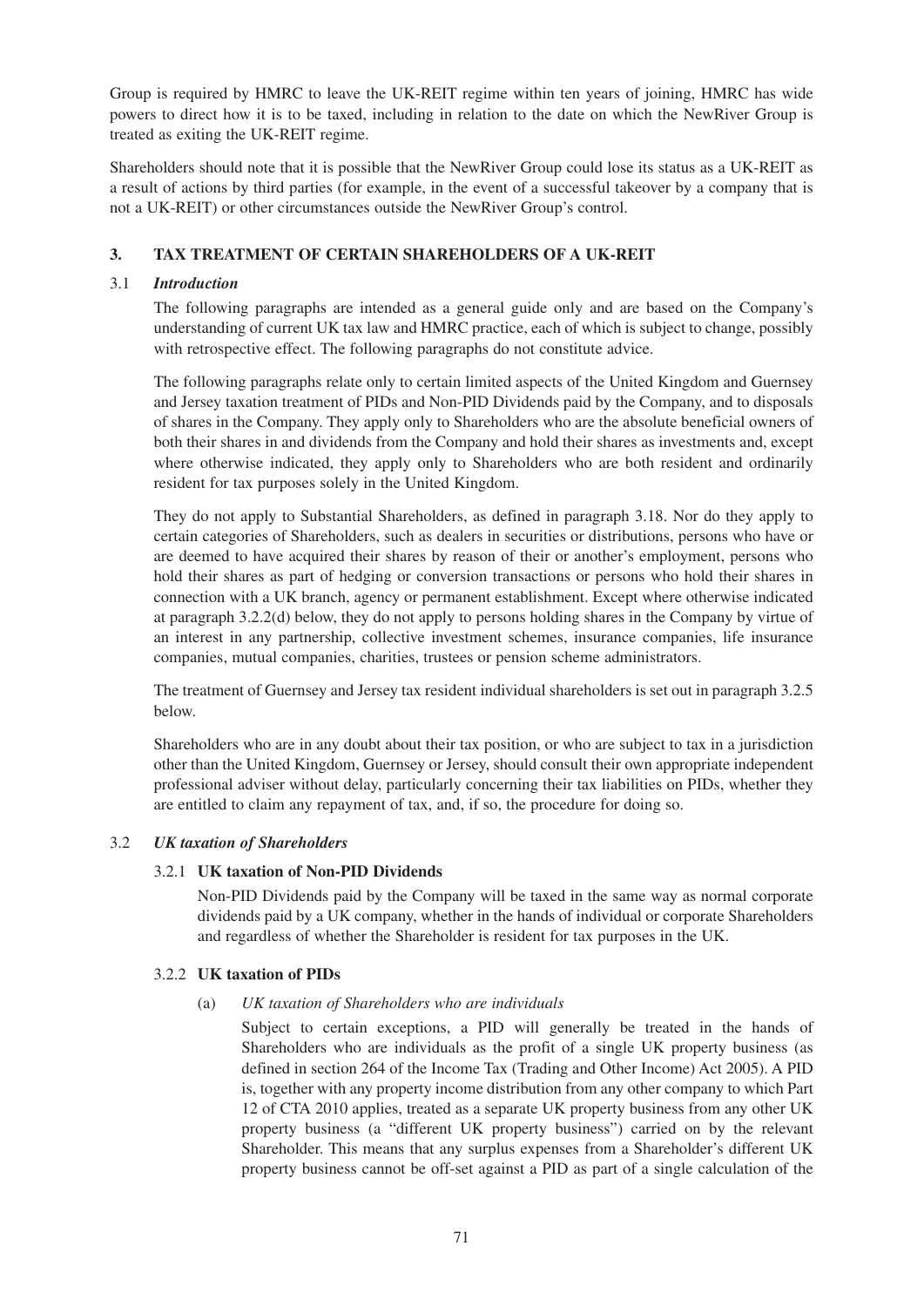Group is required by HMRC to leave the UK-REIT regime within ten years of joining, HMRC has wide powers to direct how it is to be taxed, including in relation to the date on which the NewRiver Group is treated as exiting the UK-REIT regime.

Shareholders should note that it is possible that the NewRiver Group could lose its status as a UK-REIT as a result of actions by third parties (for example, in the event of a successful takeover by a company that is not a UK-REIT) or other circumstances outside the NewRiver Group's control.

## 3. TAX TREATMENT OF CERTAIN SHAREHOLDERS OF A UK-REIT

### 3.1 *Introduction*

The following paragraphs are intended as a general guide only and are based on the Company's understanding of current UK tax law and HMRC practice, each of which is subject to change, possibly with retrospective effect. The following paragraphs do not constitute advice.

The following paragraphs relate only to certain limited aspects of the United Kingdom and Guernsey and Jersey taxation treatment of PIDs and Non-PID Dividends paid by the Company, and to disposals of shares in the Company. They apply only to Shareholders who are the absolute beneficial owners of both their shares in and dividends from the Company and hold their shares as investments and, except where otherwise indicated, they apply only to Shareholders who are both resident and ordinarily resident for tax purposes solely in the United Kingdom.

They do not apply to Substantial Shareholders, as defined in paragraph 3.18. Nor do they apply to certain categories of Shareholders, such as dealers in securities or distributions, persons who have or are deemed to have acquired their shares by reason of their or another's employment, persons who hold their shares as part of hedging or conversion transactions or persons who hold their shares in connection with a UK branch, agency or permanent establishment. Except where otherwise indicated at paragraph 3.2.2(d) below, they do not apply to persons holding shares in the Company by virtue of an interest in any partnership, collective investment schemes, insurance companies, life insurance companies, mutual companies, charities, trustees or pension scheme administrators.

The treatment of Guernsey and Jersey tax resident individual shareholders is set out in paragraph 3.2.5 below.

Shareholders who are in any doubt about their tax position, or who are subject to tax in a jurisdiction other than the United Kingdom, Guernsey or Jersey, should consult their own appropriate independent professional adviser without delay, particularly concerning their tax liabilities on PIDs, whether they are entitled to claim any repayment of tax, and, if so, the procedure for doing so.

### 3.2 *UK taxation of Shareholders*

#### 3.2.1 UK taxation of Non-PID Dividends

Non-PID Dividends paid by the Company will be taxed in the same way as normal corporate dividends paid by a UK company, whether in the hands of individual or corporate Shareholders and regardless of whether the Shareholder is resident for tax purposes in the UK.

#### 3.2.2 UK taxation of PIDs

(a) *UK taxation of Shareholders who are individuals*

Subject to certain exceptions, a PID will generally be treated in the hands of Shareholders who are individuals as the profit of a single UK property business (as defined in section 264 of the Income Tax (Trading and Other Income) Act 2005). A PID is, together with any property income distribution from any other company to which Part 12 of CTA 2010 applies, treated as a separate UK property business from any other UK property business (a "different UK property business") carried on by the relevant Shareholder. This means that any surplus expenses from a Shareholder's different UK property business cannot be off-set against a PID as part of a single calculation of the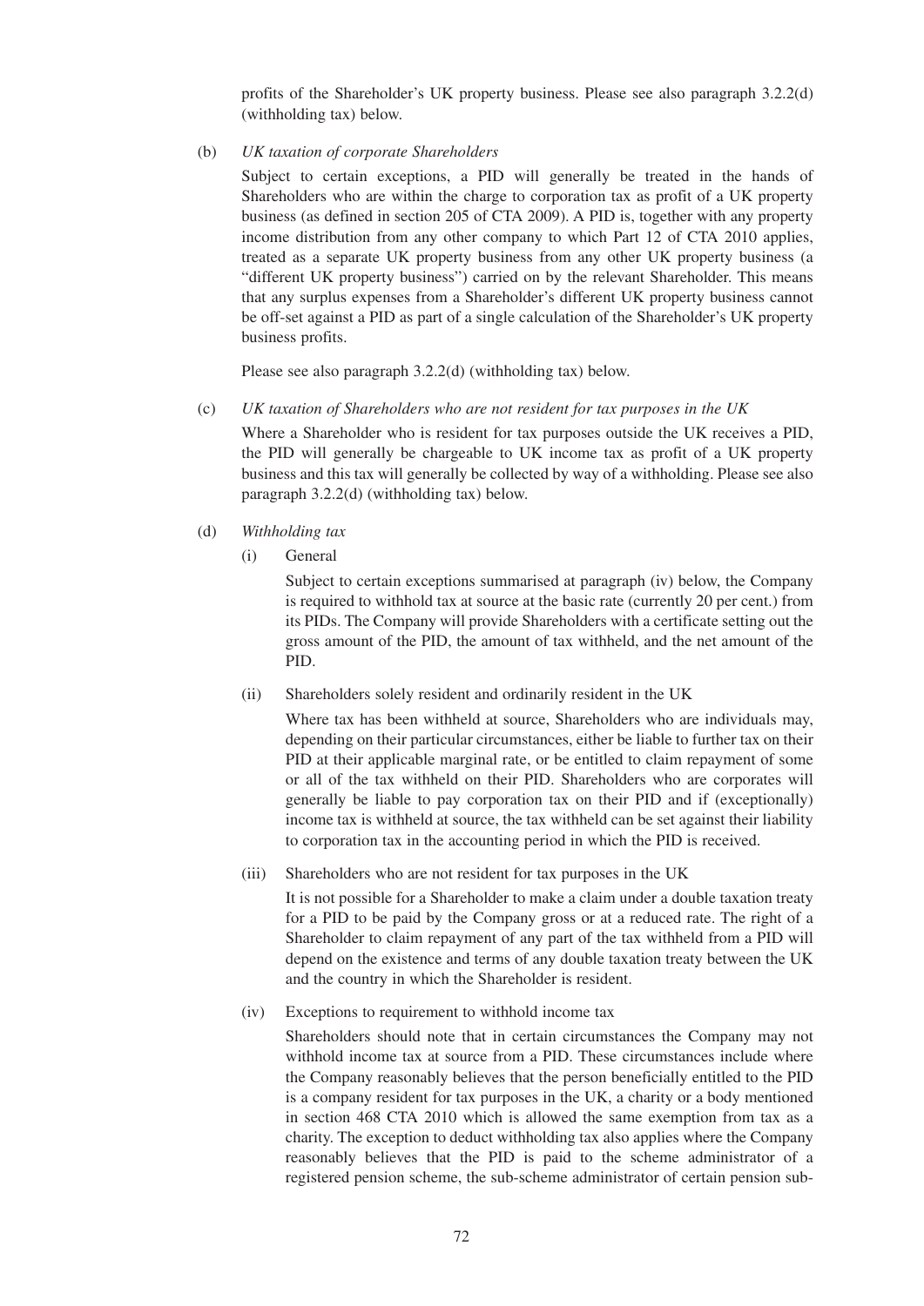profits of the Shareholder's UK property business. Please see also paragraph 3.2.2(d) (withholding tax) below.

(b) *UK taxation of corporate Shareholders*

Subject to certain exceptions, a PID will generally be treated in the hands of Shareholders who are within the charge to corporation tax as profit of a UK property business (as defined in section 205 of CTA 2009). A PID is, together with any property income distribution from any other company to which Part 12 of CTA 2010 applies, treated as a separate UK property business from any other UK property business (a "different UK property business") carried on by the relevant Shareholder. This means that any surplus expenses from a Shareholder's different UK property business cannot be off-set against a PID as part of a single calculation of the Shareholder's UK property business profits.

Please see also paragraph 3.2.2(d) (withholding tax) below.

(c) *UK taxation of Shareholders who are not resident for tax purposes in the UK*

Where a Shareholder who is resident for tax purposes outside the UK receives a PID, the PID will generally be chargeable to UK income tax as profit of a UK property business and this tax will generally be collected by way of a withholding. Please see also paragraph 3.2.2(d) (withholding tax) below.

(d) *Withholding tax*

(i) General

Subject to certain exceptions summarised at paragraph (iv) below, the Company is required to withhold tax at source at the basic rate (currently 20 per cent.) from its PIDs. The Company will provide Shareholders with a certificate setting out the gross amount of the PID, the amount of tax withheld, and the net amount of the PID.

(ii) Shareholders solely resident and ordinarily resident in the UK

Where tax has been withheld at source, Shareholders who are individuals may, depending on their particular circumstances, either be liable to further tax on their PID at their applicable marginal rate, or be entitled to claim repayment of some or all of the tax withheld on their PID. Shareholders who are corporates will generally be liable to pay corporation tax on their PID and if (exceptionally) income tax is withheld at source, the tax withheld can be set against their liability to corporation tax in the accounting period in which the PID is received.

(iii) Shareholders who are not resident for tax purposes in the UK

It is not possible for a Shareholder to make a claim under a double taxation treaty for a PID to be paid by the Company gross or at a reduced rate. The right of a Shareholder to claim repayment of any part of the tax withheld from a PID will depend on the existence and terms of any double taxation treaty between the UK and the country in which the Shareholder is resident.

(iv) Exceptions to requirement to withhold income tax

Shareholders should note that in certain circumstances the Company may not withhold income tax at source from a PID. These circumstances include where the Company reasonably believes that the person beneficially entitled to the PID is a company resident for tax purposes in the UK, a charity or a body mentioned in section 468 CTA 2010 which is allowed the same exemption from tax as a charity. The exception to deduct withholding tax also applies where the Company reasonably believes that the PID is paid to the scheme administrator of a registered pension scheme, the sub-scheme administrator of certain pension sub-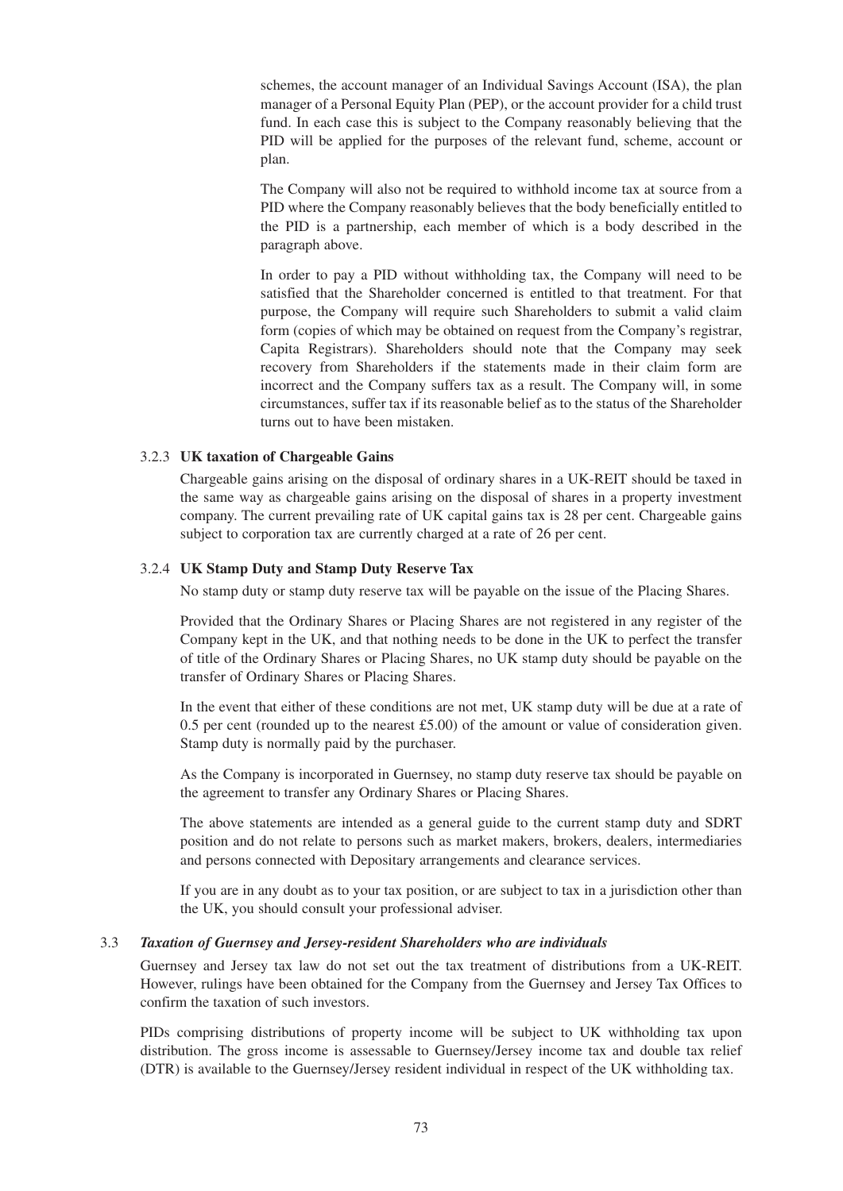schemes, the account manager of an Individual Savings Account (ISA), the plan manager of a Personal Equity Plan (PEP), or the account provider for a child trust fund. In each case this is subject to the Company reasonably believing that the PID will be applied for the purposes of the relevant fund, scheme, account or plan.

The Company will also not be required to withhold income tax at source from a PID where the Company reasonably believes that the body beneficially entitled to the PID is a partnership, each member of which is a body described in the paragraph above.

In order to pay a PID without withholding tax, the Company will need to be satisfied that the Shareholder concerned is entitled to that treatment. For that purpose, the Company will require such Shareholders to submit a valid claim form (copies of which may be obtained on request from the Company's registrar, Capita Registrars). Shareholders should note that the Company may seek recovery from Shareholders if the statements made in their claim form are incorrect and the Company suffers tax as a result. The Company will, in some circumstances, suffer tax if its reasonable belief as to the status of the Shareholder turns out to have been mistaken.

#### 3.2.3 UK taxation of Chargeable Gains

Chargeable gains arising on the disposal of ordinary shares in a UK-REIT should be taxed in the same way as chargeable gains arising on the disposal of shares in a property investment company. The current prevailing rate of UK capital gains tax is 28 per cent. Chargeable gains subject to corporation tax are currently charged at a rate of 26 per cent.

#### 3.2.4 UK Stamp Duty and Stamp Duty Reserve Tax

No stamp duty or stamp duty reserve tax will be payable on the issue of the Placing Shares.

Provided that the Ordinary Shares or Placing Shares are not registered in any register of the Company kept in the UK, and that nothing needs to be done in the UK to perfect the transfer of title of the Ordinary Shares or Placing Shares, no UK stamp duty should be payable on the transfer of Ordinary Shares or Placing Shares.

In the event that either of these conditions are not met, UK stamp duty will be due at a rate of 0.5 per cent (rounded up to the nearest £5.00) of the amount or value of consideration given. Stamp duty is normally paid by the purchaser.

As the Company is incorporated in Guernsey, no stamp duty reserve tax should be payable on the agreement to transfer any Ordinary Shares or Placing Shares.

The above statements are intended as a general guide to the current stamp duty and SDRT position and do not relate to persons such as market makers, brokers, dealers, intermediaries and persons connected with Depositary arrangements and clearance services.

If you are in any doubt as to your tax position, or are subject to tax in a jurisdiction other than the UK, you should consult your professional adviser.

### 3.3 *Taxation of Guernsey and Jersey-resident Shareholders who are individuals*

Guernsey and Jersey tax law do not set out the tax treatment of distributions from a UK-REIT. However, rulings have been obtained for the Company from the Guernsey and Jersey Tax Offices to confirm the taxation of such investors.

PIDs comprising distributions of property income will be subject to UK withholding tax upon distribution. The gross income is assessable to Guernsey/Jersey income tax and double tax relief (DTR) is available to the Guernsey/Jersey resident individual in respect of the UK withholding tax.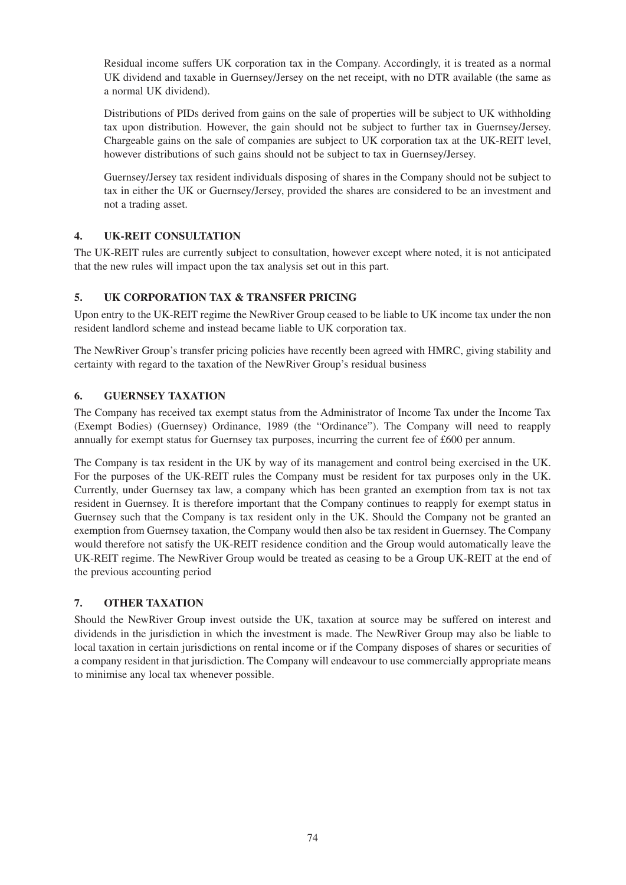Residual income suffers UK corporation tax in the Company. Accordingly, it is treated as a normal UK dividend and taxable in Guernsey/Jersey on the net receipt, with no DTR available (the same as a normal UK dividend).

Distributions of PIDs derived from gains on the sale of properties will be subject to UK withholding tax upon distribution. However, the gain should not be subject to further tax in Guernsey/Jersey. Chargeable gains on the sale of companies are subject to UK corporation tax at the UK-REIT level, however distributions of such gains should not be subject to tax in Guernsey/Jersey.

Guernsey/Jersey tax resident individuals disposing of shares in the Company should not be subject to tax in either the UK or Guernsey/Jersey, provided the shares are considered to be an investment and not a trading asset.

## 4. UK-REIT CONSULTATION

The UK-REIT rules are currently subject to consultation, however except where noted, it is not anticipated that the new rules will impact upon the tax analysis set out in this part.

## 5. UK CORPORATION TAX & TRANSFER PRICING

Upon entry to the UK-REIT regime the NewRiver Group ceased to be liable to UK income tax under the non resident landlord scheme and instead became liable to UK corporation tax.

The NewRiver Group's transfer pricing policies have recently been agreed with HMRC, giving stability and certainty with regard to the taxation of the NewRiver Group's residual business

## 6. GUERNSEY TAXATION

The Company has received tax exempt status from the Administrator of Income Tax under the Income Tax (Exempt Bodies) (Guernsey) Ordinance, 1989 (the "Ordinance"). The Company will need to reapply annually for exempt status for Guernsey tax purposes, incurring the current fee of £600 per annum.

The Company is tax resident in the UK by way of its management and control being exercised in the UK. For the purposes of the UK-REIT rules the Company must be resident for tax purposes only in the UK. Currently, under Guernsey tax law, a company which has been granted an exemption from tax is not tax resident in Guernsey. It is therefore important that the Company continues to reapply for exempt status in Guernsey such that the Company is tax resident only in the UK. Should the Company not be granted an exemption from Guernsey taxation, the Company would then also be tax resident in Guernsey. The Company would therefore not satisfy the UK-REIT residence condition and the Group would automatically leave the UK-REIT regime. The NewRiver Group would be treated as ceasing to be a Group UK-REIT at the end of the previous accounting period

## 7. OTHER TAXATION

Should the NewRiver Group invest outside the UK, taxation at source may be suffered on interest and dividends in the jurisdiction in which the investment is made. The NewRiver Group may also be liable to local taxation in certain jurisdictions on rental income or if the Company disposes of shares or securities of a company resident in that jurisdiction. The Company will endeavour to use commercially appropriate means to minimise any local tax whenever possible.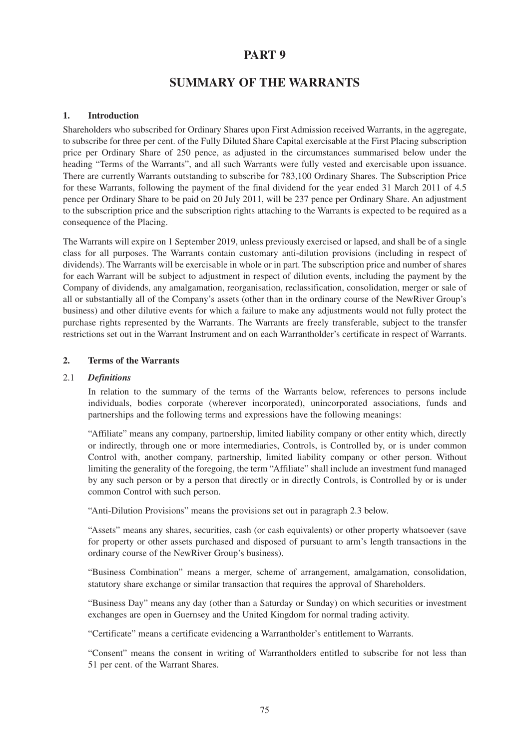# PART 9

## SUMMARY OF THE WARRANTS

### 1. Introduction

Shareholders who subscribed for Ordinary Shares upon First Admission received Warrants, in the aggregate, to subscribe for three per cent. of the Fully Diluted Share Capital exercisable at the First Placing subscription price per Ordinary Share of 250 pence, as adjusted in the circumstances summarised below under the heading "Terms of the Warrants", and all such Warrants were fully vested and exercisable upon issuance. There are currently Warrants outstanding to subscribe for 783,100 Ordinary Shares. The Subscription Price for these Warrants, following the payment of the final dividend for the year ended 31 March 2011 of 4.5 pence per Ordinary Share to be paid on 20 July 2011, will be 237 pence per Ordinary Share. An adjustment to the subscription price and the subscription rights attaching to the Warrants is expected to be required as a consequence of the Placing.

The Warrants will expire on 1 September 2019, unless previously exercised or lapsed, and shall be of a single class for all purposes. The Warrants contain customary anti-dilution provisions (including in respect of dividends). The Warrants will be exercisable in whole or in part. The subscription price and number of shares for each Warrant will be subject to adjustment in respect of dilution events, including the payment by the Company of dividends, any amalgamation, reorganisation, reclassification, consolidation, merger or sale of all or substantially all of the Company's assets (other than in the ordinary course of the NewRiver Group's business) and other dilutive events for which a failure to make any adjustments would not fully protect the purchase rights represented by the Warrants. The Warrants are freely transferable, subject to the transfer restrictions set out in the Warrant Instrument and on each Warrantholder's certificate in respect of Warrants.

### 2. Terms of the Warrants

2.1 ***Definitions***

In relation to the summary of the terms of the Warrants below, references to persons include individuals, bodies corporate (wherever incorporated), unincorporated associations, funds and partnerships and the following terms and expressions have the following meanings:

"Affiliate" means any company, partnership, limited liability company or other entity which, directly or indirectly, through one or more intermediaries, Controls, is Controlled by, or is under common Control with, another company, partnership, limited liability company or other person. Without limiting the generality of the foregoing, the term "Affiliate" shall include an investment fund managed by any such person or by a person that directly or in directly Controls, is Controlled by or is under common Control with such person.

"Anti-Dilution Provisions" means the provisions set out in paragraph 2.3 below.

"Assets" means any shares, securities, cash (or cash equivalents) or other property whatsoever (save for property or other assets purchased and disposed of pursuant to arm's length transactions in the ordinary course of the NewRiver Group's business).

"Business Combination" means a merger, scheme of arrangement, amalgamation, consolidation, statutory share exchange or similar transaction that requires the approval of Shareholders.

"Business Day" means any day (other than a Saturday or Sunday) on which securities or investment exchanges are open in Guernsey and the United Kingdom for normal trading activity.

"Certificate" means a certificate evidencing a Warrantholder's entitlement to Warrants.

"Consent" means the consent in writing of Warrantholders entitled to subscribe for not less than 51 per cent. of the Warrant Shares.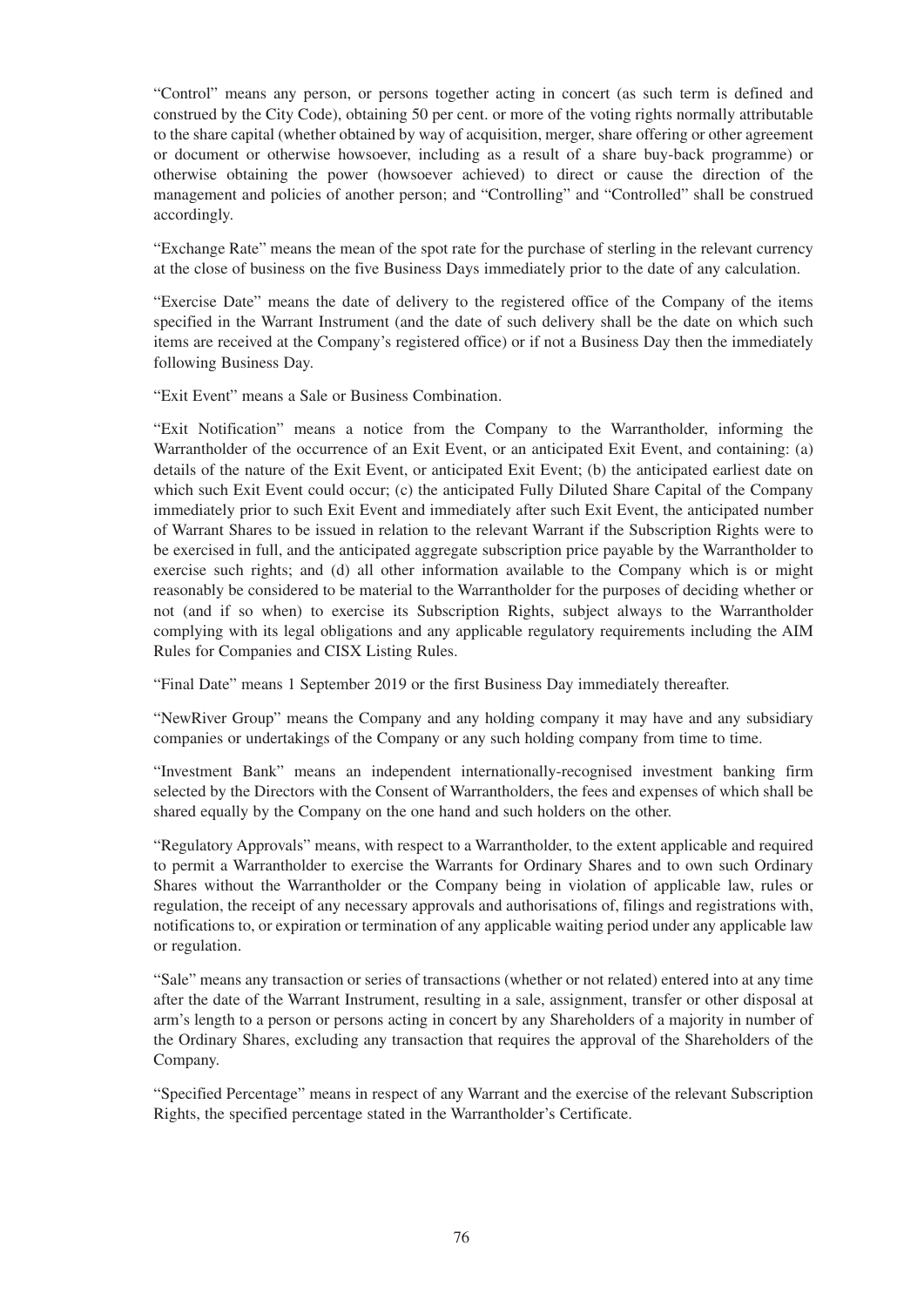"Control" means any person, or persons together acting in concert (as such term is defined and construed by the City Code), obtaining 50 per cent. or more of the voting rights normally attributable to the share capital (whether obtained by way of acquisition, merger, share offering or other agreement or document or otherwise howsoever, including as a result of a share buy-back programme) or otherwise obtaining the power (howsoever achieved) to direct or cause the direction of the management and policies of another person; and "Controlling" and "Controlled" shall be construed accordingly.

"Exchange Rate" means the mean of the spot rate for the purchase of sterling in the relevant currency at the close of business on the five Business Days immediately prior to the date of any calculation.

"Exercise Date" means the date of delivery to the registered office of the Company of the items specified in the Warrant Instrument (and the date of such delivery shall be the date on which such items are received at the Company's registered office) or if not a Business Day then the immediately following Business Day.

"Exit Event" means a Sale or Business Combination.

"Exit Notification" means a notice from the Company to the Warrantholder, informing the Warrantholder of the occurrence of an Exit Event, or an anticipated Exit Event, and containing: (a) details of the nature of the Exit Event, or anticipated Exit Event; (b) the anticipated earliest date on which such Exit Event could occur; (c) the anticipated Fully Diluted Share Capital of the Company immediately prior to such Exit Event and immediately after such Exit Event, the anticipated number of Warrant Shares to be issued in relation to the relevant Warrant if the Subscription Rights were to be exercised in full, and the anticipated aggregate subscription price payable by the Warrantholder to exercise such rights; and (d) all other information available to the Company which is or might reasonably be considered to be material to the Warrantholder for the purposes of deciding whether or not (and if so when) to exercise its Subscription Rights, subject always to the Warrantholder complying with its legal obligations and any applicable regulatory requirements including the AIM Rules for Companies and CISX Listing Rules.

"Final Date" means 1 September 2019 or the first Business Day immediately thereafter.

"NewRiver Group" means the Company and any holding company it may have and any subsidiary companies or undertakings of the Company or any such holding company from time to time.

"Investment Bank" means an independent internationally-recognised investment banking firm selected by the Directors with the Consent of Warrantholders, the fees and expenses of which shall be shared equally by the Company on the one hand and such holders on the other.

"Regulatory Approvals" means, with respect to a Warrantholder, to the extent applicable and required to permit a Warrantholder to exercise the Warrants for Ordinary Shares and to own such Ordinary Shares without the Warrantholder or the Company being in violation of applicable law, rules or regulation, the receipt of any necessary approvals and authorisations of, filings and registrations with, notifications to, or expiration or termination of any applicable waiting period under any applicable law or regulation.

"Sale" means any transaction or series of transactions (whether or not related) entered into at any time after the date of the Warrant Instrument, resulting in a sale, assignment, transfer or other disposal at arm's length to a person or persons acting in concert by any Shareholders of a majority in number of the Ordinary Shares, excluding any transaction that requires the approval of the Shareholders of the Company.

"Specified Percentage" means in respect of any Warrant and the exercise of the relevant Subscription Rights, the specified percentage stated in the Warrantholder's Certificate.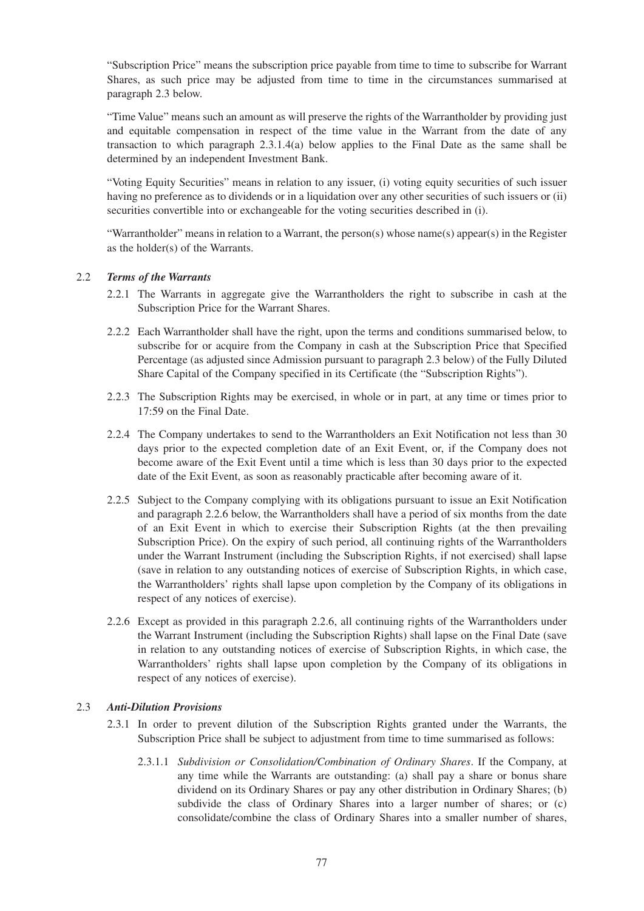"Subscription Price" means the subscription price payable from time to time to subscribe for Warrant Shares, as such price may be adjusted from time to time in the circumstances summarised at paragraph 2.3 below.

"Time Value" means such an amount as will preserve the rights of the Warrantholder by providing just and equitable compensation in respect of the time value in the Warrant from the date of any transaction to which paragraph 2.3.1.4(a) below applies to the Final Date as the same shall be determined by an independent Investment Bank.

"Voting Equity Securities" means in relation to any issuer, (i) voting equity securities of such issuer having no preference as to dividends or in a liquidation over any other securities of such issuers or (ii) securities convertible into or exchangeable for the voting securities described in (i).

"Warrantholder" means in relation to a Warrant, the person(s) whose name(s) appear(s) in the Register as the holder(s) of the Warrants.

2.2 ***Terms of the Warrants***

2.2.1 The Warrants in aggregate give the Warrantholders the right to subscribe in cash at the Subscription Price for the Warrant Shares.

2.2.2 Each Warrantholder shall have the right, upon the terms and conditions summarised below, to subscribe for or acquire from the Company in cash at the Subscription Price that Specified Percentage (as adjusted since Admission pursuant to paragraph 2.3 below) of the Fully Diluted Share Capital of the Company specified in its Certificate (the "Subscription Rights").

2.2.3 The Subscription Rights may be exercised, in whole or in part, at any time or times prior to 17:59 on the Final Date.

2.2.4 The Company undertakes to send to the Warrantholders an Exit Notification not less than 30 days prior to the expected completion date of an Exit Event, or, if the Company does not become aware of the Exit Event until a time which is less than 30 days prior to the expected date of the Exit Event, as soon as reasonably practicable after becoming aware of it.

2.2.5 Subject to the Company complying with its obligations pursuant to issue an Exit Notification and paragraph 2.2.6 below, the Warrantholders shall have a period of six months from the date of an Exit Event in which to exercise their Subscription Rights (at the then prevailing Subscription Price). On the expiry of such period, all continuing rights of the Warrantholders under the Warrant Instrument (including the Subscription Rights, if not exercised) shall lapse (save in relation to any outstanding notices of exercise of Subscription Rights, in which case, the Warrantholders' rights shall lapse upon completion by the Company of its obligations in respect of any notices of exercise).

2.2.6 Except as provided in this paragraph 2.2.6, all continuing rights of the Warrantholders under the Warrant Instrument (including the Subscription Rights) shall lapse on the Final Date (save in relation to any outstanding notices of exercise of Subscription Rights, in which case, the Warrantholders' rights shall lapse upon completion by the Company of its obligations in respect of any notices of exercise).

2.3 ***Anti-Dilution Provisions***

2.3.1 In order to prevent dilution of the Subscription Rights granted under the Warrants, the Subscription Price shall be subject to adjustment from time to time summarised as follows:

2.3.1.1 *Subdivision or Consolidation/Combination of Ordinary Shares*. If the Company, at any time while the Warrants are outstanding: (a) shall pay a share or bonus share dividend on its Ordinary Shares or pay any other distribution in Ordinary Shares; (b) subdivide the class of Ordinary Shares into a larger number of shares; or (c) consolidate/combine the class of Ordinary Shares into a smaller number of shares,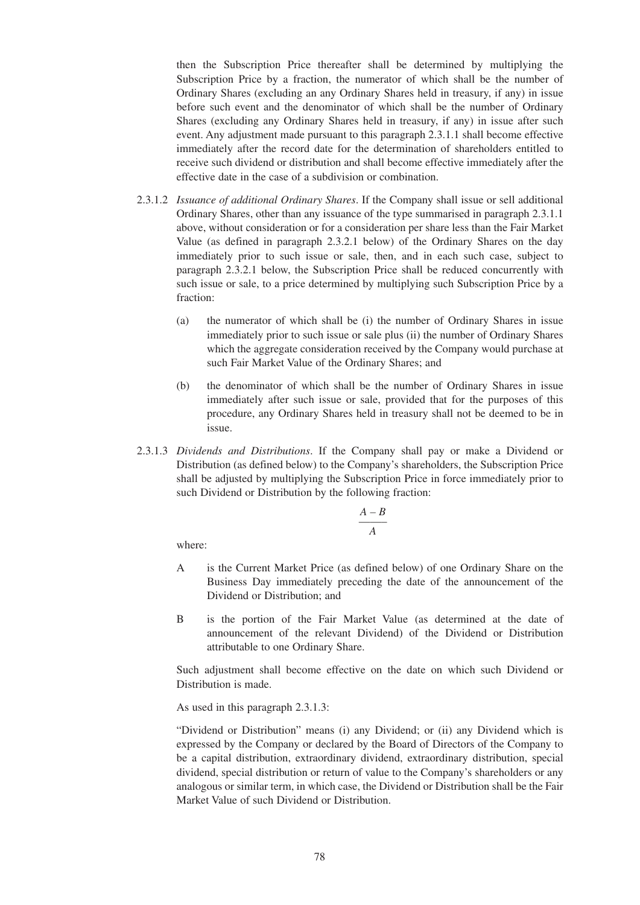then the Subscription Price thereafter shall be determined by multiplying the Subscription Price by a fraction, the numerator of which shall be the number of Ordinary Shares (excluding an any Ordinary Shares held in treasury, if any) in issue before such event and the denominator of which shall be the number of Ordinary Shares (excluding any Ordinary Shares held in treasury, if any) in issue after such event. Any adjustment made pursuant to this paragraph 2.3.1.1 shall become effective immediately after the record date for the determination of shareholders entitled to receive such dividend or distribution and shall become effective immediately after the effective date in the case of a subdivision or combination.

2.3.1.2 *Issuance of additional Ordinary Shares*. If the Company shall issue or sell additional Ordinary Shares, other than any issuance of the type summarised in paragraph 2.3.1.1 above, without consideration or for a consideration per share less than the Fair Market Value (as defined in paragraph 2.3.2.1 below) of the Ordinary Shares on the day immediately prior to such issue or sale, then, and in each such case, subject to paragraph 2.3.2.1 below, the Subscription Price shall be reduced concurrently with such issue or sale, to a price determined by multiplying such Subscription Price by a fraction:

(a) the numerator of which shall be (i) the number of Ordinary Shares in issue immediately prior to such issue or sale plus (ii) the number of Ordinary Shares which the aggregate consideration received by the Company would purchase at such Fair Market Value of the Ordinary Shares; and

(b) the denominator of which shall be the number of Ordinary Shares in issue immediately after such issue or sale, provided that for the purposes of this procedure, any Ordinary Shares held in treasury shall not be deemed to be in issue.

2.3.1.3 *Dividends and Distributions*. If the Company shall pay or make a Dividend or Distribution (as defined below) to the Company's shareholders, the Subscription Price shall be adjusted by multiplying the Subscription Price in force immediately prior to such Dividend or Distribution by the following fraction:

$$\frac{A - B}{A}$$

where:

A is the Current Market Price (as defined below) of one Ordinary Share on the Business Day immediately preceding the date of the announcement of the Dividend or Distribution; and

B is the portion of the Fair Market Value (as determined at the date of announcement of the relevant Dividend) of the Dividend or Distribution attributable to one Ordinary Share.

Such adjustment shall become effective on the date on which such Dividend or Distribution is made.

As used in this paragraph 2.3.1.3:

"Dividend or Distribution" means (i) any Dividend; or (ii) any Dividend which is expressed by the Company or declared by the Board of Directors of the Company to be a capital distribution, extraordinary dividend, extraordinary distribution, special dividend, special distribution or return of value to the Company's shareholders or any analogous or similar term, in which case, the Dividend or Distribution shall be the Fair Market Value of such Dividend or Distribution.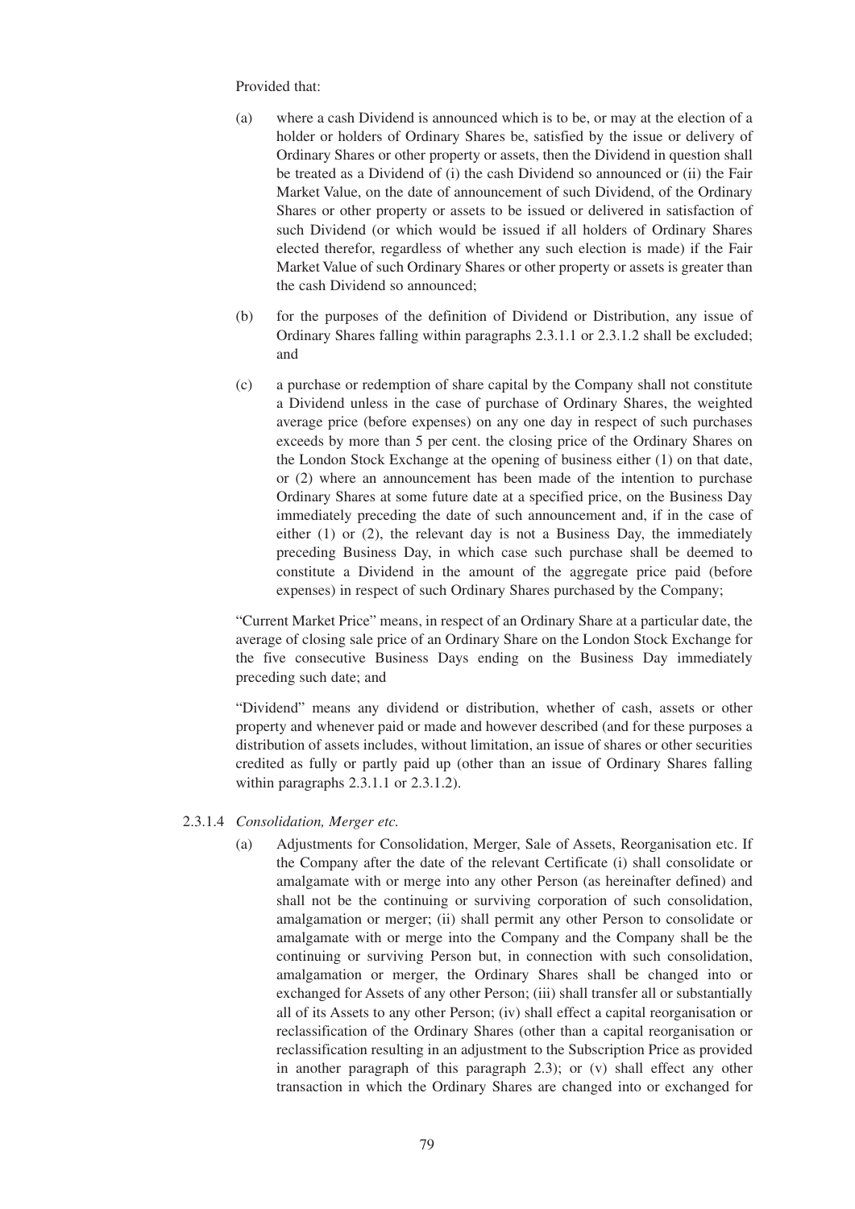Provided that:

(a) where a cash Dividend is announced which is to be, or may at the election of a holder or holders of Ordinary Shares be, satisfied by the issue or delivery of Ordinary Shares or other property or assets, then the Dividend in question shall be treated as a Dividend of (i) the cash Dividend so announced or (ii) the Fair Market Value, on the date of announcement of such Dividend, of the Ordinary Shares or other property or assets to be issued or delivered in satisfaction of such Dividend (or which would be issued if all holders of Ordinary Shares elected therefor, regardless of whether any such election is made) if the Fair Market Value of such Ordinary Shares or other property or assets is greater than the cash Dividend so announced;

(b) for the purposes of the definition of Dividend or Distribution, any issue of Ordinary Shares falling within paragraphs 2.3.1.1 or 2.3.1.2 shall be excluded; and

(c) a purchase or redemption of share capital by the Company shall not constitute a Dividend unless in the case of purchase of Ordinary Shares, the weighted average price (before expenses) on any one day in respect of such purchases exceeds by more than 5 per cent. the closing price of the Ordinary Shares on the London Stock Exchange at the opening of business either (1) on that date, or (2) where an announcement has been made of the intention to purchase Ordinary Shares at some future date at a specified price, on the Business Day immediately preceding the date of such announcement and, if in the case of either (1) or (2), the relevant day is not a Business Day, the immediately preceding Business Day, in which case such purchase shall be deemed to constitute a Dividend in the amount of the aggregate price paid (before expenses) in respect of such Ordinary Shares purchased by the Company;

"Current Market Price" means, in respect of an Ordinary Share at a particular date, the average of closing sale price of an Ordinary Share on the London Stock Exchange for the five consecutive Business Days ending on the Business Day immediately preceding such date; and

"Dividend" means any dividend or distribution, whether of cash, assets or other property and whenever paid or made and however described (and for these purposes a distribution of assets includes, without limitation, an issue of shares or other securities credited as fully or partly paid up (other than an issue of Ordinary Shares falling within paragraphs 2.3.1.1 or 2.3.1.2).

2.3.1.4 *Consolidation, Merger etc.*

(a) Adjustments for Consolidation, Merger, Sale of Assets, Reorganisation etc. If the Company after the date of the relevant Certificate (i) shall consolidate or amalgamate with or merge into any other Person (as hereinafter defined) and shall not be the continuing or surviving corporation of such consolidation, amalgamation or merger; (ii) shall permit any other Person to consolidate or amalgamate with or merge into the Company and the Company shall be the continuing or surviving Person but, in connection with such consolidation, amalgamation or merger, the Ordinary Shares shall be changed into or exchanged for Assets of any other Person; (iii) shall transfer all or substantially all of its Assets to any other Person; (iv) shall effect a capital reorganisation or reclassification of the Ordinary Shares (other than a capital reorganisation or reclassification resulting in an adjustment to the Subscription Price as provided in another paragraph of this paragraph 2.3); or (v) shall effect any other transaction in which the Ordinary Shares are changed into or exchanged for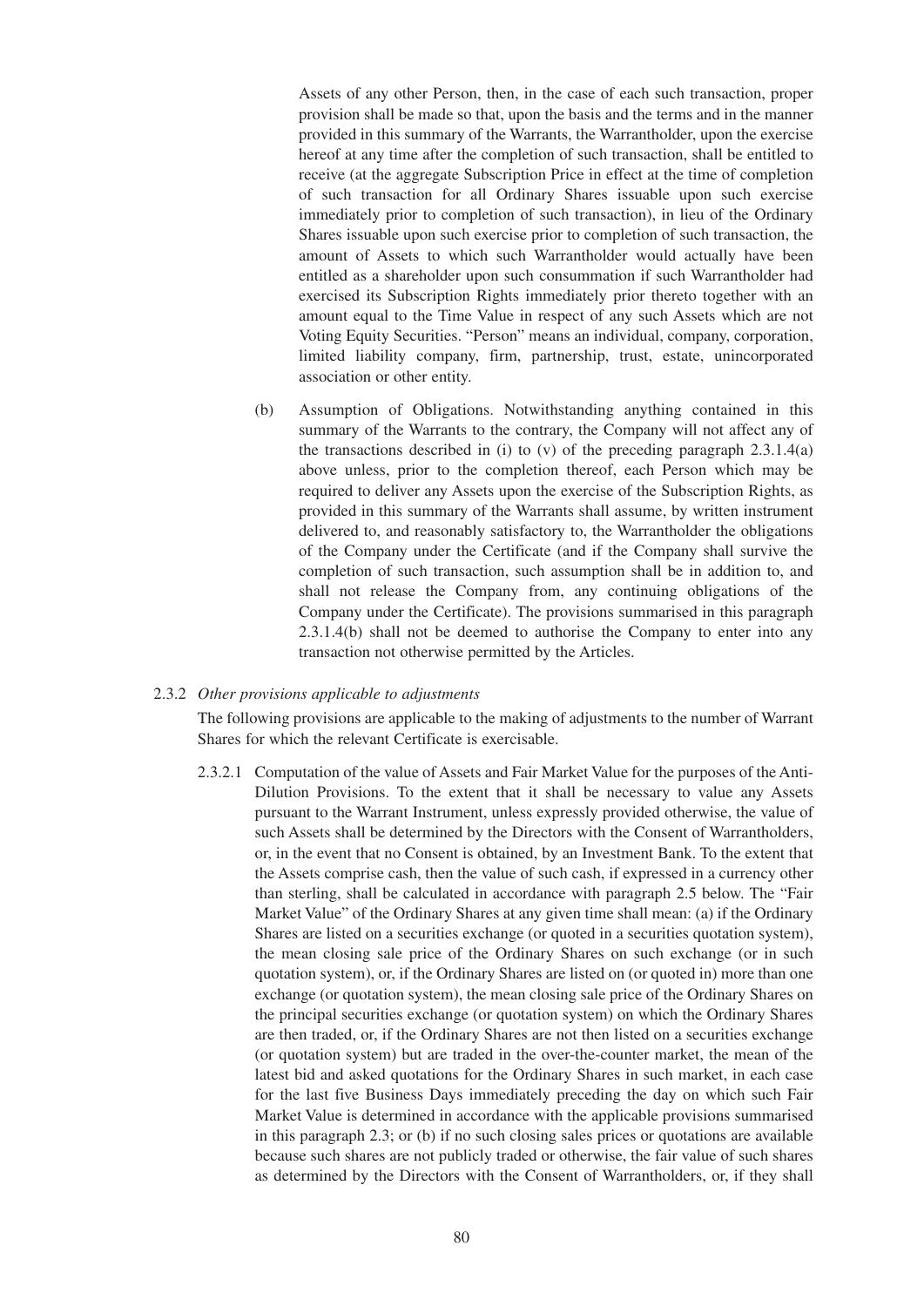Assets of any other Person, then, in the case of each such transaction, proper provision shall be made so that, upon the basis and the terms and in the manner provided in this summary of the Warrants, the Warrantholder, upon the exercise hereof at any time after the completion of such transaction, shall be entitled to receive (at the aggregate Subscription Price in effect at the time of completion of such transaction for all Ordinary Shares issuable upon such exercise immediately prior to completion of such transaction), in lieu of the Ordinary Shares issuable upon such exercise prior to completion of such transaction, the amount of Assets to which such Warrantholder would actually have been entitled as a shareholder upon such consummation if such Warrantholder had exercised its Subscription Rights immediately prior thereto together with an amount equal to the Time Value in respect of any such Assets which are not Voting Equity Securities. "Person" means an individual, company, corporation, limited liability company, firm, partnership, trust, estate, unincorporated association or other entity.

(b) Assumption of Obligations. Notwithstanding anything contained in this summary of the Warrants to the contrary, the Company will not affect any of the transactions described in (i) to (v) of the preceding paragraph 2.3.1.4(a) above unless, prior to the completion thereof, each Person which may be required to deliver any Assets upon the exercise of the Subscription Rights, as provided in this summary of the Warrants shall assume, by written instrument delivered to, and reasonably satisfactory to, the Warrantholder the obligations of the Company under the Certificate (and if the Company shall survive the completion of such transaction, such assumption shall be in addition to, and shall not release the Company from, any continuing obligations of the Company under the Certificate). The provisions summarised in this paragraph 2.3.1.4(b) shall not be deemed to authorise the Company to enter into any transaction not otherwise permitted by the Articles.

2.3.2 *Other provisions applicable to adjustments*

The following provisions are applicable to the making of adjustments to the number of Warrant Shares for which the relevant Certificate is exercisable.

2.3.2.1 Computation of the value of Assets and Fair Market Value for the purposes of the Anti-Dilution Provisions. To the extent that it shall be necessary to value any Assets pursuant to the Warrant Instrument, unless expressly provided otherwise, the value of such Assets shall be determined by the Directors with the Consent of Warrantholders, or, in the event that no Consent is obtained, by an Investment Bank. To the extent that the Assets comprise cash, then the value of such cash, if expressed in a currency other than sterling, shall be calculated in accordance with paragraph 2.5 below. The "Fair Market Value" of the Ordinary Shares at any given time shall mean: (a) if the Ordinary Shares are listed on a securities exchange (or quoted in a securities quotation system), the mean closing sale price of the Ordinary Shares on such exchange (or in such quotation system), or, if the Ordinary Shares are listed on (or quoted in) more than one exchange (or quotation system), the mean closing sale price of the Ordinary Shares on the principal securities exchange (or quotation system) on which the Ordinary Shares are then traded, or, if the Ordinary Shares are not then listed on a securities exchange (or quotation system) but are traded in the over-the-counter market, the mean of the latest bid and asked quotations for the Ordinary Shares in such market, in each case for the last five Business Days immediately preceding the day on which such Fair Market Value is determined in accordance with the applicable provisions summarised in this paragraph 2.3; or (b) if no such closing sales prices or quotations are available because such shares are not publicly traded or otherwise, the fair value of such shares as determined by the Directors with the Consent of Warrantholders, or, if they shall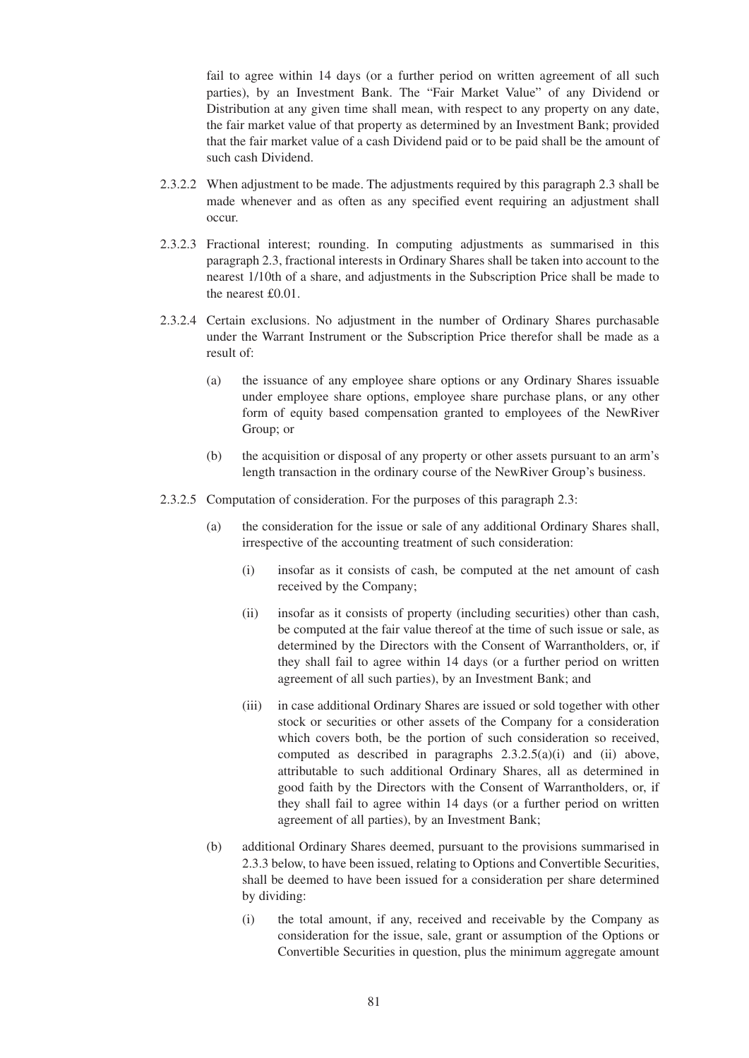fail to agree within 14 days (or a further period on written agreement of all such parties), by an Investment Bank. The "Fair Market Value" of any Dividend or Distribution at any given time shall mean, with respect to any property on any date, the fair market value of that property as determined by an Investment Bank; provided that the fair market value of a cash Dividend paid or to be paid shall be the amount of such cash Dividend.

2.3.2.2 When adjustment to be made. The adjustments required by this paragraph 2.3 shall be made whenever and as often as any specified event requiring an adjustment shall occur.

2.3.2.3 Fractional interest; rounding. In computing adjustments as summarised in this paragraph 2.3, fractional interests in Ordinary Shares shall be taken into account to the nearest 1/10th of a share, and adjustments in the Subscription Price shall be made to the nearest £0.01.

2.3.2.4 Certain exclusions. No adjustment in the number of Ordinary Shares purchasable under the Warrant Instrument or the Subscription Price therefor shall be made as a result of:

(a) the issuance of any employee share options or any Ordinary Shares issuable under employee share options, employee share purchase plans, or any other form of equity based compensation granted to employees of the NewRiver Group; or

(b) the acquisition or disposal of any property or other assets pursuant to an arm's length transaction in the ordinary course of the NewRiver Group's business.

2.3.2.5 Computation of consideration. For the purposes of this paragraph 2.3:

(a) the consideration for the issue or sale of any additional Ordinary Shares shall, irrespective of the accounting treatment of such consideration:

(i) insofar as it consists of cash, be computed at the net amount of cash received by the Company;

(ii) insofar as it consists of property (including securities) other than cash, be computed at the fair value thereof at the time of such issue or sale, as determined by the Directors with the Consent of Warrantholders, or, if they shall fail to agree within 14 days (or a further period on written agreement of all such parties), by an Investment Bank; and

(iii) in case additional Ordinary Shares are issued or sold together with other stock or securities or other assets of the Company for a consideration which covers both, be the portion of such consideration so received, computed as described in paragraphs 2.3.2.5(a)(i) and (ii) above, attributable to such additional Ordinary Shares, all as determined in good faith by the Directors with the Consent of Warrantholders, or, if they shall fail to agree within 14 days (or a further period on written agreement of all parties), by an Investment Bank;

(b) additional Ordinary Shares deemed, pursuant to the provisions summarised in 2.3.3 below, to have been issued, relating to Options and Convertible Securities, shall be deemed to have been issued for a consideration per share determined by dividing:

(i) the total amount, if any, received and receivable by the Company as consideration for the issue, sale, grant or assumption of the Options or Convertible Securities in question, plus the minimum aggregate amount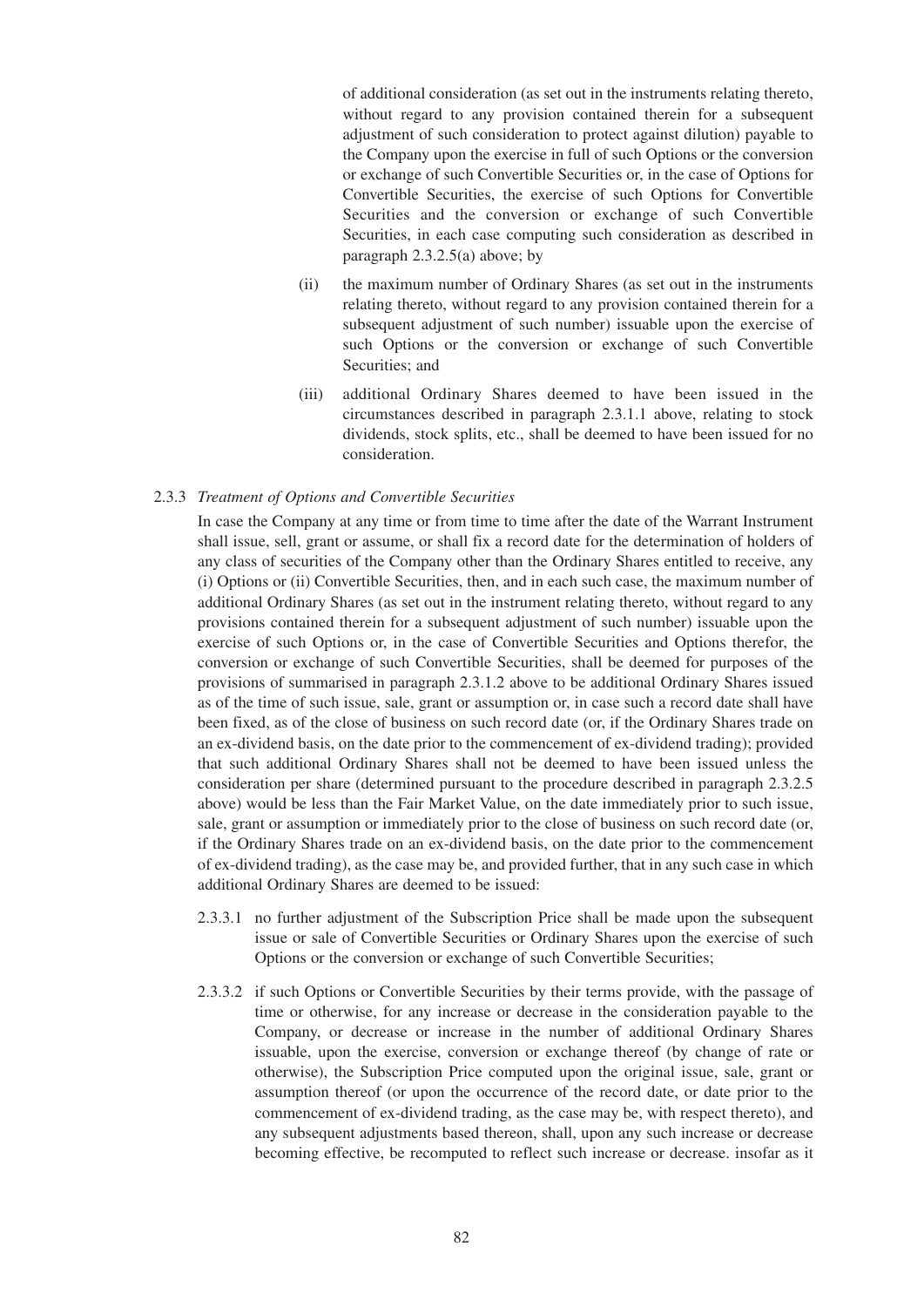of additional consideration (as set out in the instruments relating thereto, without regard to any provision contained therein for a subsequent adjustment of such consideration to protect against dilution) payable to the Company upon the exercise in full of such Options or the conversion or exchange of such Convertible Securities or, in the case of Options for Convertible Securities, the exercise of such Options for Convertible Securities and the conversion or exchange of such Convertible Securities, in each case computing such consideration as described in paragraph 2.3.2.5(a) above; by

(ii) the maximum number of Ordinary Shares (as set out in the instruments relating thereto, without regard to any provision contained therein for a subsequent adjustment of such number) issuable upon the exercise of such Options or the conversion or exchange of such Convertible Securities; and

(iii) additional Ordinary Shares deemed to have been issued in the circumstances described in paragraph 2.3.1.1 above, relating to stock dividends, stock splits, etc., shall be deemed to have been issued for no consideration.

2.3.3 *Treatment of Options and Convertible Securities*

In case the Company at any time or from time to time after the date of the Warrant Instrument shall issue, sell, grant or assume, or shall fix a record date for the determination of holders of any class of securities of the Company other than the Ordinary Shares entitled to receive, any (i) Options or (ii) Convertible Securities, then, and in each such case, the maximum number of additional Ordinary Shares (as set out in the instrument relating thereto, without regard to any provisions contained therein for a subsequent adjustment of such number) issuable upon the exercise of such Options or, in the case of Convertible Securities and Options therefor, the conversion or exchange of such Convertible Securities, shall be deemed for purposes of the provisions of summarised in paragraph 2.3.1.2 above to be additional Ordinary Shares issued as of the time of such issue, sale, grant or assumption or, in case such a record date shall have been fixed, as of the close of business on such record date (or, if the Ordinary Shares trade on an ex-dividend basis, on the date prior to the commencement of ex-dividend trading); provided that such additional Ordinary Shares shall not be deemed to have been issued unless the consideration per share (determined pursuant to the procedure described in paragraph 2.3.2.5 above) would be less than the Fair Market Value, on the date immediately prior to such issue, sale, grant or assumption or immediately prior to the close of business on such record date (or, if the Ordinary Shares trade on an ex-dividend basis, on the date prior to the commencement of ex-dividend trading), as the case may be, and provided further, that in any such case in which additional Ordinary Shares are deemed to be issued:

2.3.3.1 no further adjustment of the Subscription Price shall be made upon the subsequent issue or sale of Convertible Securities or Ordinary Shares upon the exercise of such Options or the conversion or exchange of such Convertible Securities;

2.3.3.2 if such Options or Convertible Securities by their terms provide, with the passage of time or otherwise, for any increase or decrease in the consideration payable to the Company, or decrease or increase in the number of additional Ordinary Shares issuable, upon the exercise, conversion or exchange thereof (by change of rate or otherwise), the Subscription Price computed upon the original issue, sale, grant or assumption thereof (or upon the occurrence of the record date, or date prior to the commencement of ex-dividend trading, as the case may be, with respect thereto), and any subsequent adjustments based thereon, shall, upon any such increase or decrease becoming effective, be recomputed to reflect such increase or decrease. insofar as it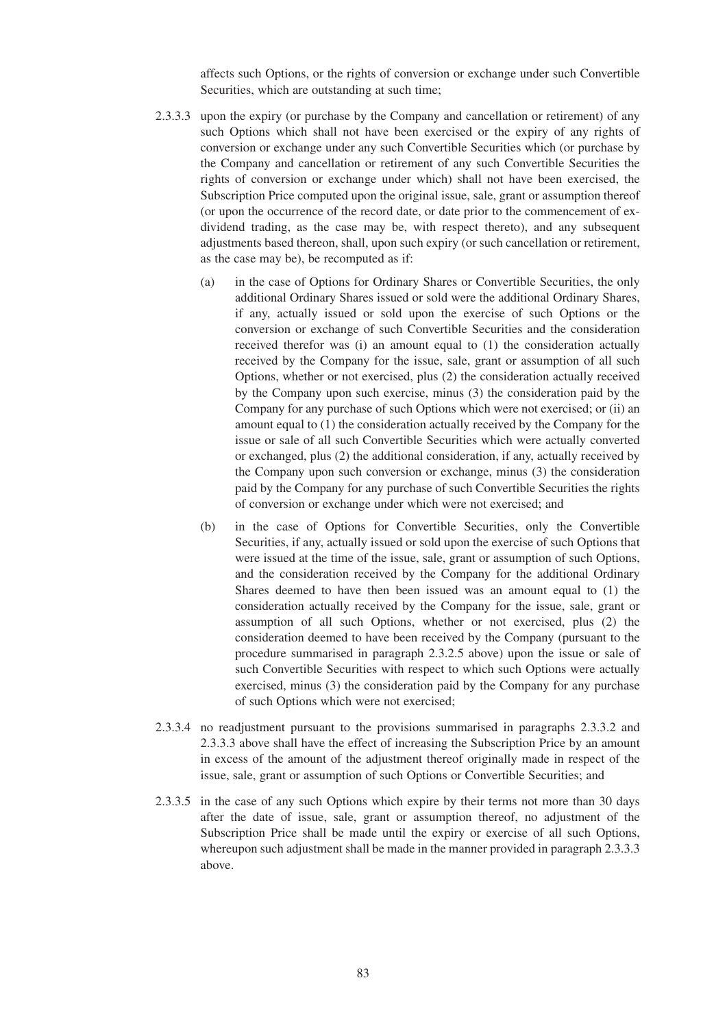affects such Options, or the rights of conversion or exchange under such Convertible Securities, which are outstanding at such time;

2.3.3.3 upon the expiry (or purchase by the Company and cancellation or retirement) of any such Options which shall not have been exercised or the expiry of any rights of conversion or exchange under any such Convertible Securities which (or purchase by the Company and cancellation or retirement of any such Convertible Securities the rights of conversion or exchange under which) shall not have been exercised, the Subscription Price computed upon the original issue, sale, grant or assumption thereof (or upon the occurrence of the record date, or date prior to the commencement of ex-dividend trading, as the case may be, with respect thereto), and any subsequent adjustments based thereon, shall, upon such expiry (or such cancellation or retirement, as the case may be), be recomputed as if:

(a) in the case of Options for Ordinary Shares or Convertible Securities, the only additional Ordinary Shares issued or sold were the additional Ordinary Shares, if any, actually issued or sold upon the exercise of such Options or the conversion or exchange of such Convertible Securities and the consideration received therefor was (i) an amount equal to (1) the consideration actually received by the Company for the issue, sale, grant or assumption of all such Options, whether or not exercised, plus (2) the consideration actually received by the Company upon such exercise, minus (3) the consideration paid by the Company for any purchase of such Options which were not exercised; or (ii) an amount equal to (1) the consideration actually received by the Company for the issue or sale of all such Convertible Securities which were actually converted or exchanged, plus (2) the additional consideration, if any, actually received by the Company upon such conversion or exchange, minus (3) the consideration paid by the Company for any purchase of such Convertible Securities the rights of conversion or exchange under which were not exercised; and

(b) in the case of Options for Convertible Securities, only the Convertible Securities, if any, actually issued or sold upon the exercise of such Options that were issued at the time of the issue, sale, grant or assumption of such Options, and the consideration received by the Company for the additional Ordinary Shares deemed to have then been issued was an amount equal to (1) the consideration actually received by the Company for the issue, sale, grant or assumption of all such Options, whether or not exercised, plus (2) the consideration deemed to have been received by the Company (pursuant to the procedure summarised in paragraph 2.3.2.5 above) upon the issue or sale of such Convertible Securities with respect to which such Options were actually exercised, minus (3) the consideration paid by the Company for any purchase of such Options which were not exercised;

2.3.3.4 no readjustment pursuant to the provisions summarised in paragraphs 2.3.3.2 and 2.3.3.3 above shall have the effect of increasing the Subscription Price by an amount in excess of the amount of the adjustment thereof originally made in respect of the issue, sale, grant or assumption of such Options or Convertible Securities; and

2.3.3.5 in the case of any such Options which expire by their terms not more than 30 days after the date of issue, sale, grant or assumption thereof, no adjustment of the Subscription Price shall be made until the expiry or exercise of all such Options, whereupon such adjustment shall be made in the manner provided in paragraph 2.3.3.3 above.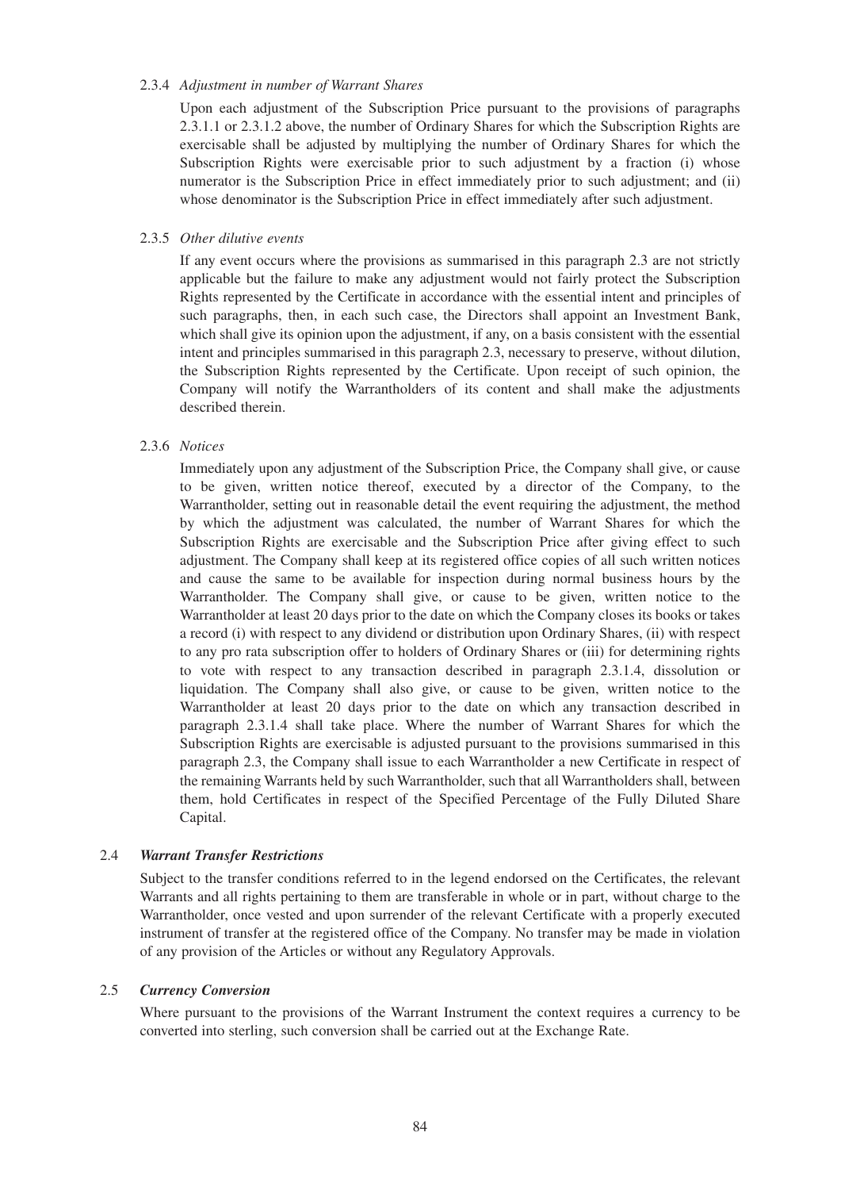2.3.4 *Adjustment in number of Warrant Shares*

Upon each adjustment of the Subscription Price pursuant to the provisions of paragraphs 2.3.1.1 or 2.3.1.2 above, the number of Ordinary Shares for which the Subscription Rights are exercisable shall be adjusted by multiplying the number of Ordinary Shares for which the Subscription Rights were exercisable prior to such adjustment by a fraction (i) whose numerator is the Subscription Price in effect immediately prior to such adjustment; and (ii) whose denominator is the Subscription Price in effect immediately after such adjustment.

2.3.5 *Other dilutive events*

If any event occurs where the provisions as summarised in this paragraph 2.3 are not strictly applicable but the failure to make any adjustment would not fairly protect the Subscription Rights represented by the Certificate in accordance with the essential intent and principles of such paragraphs, then, in each such case, the Directors shall appoint an Investment Bank, which shall give its opinion upon the adjustment, if any, on a basis consistent with the essential intent and principles summarised in this paragraph 2.3, necessary to preserve, without dilution, the Subscription Rights represented by the Certificate. Upon receipt of such opinion, the Company will notify the Warrantholders of its content and shall make the adjustments described therein.

2.3.6 *Notices*

Immediately upon any adjustment of the Subscription Price, the Company shall give, or cause to be given, written notice thereof, executed by a director of the Company, to the Warrantholder, setting out in reasonable detail the event requiring the adjustment, the method by which the adjustment was calculated, the number of Warrant Shares for which the Subscription Rights are exercisable and the Subscription Price after giving effect to such adjustment. The Company shall keep at its registered office copies of all such written notices and cause the same to be available for inspection during normal business hours by the Warrantholder. The Company shall give, or cause to be given, written notice to the Warrantholder at least 20 days prior to the date on which the Company closes its books or takes a record (i) with respect to any dividend or distribution upon Ordinary Shares, (ii) with respect to any pro rata subscription offer to holders of Ordinary Shares or (iii) for determining rights to vote with respect to any transaction described in paragraph 2.3.1.4, dissolution or liquidation. The Company shall also give, or cause to be given, written notice to the Warrantholder at least 20 days prior to the date on which any transaction described in paragraph 2.3.1.4 shall take place. Where the number of Warrant Shares for which the Subscription Rights are exercisable is adjusted pursuant to the provisions summarised in this paragraph 2.3, the Company shall issue to each Warrantholder a new Certificate in respect of the remaining Warrants held by such Warrantholder, such that all Warrantholders shall, between them, hold Certificates in respect of the Specified Percentage of the Fully Diluted Share Capital.

2.4 ***Warrant Transfer Restrictions***

Subject to the transfer conditions referred to in the legend endorsed on the Certificates, the relevant Warrants and all rights pertaining to them are transferable in whole or in part, without charge to the Warrantholder, once vested and upon surrender of the relevant Certificate with a properly executed instrument of transfer at the registered office of the Company. No transfer may be made in violation of any provision of the Articles or without any Regulatory Approvals.

2.5 ***Currency Conversion***

Where pursuant to the provisions of the Warrant Instrument the context requires a currency to be converted into sterling, such conversion shall be carried out at the Exchange Rate.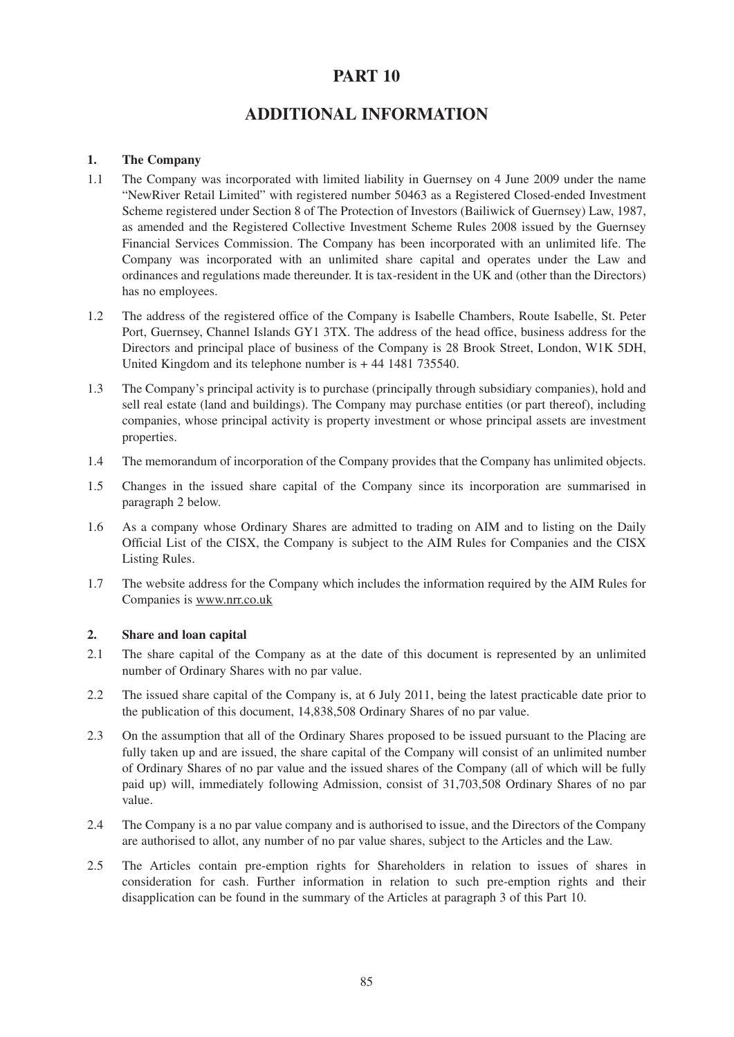# PART 10

# ADDITIONAL INFORMATION

### 1. The Company

1.1 The Company was incorporated with limited liability in Guernsey on 4 June 2009 under the name "NewRiver Retail Limited" with registered number 50463 as a Registered Closed-ended Investment Scheme registered under Section 8 of The Protection of Investors (Bailiwick of Guernsey) Law, 1987, as amended and the Registered Collective Investment Scheme Rules 2008 issued by the Guernsey Financial Services Commission. The Company has been incorporated with an unlimited life. The Company was incorporated with an unlimited share capital and operates under the Law and ordinances and regulations made thereunder. It is tax-resident in the UK and (other than the Directors) has no employees.

1.2 The address of the registered office of the Company is Isabelle Chambers, Route Isabelle, St. Peter Port, Guernsey, Channel Islands GY1 3TX. The address of the head office, business address for the Directors and principal place of business of the Company is 28 Brook Street, London, W1K 5DH, United Kingdom and its telephone number is + 44 1481 735540.

1.3 The Company's principal activity is to purchase (principally through subsidiary companies), hold and sell real estate (land and buildings). The Company may purchase entities (or part thereof), including companies, whose principal activity is property investment or whose principal assets are investment properties.

1.4 The memorandum of incorporation of the Company provides that the Company has unlimited objects.

1.5 Changes in the issued share capital of the Company since its incorporation are summarised in paragraph 2 below.

1.6 As a company whose Ordinary Shares are admitted to trading on AIM and to listing on the Daily Official List of the CISX, the Company is subject to the AIM Rules for Companies and the CISX Listing Rules.

1.7 The website address for the Company which includes the information required by the AIM Rules for Companies is www.nrr.co.uk

### 2. Share and loan capital

2.1 The share capital of the Company as at the date of this document is represented by an unlimited number of Ordinary Shares with no par value.

2.2 The issued share capital of the Company is, at 6 July 2011, being the latest practicable date prior to the publication of this document, 14,838,508 Ordinary Shares of no par value.

2.3 On the assumption that all of the Ordinary Shares proposed to be issued pursuant to the Placing are fully taken up and are issued, the share capital of the Company will consist of an unlimited number of Ordinary Shares of no par value and the issued shares of the Company (all of which will be fully paid up) will, immediately following Admission, consist of 31,703,508 Ordinary Shares of no par value.

2.4 The Company is a no par value company and is authorised to issue, and the Directors of the Company are authorised to allot, any number of no par value shares, subject to the Articles and the Law.

2.5 The Articles contain pre-emption rights for Shareholders in relation to issues of shares in consideration for cash. Further information in relation to such pre-emption rights and their disapplication can be found in the summary of the Articles at paragraph 3 of this Part 10.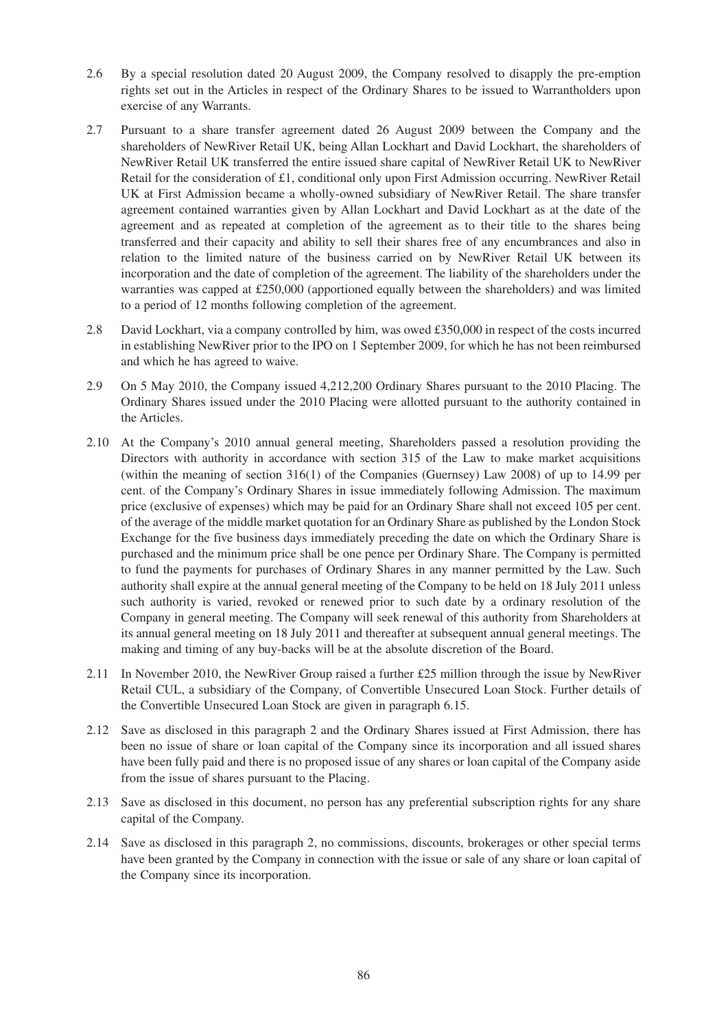2.6 By a special resolution dated 20 August 2009, the Company resolved to disapply the pre-emption rights set out in the Articles in respect of the Ordinary Shares to be issued to Warrantholders upon exercise of any Warrants.

2.7 Pursuant to a share transfer agreement dated 26 August 2009 between the Company and the shareholders of NewRiver Retail UK, being Allan Lockhart and David Lockhart, the shareholders of NewRiver Retail UK transferred the entire issued share capital of NewRiver Retail UK to NewRiver Retail for the consideration of £1, conditional only upon First Admission occurring. NewRiver Retail UK at First Admission became a wholly-owned subsidiary of NewRiver Retail. The share transfer agreement contained warranties given by Allan Lockhart and David Lockhart as at the date of the agreement and as repeated at completion of the agreement as to their title to the shares being transferred and their capacity and ability to sell their shares free of any encumbrances and also in relation to the limited nature of the business carried on by NewRiver Retail UK between its incorporation and the date of completion of the agreement. The liability of the shareholders under the warranties was capped at £250,000 (apportioned equally between the shareholders) and was limited to a period of 12 months following completion of the agreement.

2.8 David Lockhart, via a company controlled by him, was owed £350,000 in respect of the costs incurred in establishing NewRiver prior to the IPO on 1 September 2009, for which he has not been reimbursed and which he has agreed to waive.

2.9 On 5 May 2010, the Company issued 4,212,200 Ordinary Shares pursuant to the 2010 Placing. The Ordinary Shares issued under the 2010 Placing were allotted pursuant to the authority contained in the Articles.

2.10 At the Company's 2010 annual general meeting, Shareholders passed a resolution providing the Directors with authority in accordance with section 315 of the Law to make market acquisitions (within the meaning of section 316(1) of the Companies (Guernsey) Law 2008) of up to 14.99 per cent. of the Company's Ordinary Shares in issue immediately following Admission. The maximum price (exclusive of expenses) which may be paid for an Ordinary Share shall not exceed 105 per cent. of the average of the middle market quotation for an Ordinary Share as published by the London Stock Exchange for the five business days immediately preceding the date on which the Ordinary Share is purchased and the minimum price shall be one pence per Ordinary Share. The Company is permitted to fund the payments for purchases of Ordinary Shares in any manner permitted by the Law. Such authority shall expire at the annual general meeting of the Company to be held on 18 July 2011 unless such authority is varied, revoked or renewed prior to such date by a ordinary resolution of the Company in general meeting. The Company will seek renewal of this authority from Shareholders at its annual general meeting on 18 July 2011 and thereafter at subsequent annual general meetings. The making and timing of any buy-backs will be at the absolute discretion of the Board.

2.11 In November 2010, the NewRiver Group raised a further £25 million through the issue by NewRiver Retail CUL, a subsidiary of the Company, of Convertible Unsecured Loan Stock. Further details of the Convertible Unsecured Loan Stock are given in paragraph 6.15.

2.12 Save as disclosed in this paragraph 2 and the Ordinary Shares issued at First Admission, there has been no issue of share or loan capital of the Company since its incorporation and all issued shares have been fully paid and there is no proposed issue of any shares or loan capital of the Company aside from the issue of shares pursuant to the Placing.

2.13 Save as disclosed in this document, no person has any preferential subscription rights for any share capital of the Company.

2.14 Save as disclosed in this paragraph 2, no commissions, discounts, brokerages or other special terms have been granted by the Company in connection with the issue or sale of any share or loan capital of the Company since its incorporation.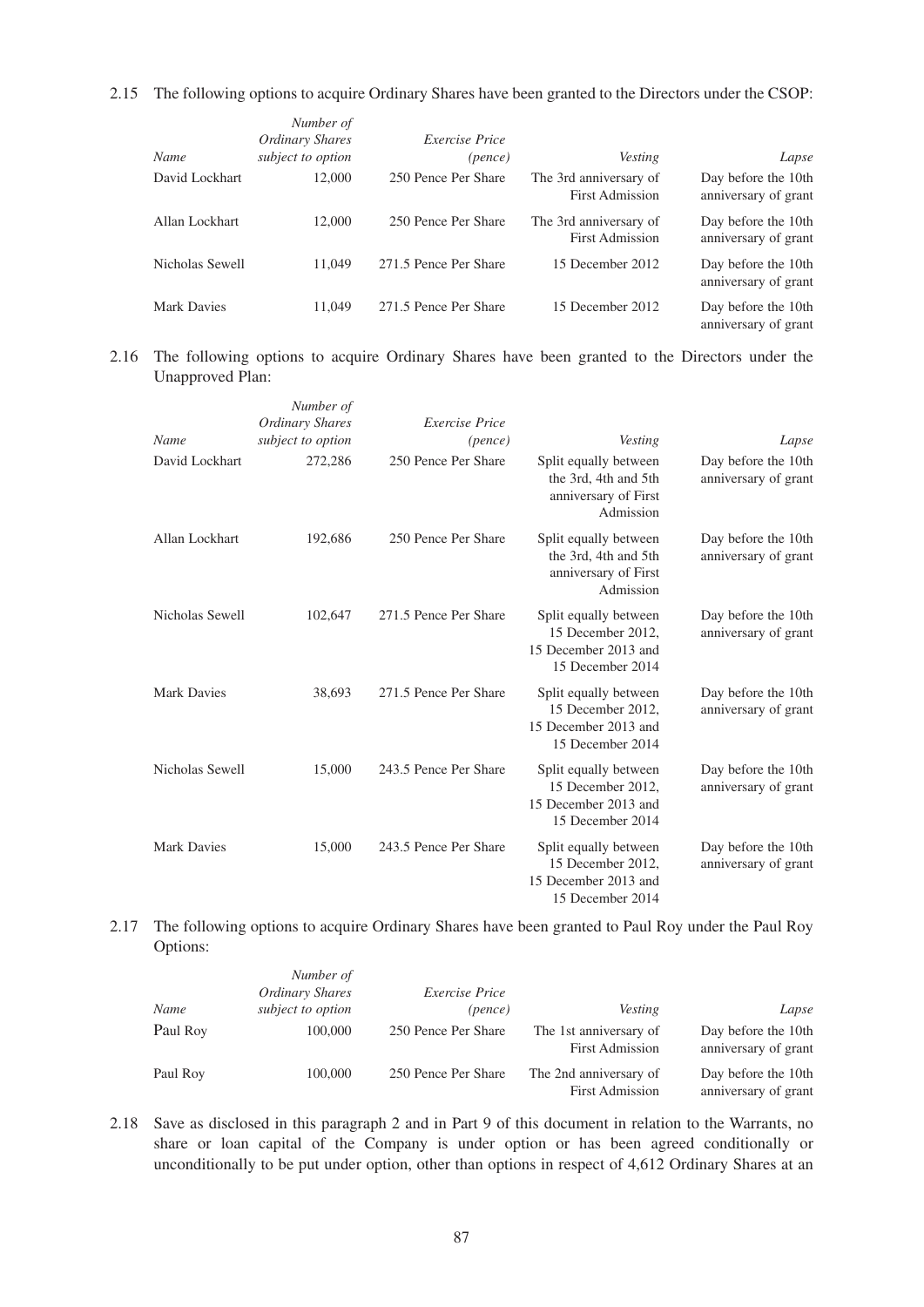2.15 The following options to acquire Ordinary Shares have been granted to the Directors under the CSOP:

| *Name* | *Number of Ordinary Shares subject to option* | *Exercise Price (pence)* | *Vesting* | *Lapse* |
|---|---|---|---|---|
| David Lockhart | 12,000 | 250 Pence Per Share | The 3rd anniversary of First Admission | Day before the 10th anniversary of grant |
| Allan Lockhart | 12,000 | 250 Pence Per Share | The 3rd anniversary of First Admission | Day before the 10th anniversary of grant |
| Nicholas Sewell | 11,049 | 271.5 Pence Per Share | 15 December 2012 | Day before the 10th anniversary of grant |
| Mark Davies | 11,049 | 271.5 Pence Per Share | 15 December 2012 | Day before the 10th anniversary of grant |

2.16 The following options to acquire Ordinary Shares have been granted to the Directors under the Unapproved Plan:

| *Name* | *Number of Ordinary Shares subject to option* | *Exercise Price (pence)* | *Vesting* | *Lapse* |
|---|---|---|---|---|
| David Lockhart | 272,286 | 250 Pence Per Share | Split equally between the 3rd, 4th and 5th anniversary of First Admission | Day before the 10th anniversary of grant |
| Allan Lockhart | 192,686 | 250 Pence Per Share | Split equally between the 3rd, 4th and 5th anniversary of First Admission | Day before the 10th anniversary of grant |
| Nicholas Sewell | 102,647 | 271.5 Pence Per Share | Split equally between 15 December 2012, 15 December 2013 and 15 December 2014 | Day before the 10th anniversary of grant |
| Mark Davies | 38,693 | 271.5 Pence Per Share | Split equally between 15 December 2012, 15 December 2013 and 15 December 2014 | Day before the 10th anniversary of grant |
| Nicholas Sewell | 15,000 | 243.5 Pence Per Share | Split equally between 15 December 2012, 15 December 2013 and 15 December 2014 | Day before the 10th anniversary of grant |
| Mark Davies | 15,000 | 243.5 Pence Per Share | Split equally between 15 December 2012, 15 December 2013 and 15 December 2014 | Day before the 10th anniversary of grant |

2.17 The following options to acquire Ordinary Shares have been granted to Paul Roy under the Paul Roy Options:

| *Name* | *Number of Ordinary Shares subject to option* | *Exercise Price (pence)* | *Vesting* | *Lapse* |
|---|---|---|---|---|
| Paul Roy | 100,000 | 250 Pence Per Share | The 1st anniversary of First Admission | Day before the 10th anniversary of grant |
| Paul Roy | 100,000 | 250 Pence Per Share | The 2nd anniversary of First Admission | Day before the 10th anniversary of grant |

2.18 Save as disclosed in this paragraph 2 and in Part 9 of this document in relation to the Warrants, no share or loan capital of the Company is under option or has been agreed conditionally or unconditionally to be put under option, other than options in respect of 4,612 Ordinary Shares at an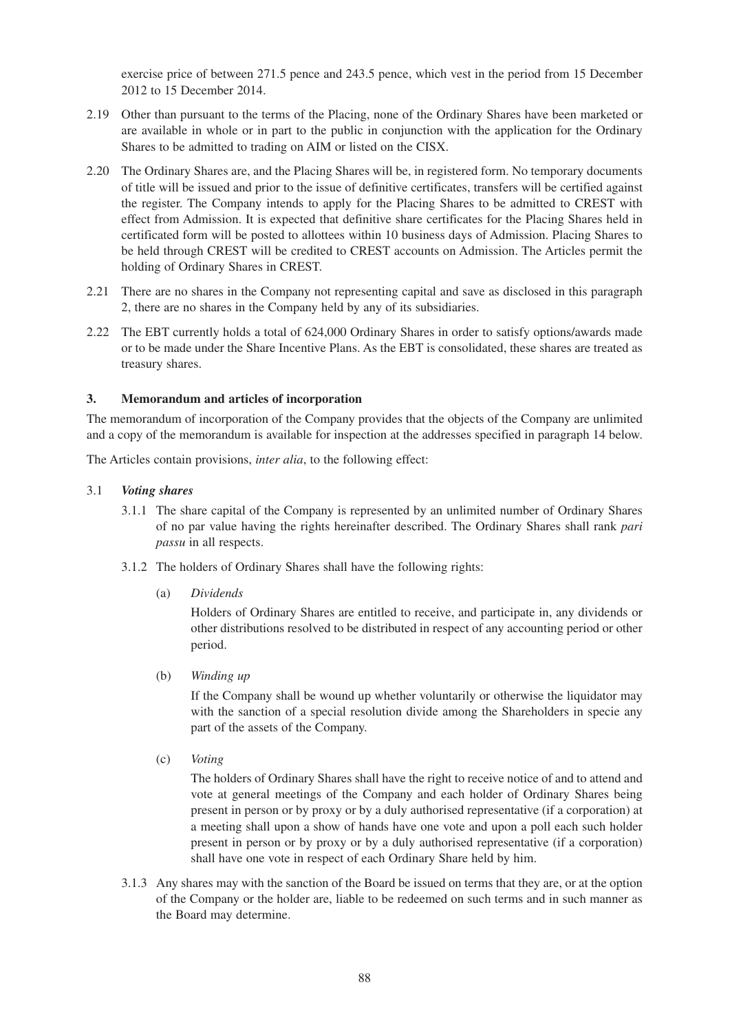exercise price of between 271.5 pence and 243.5 pence, which vest in the period from 15 December 2012 to 15 December 2014.

2.19 Other than pursuant to the terms of the Placing, none of the Ordinary Shares have been marketed or are available in whole or in part to the public in conjunction with the application for the Ordinary Shares to be admitted to trading on AIM or listed on the CISX.

2.20 The Ordinary Shares are, and the Placing Shares will be, in registered form. No temporary documents of title will be issued and prior to the issue of definitive certificates, transfers will be certified against the register. The Company intends to apply for the Placing Shares to be admitted to CREST with effect from Admission. It is expected that definitive share certificates for the Placing Shares held in certificated form will be posted to allottees within 10 business days of Admission. Placing Shares to be held through CREST will be credited to CREST accounts on Admission. The Articles permit the holding of Ordinary Shares in CREST.

2.21 There are no shares in the Company not representing capital and save as disclosed in this paragraph 2, there are no shares in the Company held by any of its subsidiaries.

2.22 The EBT currently holds a total of 624,000 Ordinary Shares in order to satisfy options/awards made or to be made under the Share Incentive Plans. As the EBT is consolidated, these shares are treated as treasury shares.

## 3. Memorandum and articles of incorporation

The memorandum of incorporation of the Company provides that the objects of the Company are unlimited and a copy of the memorandum is available for inspection at the addresses specified in paragraph 14 below.

The Articles contain provisions, *inter alia*, to the following effect:

3.1 ***Voting shares***

3.1.1 The share capital of the Company is represented by an unlimited number of Ordinary Shares of no par value having the rights hereinafter described. The Ordinary Shares shall rank *pari passu* in all respects.

3.1.2 The holders of Ordinary Shares shall have the following rights:

(a) *Dividends*

Holders of Ordinary Shares are entitled to receive, and participate in, any dividends or other distributions resolved to be distributed in respect of any accounting period or other period.

(b) *Winding up*

If the Company shall be wound up whether voluntarily or otherwise the liquidator may with the sanction of a special resolution divide among the Shareholders in specie any part of the assets of the Company.

(c) *Voting*

The holders of Ordinary Shares shall have the right to receive notice of and to attend and vote at general meetings of the Company and each holder of Ordinary Shares being present in person or by proxy or by a duly authorised representative (if a corporation) at a meeting shall upon a show of hands have one vote and upon a poll each such holder present in person or by proxy or by a duly authorised representative (if a corporation) shall have one vote in respect of each Ordinary Share held by him.

3.1.3 Any shares may with the sanction of the Board be issued on terms that they are, or at the option of the Company or the holder are, liable to be redeemed on such terms and in such manner as the Board may determine.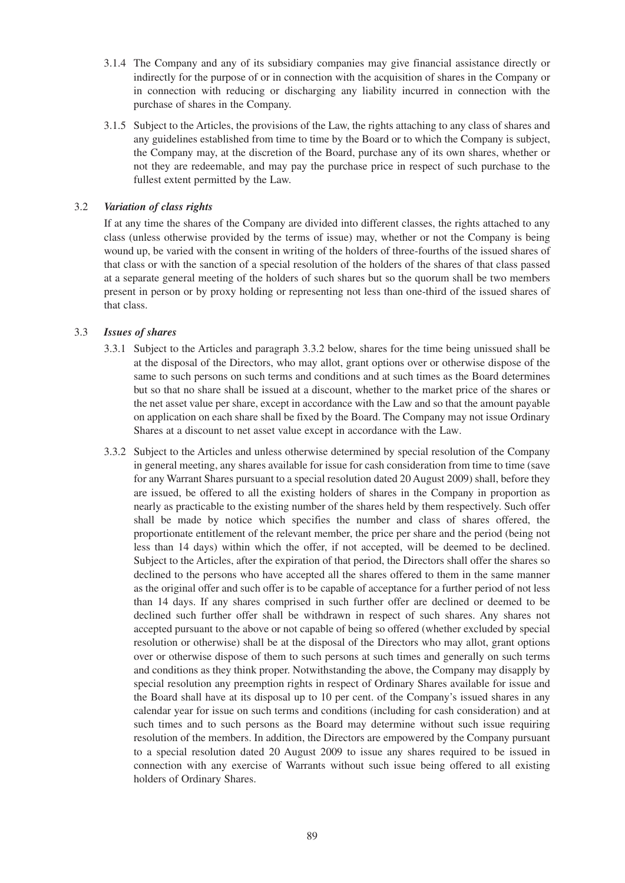3.1.4 The Company and any of its subsidiary companies may give financial assistance directly or indirectly for the purpose of or in connection with the acquisition of shares in the Company or in connection with reducing or discharging any liability incurred in connection with the purchase of shares in the Company.

3.1.5 Subject to the Articles, the provisions of the Law, the rights attaching to any class of shares and any guidelines established from time to time by the Board or to which the Company is subject, the Company may, at the discretion of the Board, purchase any of its own shares, whether or not they are redeemable, and may pay the purchase price in respect of such purchase to the fullest extent permitted by the Law.

3.2 *Variation of class rights*

If at any time the shares of the Company are divided into different classes, the rights attached to any class (unless otherwise provided by the terms of issue) may, whether or not the Company is being wound up, be varied with the consent in writing of the holders of three-fourths of the issued shares of that class or with the sanction of a special resolution of the holders of the shares of that class passed at a separate general meeting of the holders of such shares but so the quorum shall be two members present in person or by proxy holding or representing not less than one-third of the issued shares of that class.

3.3 *Issues of shares*

3.3.1 Subject to the Articles and paragraph 3.3.2 below, shares for the time being unissued shall be at the disposal of the Directors, who may allot, grant options over or otherwise dispose of the same to such persons on such terms and conditions and at such times as the Board determines but so that no share shall be issued at a discount, whether to the market price of the shares or the net asset value per share, except in accordance with the Law and so that the amount payable on application on each share shall be fixed by the Board. The Company may not issue Ordinary Shares at a discount to net asset value except in accordance with the Law.

3.3.2 Subject to the Articles and unless otherwise determined by special resolution of the Company in general meeting, any shares available for issue for cash consideration from time to time (save for any Warrant Shares pursuant to a special resolution dated 20 August 2009) shall, before they are issued, be offered to all the existing holders of shares in the Company in proportion as nearly as practicable to the existing number of the shares held by them respectively. Such offer shall be made by notice which specifies the number and class of shares offered, the proportionate entitlement of the relevant member, the price per share and the period (being not less than 14 days) within which the offer, if not accepted, will be deemed to be declined. Subject to the Articles, after the expiration of that period, the Directors shall offer the shares so declined to the persons who have accepted all the shares offered to them in the same manner as the original offer and such offer is to be capable of acceptance for a further period of not less than 14 days. If any shares comprised in such further offer are declined or deemed to be declined such further offer shall be withdrawn in respect of such shares. Any shares not accepted pursuant to the above or not capable of being so offered (whether excluded by special resolution or otherwise) shall be at the disposal of the Directors who may allot, grant options over or otherwise dispose of them to such persons at such times and generally on such terms and conditions as they think proper. Notwithstanding the above, the Company may disapply by special resolution any preemption rights in respect of Ordinary Shares available for issue and the Board shall have at its disposal up to 10 per cent. of the Company's issued shares in any calendar year for issue on such terms and conditions (including for cash consideration) and at such times and to such persons as the Board may determine without such issue requiring resolution of the members. In addition, the Directors are empowered by the Company pursuant to a special resolution dated 20 August 2009 to issue any shares required to be issued in connection with any exercise of Warrants without such issue being offered to all existing holders of Ordinary Shares.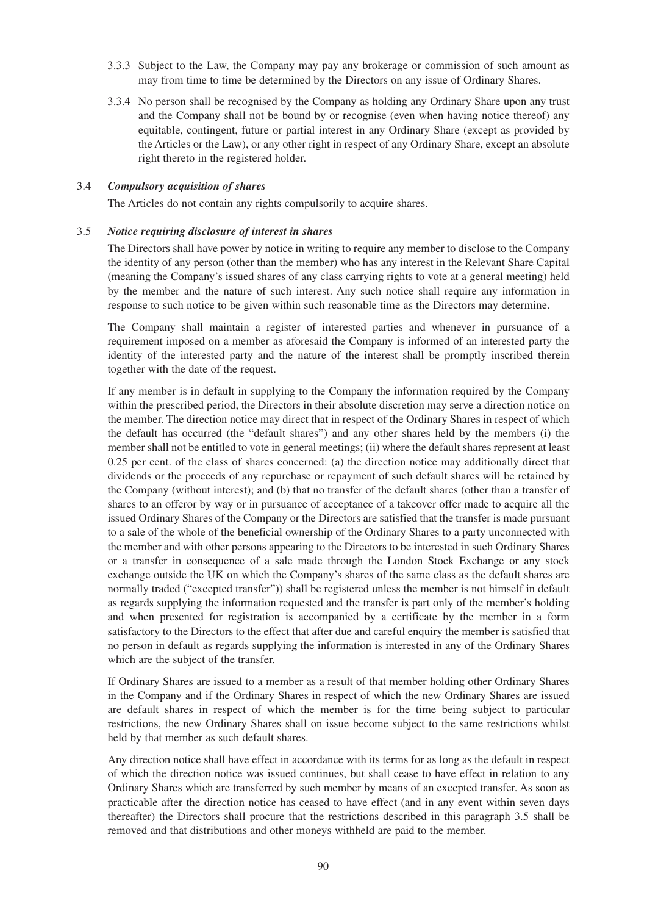3.3.3 Subject to the Law, the Company may pay any brokerage or commission of such amount as may from time to time be determined by the Directors on any issue of Ordinary Shares.

3.3.4 No person shall be recognised by the Company as holding any Ordinary Share upon any trust and the Company shall not be bound by or recognise (even when having notice thereof) any equitable, contingent, future or partial interest in any Ordinary Share (except as provided by the Articles or the Law), or any other right in respect of any Ordinary Share, except an absolute right thereto in the registered holder.

### 3.4 *Compulsory acquisition of shares*

The Articles do not contain any rights compulsorily to acquire shares.

### 3.5 *Notice requiring disclosure of interest in shares*

The Directors shall have power by notice in writing to require any member to disclose to the Company the identity of any person (other than the member) who has any interest in the Relevant Share Capital (meaning the Company's issued shares of any class carrying rights to vote at a general meeting) held by the member and the nature of such interest. Any such notice shall require any information in response to such notice to be given within such reasonable time as the Directors may determine.

The Company shall maintain a register of interested parties and whenever in pursuance of a requirement imposed on a member as aforesaid the Company is informed of an interested party the identity of the interested party and the nature of the interest shall be promptly inscribed therein together with the date of the request.

If any member is in default in supplying to the Company the information required by the Company within the prescribed period, the Directors in their absolute discretion may serve a direction notice on the member. The direction notice may direct that in respect of the Ordinary Shares in respect of which the default has occurred (the "default shares") and any other shares held by the members (i) the member shall not be entitled to vote in general meetings; (ii) where the default shares represent at least 0.25 per cent. of the class of shares concerned: (a) the direction notice may additionally direct that dividends or the proceeds of any repurchase or repayment of such default shares will be retained by the Company (without interest); and (b) that no transfer of the default shares (other than a transfer of shares to an offeror by way or in pursuance of acceptance of a takeover offer made to acquire all the issued Ordinary Shares of the Company or the Directors are satisfied that the transfer is made pursuant to a sale of the whole of the beneficial ownership of the Ordinary Shares to a party unconnected with the member and with other persons appearing to the Directors to be interested in such Ordinary Shares or a transfer in consequence of a sale made through the London Stock Exchange or any stock exchange outside the UK on which the Company's shares of the same class as the default shares are normally traded ("excepted transfer")) shall be registered unless the member is not himself in default as regards supplying the information requested and the transfer is part only of the member's holding and when presented for registration is accompanied by a certificate by the member in a form satisfactory to the Directors to the effect that after due and careful enquiry the member is satisfied that no person in default as regards supplying the information is interested in any of the Ordinary Shares which are the subject of the transfer.

If Ordinary Shares are issued to a member as a result of that member holding other Ordinary Shares in the Company and if the Ordinary Shares in respect of which the new Ordinary Shares are issued are default shares in respect of which the member is for the time being subject to particular restrictions, the new Ordinary Shares shall on issue become subject to the same restrictions whilst held by that member as such default shares.

Any direction notice shall have effect in accordance with its terms for as long as the default in respect of which the direction notice was issued continues, but shall cease to have effect in relation to any Ordinary Shares which are transferred by such member by means of an excepted transfer. As soon as practicable after the direction notice has ceased to have effect (and in any event within seven days thereafter) the Directors shall procure that the restrictions described in this paragraph 3.5 shall be removed and that distributions and other moneys withheld are paid to the member.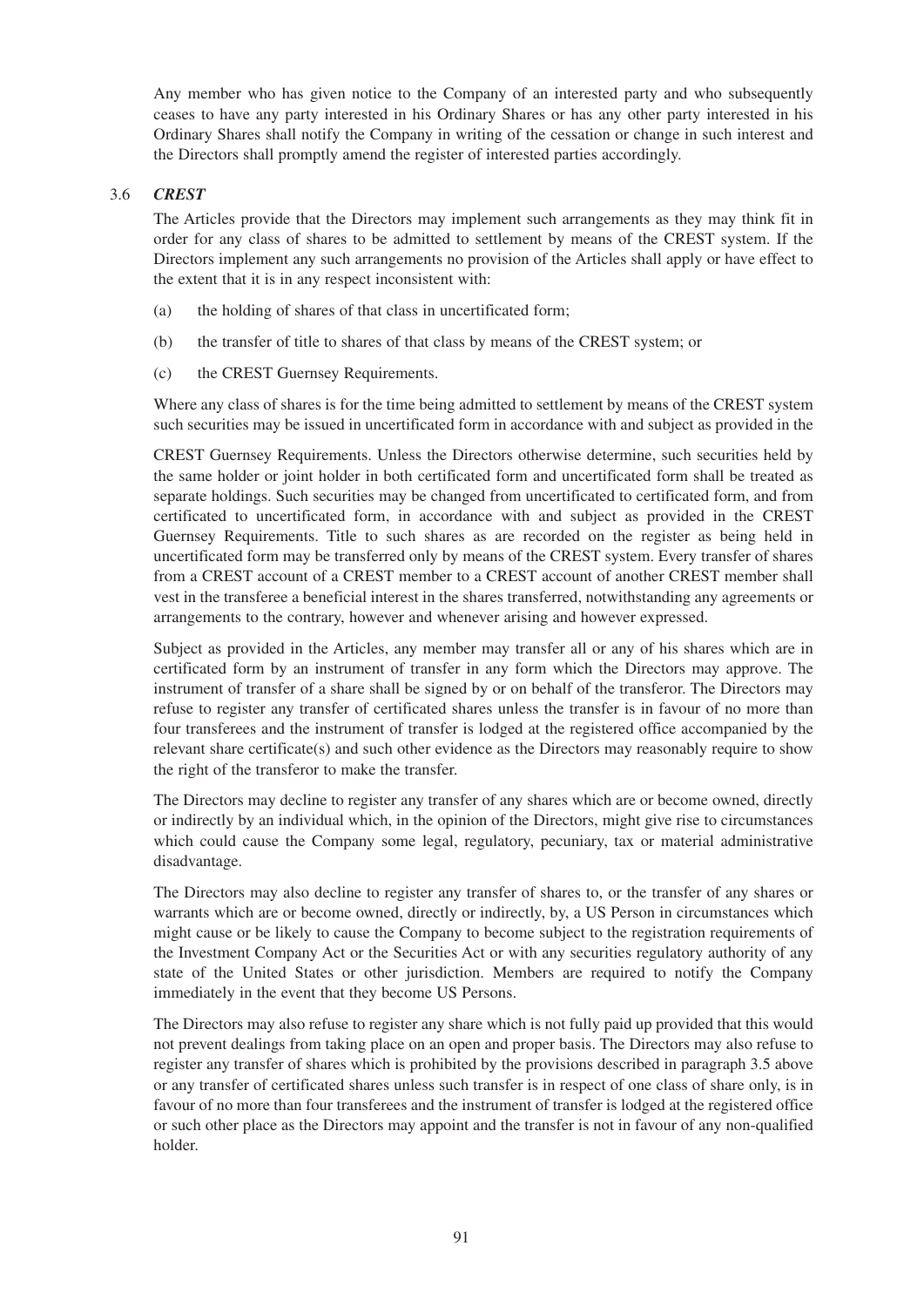Any member who has given notice to the Company of an interested party and who subsequently ceases to have any party interested in his Ordinary Shares or has any other party interested in his Ordinary Shares shall notify the Company in writing of the cessation or change in such interest and the Directors shall promptly amend the register of interested parties accordingly.

### 3.6 *CREST*

The Articles provide that the Directors may implement such arrangements as they may think fit in order for any class of shares to be admitted to settlement by means of the CREST system. If the Directors implement any such arrangements no provision of the Articles shall apply or have effect to the extent that it is in any respect inconsistent with:

(a) the holding of shares of that class in uncertificated form;

(b) the transfer of title to shares of that class by means of the CREST system; or

(c) the CREST Guernsey Requirements.

Where any class of shares is for the time being admitted to settlement by means of the CREST system such securities may be issued in uncertificated form in accordance with and subject as provided in the CREST Guernsey Requirements. Unless the Directors otherwise determine, such securities held by the same holder or joint holder in both certificated form and uncertificated form shall be treated as separate holdings. Such securities may be changed from uncertificated to certificated form, and from certificated to uncertificated form, in accordance with and subject as provided in the CREST Guernsey Requirements. Title to such shares as are recorded on the register as being held in uncertificated form may be transferred only by means of the CREST system. Every transfer of shares from a CREST account of a CREST member to a CREST account of another CREST member shall vest in the transferee a beneficial interest in the shares transferred, notwithstanding any agreements or arrangements to the contrary, however and whenever arising and however expressed.

Subject as provided in the Articles, any member may transfer all or any of his shares which are in certificated form by an instrument of transfer in any form which the Directors may approve. The instrument of transfer of a share shall be signed by or on behalf of the transferor. The Directors may refuse to register any transfer of certificated shares unless the transfer is in favour of no more than four transferees and the instrument of transfer is lodged at the registered office accompanied by the relevant share certificate(s) and such other evidence as the Directors may reasonably require to show the right of the transferor to make the transfer.

The Directors may decline to register any transfer of any shares which are or become owned, directly or indirectly by an individual which, in the opinion of the Directors, might give rise to circumstances which could cause the Company some legal, regulatory, pecuniary, tax or material administrative disadvantage.

The Directors may also decline to register any transfer of shares to, or the transfer of any shares or warrants which are or become owned, directly or indirectly, by, a US Person in circumstances which might cause or be likely to cause the Company to become subject to the registration requirements of the Investment Company Act or the Securities Act or with any securities regulatory authority of any state of the United States or other jurisdiction. Members are required to notify the Company immediately in the event that they become US Persons.

The Directors may also refuse to register any share which is not fully paid up provided that this would not prevent dealings from taking place on an open and proper basis. The Directors may also refuse to register any transfer of shares which is prohibited by the provisions described in paragraph 3.5 above or any transfer of certificated shares unless such transfer is in respect of one class of share only, is in favour of no more than four transferees and the instrument of transfer is lodged at the registered office or such other place as the Directors may appoint and the transfer is not in favour of any non-qualified holder.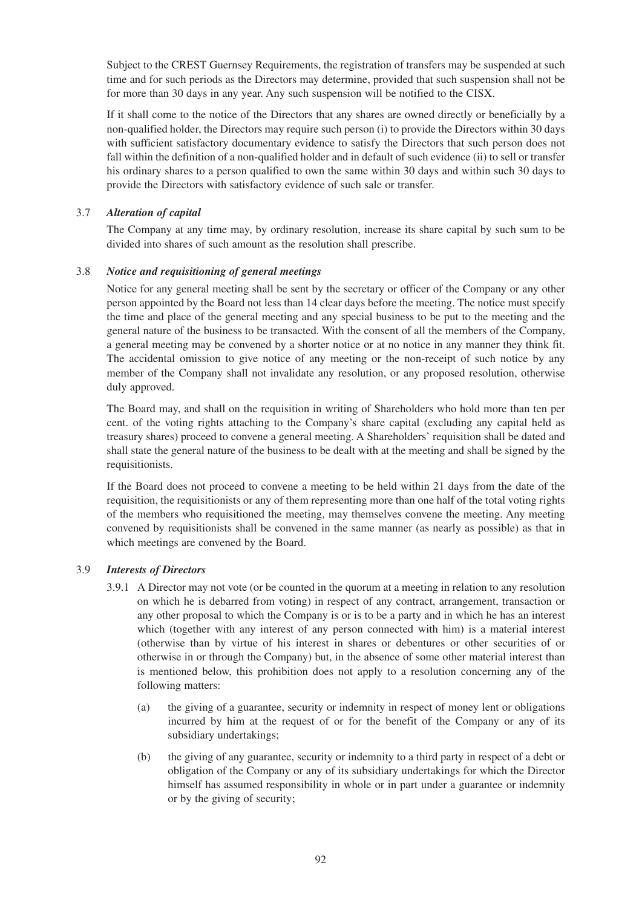Subject to the CREST Guernsey Requirements, the registration of transfers may be suspended at such time and for such periods as the Directors may determine, provided that such suspension shall not be for more than 30 days in any year. Any such suspension will be notified to the CISX.

If it shall come to the notice of the Directors that any shares are owned directly or beneficially by a non-qualified holder, the Directors may require such person (i) to provide the Directors within 30 days with sufficient satisfactory documentary evidence to satisfy the Directors that such person does not fall within the definition of a non-qualified holder and in default of such evidence (ii) to sell or transfer his ordinary shares to a person qualified to own the same within 30 days and within such 30 days to provide the Directors with satisfactory evidence of such sale or transfer.

3.7 ***Alteration of capital***

The Company at any time may, by ordinary resolution, increase its share capital by such sum to be divided into shares of such amount as the resolution shall prescribe.

3.8 ***Notice and requisitioning of general meetings***

Notice for any general meeting shall be sent by the secretary or officer of the Company or any other person appointed by the Board not less than 14 clear days before the meeting. The notice must specify the time and place of the general meeting and any special business to be put to the meeting and the general nature of the business to be transacted. With the consent of all the members of the Company, a general meeting may be convened by a shorter notice or at no notice in any manner they think fit. The accidental omission to give notice of any meeting or the non-receipt of such notice by any member of the Company shall not invalidate any resolution, or any proposed resolution, otherwise duly approved.

The Board may, and shall on the requisition in writing of Shareholders who hold more than ten per cent. of the voting rights attaching to the Company's share capital (excluding any capital held as treasury shares) proceed to convene a general meeting. A Shareholders' requisition shall be dated and shall state the general nature of the business to be dealt with at the meeting and shall be signed by the requisitionists.

If the Board does not proceed to convene a meeting to be held within 21 days from the date of the requisition, the requisitionists or any of them representing more than one half of the total voting rights of the members who requisitioned the meeting, may themselves convene the meeting. Any meeting convened by requisitionists shall be convened in the same manner (as nearly as possible) as that in which meetings are convened by the Board.

3.9 ***Interests of Directors***

3.9.1 A Director may not vote (or be counted in the quorum at a meeting in relation to any resolution on which he is debarred from voting) in respect of any contract, arrangement, transaction or any other proposal to which the Company is or is to be a party and in which he has an interest which (together with any interest of any person connected with him) is a material interest (otherwise than by virtue of his interest in shares or debentures or other securities of or otherwise in or through the Company) but, in the absence of some other material interest than is mentioned below, this prohibition does not apply to a resolution concerning any of the following matters:

(a) the giving of a guarantee, security or indemnity in respect of money lent or obligations incurred by him at the request of or for the benefit of the Company or any of its subsidiary undertakings;

(b) the giving of any guarantee, security or indemnity to a third party in respect of a debt or obligation of the Company or any of its subsidiary undertakings for which the Director himself has assumed responsibility in whole or in part under a guarantee or indemnity or by the giving of security;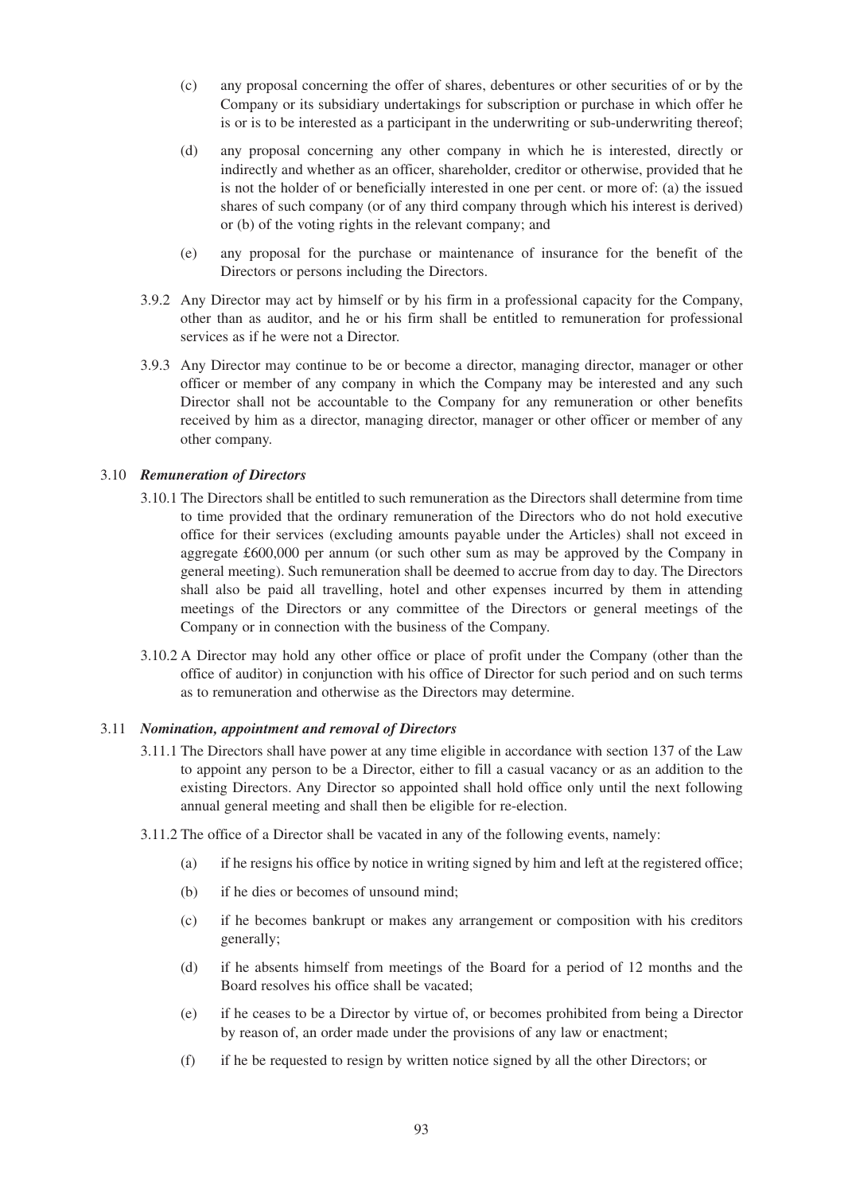(c) any proposal concerning the offer of shares, debentures or other securities of or by the Company or its subsidiary undertakings for subscription or purchase in which offer he is or is to be interested as a participant in the underwriting or sub-underwriting thereof;

(d) any proposal concerning any other company in which he is interested, directly or indirectly and whether as an officer, shareholder, creditor or otherwise, provided that he is not the holder of or beneficially interested in one per cent. or more of: (a) the issued shares of such company (or of any third company through which his interest is derived) or (b) of the voting rights in the relevant company; and

(e) any proposal for the purchase or maintenance of insurance for the benefit of the Directors or persons including the Directors.

3.9.2 Any Director may act by himself or by his firm in a professional capacity for the Company, other than as auditor, and he or his firm shall be entitled to remuneration for professional services as if he were not a Director.

3.9.3 Any Director may continue to be or become a director, managing director, manager or other officer or member of any company in which the Company may be interested and any such Director shall not be accountable to the Company for any remuneration or other benefits received by him as a director, managing director, manager or other officer or member of any other company.

3.10 ***Remuneration of Directors***

3.10.1 The Directors shall be entitled to such remuneration as the Directors shall determine from time to time provided that the ordinary remuneration of the Directors who do not hold executive office for their services (excluding amounts payable under the Articles) shall not exceed in aggregate £600,000 per annum (or such other sum as may be approved by the Company in general meeting). Such remuneration shall be deemed to accrue from day to day. The Directors shall also be paid all travelling, hotel and other expenses incurred by them in attending meetings of the Directors or any committee of the Directors or general meetings of the Company or in connection with the business of the Company.

3.10.2 A Director may hold any other office or place of profit under the Company (other than the office of auditor) in conjunction with his office of Director for such period and on such terms as to remuneration and otherwise as the Directors may determine.

3.11 ***Nomination, appointment and removal of Directors***

3.11.1 The Directors shall have power at any time eligible in accordance with section 137 of the Law to appoint any person to be a Director, either to fill a casual vacancy or as an addition to the existing Directors. Any Director so appointed shall hold office only until the next following annual general meeting and shall then be eligible for re-election.

3.11.2 The office of a Director shall be vacated in any of the following events, namely:

(a) if he resigns his office by notice in writing signed by him and left at the registered office;

(b) if he dies or becomes of unsound mind;

(c) if he becomes bankrupt or makes any arrangement or composition with his creditors generally;

(d) if he absents himself from meetings of the Board for a period of 12 months and the Board resolves his office shall be vacated;

(e) if he ceases to be a Director by virtue of, or becomes prohibited from being a Director by reason of, an order made under the provisions of any law or enactment;

(f) if he be requested to resign by written notice signed by all the other Directors; or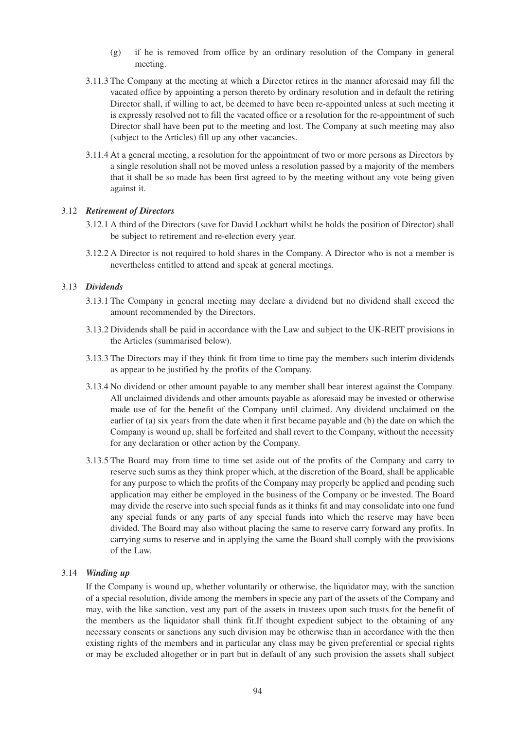(g) if he is removed from office by an ordinary resolution of the Company in general meeting.

3.11.3 The Company at the meeting at which a Director retires in the manner aforesaid may fill the vacated office by appointing a person thereto by ordinary resolution and in default the retiring Director shall, if willing to act, be deemed to have been re-appointed unless at such meeting it is expressly resolved not to fill the vacated office or a resolution for the re-appointment of such Director shall have been put to the meeting and lost. The Company at such meeting may also (subject to the Articles) fill up any other vacancies.

3.11.4 At a general meeting, a resolution for the appointment of two or more persons as Directors by a single resolution shall not be moved unless a resolution passed by a majority of the members that it shall be so made has been first agreed to by the meeting without any vote being given against it.

3.12 ***Retirement of Directors***

3.12.1 A third of the Directors (save for David Lockhart whilst he holds the position of Director) shall be subject to retirement and re-election every year.

3.12.2 A Director is not required to hold shares in the Company. A Director who is not a member is nevertheless entitled to attend and speak at general meetings.

3.13 ***Dividends***

3.13.1 The Company in general meeting may declare a dividend but no dividend shall exceed the amount recommended by the Directors.

3.13.2 Dividends shall be paid in accordance with the Law and subject to the UK-REIT provisions in the Articles (summarised below).

3.13.3 The Directors may if they think fit from time to time pay the members such interim dividends as appear to be justified by the profits of the Company.

3.13.4 No dividend or other amount payable to any member shall bear interest against the Company. All unclaimed dividends and other amounts payable as aforesaid may be invested or otherwise made use of for the benefit of the Company until claimed. Any dividend unclaimed on the earlier of (a) six years from the date when it first became payable and (b) the date on which the Company is wound up, shall be forfeited and shall revert to the Company, without the necessity for any declaration or other action by the Company.

3.13.5 The Board may from time to time set aside out of the profits of the Company and carry to reserve such sums as they think proper which, at the discretion of the Board, shall be applicable for any purpose to which the profits of the Company may properly be applied and pending such application may either be employed in the business of the Company or be invested. The Board may divide the reserve into such special funds as it thinks fit and may consolidate into one fund any special funds or any parts of any special funds into which the reserve may have been divided. The Board may also without placing the same to reserve carry forward any profits. In carrying sums to reserve and in applying the same the Board shall comply with the provisions of the Law.

3.14 ***Winding up***

If the Company is wound up, whether voluntarily or otherwise, the liquidator may, with the sanction of a special resolution, divide among the members in specie any part of the assets of the Company and may, with the like sanction, vest any part of the assets in trustees upon such trusts for the benefit of the members as the liquidator shall think fit.If thought expedient subject to the obtaining of any necessary consents or sanctions any such division may be otherwise than in accordance with the then existing rights of the members and in particular any class may be given preferential or special rights or may be excluded altogether or in part but in default of any such provision the assets shall subject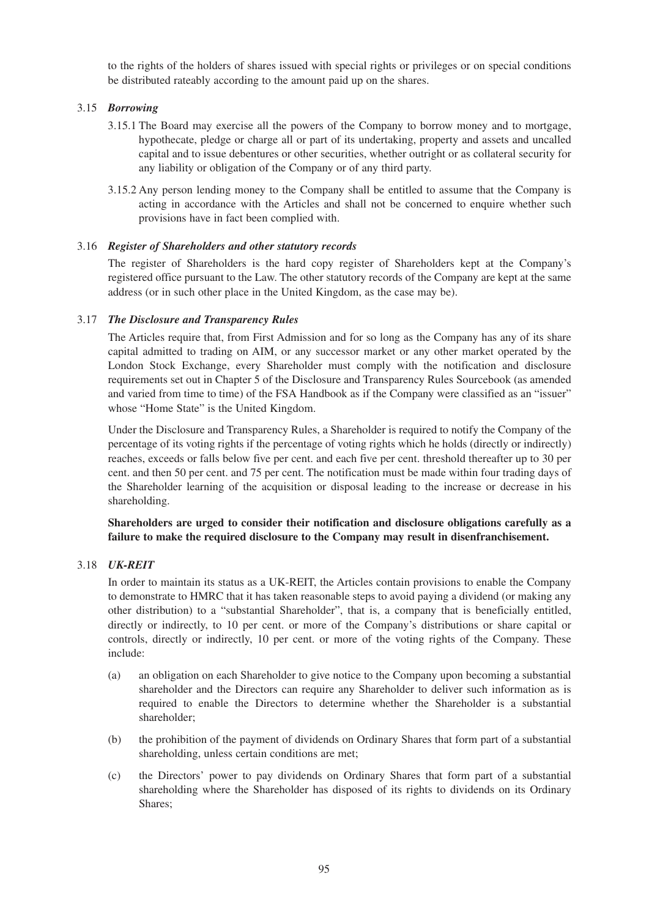to the rights of the holders of shares issued with special rights or privileges or on special conditions be distributed rateably according to the amount paid up on the shares.

3.15 ***Borrowing***

3.15.1 The Board may exercise all the powers of the Company to borrow money and to mortgage, hypothecate, pledge or charge all or part of its undertaking, property and assets and uncalled capital and to issue debentures or other securities, whether outright or as collateral security for any liability or obligation of the Company or of any third party.

3.15.2 Any person lending money to the Company shall be entitled to assume that the Company is acting in accordance with the Articles and shall not be concerned to enquire whether such provisions have in fact been complied with.

3.16 ***Register of Shareholders and other statutory records***

The register of Shareholders is the hard copy register of Shareholders kept at the Company's registered office pursuant to the Law. The other statutory records of the Company are kept at the same address (or in such other place in the United Kingdom, as the case may be).

3.17 ***The Disclosure and Transparency Rules***

The Articles require that, from First Admission and for so long as the Company has any of its share capital admitted to trading on AIM, or any successor market or any other market operated by the London Stock Exchange, every Shareholder must comply with the notification and disclosure requirements set out in Chapter 5 of the Disclosure and Transparency Rules Sourcebook (as amended and varied from time to time) of the FSA Handbook as if the Company were classified as an "issuer" whose "Home State" is the United Kingdom.

Under the Disclosure and Transparency Rules, a Shareholder is required to notify the Company of the percentage of its voting rights if the percentage of voting rights which he holds (directly or indirectly) reaches, exceeds or falls below five per cent. and each five per cent. threshold thereafter up to 30 per cent. and then 50 per cent. and 75 per cent. The notification must be made within four trading days of the Shareholder learning of the acquisition or disposal leading to the increase or decrease in his shareholding.

**Shareholders are urged to consider their notification and disclosure obligations carefully as a failure to make the required disclosure to the Company may result in disenfranchisement.**

3.18 ***UK-REIT***

In order to maintain its status as a UK-REIT, the Articles contain provisions to enable the Company to demonstrate to HMRC that it has taken reasonable steps to avoid paying a dividend (or making any other distribution) to a "substantial Shareholder", that is, a company that is beneficially entitled, directly or indirectly, to 10 per cent. or more of the Company's distributions or share capital or controls, directly or indirectly, 10 per cent. or more of the voting rights of the Company. These include:

(a) an obligation on each Shareholder to give notice to the Company upon becoming a substantial shareholder and the Directors can require any Shareholder to deliver such information as is required to enable the Directors to determine whether the Shareholder is a substantial shareholder;

(b) the prohibition of the payment of dividends on Ordinary Shares that form part of a substantial shareholding, unless certain conditions are met;

(c) the Directors' power to pay dividends on Ordinary Shares that form part of a substantial shareholding where the Shareholder has disposed of its rights to dividends on its Ordinary Shares;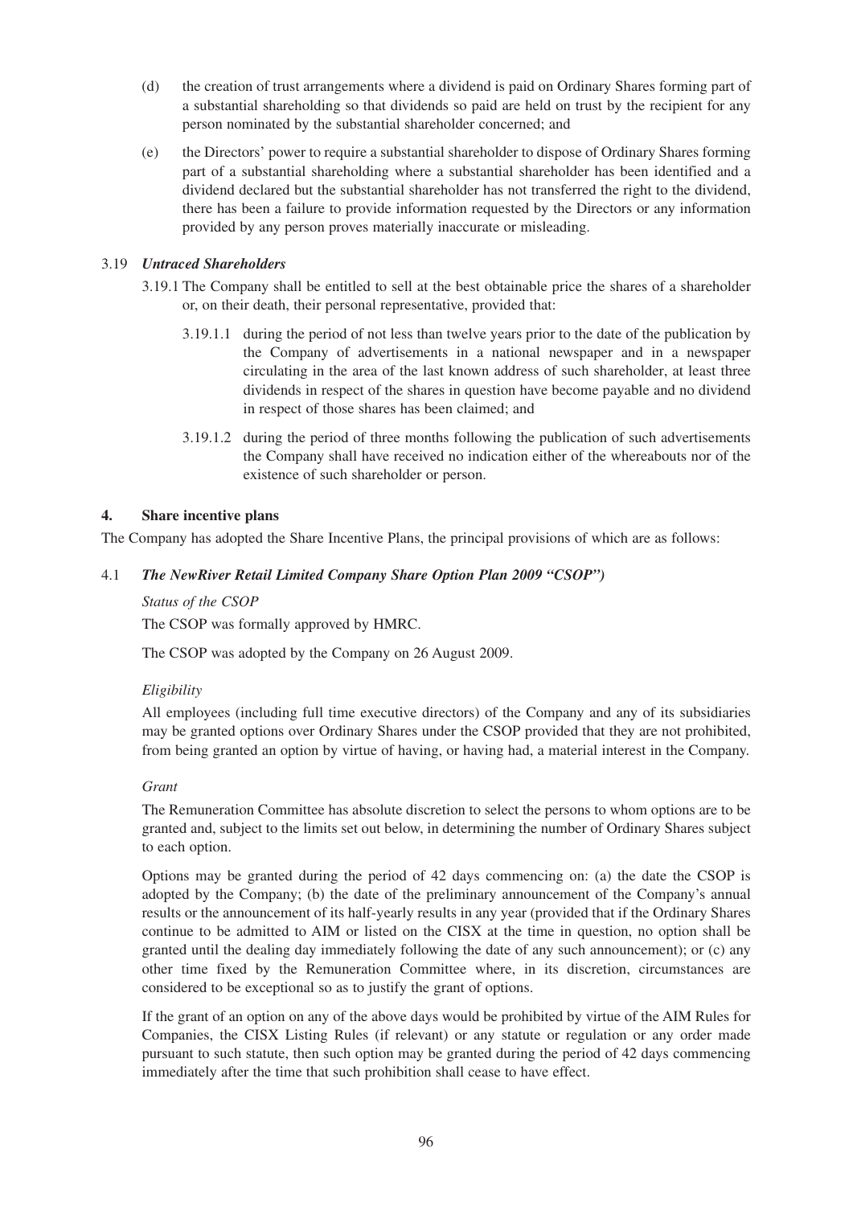(d) the creation of trust arrangements where a dividend is paid on Ordinary Shares forming part of a substantial shareholding so that dividends so paid are held on trust by the recipient for any person nominated by the substantial shareholder concerned; and

(e) the Directors' power to require a substantial shareholder to dispose of Ordinary Shares forming part of a substantial shareholding where a substantial shareholder has been identified and a dividend declared but the substantial shareholder has not transferred the right to the dividend, there has been a failure to provide information requested by the Directors or any information provided by any person proves materially inaccurate or misleading.

### 3.19 *Untraced Shareholders*

3.19.1 The Company shall be entitled to sell at the best obtainable price the shares of a shareholder or, on their death, their personal representative, provided that:

3.19.1.1 during the period of not less than twelve years prior to the date of the publication by the Company of advertisements in a national newspaper and in a newspaper circulating in the area of the last known address of such shareholder, at least three dividends in respect of the shares in question have become payable and no dividend in respect of those shares has been claimed; and

3.19.1.2 during the period of three months following the publication of such advertisements the Company shall have received no indication either of the whereabouts nor of the existence of such shareholder or person.

## 4. Share incentive plans

The Company has adopted the Share Incentive Plans, the principal provisions of which are as follows:

### 4.1 *The NewRiver Retail Limited Company Share Option Plan 2009 "CSOP")*

*Status of the CSOP*

The CSOP was formally approved by HMRC.

The CSOP was adopted by the Company on 26 August 2009.

*Eligibility*

All employees (including full time executive directors) of the Company and any of its subsidiaries may be granted options over Ordinary Shares under the CSOP provided that they are not prohibited, from being granted an option by virtue of having, or having had, a material interest in the Company.

*Grant*

The Remuneration Committee has absolute discretion to select the persons to whom options are to be granted and, subject to the limits set out below, in determining the number of Ordinary Shares subject to each option.

Options may be granted during the period of 42 days commencing on: (a) the date the CSOP is adopted by the Company; (b) the date of the preliminary announcement of the Company's annual results or the announcement of its half-yearly results in any year (provided that if the Ordinary Shares continue to be admitted to AIM or listed on the CISX at the time in question, no option shall be granted until the dealing day immediately following the date of any such announcement); or (c) any other time fixed by the Remuneration Committee where, in its discretion, circumstances are considered to be exceptional so as to justify the grant of options.

If the grant of an option on any of the above days would be prohibited by virtue of the AIM Rules for Companies, the CISX Listing Rules (if relevant) or any statute or regulation or any order made pursuant to such statute, then such option may be granted during the period of 42 days commencing immediately after the time that such prohibition shall cease to have effect.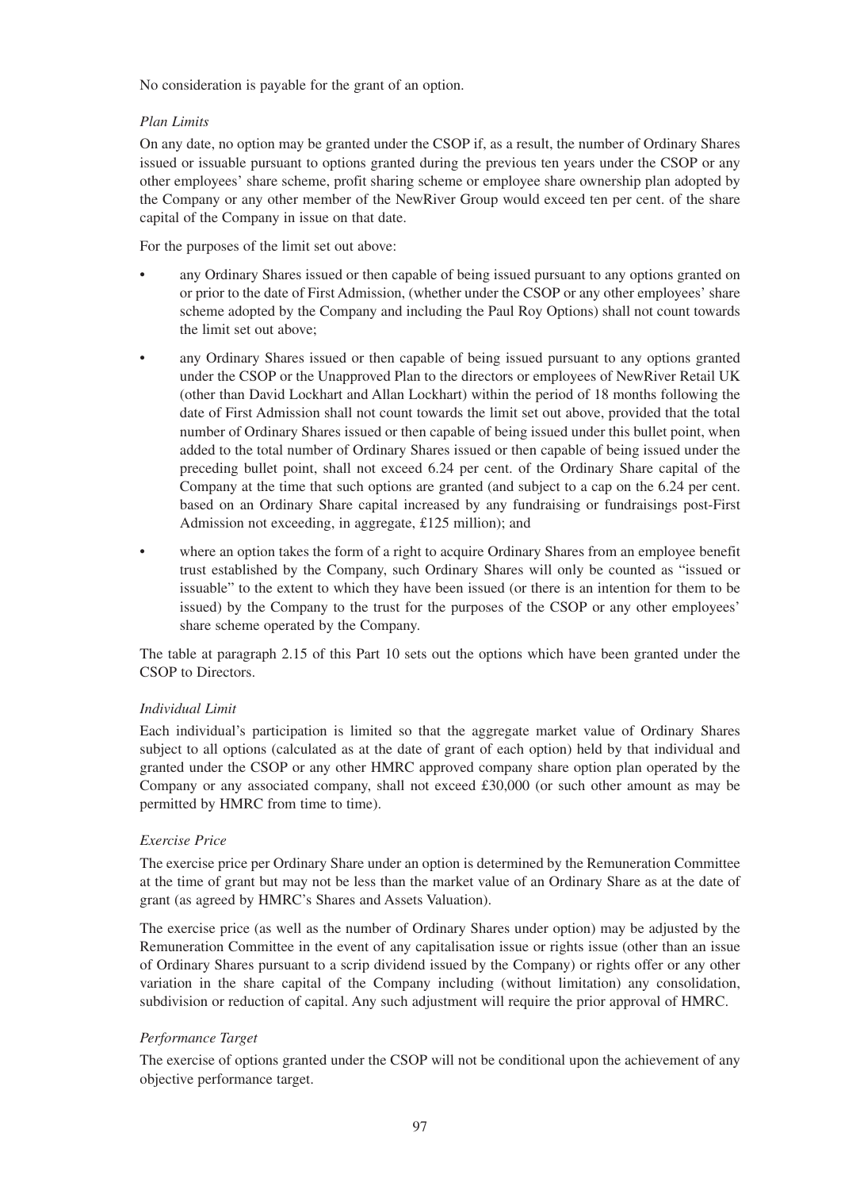No consideration is payable for the grant of an option.

*Plan Limits*

On any date, no option may be granted under the CSOP if, as a result, the number of Ordinary Shares issued or issuable pursuant to options granted during the previous ten years under the CSOP or any other employees' share scheme, profit sharing scheme or employee share ownership plan adopted by the Company or any other member of the NewRiver Group would exceed ten per cent. of the share capital of the Company in issue on that date.

For the purposes of the limit set out above:

- any Ordinary Shares issued or then capable of being issued pursuant to any options granted on or prior to the date of First Admission, (whether under the CSOP or any other employees' share scheme adopted by the Company and including the Paul Roy Options) shall not count towards the limit set out above;
- any Ordinary Shares issued or then capable of being issued pursuant to any options granted under the CSOP or the Unapproved Plan to the directors or employees of NewRiver Retail UK (other than David Lockhart and Allan Lockhart) within the period of 18 months following the date of First Admission shall not count towards the limit set out above, provided that the total number of Ordinary Shares issued or then capable of being issued under this bullet point, when added to the total number of Ordinary Shares issued or then capable of being issued under the preceding bullet point, shall not exceed 6.24 per cent. of the Ordinary Share capital of the Company at the time that such options are granted (and subject to a cap on the 6.24 per cent. based on an Ordinary Share capital increased by any fundraising or fundraisings post-First Admission not exceeding, in aggregate, £125 million); and
- where an option takes the form of a right to acquire Ordinary Shares from an employee benefit trust established by the Company, such Ordinary Shares will only be counted as "issued or issuable" to the extent to which they have been issued (or there is an intention for them to be issued) by the Company to the trust for the purposes of the CSOP or any other employees' share scheme operated by the Company.

The table at paragraph 2.15 of this Part 10 sets out the options which have been granted under the CSOP to Directors.

*Individual Limit*

Each individual's participation is limited so that the aggregate market value of Ordinary Shares subject to all options (calculated as at the date of grant of each option) held by that individual and granted under the CSOP or any other HMRC approved company share option plan operated by the Company or any associated company, shall not exceed £30,000 (or such other amount as may be permitted by HMRC from time to time).

*Exercise Price*

The exercise price per Ordinary Share under an option is determined by the Remuneration Committee at the time of grant but may not be less than the market value of an Ordinary Share as at the date of grant (as agreed by HMRC's Shares and Assets Valuation).

The exercise price (as well as the number of Ordinary Shares under option) may be adjusted by the Remuneration Committee in the event of any capitalisation issue or rights issue (other than an issue of Ordinary Shares pursuant to a scrip dividend issued by the Company) or rights offer or any other variation in the share capital of the Company including (without limitation) any consolidation, subdivision or reduction of capital. Any such adjustment will require the prior approval of HMRC.

*Performance Target*

The exercise of options granted under the CSOP will not be conditional upon the achievement of any objective performance target.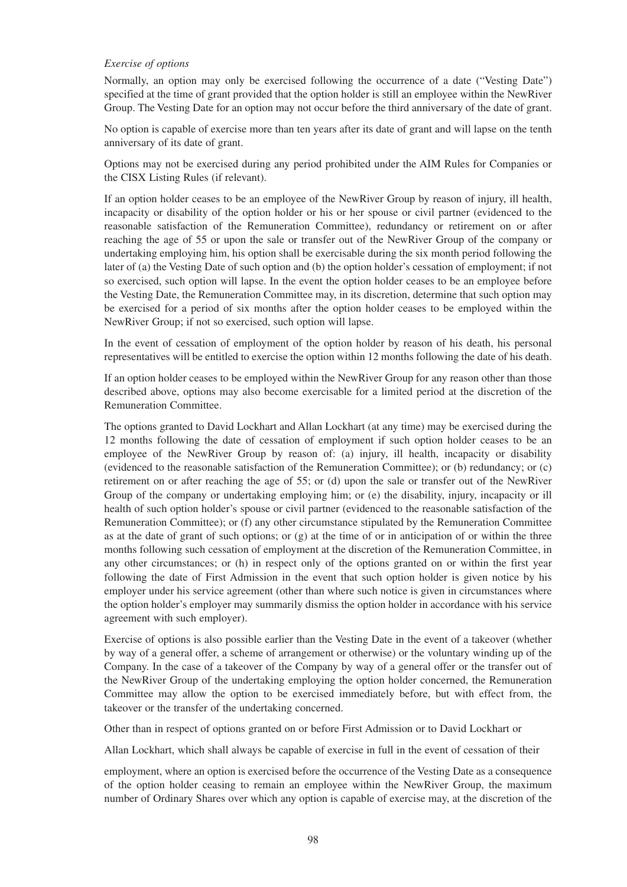*Exercise of options*

Normally, an option may only be exercised following the occurrence of a date ("Vesting Date") specified at the time of grant provided that the option holder is still an employee within the NewRiver Group. The Vesting Date for an option may not occur before the third anniversary of the date of grant.

No option is capable of exercise more than ten years after its date of grant and will lapse on the tenth anniversary of its date of grant.

Options may not be exercised during any period prohibited under the AIM Rules for Companies or the CISX Listing Rules (if relevant).

If an option holder ceases to be an employee of the NewRiver Group by reason of injury, ill health, incapacity or disability of the option holder or his or her spouse or civil partner (evidenced to the reasonable satisfaction of the Remuneration Committee), redundancy or retirement on or after reaching the age of 55 or upon the sale or transfer out of the NewRiver Group of the company or undertaking employing him, his option shall be exercisable during the six month period following the later of (a) the Vesting Date of such option and (b) the option holder's cessation of employment; if not so exercised, such option will lapse. In the event the option holder ceases to be an employee before the Vesting Date, the Remuneration Committee may, in its discretion, determine that such option may be exercised for a period of six months after the option holder ceases to be employed within the NewRiver Group; if not so exercised, such option will lapse.

In the event of cessation of employment of the option holder by reason of his death, his personal representatives will be entitled to exercise the option within 12 months following the date of his death.

If an option holder ceases to be employed within the NewRiver Group for any reason other than those described above, options may also become exercisable for a limited period at the discretion of the Remuneration Committee.

The options granted to David Lockhart and Allan Lockhart (at any time) may be exercised during the 12 months following the date of cessation of employment if such option holder ceases to be an employee of the NewRiver Group by reason of: (a) injury, ill health, incapacity or disability (evidenced to the reasonable satisfaction of the Remuneration Committee); or (b) redundancy; or (c) retirement on or after reaching the age of 55; or (d) upon the sale or transfer out of the NewRiver Group of the company or undertaking employing him; or (e) the disability, injury, incapacity or ill health of such option holder's spouse or civil partner (evidenced to the reasonable satisfaction of the Remuneration Committee); or (f) any other circumstance stipulated by the Remuneration Committee as at the date of grant of such options; or (g) at the time of or in anticipation of or within the three months following such cessation of employment at the discretion of the Remuneration Committee, in any other circumstances; or (h) in respect only of the options granted on or within the first year following the date of First Admission in the event that such option holder is given notice by his employer under his service agreement (other than where such notice is given in circumstances where the option holder's employer may summarily dismiss the option holder in accordance with his service agreement with such employer).

Exercise of options is also possible earlier than the Vesting Date in the event of a takeover (whether by way of a general offer, a scheme of arrangement or otherwise) or the voluntary winding up of the Company. In the case of a takeover of the Company by way of a general offer or the transfer out of the NewRiver Group of the undertaking employing the option holder concerned, the Remuneration Committee may allow the option to be exercised immediately before, but with effect from, the takeover or the transfer of the undertaking concerned.

Other than in respect of options granted on or before First Admission or to David Lockhart or Allan Lockhart, which shall always be capable of exercise in full in the event of cessation of their employment, where an option is exercised before the occurrence of the Vesting Date as a consequence of the option holder ceasing to remain an employee within the NewRiver Group, the maximum number of Ordinary Shares over which any option is capable of exercise may, at the discretion of the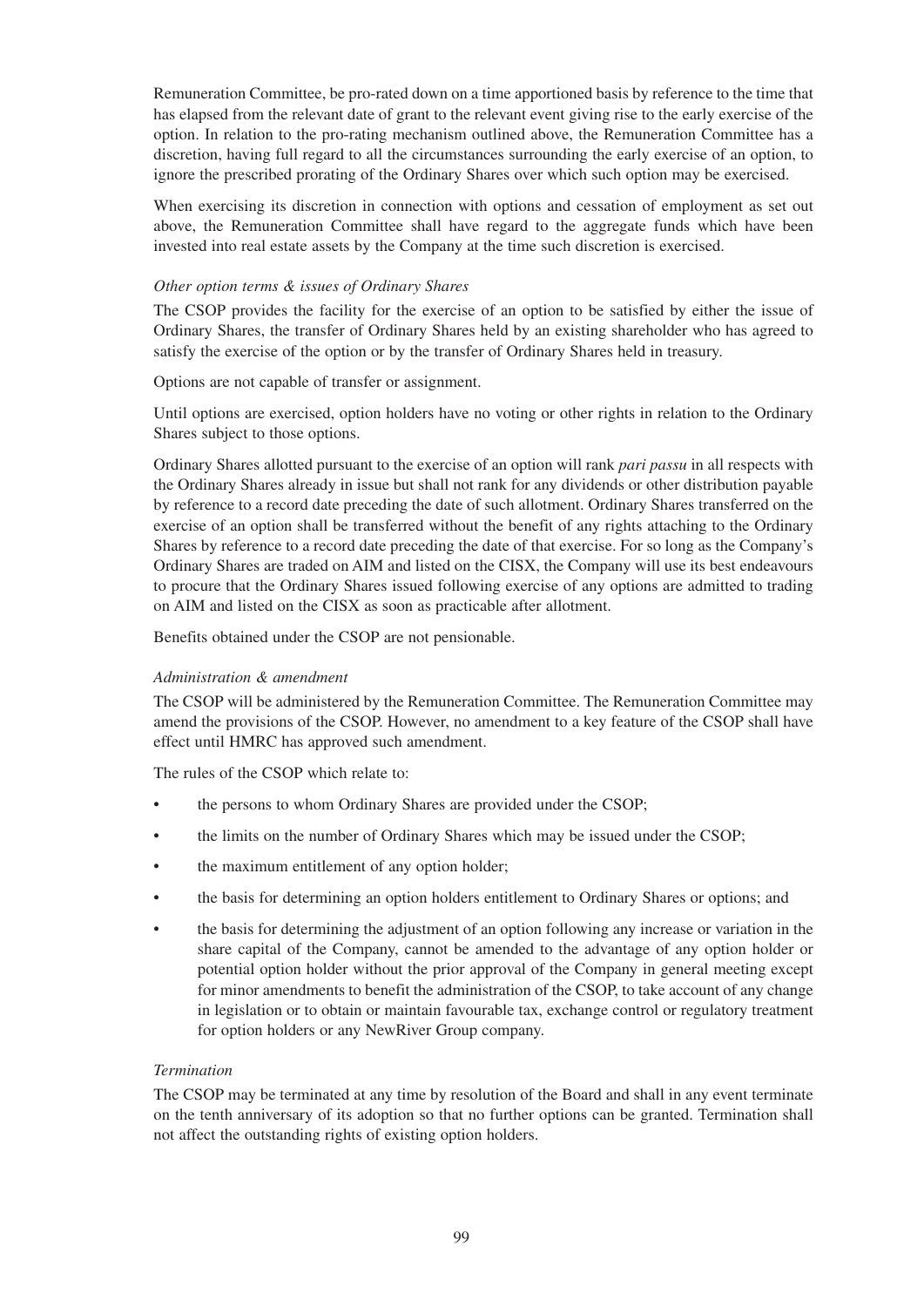Remuneration Committee, be pro-rated down on a time apportioned basis by reference to the time that has elapsed from the relevant date of grant to the relevant event giving rise to the early exercise of the option. In relation to the pro-rating mechanism outlined above, the Remuneration Committee has a discretion, having full regard to all the circumstances surrounding the early exercise of an option, to ignore the prescribed prorating of the Ordinary Shares over which such option may be exercised.

When exercising its discretion in connection with options and cessation of employment as set out above, the Remuneration Committee shall have regard to the aggregate funds which have been invested into real estate assets by the Company at the time such discretion is exercised.

*Other option terms & issues of Ordinary Shares*

The CSOP provides the facility for the exercise of an option to be satisfied by either the issue of Ordinary Shares, the transfer of Ordinary Shares held by an existing shareholder who has agreed to satisfy the exercise of the option or by the transfer of Ordinary Shares held in treasury.

Options are not capable of transfer or assignment.

Until options are exercised, option holders have no voting or other rights in relation to the Ordinary Shares subject to those options.

Ordinary Shares allotted pursuant to the exercise of an option will rank *pari passu* in all respects with the Ordinary Shares already in issue but shall not rank for any dividends or other distribution payable by reference to a record date preceding the date of such allotment. Ordinary Shares transferred on the exercise of an option shall be transferred without the benefit of any rights attaching to the Ordinary Shares by reference to a record date preceding the date of that exercise. For so long as the Company's Ordinary Shares are traded on AIM and listed on the CISX, the Company will use its best endeavours to procure that the Ordinary Shares issued following exercise of any options are admitted to trading on AIM and listed on the CISX as soon as practicable after allotment.

Benefits obtained under the CSOP are not pensionable.

*Administration & amendment*

The CSOP will be administered by the Remuneration Committee. The Remuneration Committee may amend the provisions of the CSOP. However, no amendment to a key feature of the CSOP shall have effect until HMRC has approved such amendment.

The rules of the CSOP which relate to:

- the persons to whom Ordinary Shares are provided under the CSOP;
- the limits on the number of Ordinary Shares which may be issued under the CSOP;
- the maximum entitlement of any option holder;
- the basis for determining an option holders entitlement to Ordinary Shares or options; and
- the basis for determining the adjustment of an option following any increase or variation in the share capital of the Company, cannot be amended to the advantage of any option holder or potential option holder without the prior approval of the Company in general meeting except for minor amendments to benefit the administration of the CSOP, to take account of any change in legislation or to obtain or maintain favourable tax, exchange control or regulatory treatment for option holders or any NewRiver Group company.

*Termination*

The CSOP may be terminated at any time by resolution of the Board and shall in any event terminate on the tenth anniversary of its adoption so that no further options can be granted. Termination shall not affect the outstanding rights of existing option holders.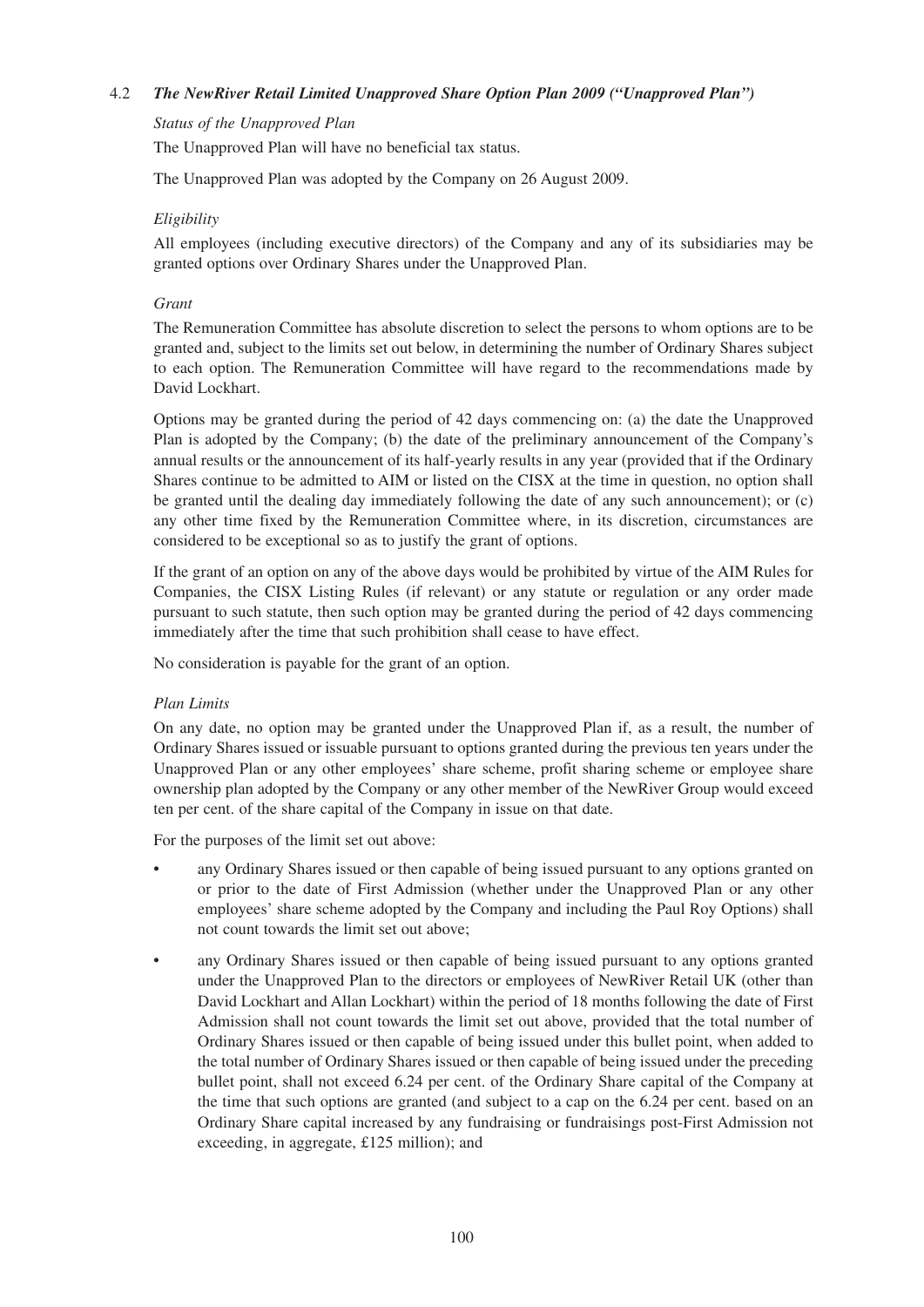### 4.2 *The NewRiver Retail Limited Unapproved Share Option Plan 2009 ("Unapproved Plan")*

*Status of the Unapproved Plan*

The Unapproved Plan will have no beneficial tax status.

The Unapproved Plan was adopted by the Company on 26 August 2009.

*Eligibility*

All employees (including executive directors) of the Company and any of its subsidiaries may be granted options over Ordinary Shares under the Unapproved Plan.

*Grant*

The Remuneration Committee has absolute discretion to select the persons to whom options are to be granted and, subject to the limits set out below, in determining the number of Ordinary Shares subject to each option. The Remuneration Committee will have regard to the recommendations made by David Lockhart.

Options may be granted during the period of 42 days commencing on: (a) the date the Unapproved Plan is adopted by the Company; (b) the date of the preliminary announcement of the Company's annual results or the announcement of its half-yearly results in any year (provided that if the Ordinary Shares continue to be admitted to AIM or listed on the CISX at the time in question, no option shall be granted until the dealing day immediately following the date of any such announcement); or (c) any other time fixed by the Remuneration Committee where, in its discretion, circumstances are considered to be exceptional so as to justify the grant of options.

If the grant of an option on any of the above days would be prohibited by virtue of the AIM Rules for Companies, the CISX Listing Rules (if relevant) or any statute or regulation or any order made pursuant to such statute, then such option may be granted during the period of 42 days commencing immediately after the time that such prohibition shall cease to have effect.

No consideration is payable for the grant of an option.

*Plan Limits*

On any date, no option may be granted under the Unapproved Plan if, as a result, the number of Ordinary Shares issued or issuable pursuant to options granted during the previous ten years under the Unapproved Plan or any other employees' share scheme, profit sharing scheme or employee share ownership plan adopted by the Company or any other member of the NewRiver Group would exceed ten per cent. of the share capital of the Company in issue on that date.

For the purposes of the limit set out above:

- any Ordinary Shares issued or then capable of being issued pursuant to any options granted on or prior to the date of First Admission (whether under the Unapproved Plan or any other employees' share scheme adopted by the Company and including the Paul Roy Options) shall not count towards the limit set out above;
- any Ordinary Shares issued or then capable of being issued pursuant to any options granted under the Unapproved Plan to the directors or employees of NewRiver Retail UK (other than David Lockhart and Allan Lockhart) within the period of 18 months following the date of First Admission shall not count towards the limit set out above, provided that the total number of Ordinary Shares issued or then capable of being issued under this bullet point, when added to the total number of Ordinary Shares issued or then capable of being issued under the preceding bullet point, shall not exceed 6.24 per cent. of the Ordinary Share capital of the Company at the time that such options are granted (and subject to a cap on the 6.24 per cent. based on an Ordinary Share capital increased by any fundraising or fundraisings post-First Admission not exceeding, in aggregate, £125 million); and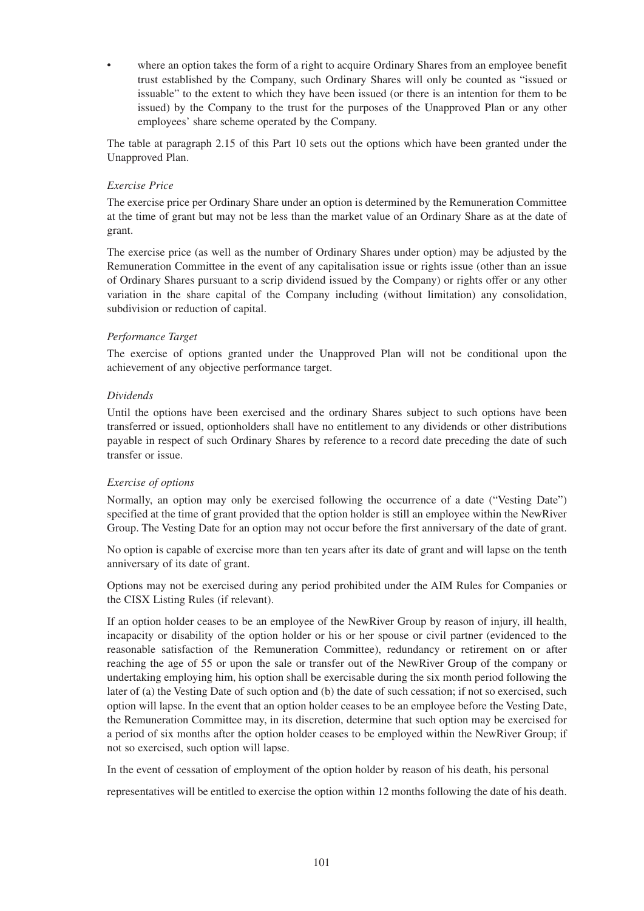- where an option takes the form of a right to acquire Ordinary Shares from an employee benefit trust established by the Company, such Ordinary Shares will only be counted as "issued or issuable" to the extent to which they have been issued (or there is an intention for them to be issued) by the Company to the trust for the purposes of the Unapproved Plan or any other employees' share scheme operated by the Company.

The table at paragraph 2.15 of this Part 10 sets out the options which have been granted under the Unapproved Plan.

*Exercise Price*

The exercise price per Ordinary Share under an option is determined by the Remuneration Committee at the time of grant but may not be less than the market value of an Ordinary Share as at the date of grant.

The exercise price (as well as the number of Ordinary Shares under option) may be adjusted by the Remuneration Committee in the event of any capitalisation issue or rights issue (other than an issue of Ordinary Shares pursuant to a scrip dividend issued by the Company) or rights offer or any other variation in the share capital of the Company including (without limitation) any consolidation, subdivision or reduction of capital.

*Performance Target*

The exercise of options granted under the Unapproved Plan will not be conditional upon the achievement of any objective performance target.

*Dividends*

Until the options have been exercised and the ordinary Shares subject to such options have been transferred or issued, optionholders shall have no entitlement to any dividends or other distributions payable in respect of such Ordinary Shares by reference to a record date preceding the date of such transfer or issue.

*Exercise of options*

Normally, an option may only be exercised following the occurrence of a date ("Vesting Date") specified at the time of grant provided that the option holder is still an employee within the NewRiver Group. The Vesting Date for an option may not occur before the first anniversary of the date of grant.

No option is capable of exercise more than ten years after its date of grant and will lapse on the tenth anniversary of its date of grant.

Options may not be exercised during any period prohibited under the AIM Rules for Companies or the CISX Listing Rules (if relevant).

If an option holder ceases to be an employee of the NewRiver Group by reason of injury, ill health, incapacity or disability of the option holder or his or her spouse or civil partner (evidenced to the reasonable satisfaction of the Remuneration Committee), redundancy or retirement on or after reaching the age of 55 or upon the sale or transfer out of the NewRiver Group of the company or undertaking employing him, his option shall be exercisable during the six month period following the later of (a) the Vesting Date of such option and (b) the date of such cessation; if not so exercised, such option will lapse. In the event that an option holder ceases to be an employee before the Vesting Date, the Remuneration Committee may, in its discretion, determine that such option may be exercised for a period of six months after the option holder ceases to be employed within the NewRiver Group; if not so exercised, such option will lapse.

In the event of cessation of employment of the option holder by reason of his death, his personal representatives will be entitled to exercise the option within 12 months following the date of his death.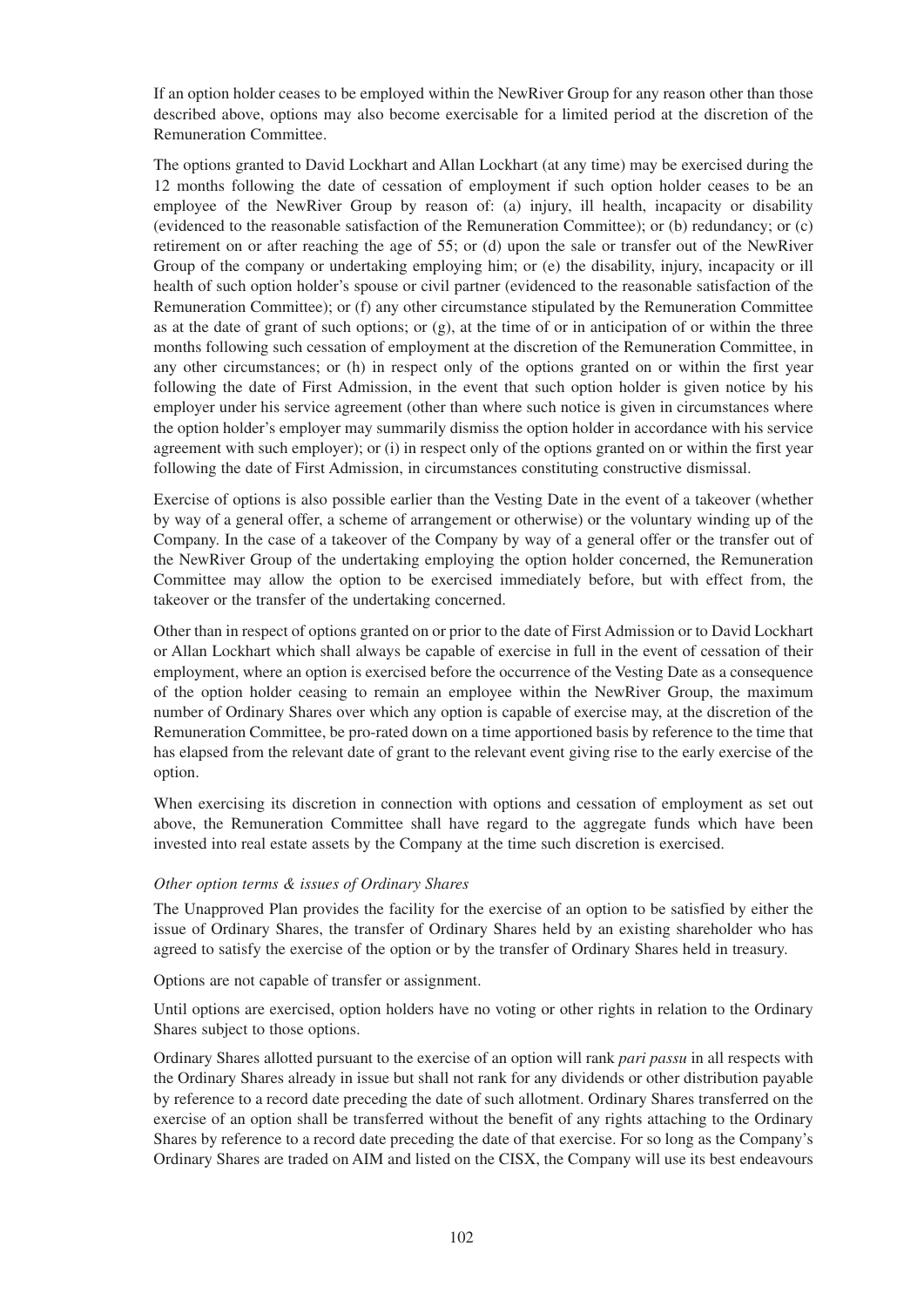If an option holder ceases to be employed within the NewRiver Group for any reason other than those described above, options may also become exercisable for a limited period at the discretion of the Remuneration Committee.

The options granted to David Lockhart and Allan Lockhart (at any time) may be exercised during the 12 months following the date of cessation of employment if such option holder ceases to be an employee of the NewRiver Group by reason of: (a) injury, ill health, incapacity or disability (evidenced to the reasonable satisfaction of the Remuneration Committee); or (b) redundancy; or (c) retirement on or after reaching the age of 55; or (d) upon the sale or transfer out of the NewRiver Group of the company or undertaking employing him; or (e) the disability, injury, incapacity or ill health of such option holder's spouse or civil partner (evidenced to the reasonable satisfaction of the Remuneration Committee); or (f) any other circumstance stipulated by the Remuneration Committee as at the date of grant of such options; or (g), at the time of or in anticipation of or within the three months following such cessation of employment at the discretion of the Remuneration Committee, in any other circumstances; or (h) in respect only of the options granted on or within the first year following the date of First Admission, in the event that such option holder is given notice by his employer under his service agreement (other than where such notice is given in circumstances where the option holder's employer may summarily dismiss the option holder in accordance with his service agreement with such employer); or (i) in respect only of the options granted on or within the first year following the date of First Admission, in circumstances constituting constructive dismissal.

Exercise of options is also possible earlier than the Vesting Date in the event of a takeover (whether by way of a general offer, a scheme of arrangement or otherwise) or the voluntary winding up of the Company. In the case of a takeover of the Company by way of a general offer or the transfer out of the NewRiver Group of the undertaking employing the option holder concerned, the Remuneration Committee may allow the option to be exercised immediately before, but with effect from, the takeover or the transfer of the undertaking concerned.

Other than in respect of options granted on or prior to the date of First Admission or to David Lockhart or Allan Lockhart which shall always be capable of exercise in full in the event of cessation of their employment, where an option is exercised before the occurrence of the Vesting Date as a consequence of the option holder ceasing to remain an employee within the NewRiver Group, the maximum number of Ordinary Shares over which any option is capable of exercise may, at the discretion of the Remuneration Committee, be pro-rated down on a time apportioned basis by reference to the time that has elapsed from the relevant date of grant to the relevant event giving rise to the early exercise of the option.

When exercising its discretion in connection with options and cessation of employment as set out above, the Remuneration Committee shall have regard to the aggregate funds which have been invested into real estate assets by the Company at the time such discretion is exercised.

*Other option terms & issues of Ordinary Shares*

The Unapproved Plan provides the facility for the exercise of an option to be satisfied by either the issue of Ordinary Shares, the transfer of Ordinary Shares held by an existing shareholder who has agreed to satisfy the exercise of the option or by the transfer of Ordinary Shares held in treasury.

Options are not capable of transfer or assignment.

Until options are exercised, option holders have no voting or other rights in relation to the Ordinary Shares subject to those options.

Ordinary Shares allotted pursuant to the exercise of an option will rank *pari passu* in all respects with the Ordinary Shares already in issue but shall not rank for any dividends or other distribution payable by reference to a record date preceding the date of such allotment. Ordinary Shares transferred on the exercise of an option shall be transferred without the benefit of any rights attaching to the Ordinary Shares by reference to a record date preceding the date of that exercise. For so long as the Company's Ordinary Shares are traded on AIM and listed on the CISX, the Company will use its best endeavours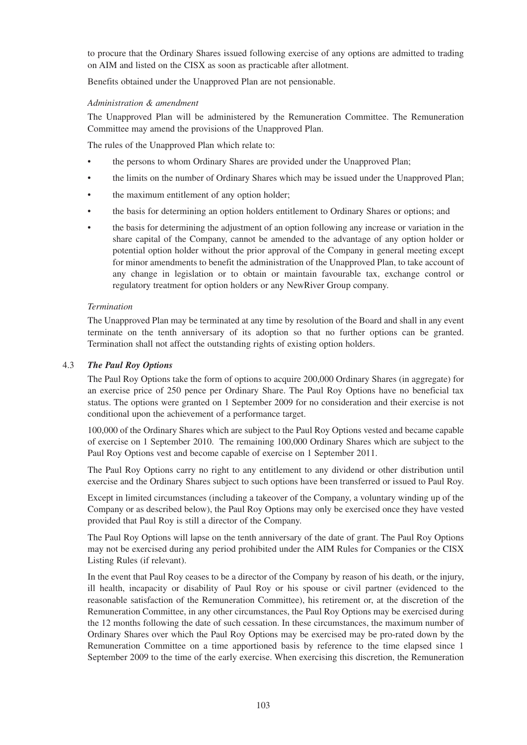to procure that the Ordinary Shares issued following exercise of any options are admitted to trading on AIM and listed on the CISX as soon as practicable after allotment.

Benefits obtained under the Unapproved Plan are not pensionable.

*Administration & amendment*

The Unapproved Plan will be administered by the Remuneration Committee. The Remuneration Committee may amend the provisions of the Unapproved Plan.

The rules of the Unapproved Plan which relate to:

- the persons to whom Ordinary Shares are provided under the Unapproved Plan;
- the limits on the number of Ordinary Shares which may be issued under the Unapproved Plan;
- the maximum entitlement of any option holder;
- the basis for determining an option holders entitlement to Ordinary Shares or options; and
- the basis for determining the adjustment of an option following any increase or variation in the share capital of the Company, cannot be amended to the advantage of any option holder or potential option holder without the prior approval of the Company in general meeting except for minor amendments to benefit the administration of the Unapproved Plan, to take account of any change in legislation or to obtain or maintain favourable tax, exchange control or regulatory treatment for option holders or any NewRiver Group company.

*Termination*

The Unapproved Plan may be terminated at any time by resolution of the Board and shall in any event terminate on the tenth anniversary of its adoption so that no further options can be granted. Termination shall not affect the outstanding rights of existing option holders.

### 4.3 *The Paul Roy Options*

The Paul Roy Options take the form of options to acquire 200,000 Ordinary Shares (in aggregate) for an exercise price of 250 pence per Ordinary Share. The Paul Roy Options have no beneficial tax status. The options were granted on 1 September 2009 for no consideration and their exercise is not conditional upon the achievement of a performance target.

100,000 of the Ordinary Shares which are subject to the Paul Roy Options vested and became capable of exercise on 1 September 2010. The remaining 100,000 Ordinary Shares which are subject to the Paul Roy Options vest and become capable of exercise on 1 September 2011.

The Paul Roy Options carry no right to any entitlement to any dividend or other distribution until exercise and the Ordinary Shares subject to such options have been transferred or issued to Paul Roy.

Except in limited circumstances (including a takeover of the Company, a voluntary winding up of the Company or as described below), the Paul Roy Options may only be exercised once they have vested provided that Paul Roy is still a director of the Company.

The Paul Roy Options will lapse on the tenth anniversary of the date of grant. The Paul Roy Options may not be exercised during any period prohibited under the AIM Rules for Companies or the CISX Listing Rules (if relevant).

In the event that Paul Roy ceases to be a director of the Company by reason of his death, or the injury, ill health, incapacity or disability of Paul Roy or his spouse or civil partner (evidenced to the reasonable satisfaction of the Remuneration Committee), his retirement or, at the discretion of the Remuneration Committee, in any other circumstances, the Paul Roy Options may be exercised during the 12 months following the date of such cessation. In these circumstances, the maximum number of Ordinary Shares over which the Paul Roy Options may be exercised may be pro-rated down by the Remuneration Committee on a time apportioned basis by reference to the time elapsed since 1 September 2009 to the time of the early exercise. When exercising this discretion, the Remuneration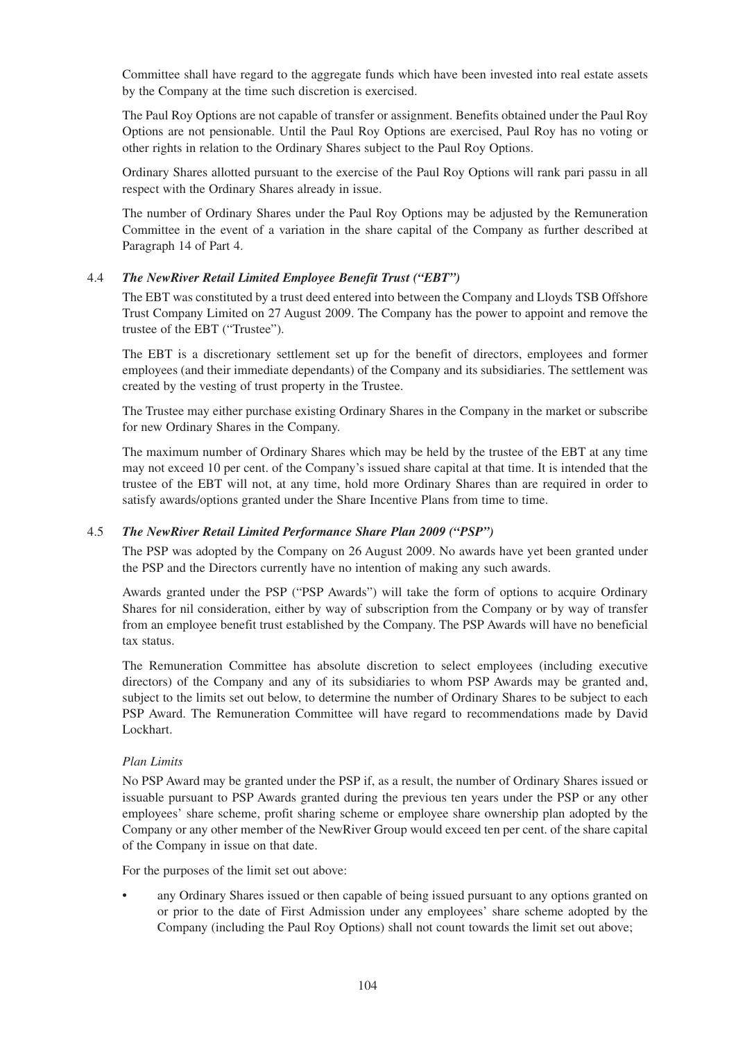Committee shall have regard to the aggregate funds which have been invested into real estate assets by the Company at the time such discretion is exercised.

The Paul Roy Options are not capable of transfer or assignment. Benefits obtained under the Paul Roy Options are not pensionable. Until the Paul Roy Options are exercised, Paul Roy has no voting or other rights in relation to the Ordinary Shares subject to the Paul Roy Options.

Ordinary Shares allotted pursuant to the exercise of the Paul Roy Options will rank pari passu in all respect with the Ordinary Shares already in issue.

The number of Ordinary Shares under the Paul Roy Options may be adjusted by the Remuneration Committee in the event of a variation in the share capital of the Company as further described at Paragraph 14 of Part 4.

### 4.4 *The NewRiver Retail Limited Employee Benefit Trust ("EBT")*

The EBT was constituted by a trust deed entered into between the Company and Lloyds TSB Offshore Trust Company Limited on 27 August 2009. The Company has the power to appoint and remove the trustee of the EBT ("Trustee").

The EBT is a discretionary settlement set up for the benefit of directors, employees and former employees (and their immediate dependants) of the Company and its subsidiaries. The settlement was created by the vesting of trust property in the Trustee.

The Trustee may either purchase existing Ordinary Shares in the Company in the market or subscribe for new Ordinary Shares in the Company.

The maximum number of Ordinary Shares which may be held by the trustee of the EBT at any time may not exceed 10 per cent. of the Company's issued share capital at that time. It is intended that the trustee of the EBT will not, at any time, hold more Ordinary Shares than are required in order to satisfy awards/options granted under the Share Incentive Plans from time to time.

### 4.5 *The NewRiver Retail Limited Performance Share Plan 2009 ("PSP")*

The PSP was adopted by the Company on 26 August 2009. No awards have yet been granted under the PSP and the Directors currently have no intention of making any such awards.

Awards granted under the PSP ("PSP Awards") will take the form of options to acquire Ordinary Shares for nil consideration, either by way of subscription from the Company or by way of transfer from an employee benefit trust established by the Company. The PSP Awards will have no beneficial tax status.

The Remuneration Committee has absolute discretion to select employees (including executive directors) of the Company and any of its subsidiaries to whom PSP Awards may be granted and, subject to the limits set out below, to determine the number of Ordinary Shares to be subject to each PSP Award. The Remuneration Committee will have regard to recommendations made by David Lockhart.

*Plan Limits*

No PSP Award may be granted under the PSP if, as a result, the number of Ordinary Shares issued or issuable pursuant to PSP Awards granted during the previous ten years under the PSP or any other employees' share scheme, profit sharing scheme or employee share ownership plan adopted by the Company or any other member of the NewRiver Group would exceed ten per cent. of the share capital of the Company in issue on that date.

For the purposes of the limit set out above:

- any Ordinary Shares issued or then capable of being issued pursuant to any options granted on or prior to the date of First Admission under any employees' share scheme adopted by the Company (including the Paul Roy Options) shall not count towards the limit set out above;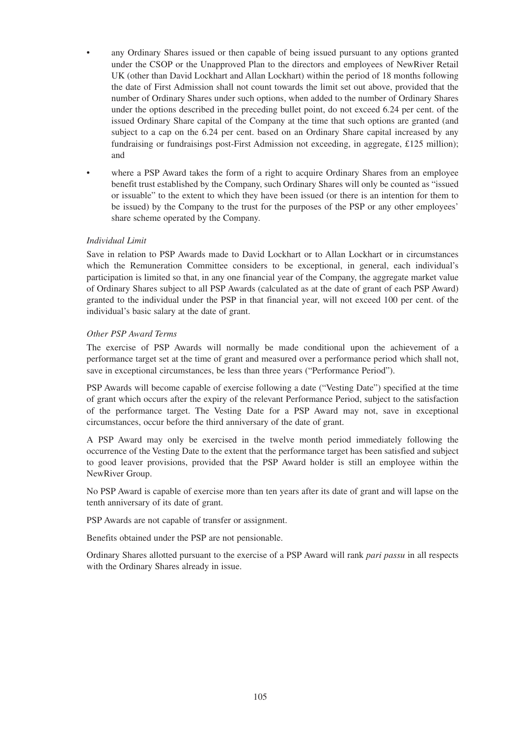- any Ordinary Shares issued or then capable of being issued pursuant to any options granted under the CSOP or the Unapproved Plan to the directors and employees of NewRiver Retail UK (other than David Lockhart and Allan Lockhart) within the period of 18 months following the date of First Admission shall not count towards the limit set out above, provided that the number of Ordinary Shares under such options, when added to the number of Ordinary Shares under the options described in the preceding bullet point, do not exceed 6.24 per cent. of the issued Ordinary Share capital of the Company at the time that such options are granted (and subject to a cap on the 6.24 per cent. based on an Ordinary Share capital increased by any fundraising or fundraisings post-First Admission not exceeding, in aggregate, £125 million); and
- where a PSP Award takes the form of a right to acquire Ordinary Shares from an employee benefit trust established by the Company, such Ordinary Shares will only be counted as "issued or issuable" to the extent to which they have been issued (or there is an intention for them to be issued) by the Company to the trust for the purposes of the PSP or any other employees' share scheme operated by the Company.

*Individual Limit*

Save in relation to PSP Awards made to David Lockhart or to Allan Lockhart or in circumstances which the Remuneration Committee considers to be exceptional, in general, each individual's participation is limited so that, in any one financial year of the Company, the aggregate market value of Ordinary Shares subject to all PSP Awards (calculated as at the date of grant of each PSP Award) granted to the individual under the PSP in that financial year, will not exceed 100 per cent. of the individual's basic salary at the date of grant.

*Other PSP Award Terms*

The exercise of PSP Awards will normally be made conditional upon the achievement of a performance target set at the time of grant and measured over a performance period which shall not, save in exceptional circumstances, be less than three years ("Performance Period").

PSP Awards will become capable of exercise following a date ("Vesting Date") specified at the time of grant which occurs after the expiry of the relevant Performance Period, subject to the satisfaction of the performance target. The Vesting Date for a PSP Award may not, save in exceptional circumstances, occur before the third anniversary of the date of grant.

A PSP Award may only be exercised in the twelve month period immediately following the occurrence of the Vesting Date to the extent that the performance target has been satisfied and subject to good leaver provisions, provided that the PSP Award holder is still an employee within the NewRiver Group.

No PSP Award is capable of exercise more than ten years after its date of grant and will lapse on the tenth anniversary of its date of grant.

PSP Awards are not capable of transfer or assignment.

Benefits obtained under the PSP are not pensionable.

Ordinary Shares allotted pursuant to the exercise of a PSP Award will rank *pari passu* in all respects with the Ordinary Shares already in issue.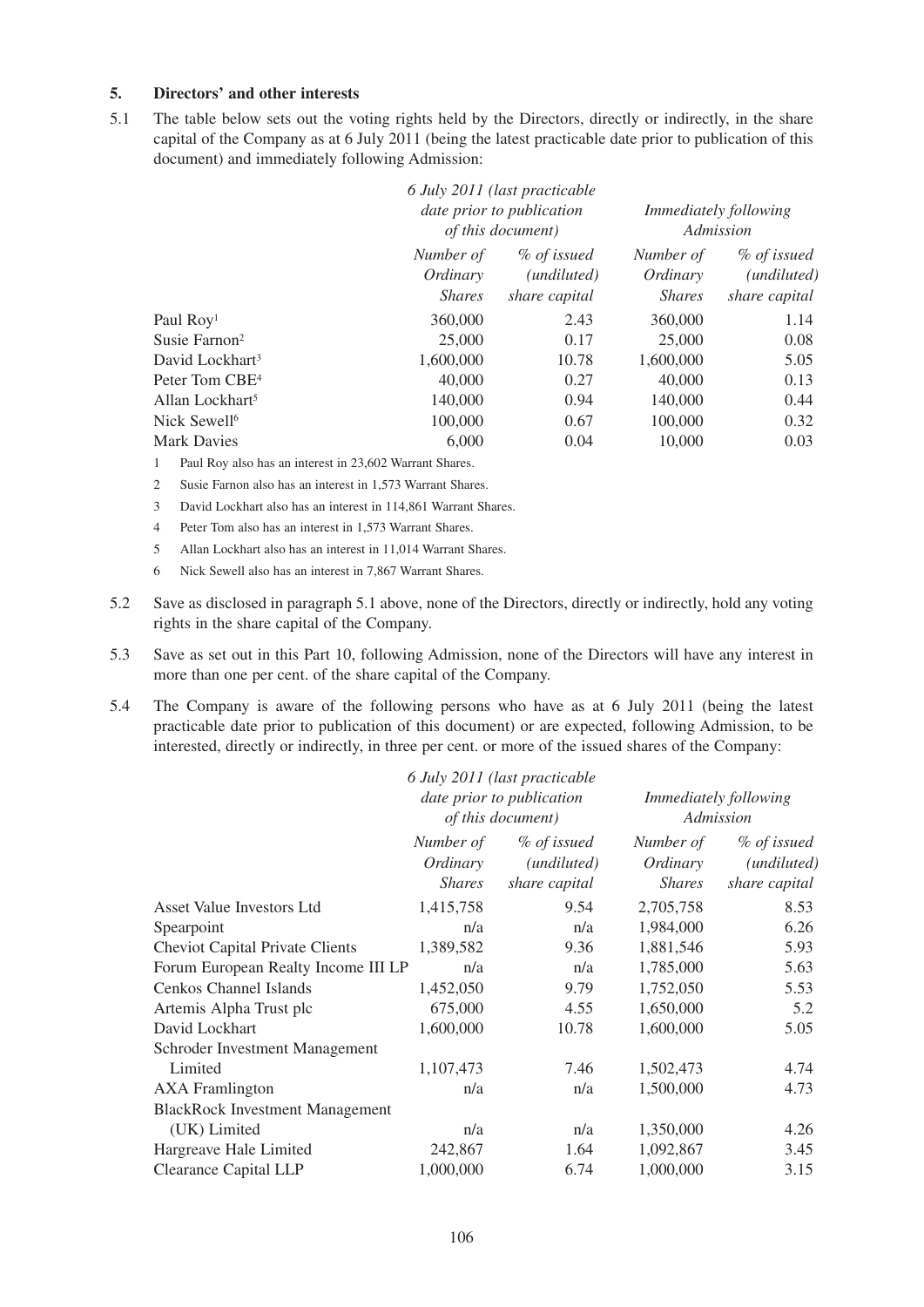## 5. Directors' and other interests

5.1 The table below sets out the voting rights held by the Directors, directly or indirectly, in the share capital of the Company as at 6 July 2011 (being the latest practicable date prior to publication of this document) and immediately following Admission:

| | *6 July 2011 (last practicable date prior to publication of this document)* | | *Immediately following Admission* | |
|---|---|---|---|---|
| | *Number of Ordinary Shares* | *% of issued (undiluted) share capital* | *Number of Ordinary Shares* | *% of issued (undiluted) share capital* |
| Paul Roy[1] | 360,000 | 2.43 | 360,000 | 1.14 |
| Susie Farnon[2] | 25,000 | 0.17 | 25,000 | 0.08 |
| David Lockhart[3] | 1,600,000 | 10.78 | 1,600,000 | 5.05 |
| Peter Tom CBE[4] | 40,000 | 0.27 | 40,000 | 0.13 |
| Allan Lockhart[5] | 140,000 | 0.94 | 140,000 | 0.44 |
| Nick Sewell[6] | 100,000 | 0.67 | 100,000 | 0.32 |
| Mark Davies | 6,000 | 0.04 | 10,000 | 0.03 |

1 Paul Roy also has an interest in 23,602 Warrant Shares.

2 Susie Farnon also has an interest in 1,573 Warrant Shares.

3 David Lockhart also has an interest in 114,861 Warrant Shares.

4 Peter Tom also has an interest in 1,573 Warrant Shares.

5 Allan Lockhart also has an interest in 11,014 Warrant Shares.

6 Nick Sewell also has an interest in 7,867 Warrant Shares.

5.2 Save as disclosed in paragraph 5.1 above, none of the Directors, directly or indirectly, hold any voting rights in the share capital of the Company.

5.3 Save as set out in this Part 10, following Admission, none of the Directors will have any interest in more than one per cent. of the share capital of the Company.

5.4 The Company is aware of the following persons who have as at 6 July 2011 (being the latest practicable date prior to publication of this document) or are expected, following Admission, to be interested, directly or indirectly, in three per cent. or more of the issued shares of the Company:

| | *6 July 2011 (last practicable date prior to publication of this document)* | | *Immediately following Admission* | |
|---|---|---|---|---|
| | *Number of Ordinary Shares* | *% of issued (undiluted) share capital* | *Number of Ordinary Shares* | *% of issued (undiluted) share capital* |
| Asset Value Investors Ltd | 1,415,758 | 9.54 | 2,705,758 | 8.53 |
| Spearpoint | n/a | n/a | 1,984,000 | 6.26 |
| Cheviot Capital Private Clients | 1,389,582 | 9.36 | 1,881,546 | 5.93 |
| Forum European Realty Income III LP | n/a | n/a | 1,785,000 | 5.63 |
| Cenkos Channel Islands | 1,452,050 | 9.79 | 1,752,050 | 5.53 |
| Artemis Alpha Trust plc | 675,000 | 4.55 | 1,650,000 | 5.2 |
| David Lockhart | 1,600,000 | 10.78 | 1,600,000 | 5.05 |
| Schroder Investment Management Limited | 1,107,473 | 7.46 | 1,502,473 | 4.74 |
| AXA Framlington | n/a | n/a | 1,500,000 | 4.73 |
| BlackRock Investment Management (UK) Limited | n/a | n/a | 1,350,000 | 4.26 |
| Hargreave Hale Limited | 242,867 | 1.64 | 1,092,867 | 3.45 |
| Clearance Capital LLP | 1,000,000 | 6.74 | 1,000,000 | 3.15 |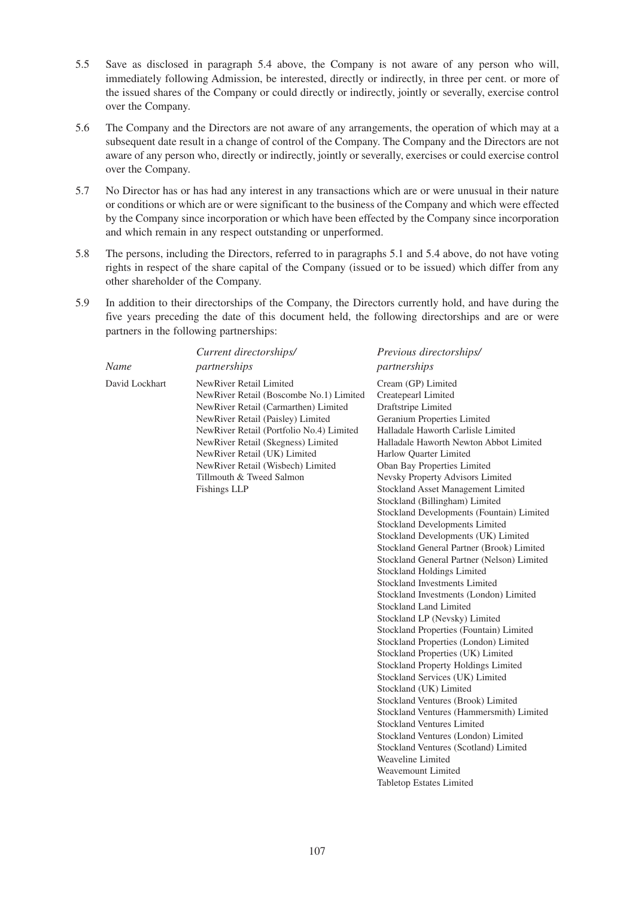5.5 Save as disclosed in paragraph 5.4 above, the Company is not aware of any person who will, immediately following Admission, be interested, directly or indirectly, in three per cent. or more of the issued shares of the Company or could directly or indirectly, jointly or severally, exercise control over the Company.

5.6 The Company and the Directors are not aware of any arrangements, the operation of which may at a subsequent date result in a change of control of the Company. The Company and the Directors are not aware of any person who, directly or indirectly, jointly or severally, exercises or could exercise control over the Company.

5.7 No Director has or has had any interest in any transactions which are or were unusual in their nature or conditions or which are or were significant to the business of the Company and which were effected by the Company since incorporation or which have been effected by the Company since incorporation and which remain in any respect outstanding or unperformed.

5.8 The persons, including the Directors, referred to in paragraphs 5.1 and 5.4 above, do not have voting rights in respect of the share capital of the Company (issued or to be issued) which differ from any other shareholder of the Company.

5.9 In addition to their directorships of the Company, the Directors currently hold, and have during the five years preceding the date of this document held, the following directorships and are or were partners in the following partnerships:

| *Name* | *Current directorships/ partnerships* | *Previous directorships/ partnerships* |
|---|---|---|
| David Lockhart | NewRiver Retail Limited<br>NewRiver Retail (Boscombe No.1) Limited<br>NewRiver Retail (Carmarthen) Limited<br>NewRiver Retail (Paisley) Limited<br>NewRiver Retail (Portfolio No.4) Limited<br>NewRiver Retail (Skegness) Limited<br>NewRiver Retail (UK) Limited<br>NewRiver Retail (Wisbech) Limited<br>Tillmouth & Tweed Salmon Fishings LLP | Cream (GP) Limited<br>Createpearl Limited<br>Draftstripe Limited<br>Geranium Properties Limited<br>Halladale Haworth Carlisle Limited<br>Halladale Haworth Newton Abbot Limited<br>Harlow Quarter Limited<br>Oban Bay Properties Limited<br>Nevsky Property Advisors Limited<br>Stockland Asset Management Limited<br>Stockland (Billingham) Limited<br>Stockland Developments (Fountain) Limited<br>Stockland Developments Limited<br>Stockland Developments (UK) Limited<br>Stockland General Partner (Brook) Limited<br>Stockland General Partner (Nelson) Limited<br>Stockland Holdings Limited<br>Stockland Investments Limited<br>Stockland Investments (London) Limited<br>Stockland Land Limited<br>Stockland LP (Nevsky) Limited<br>Stockland Properties (Fountain) Limited<br>Stockland Properties (London) Limited<br>Stockland Properties (UK) Limited<br>Stockland Property Holdings Limited<br>Stockland Services (UK) Limited<br>Stockland (UK) Limited<br>Stockland Ventures (Brook) Limited<br>Stockland Ventures (Hammersmith) Limited<br>Stockland Ventures Limited<br>Stockland Ventures (London) Limited<br>Stockland Ventures (Scotland) Limited<br>Weaveline Limited<br>Weavemount Limited<br>Tabletop Estates Limited |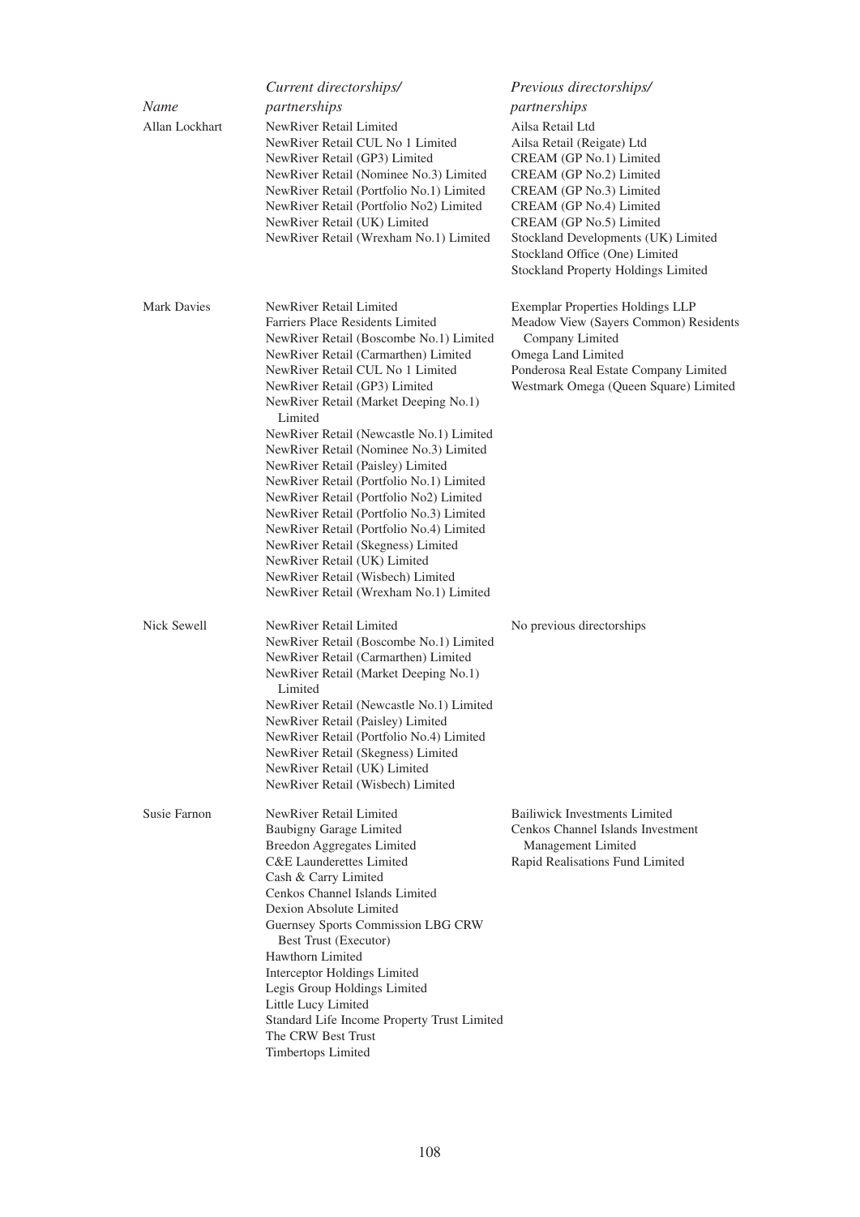| *Name* | *Current directorships/ partnerships* | *Previous directorships/ partnerships* |
|---|---|---|
| Allan Lockhart | NewRiver Retail Limited<br>NewRiver Retail CUL No 1 Limited<br>NewRiver Retail (GP3) Limited<br>NewRiver Retail (Nominee No.3) Limited<br>NewRiver Retail (Portfolio No.1) Limited<br>NewRiver Retail (Portfolio No2) Limited<br>NewRiver Retail (UK) Limited<br>NewRiver Retail (Wrexham No.1) Limited | Ailsa Retail Ltd<br>Ailsa Retail (Reigate) Ltd<br>CREAM (GP No.1) Limited<br>CREAM (GP No.2) Limited<br>CREAM (GP No.3) Limited<br>CREAM (GP No.4) Limited<br>CREAM (GP No.5) Limited<br>Stockland Developments (UK) Limited<br>Stockland Office (One) Limited<br>Stockland Property Holdings Limited |
| Mark Davies | NewRiver Retail Limited<br>Farriers Place Residents Limited<br>NewRiver Retail (Boscombe No.1) Limited<br>NewRiver Retail (Carmarthen) Limited<br>NewRiver Retail CUL No 1 Limited<br>NewRiver Retail (GP3) Limited<br>NewRiver Retail (Market Deeping No.1) Limited<br>NewRiver Retail (Newcastle No.1) Limited<br>NewRiver Retail (Nominee No.3) Limited<br>NewRiver Retail (Paisley) Limited<br>NewRiver Retail (Portfolio No.1) Limited<br>NewRiver Retail (Portfolio No2) Limited<br>NewRiver Retail (Portfolio No.3) Limited<br>NewRiver Retail (Portfolio No.4) Limited<br>NewRiver Retail (Skegness) Limited<br>NewRiver Retail (UK) Limited<br>NewRiver Retail (Wisbech) Limited<br>NewRiver Retail (Wrexham No.1) Limited | Exemplar Properties Holdings LLP<br>Meadow View (Sayers Common) Residents Company Limited<br>Omega Land Limited<br>Ponderosa Real Estate Company Limited<br>Westmark Omega (Queen Square) Limited |
| Nick Sewell | NewRiver Retail Limited<br>NewRiver Retail (Boscombe No.1) Limited<br>NewRiver Retail (Carmarthen) Limited<br>NewRiver Retail (Market Deeping No.1) Limited<br>NewRiver Retail (Newcastle No.1) Limited<br>NewRiver Retail (Paisley) Limited<br>NewRiver Retail (Portfolio No.4) Limited<br>NewRiver Retail (Skegness) Limited<br>NewRiver Retail (UK) Limited<br>NewRiver Retail (Wisbech) Limited | No previous directorships |
| Susie Farnon | NewRiver Retail Limited<br>Baubigny Garage Limited<br>Breedon Aggregates Limited<br>C&E Launderettes Limited<br>Cash & Carry Limited<br>Cenkos Channel Islands Limited<br>Dexion Absolute Limited<br>Guernsey Sports Commission LBG CRW Best Trust (Executor)<br>Hawthorn Limited<br>Interceptor Holdings Limited<br>Legis Group Holdings Limited<br>Little Lucy Limited<br>Standard Life Income Property Trust Limited<br>The CRW Best Trust<br>Timbertops Limited | Bailiwick Investments Limited<br>Cenkos Channel Islands Investment Management Limited<br>Rapid Realisations Fund Limited |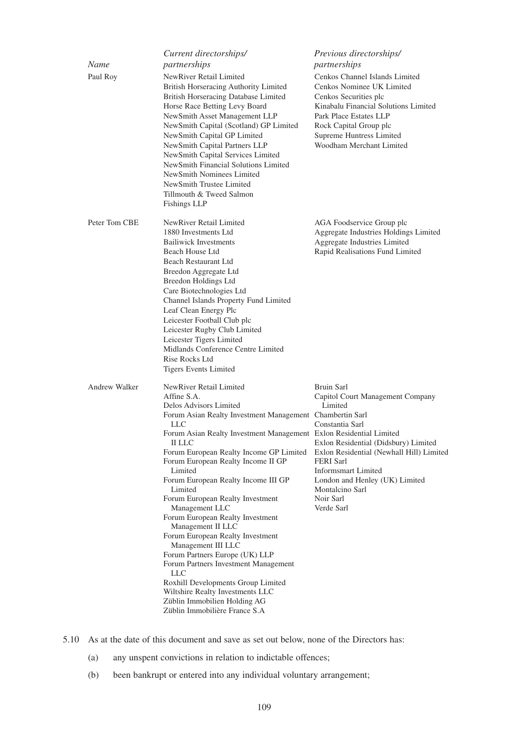| *Name* | *Current directorships/ partnerships* | *Previous directorships/ partnerships* |
|---|---|---|
| Paul Roy | NewRiver Retail Limited<br>British Horseracing Authority Limited<br>British Horseracing Database Limited<br>Horse Race Betting Levy Board<br>NewSmith Asset Management LLP<br>NewSmith Capital (Scotland) GP Limited<br>NewSmith Capital GP Limited<br>NewSmith Capital Partners LLP<br>NewSmith Capital Services Limited<br>NewSmith Financial Solutions Limited<br>NewSmith Nominees Limited<br>NewSmith Trustee Limited<br>Tillmouth & Tweed Salmon Fishings LLP | Cenkos Channel Islands Limited<br>Cenkos Nominee UK Limited<br>Cenkos Securities plc<br>Kinabalu Financial Solutions Limited<br>Park Place Estates LLP<br>Rock Capital Group plc<br>Supreme Huntress Limited<br>Woodham Merchant Limited |
| Peter Tom CBE | NewRiver Retail Limited<br>1880 Investments Ltd<br>Bailiwick Investments<br>Beach House Ltd<br>Beach Restaurant Ltd<br>Breedon Aggregate Ltd<br>Breedon Holdings Ltd<br>Care Biotechnologies Ltd<br>Channel Islands Property Fund Limited<br>Leaf Clean Energy Plc<br>Leicester Football Club plc<br>Leicester Rugby Club Limited<br>Leicester Tigers Limited<br>Midlands Conference Centre Limited<br>Rise Rocks Ltd<br>Tigers Events Limited | AGA Foodservice Group plc<br>Aggregate Industries Holdings Limited<br>Aggregate Industries Limited<br>Rapid Realisations Fund Limited |
| Andrew Walker | NewRiver Retail Limited<br>Affine S.A.<br>Delos Advisors Limited<br>Forum Asian Realty Investment Management LLC<br>Forum Asian Realty Investment Management II LLC<br>Forum European Realty Income GP Limited<br>Forum European Realty Income II GP Limited<br>Forum European Realty Income III GP Limited<br>Forum European Realty Investment Management LLC<br>Forum European Realty Investment Management II LLC<br>Forum European Realty Investment Management III LLC<br>Forum Partners Europe (UK) LLP<br>Forum Partners Investment Management LLC<br>Roxhill Developments Group Limited<br>Wiltshire Realty Investments LLC<br>Züblin Immobilien Holding AG<br>Züblin Immobilière France S.A | Bruin Sarl<br>Capitol Court Management Company Limited<br>Chambertin Sarl<br>Constantia Sarl<br>Exlon Residential Limited<br>Exlon Residential (Didsbury) Limited<br>Exlon Residential (Newhall Hill) Limited<br>FERI Sarl<br>Informsmart Limited<br>London and Henley (UK) Limited<br>Montalcino Sarl<br>Noir Sarl<br>Verde Sarl |

5.10 As at the date of this document and save as set out below, none of the Directors has:

(a) any unspent convictions in relation to indictable offences;

(b) been bankrupt or entered into any individual voluntary arrangement;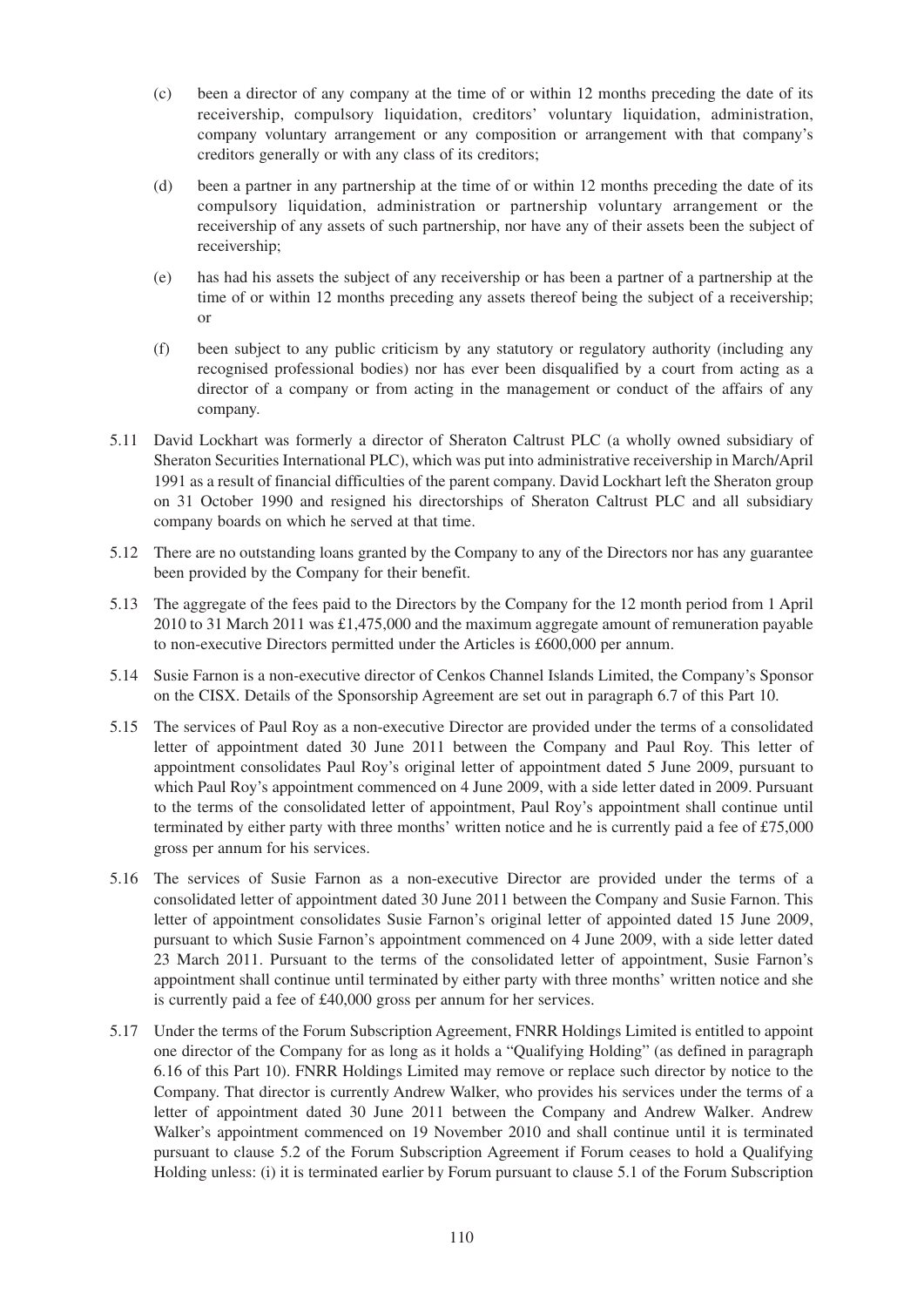(c) been a director of any company at the time of or within 12 months preceding the date of its receivership, compulsory liquidation, creditors' voluntary liquidation, administration, company voluntary arrangement or any composition or arrangement with that company's creditors generally or with any class of its creditors;

(d) been a partner in any partnership at the time of or within 12 months preceding the date of its compulsory liquidation, administration or partnership voluntary arrangement or the receivership of any assets of such partnership, nor have any of their assets been the subject of receivership;

(e) has had his assets the subject of any receivership or has been a partner of a partnership at the time of or within 12 months preceding any assets thereof being the subject of a receivership; or

(f) been subject to any public criticism by any statutory or regulatory authority (including any recognised professional bodies) nor has ever been disqualified by a court from acting as a director of a company or from acting in the management or conduct of the affairs of any company.

5.11 David Lockhart was formerly a director of Sheraton Caltrust PLC (a wholly owned subsidiary of Sheraton Securities International PLC), which was put into administrative receivership in March/April 1991 as a result of financial difficulties of the parent company. David Lockhart left the Sheraton group on 31 October 1990 and resigned his directorships of Sheraton Caltrust PLC and all subsidiary company boards on which he served at that time.

5.12 There are no outstanding loans granted by the Company to any of the Directors nor has any guarantee been provided by the Company for their benefit.

5.13 The aggregate of the fees paid to the Directors by the Company for the 12 month period from 1 April 2010 to 31 March 2011 was £1,475,000 and the maximum aggregate amount of remuneration payable to non-executive Directors permitted under the Articles is £600,000 per annum.

5.14 Susie Farnon is a non-executive director of Cenkos Channel Islands Limited, the Company's Sponsor on the CISX. Details of the Sponsorship Agreement are set out in paragraph 6.7 of this Part 10.

5.15 The services of Paul Roy as a non-executive Director are provided under the terms of a consolidated letter of appointment dated 30 June 2011 between the Company and Paul Roy. This letter of appointment consolidates Paul Roy's original letter of appointment dated 5 June 2009, pursuant to which Paul Roy's appointment commenced on 4 June 2009, with a side letter dated in 2009. Pursuant to the terms of the consolidated letter of appointment, Paul Roy's appointment shall continue until terminated by either party with three months' written notice and he is currently paid a fee of £75,000 gross per annum for his services.

5.16 The services of Susie Farnon as a non-executive Director are provided under the terms of a consolidated letter of appointment dated 30 June 2011 between the Company and Susie Farnon. This letter of appointment consolidates Susie Farnon's original letter of appointed dated 15 June 2009, pursuant to which Susie Farnon's appointment commenced on 4 June 2009, with a side letter dated 23 March 2011. Pursuant to the terms of the consolidated letter of appointment, Susie Farnon's appointment shall continue until terminated by either party with three months' written notice and she is currently paid a fee of £40,000 gross per annum for her services.

5.17 Under the terms of the Forum Subscription Agreement, FNRR Holdings Limited is entitled to appoint one director of the Company for as long as it holds a "Qualifying Holding" (as defined in paragraph 6.16 of this Part 10). FNRR Holdings Limited may remove or replace such director by notice to the Company. That director is currently Andrew Walker, who provides his services under the terms of a letter of appointment dated 30 June 2011 between the Company and Andrew Walker. Andrew Walker's appointment commenced on 19 November 2010 and shall continue until it is terminated pursuant to clause 5.2 of the Forum Subscription Agreement if Forum ceases to hold a Qualifying Holding unless: (i) it is terminated earlier by Forum pursuant to clause 5.1 of the Forum Subscription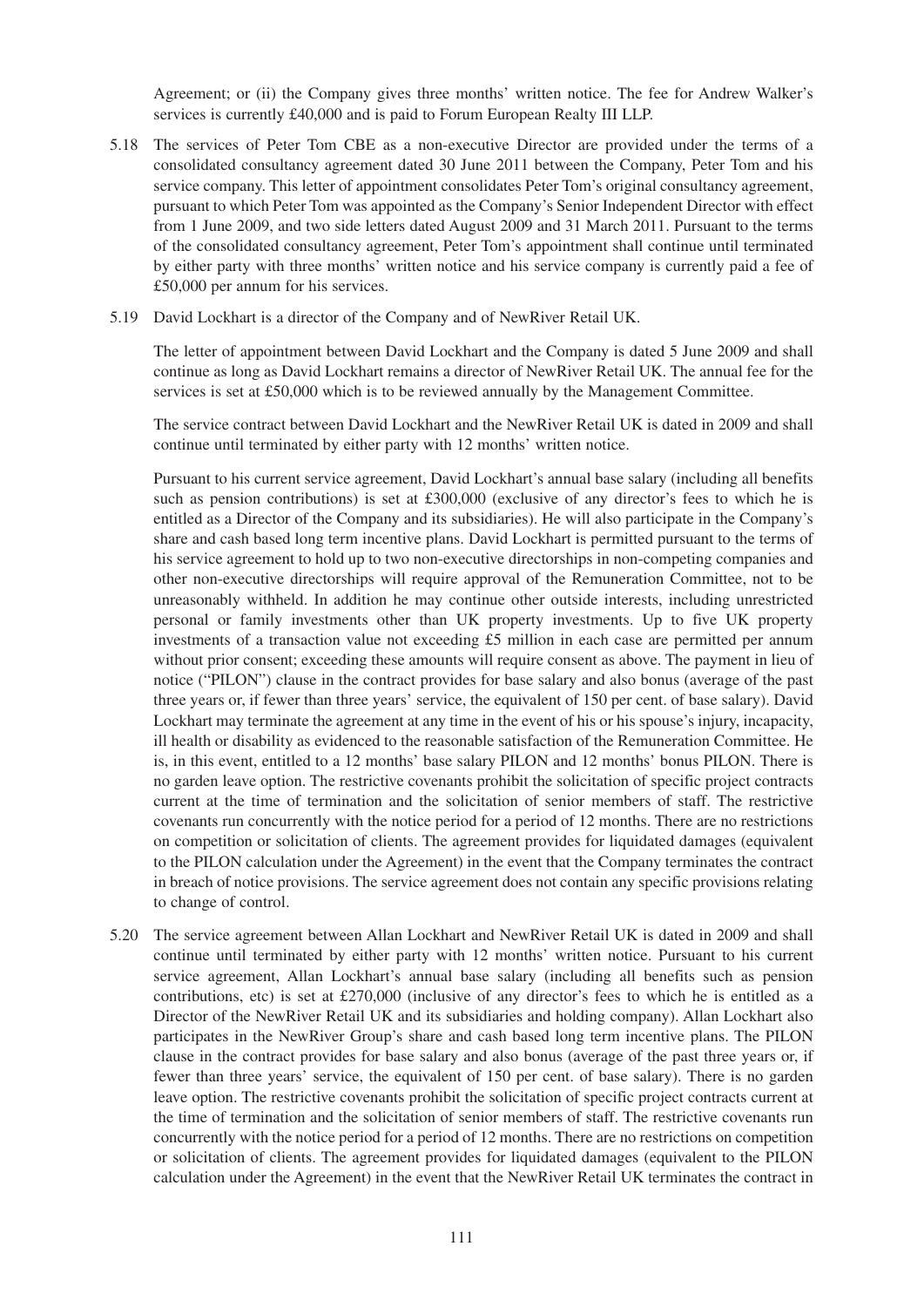Agreement; or (ii) the Company gives three months' written notice. The fee for Andrew Walker's services is currently £40,000 and is paid to Forum European Realty III LLP.

5.18 The services of Peter Tom CBE as a non-executive Director are provided under the terms of a consolidated consultancy agreement dated 30 June 2011 between the Company, Peter Tom and his service company. This letter of appointment consolidates Peter Tom's original consultancy agreement, pursuant to which Peter Tom was appointed as the Company's Senior Independent Director with effect from 1 June 2009, and two side letters dated August 2009 and 31 March 2011. Pursuant to the terms of the consolidated consultancy agreement, Peter Tom's appointment shall continue until terminated by either party with three months' written notice and his service company is currently paid a fee of £50,000 per annum for his services.

5.19 David Lockhart is a director of the Company and of NewRiver Retail UK.

The letter of appointment between David Lockhart and the Company is dated 5 June 2009 and shall continue as long as David Lockhart remains a director of NewRiver Retail UK. The annual fee for the services is set at £50,000 which is to be reviewed annually by the Management Committee.

The service contract between David Lockhart and the NewRiver Retail UK is dated in 2009 and shall continue until terminated by either party with 12 months' written notice.

Pursuant to his current service agreement, David Lockhart's annual base salary (including all benefits such as pension contributions) is set at £300,000 (exclusive of any director's fees to which he is entitled as a Director of the Company and its subsidiaries). He will also participate in the Company's share and cash based long term incentive plans. David Lockhart is permitted pursuant to the terms of his service agreement to hold up to two non-executive directorships in non-competing companies and other non-executive directorships will require approval of the Remuneration Committee, not to be unreasonably withheld. In addition he may continue other outside interests, including unrestricted personal or family investments other than UK property investments. Up to five UK property investments of a transaction value not exceeding £5 million in each case are permitted per annum without prior consent; exceeding these amounts will require consent as above. The payment in lieu of notice ("PILON") clause in the contract provides for base salary and also bonus (average of the past three years or, if fewer than three years' service, the equivalent of 150 per cent. of base salary). David Lockhart may terminate the agreement at any time in the event of his or his spouse's injury, incapacity, ill health or disability as evidenced to the reasonable satisfaction of the Remuneration Committee. He is, in this event, entitled to a 12 months' base salary PILON and 12 months' bonus PILON. There is no garden leave option. The restrictive covenants prohibit the solicitation of specific project contracts current at the time of termination and the solicitation of senior members of staff. The restrictive covenants run concurrently with the notice period for a period of 12 months. There are no restrictions on competition or solicitation of clients. The agreement provides for liquidated damages (equivalent to the PILON calculation under the Agreement) in the event that the Company terminates the contract in breach of notice provisions. The service agreement does not contain any specific provisions relating to change of control.

5.20 The service agreement between Allan Lockhart and NewRiver Retail UK is dated in 2009 and shall continue until terminated by either party with 12 months' written notice. Pursuant to his current service agreement, Allan Lockhart's annual base salary (including all benefits such as pension contributions, etc) is set at £270,000 (inclusive of any director's fees to which he is entitled as a Director of the NewRiver Retail UK and its subsidiaries and holding company). Allan Lockhart also participates in the NewRiver Group's share and cash based long term incentive plans. The PILON clause in the contract provides for base salary and also bonus (average of the past three years or, if fewer than three years' service, the equivalent of 150 per cent. of base salary). There is no garden leave option. The restrictive covenants prohibit the solicitation of specific project contracts current at the time of termination and the solicitation of senior members of staff. The restrictive covenants run concurrently with the notice period for a period of 12 months. There are no restrictions on competition or solicitation of clients. The agreement provides for liquidated damages (equivalent to the PILON calculation under the Agreement) in the event that the NewRiver Retail UK terminates the contract in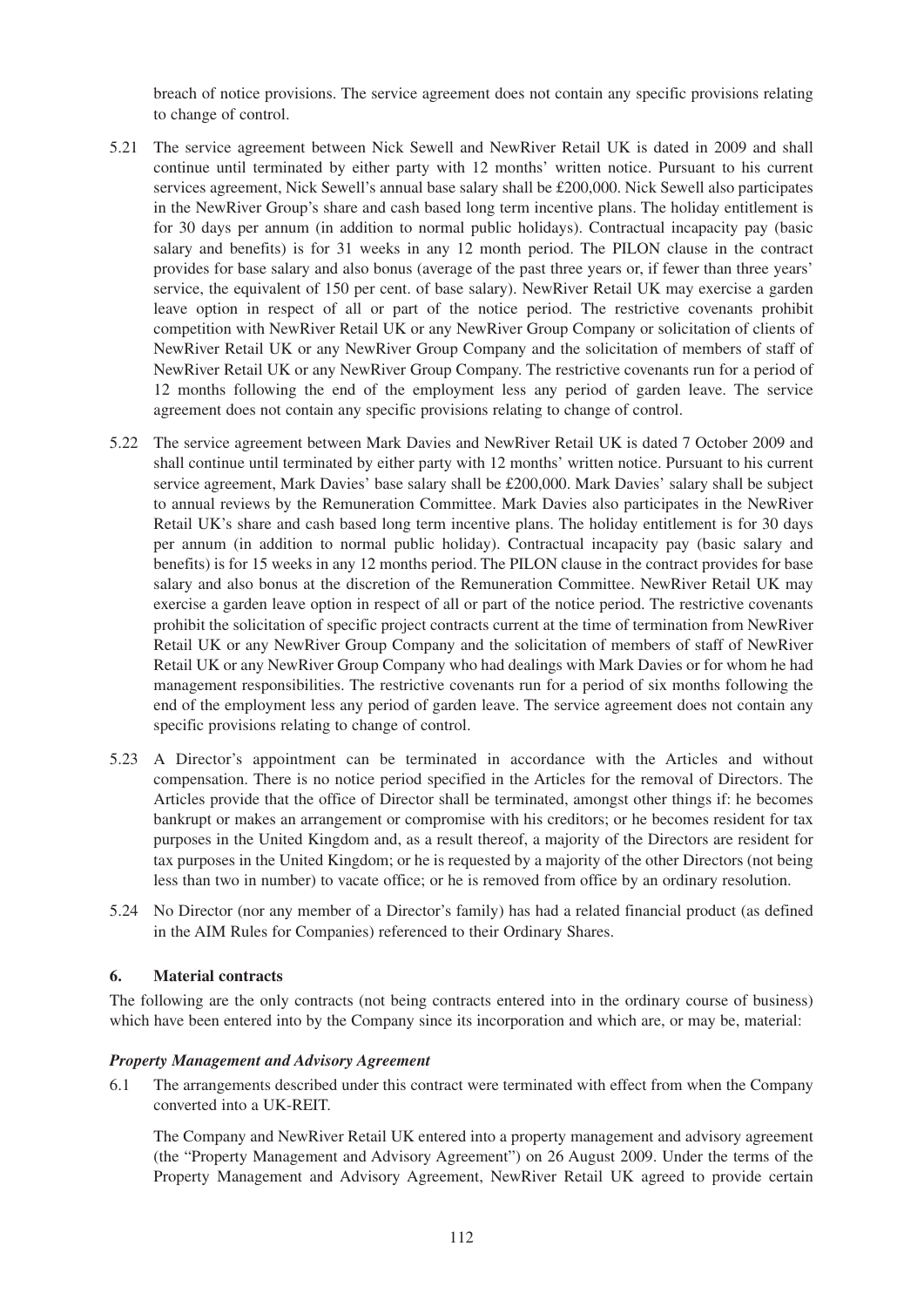breach of notice provisions. The service agreement does not contain any specific provisions relating to change of control.

5.21 The service agreement between Nick Sewell and NewRiver Retail UK is dated in 2009 and shall continue until terminated by either party with 12 months' written notice. Pursuant to his current services agreement, Nick Sewell's annual base salary shall be £200,000. Nick Sewell also participates in the NewRiver Group's share and cash based long term incentive plans. The holiday entitlement is for 30 days per annum (in addition to normal public holidays). Contractual incapacity pay (basic salary and benefits) is for 31 weeks in any 12 month period. The PILON clause in the contract provides for base salary and also bonus (average of the past three years or, if fewer than three years' service, the equivalent of 150 per cent. of base salary). NewRiver Retail UK may exercise a garden leave option in respect of all or part of the notice period. The restrictive covenants prohibit competition with NewRiver Retail UK or any NewRiver Group Company or solicitation of clients of NewRiver Retail UK or any NewRiver Group Company and the solicitation of members of staff of NewRiver Retail UK or any NewRiver Group Company. The restrictive covenants run for a period of 12 months following the end of the employment less any period of garden leave. The service agreement does not contain any specific provisions relating to change of control.

5.22 The service agreement between Mark Davies and NewRiver Retail UK is dated 7 October 2009 and shall continue until terminated by either party with 12 months' written notice. Pursuant to his current service agreement, Mark Davies' base salary shall be £200,000. Mark Davies' salary shall be subject to annual reviews by the Remuneration Committee. Mark Davies also participates in the NewRiver Retail UK's share and cash based long term incentive plans. The holiday entitlement is for 30 days per annum (in addition to normal public holiday). Contractual incapacity pay (basic salary and benefits) is for 15 weeks in any 12 months period. The PILON clause in the contract provides for base salary and also bonus at the discretion of the Remuneration Committee. NewRiver Retail UK may exercise a garden leave option in respect of all or part of the notice period. The restrictive covenants prohibit the solicitation of specific project contracts current at the time of termination from NewRiver Retail UK or any NewRiver Group Company and the solicitation of members of staff of NewRiver Retail UK or any NewRiver Group Company who had dealings with Mark Davies or for whom he had management responsibilities. The restrictive covenants run for a period of six months following the end of the employment less any period of garden leave. The service agreement does not contain any specific provisions relating to change of control.

5.23 A Director's appointment can be terminated in accordance with the Articles and without compensation. There is no notice period specified in the Articles for the removal of Directors. The Articles provide that the office of Director shall be terminated, amongst other things if: he becomes bankrupt or makes an arrangement or compromise with his creditors; or he becomes resident for tax purposes in the United Kingdom and, as a result thereof, a majority of the Directors are resident for tax purposes in the United Kingdom; or he is requested by a majority of the other Directors (not being less than two in number) to vacate office; or he is removed from office by an ordinary resolution.

5.24 No Director (nor any member of a Director's family) has had a related financial product (as defined in the AIM Rules for Companies) referenced to their Ordinary Shares.

## 6. Material contracts

The following are the only contracts (not being contracts entered into in the ordinary course of business) which have been entered into by the Company since its incorporation and which are, or may be, material:

***Property Management and Advisory Agreement***

6.1 The arrangements described under this contract were terminated with effect from when the Company converted into a UK-REIT.

The Company and NewRiver Retail UK entered into a property management and advisory agreement (the "Property Management and Advisory Agreement") on 26 August 2009. Under the terms of the Property Management and Advisory Agreement, NewRiver Retail UK agreed to provide certain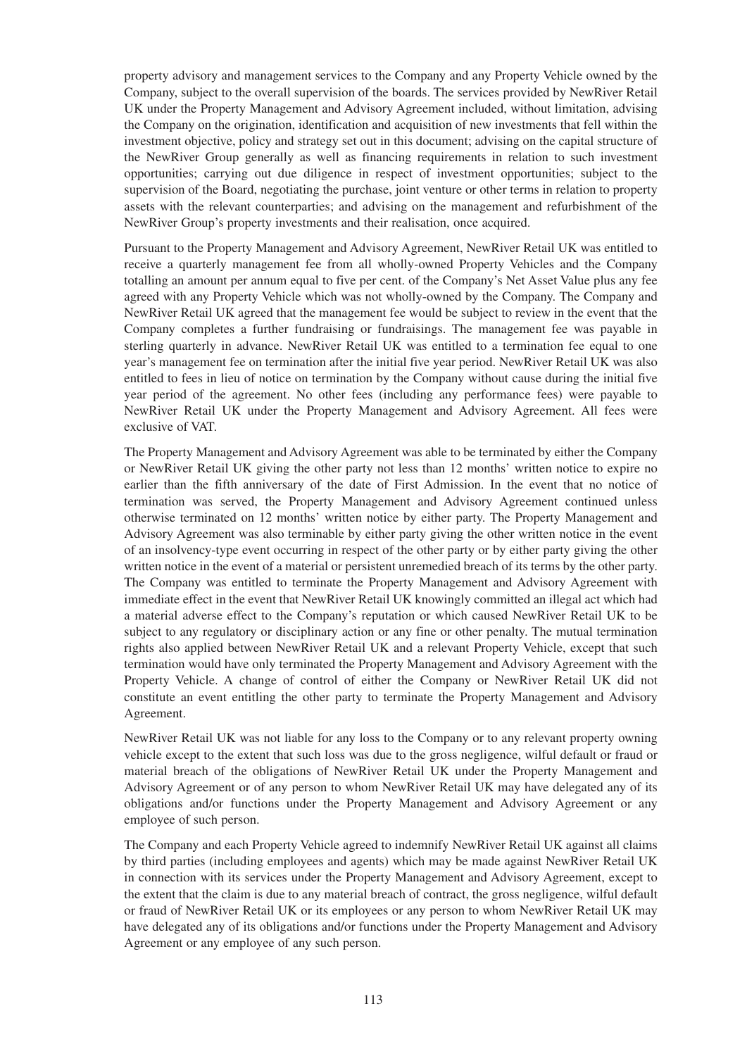property advisory and management services to the Company and any Property Vehicle owned by the Company, subject to the overall supervision of the boards. The services provided by NewRiver Retail UK under the Property Management and Advisory Agreement included, without limitation, advising the Company on the origination, identification and acquisition of new investments that fell within the investment objective, policy and strategy set out in this document; advising on the capital structure of the NewRiver Group generally as well as financing requirements in relation to such investment opportunities; carrying out due diligence in respect of investment opportunities; subject to the supervision of the Board, negotiating the purchase, joint venture or other terms in relation to property assets with the relevant counterparties; and advising on the management and refurbishment of the NewRiver Group's property investments and their realisation, once acquired.

Pursuant to the Property Management and Advisory Agreement, NewRiver Retail UK was entitled to receive a quarterly management fee from all wholly-owned Property Vehicles and the Company totalling an amount per annum equal to five per cent. of the Company's Net Asset Value plus any fee agreed with any Property Vehicle which was not wholly-owned by the Company. The Company and NewRiver Retail UK agreed that the management fee would be subject to review in the event that the Company completes a further fundraising or fundraisings. The management fee was payable in sterling quarterly in advance. NewRiver Retail UK was entitled to a termination fee equal to one year's management fee on termination after the initial five year period. NewRiver Retail UK was also entitled to fees in lieu of notice on termination by the Company without cause during the initial five year period of the agreement. No other fees (including any performance fees) were payable to NewRiver Retail UK under the Property Management and Advisory Agreement. All fees were exclusive of VAT.

The Property Management and Advisory Agreement was able to be terminated by either the Company or NewRiver Retail UK giving the other party not less than 12 months' written notice to expire no earlier than the fifth anniversary of the date of First Admission. In the event that no notice of termination was served, the Property Management and Advisory Agreement continued unless otherwise terminated on 12 months' written notice by either party. The Property Management and Advisory Agreement was also terminable by either party giving the other written notice in the event of an insolvency-type event occurring in respect of the other party or by either party giving the other written notice in the event of a material or persistent unremedied breach of its terms by the other party. The Company was entitled to terminate the Property Management and Advisory Agreement with immediate effect in the event that NewRiver Retail UK knowingly committed an illegal act which had a material adverse effect to the Company's reputation or which caused NewRiver Retail UK to be subject to any regulatory or disciplinary action or any fine or other penalty. The mutual termination rights also applied between NewRiver Retail UK and a relevant Property Vehicle, except that such termination would have only terminated the Property Management and Advisory Agreement with the Property Vehicle. A change of control of either the Company or NewRiver Retail UK did not constitute an event entitling the other party to terminate the Property Management and Advisory Agreement.

NewRiver Retail UK was not liable for any loss to the Company or to any relevant property owning vehicle except to the extent that such loss was due to the gross negligence, wilful default or fraud or material breach of the obligations of NewRiver Retail UK under the Property Management and Advisory Agreement or of any person to whom NewRiver Retail UK may have delegated any of its obligations and/or functions under the Property Management and Advisory Agreement or any employee of such person.

The Company and each Property Vehicle agreed to indemnify NewRiver Retail UK against all claims by third parties (including employees and agents) which may be made against NewRiver Retail UK in connection with its services under the Property Management and Advisory Agreement, except to the extent that the claim is due to any material breach of contract, the gross negligence, wilful default or fraud of NewRiver Retail UK or its employees or any person to whom NewRiver Retail UK may have delegated any of its obligations and/or functions under the Property Management and Advisory Agreement or any employee of any such person.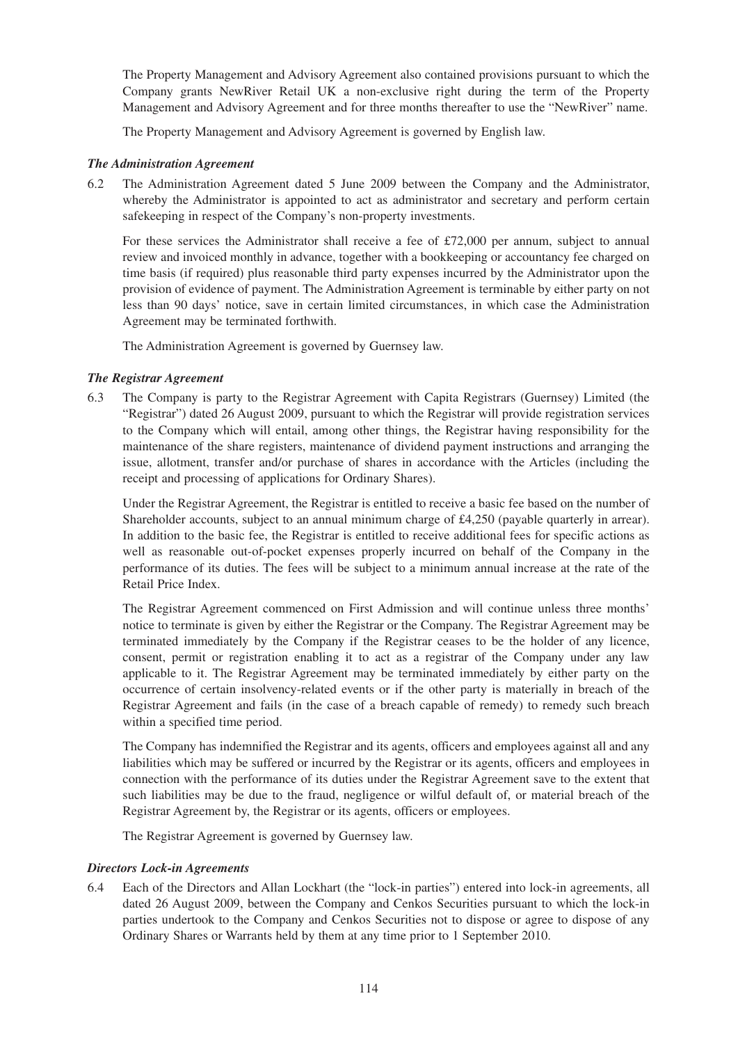The Property Management and Advisory Agreement also contained provisions pursuant to which the Company grants NewRiver Retail UK a non-exclusive right during the term of the Property Management and Advisory Agreement and for three months thereafter to use the "NewRiver" name.

The Property Management and Advisory Agreement is governed by English law.

### *The Administration Agreement*

6.2 The Administration Agreement dated 5 June 2009 between the Company and the Administrator, whereby the Administrator is appointed to act as administrator and secretary and perform certain safekeeping in respect of the Company's non-property investments.

For these services the Administrator shall receive a fee of £72,000 per annum, subject to annual review and invoiced monthly in advance, together with a bookkeeping or accountancy fee charged on time basis (if required) plus reasonable third party expenses incurred by the Administrator upon the provision of evidence of payment. The Administration Agreement is terminable by either party on not less than 90 days' notice, save in certain limited circumstances, in which case the Administration Agreement may be terminated forthwith.

The Administration Agreement is governed by Guernsey law.

### *The Registrar Agreement*

6.3 The Company is party to the Registrar Agreement with Capita Registrars (Guernsey) Limited (the "Registrar") dated 26 August 2009, pursuant to which the Registrar will provide registration services to the Company which will entail, among other things, the Registrar having responsibility for the maintenance of the share registers, maintenance of dividend payment instructions and arranging the issue, allotment, transfer and/or purchase of shares in accordance with the Articles (including the receipt and processing of applications for Ordinary Shares).

Under the Registrar Agreement, the Registrar is entitled to receive a basic fee based on the number of Shareholder accounts, subject to an annual minimum charge of £4,250 (payable quarterly in arrear). In addition to the basic fee, the Registrar is entitled to receive additional fees for specific actions as well as reasonable out-of-pocket expenses properly incurred on behalf of the Company in the performance of its duties. The fees will be subject to a minimum annual increase at the rate of the Retail Price Index.

The Registrar Agreement commenced on First Admission and will continue unless three months' notice to terminate is given by either the Registrar or the Company. The Registrar Agreement may be terminated immediately by the Company if the Registrar ceases to be the holder of any licence, consent, permit or registration enabling it to act as a registrar of the Company under any law applicable to it. The Registrar Agreement may be terminated immediately by either party on the occurrence of certain insolvency-related events or if the other party is materially in breach of the Registrar Agreement and fails (in the case of a breach capable of remedy) to remedy such breach within a specified time period.

The Company has indemnified the Registrar and its agents, officers and employees against all and any liabilities which may be suffered or incurred by the Registrar or its agents, officers and employees in connection with the performance of its duties under the Registrar Agreement save to the extent that such liabilities may be due to the fraud, negligence or wilful default of, or material breach of the Registrar Agreement by, the Registrar or its agents, officers or employees.

The Registrar Agreement is governed by Guernsey law.

### *Directors Lock-in Agreements*

6.4 Each of the Directors and Allan Lockhart (the "lock-in parties") entered into lock-in agreements, all dated 26 August 2009, between the Company and Cenkos Securities pursuant to which the lock-in parties undertook to the Company and Cenkos Securities not to dispose or agree to dispose of any Ordinary Shares or Warrants held by them at any time prior to 1 September 2010.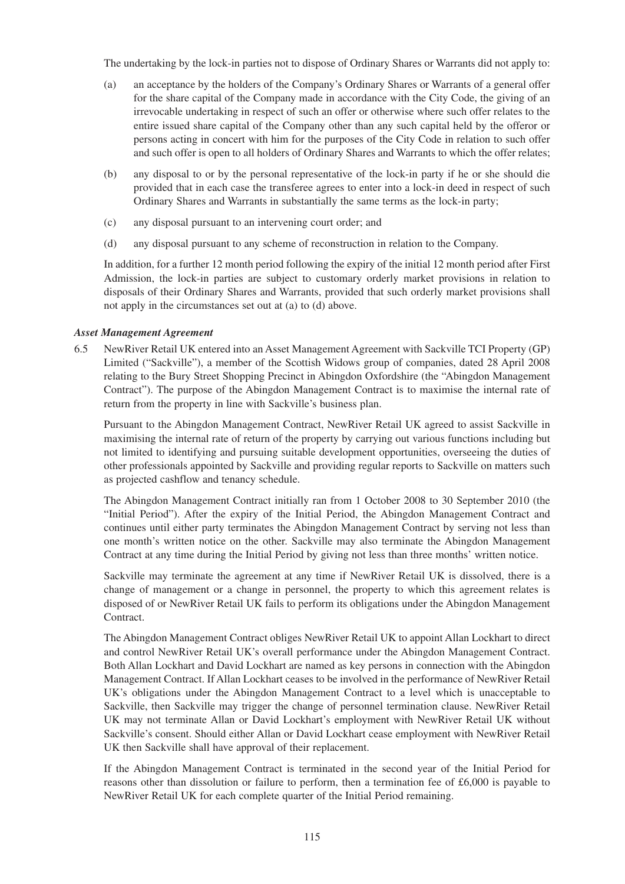The undertaking by the lock-in parties not to dispose of Ordinary Shares or Warrants did not apply to:

(a) an acceptance by the holders of the Company's Ordinary Shares or Warrants of a general offer for the share capital of the Company made in accordance with the City Code, the giving of an irrevocable undertaking in respect of such an offer or otherwise where such offer relates to the entire issued share capital of the Company other than any such capital held by the offeror or persons acting in concert with him for the purposes of the City Code in relation to such offer and such offer is open to all holders of Ordinary Shares and Warrants to which the offer relates;

(b) any disposal to or by the personal representative of the lock-in party if he or she should die provided that in each case the transferee agrees to enter into a lock-in deed in respect of such Ordinary Shares and Warrants in substantially the same terms as the lock-in party;

(c) any disposal pursuant to an intervening court order; and

(d) any disposal pursuant to any scheme of reconstruction in relation to the Company.

In addition, for a further 12 month period following the expiry of the initial 12 month period after First Admission, the lock-in parties are subject to customary orderly market provisions in relation to disposals of their Ordinary Shares and Warrants, provided that such orderly market provisions shall not apply in the circumstances set out at (a) to (d) above.

***Asset Management Agreement***

6.5 NewRiver Retail UK entered into an Asset Management Agreement with Sackville TCI Property (GP) Limited ("Sackville"), a member of the Scottish Widows group of companies, dated 28 April 2008 relating to the Bury Street Shopping Precinct in Abingdon Oxfordshire (the "Abingdon Management Contract"). The purpose of the Abingdon Management Contract is to maximise the internal rate of return from the property in line with Sackville's business plan.

Pursuant to the Abingdon Management Contract, NewRiver Retail UK agreed to assist Sackville in maximising the internal rate of return of the property by carrying out various functions including but not limited to identifying and pursuing suitable development opportunities, overseeing the duties of other professionals appointed by Sackville and providing regular reports to Sackville on matters such as projected cashflow and tenancy schedule.

The Abingdon Management Contract initially ran from 1 October 2008 to 30 September 2010 (the "Initial Period"). After the expiry of the Initial Period, the Abingdon Management Contract and continues until either party terminates the Abingdon Management Contract by serving not less than one month's written notice on the other. Sackville may also terminate the Abingdon Management Contract at any time during the Initial Period by giving not less than three months' written notice.

Sackville may terminate the agreement at any time if NewRiver Retail UK is dissolved, there is a change of management or a change in personnel, the property to which this agreement relates is disposed of or NewRiver Retail UK fails to perform its obligations under the Abingdon Management Contract.

The Abingdon Management Contract obliges NewRiver Retail UK to appoint Allan Lockhart to direct and control NewRiver Retail UK's overall performance under the Abingdon Management Contract. Both Allan Lockhart and David Lockhart are named as key persons in connection with the Abingdon Management Contract. If Allan Lockhart ceases to be involved in the performance of NewRiver Retail UK's obligations under the Abingdon Management Contract to a level which is unacceptable to Sackville, then Sackville may trigger the change of personnel termination clause. NewRiver Retail UK may not terminate Allan or David Lockhart's employment with NewRiver Retail UK without Sackville's consent. Should either Allan or David Lockhart cease employment with NewRiver Retail UK then Sackville shall have approval of their replacement.

If the Abingdon Management Contract is terminated in the second year of the Initial Period for reasons other than dissolution or failure to perform, then a termination fee of £6,000 is payable to NewRiver Retail UK for each complete quarter of the Initial Period remaining.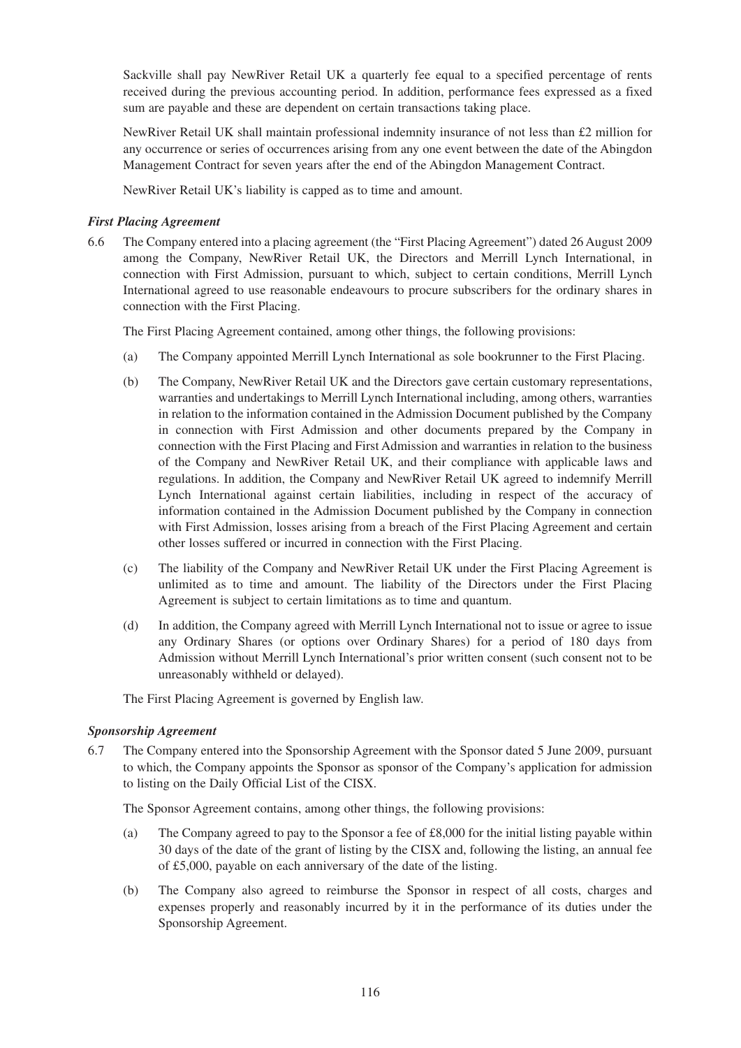Sackville shall pay NewRiver Retail UK a quarterly fee equal to a specified percentage of rents received during the previous accounting period. In addition, performance fees expressed as a fixed sum are payable and these are dependent on certain transactions taking place.

NewRiver Retail UK shall maintain professional indemnity insurance of not less than £2 million for any occurrence or series of occurrences arising from any one event between the date of the Abingdon Management Contract for seven years after the end of the Abingdon Management Contract.

NewRiver Retail UK's liability is capped as to time and amount.

***First Placing Agreement***

6.6 The Company entered into a placing agreement (the "First Placing Agreement") dated 26 August 2009 among the Company, NewRiver Retail UK, the Directors and Merrill Lynch International, in connection with First Admission, pursuant to which, subject to certain conditions, Merrill Lynch International agreed to use reasonable endeavours to procure subscribers for the ordinary shares in connection with the First Placing.

The First Placing Agreement contained, among other things, the following provisions:

(a) The Company appointed Merrill Lynch International as sole bookrunner to the First Placing.

(b) The Company, NewRiver Retail UK and the Directors gave certain customary representations, warranties and undertakings to Merrill Lynch International including, among others, warranties in relation to the information contained in the Admission Document published by the Company in connection with First Admission and other documents prepared by the Company in connection with the First Placing and First Admission and warranties in relation to the business of the Company and NewRiver Retail UK, and their compliance with applicable laws and regulations. In addition, the Company and NewRiver Retail UK agreed to indemnify Merrill Lynch International against certain liabilities, including in respect of the accuracy of information contained in the Admission Document published by the Company in connection with First Admission, losses arising from a breach of the First Placing Agreement and certain other losses suffered or incurred in connection with the First Placing.

(c) The liability of the Company and NewRiver Retail UK under the First Placing Agreement is unlimited as to time and amount. The liability of the Directors under the First Placing Agreement is subject to certain limitations as to time and quantum.

(d) In addition, the Company agreed with Merrill Lynch International not to issue or agree to issue any Ordinary Shares (or options over Ordinary Shares) for a period of 180 days from Admission without Merrill Lynch International's prior written consent (such consent not to be unreasonably withheld or delayed).

The First Placing Agreement is governed by English law.

***Sponsorship Agreement***

6.7 The Company entered into the Sponsorship Agreement with the Sponsor dated 5 June 2009, pursuant to which, the Company appoints the Sponsor as sponsor of the Company's application for admission to listing on the Daily Official List of the CISX.

The Sponsor Agreement contains, among other things, the following provisions:

(a) The Company agreed to pay to the Sponsor a fee of £8,000 for the initial listing payable within 30 days of the date of the grant of listing by the CISX and, following the listing, an annual fee of £5,000, payable on each anniversary of the date of the listing.

(b) The Company also agreed to reimburse the Sponsor in respect of all costs, charges and expenses properly and reasonably incurred by it in the performance of its duties under the Sponsorship Agreement.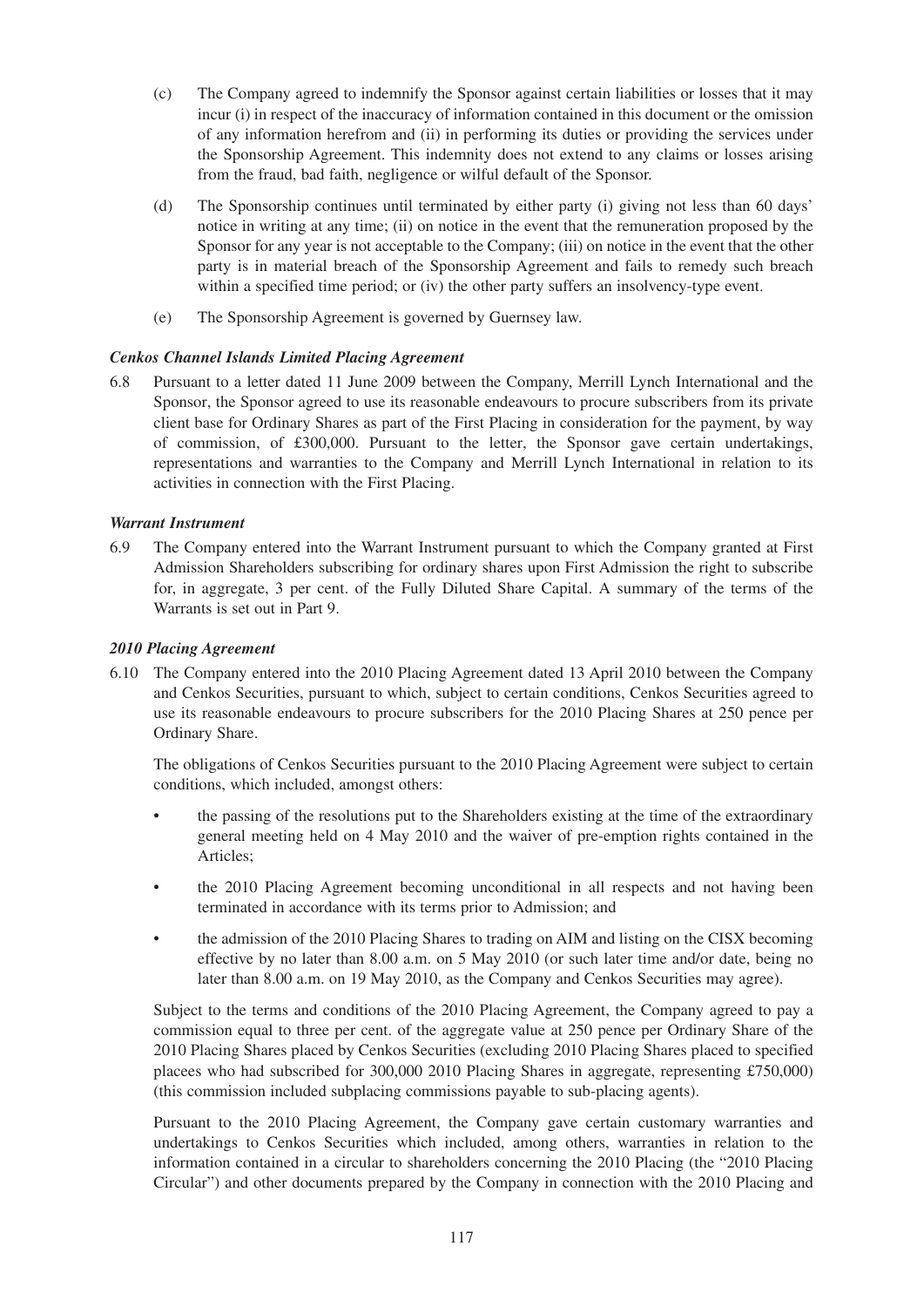(c) The Company agreed to indemnify the Sponsor against certain liabilities or losses that it may incur (i) in respect of the inaccuracy of information contained in this document or the omission of any information herefrom and (ii) in performing its duties or providing the services under the Sponsorship Agreement. This indemnity does not extend to any claims or losses arising from the fraud, bad faith, negligence or wilful default of the Sponsor.

(d) The Sponsorship continues until terminated by either party (i) giving not less than 60 days' notice in writing at any time; (ii) on notice in the event that the remuneration proposed by the Sponsor for any year is not acceptable to the Company; (iii) on notice in the event that the other party is in material breach of the Sponsorship Agreement and fails to remedy such breach within a specified time period; or (iv) the other party suffers an insolvency-type event.

(e) The Sponsorship Agreement is governed by Guernsey law.

***Cenkos Channel Islands Limited Placing Agreement***

6.8 Pursuant to a letter dated 11 June 2009 between the Company, Merrill Lynch International and the Sponsor, the Sponsor agreed to use its reasonable endeavours to procure subscribers from its private client base for Ordinary Shares as part of the First Placing in consideration for the payment, by way of commission, of £300,000. Pursuant to the letter, the Sponsor gave certain undertakings, representations and warranties to the Company and Merrill Lynch International in relation to its activities in connection with the First Placing.

***Warrant Instrument***

6.9 The Company entered into the Warrant Instrument pursuant to which the Company granted at First Admission Shareholders subscribing for ordinary shares upon First Admission the right to subscribe for, in aggregate, 3 per cent. of the Fully Diluted Share Capital. A summary of the terms of the Warrants is set out in Part 9.

***2010 Placing Agreement***

6.10 The Company entered into the 2010 Placing Agreement dated 13 April 2010 between the Company and Cenkos Securities, pursuant to which, subject to certain conditions, Cenkos Securities agreed to use its reasonable endeavours to procure subscribers for the 2010 Placing Shares at 250 pence per Ordinary Share.

The obligations of Cenkos Securities pursuant to the 2010 Placing Agreement were subject to certain conditions, which included, amongst others:

- the passing of the resolutions put to the Shareholders existing at the time of the extraordinary general meeting held on 4 May 2010 and the waiver of pre-emption rights contained in the Articles;
- the 2010 Placing Agreement becoming unconditional in all respects and not having been terminated in accordance with its terms prior to Admission; and
- the admission of the 2010 Placing Shares to trading on AIM and listing on the CISX becoming effective by no later than 8.00 a.m. on 5 May 2010 (or such later time and/or date, being no later than 8.00 a.m. on 19 May 2010, as the Company and Cenkos Securities may agree).

Subject to the terms and conditions of the 2010 Placing Agreement, the Company agreed to pay a commission equal to three per cent. of the aggregate value at 250 pence per Ordinary Share of the 2010 Placing Shares placed by Cenkos Securities (excluding 2010 Placing Shares placed to specified placees who had subscribed for 300,000 2010 Placing Shares in aggregate, representing £750,000) (this commission included subplacing commissions payable to sub-placing agents).

Pursuant to the 2010 Placing Agreement, the Company gave certain customary warranties and undertakings to Cenkos Securities which included, among others, warranties in relation to the information contained in a circular to shareholders concerning the 2010 Placing (the "2010 Placing Circular") and other documents prepared by the Company in connection with the 2010 Placing and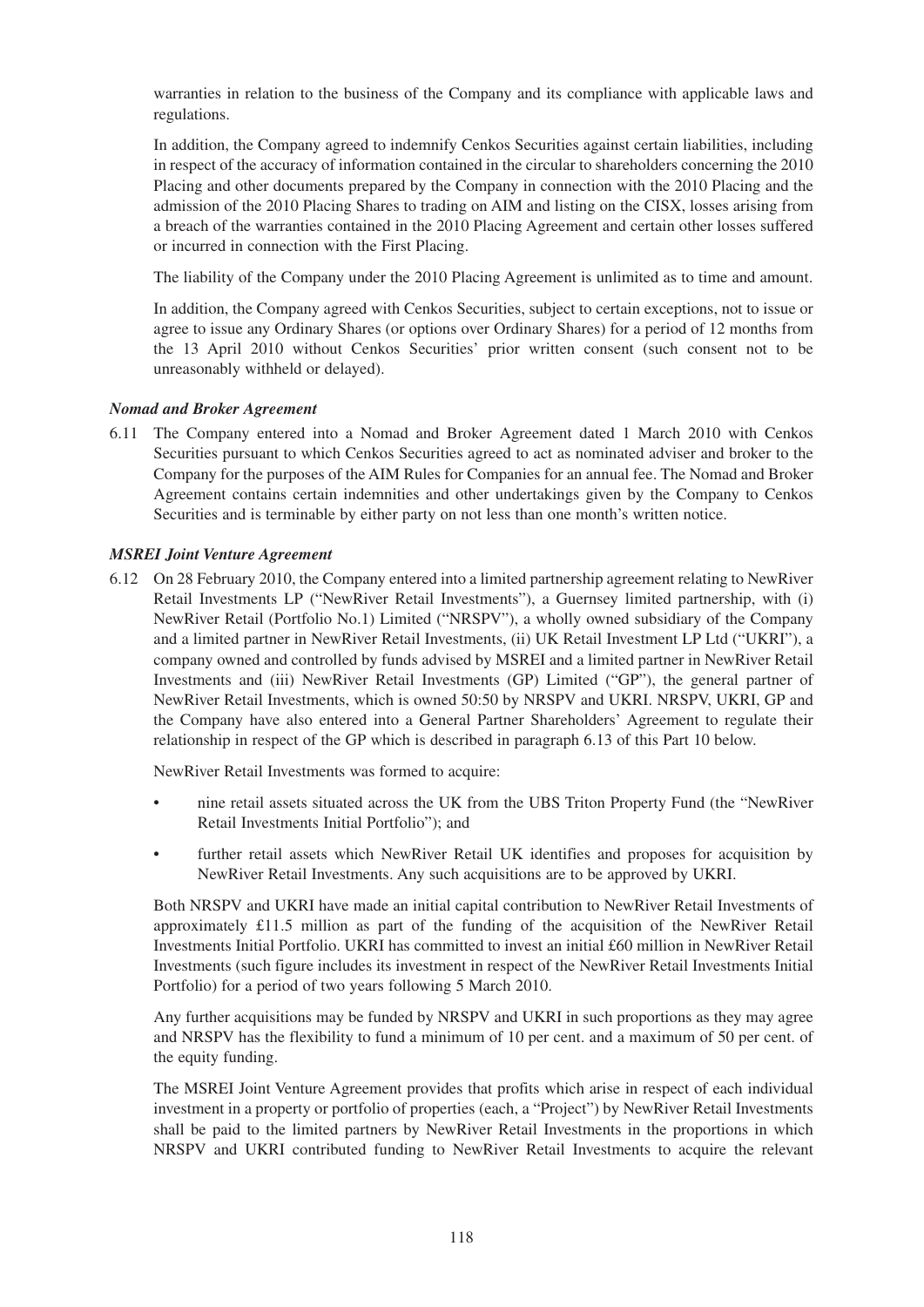warranties in relation to the business of the Company and its compliance with applicable laws and regulations.

In addition, the Company agreed to indemnify Cenkos Securities against certain liabilities, including in respect of the accuracy of information contained in the circular to shareholders concerning the 2010 Placing and other documents prepared by the Company in connection with the 2010 Placing and the admission of the 2010 Placing Shares to trading on AIM and listing on the CISX, losses arising from a breach of the warranties contained in the 2010 Placing Agreement and certain other losses suffered or incurred in connection with the First Placing.

The liability of the Company under the 2010 Placing Agreement is unlimited as to time and amount.

In addition, the Company agreed with Cenkos Securities, subject to certain exceptions, not to issue or agree to issue any Ordinary Shares (or options over Ordinary Shares) for a period of 12 months from the 13 April 2010 without Cenkos Securities' prior written consent (such consent not to be unreasonably withheld or delayed).

***Nomad and Broker Agreement***

6.11 The Company entered into a Nomad and Broker Agreement dated 1 March 2010 with Cenkos Securities pursuant to which Cenkos Securities agreed to act as nominated adviser and broker to the Company for the purposes of the AIM Rules for Companies for an annual fee. The Nomad and Broker Agreement contains certain indemnities and other undertakings given by the Company to Cenkos Securities and is terminable by either party on not less than one month's written notice.

***MSREI Joint Venture Agreement***

6.12 On 28 February 2010, the Company entered into a limited partnership agreement relating to NewRiver Retail Investments LP ("NewRiver Retail Investments"), a Guernsey limited partnership, with (i) NewRiver Retail (Portfolio No.1) Limited ("NRSPV"), a wholly owned subsidiary of the Company and a limited partner in NewRiver Retail Investments, (ii) UK Retail Investment LP Ltd ("UKRI"), a company owned and controlled by funds advised by MSREI and a limited partner in NewRiver Retail Investments and (iii) NewRiver Retail Investments (GP) Limited ("GP"), the general partner of NewRiver Retail Investments, which is owned 50:50 by NRSPV and UKRI. NRSPV, UKRI, GP and the Company have also entered into a General Partner Shareholders' Agreement to regulate their relationship in respect of the GP which is described in paragraph 6.13 of this Part 10 below.

NewRiver Retail Investments was formed to acquire:

- nine retail assets situated across the UK from the UBS Triton Property Fund (the "NewRiver Retail Investments Initial Portfolio"); and
- further retail assets which NewRiver Retail UK identifies and proposes for acquisition by NewRiver Retail Investments. Any such acquisitions are to be approved by UKRI.

Both NRSPV and UKRI have made an initial capital contribution to NewRiver Retail Investments of approximately £11.5 million as part of the funding of the acquisition of the NewRiver Retail Investments Initial Portfolio. UKRI has committed to invest an initial £60 million in NewRiver Retail Investments (such figure includes its investment in respect of the NewRiver Retail Investments Initial Portfolio) for a period of two years following 5 March 2010.

Any further acquisitions may be funded by NRSPV and UKRI in such proportions as they may agree and NRSPV has the flexibility to fund a minimum of 10 per cent. and a maximum of 50 per cent. of the equity funding.

The MSREI Joint Venture Agreement provides that profits which arise in respect of each individual investment in a property or portfolio of properties (each, a "Project") by NewRiver Retail Investments shall be paid to the limited partners by NewRiver Retail Investments in the proportions in which NRSPV and UKRI contributed funding to NewRiver Retail Investments to acquire the relevant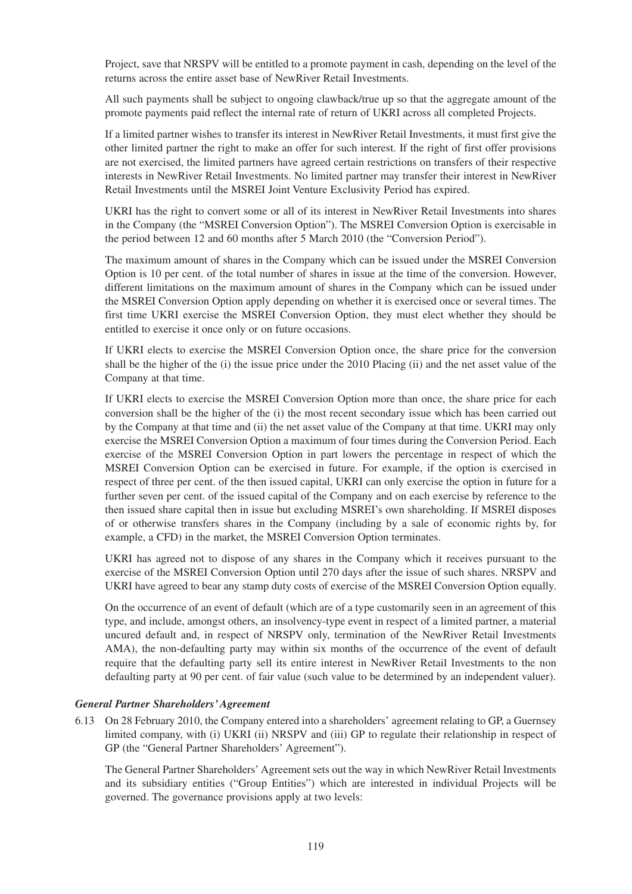Project, save that NRSPV will be entitled to a promote payment in cash, depending on the level of the returns across the entire asset base of NewRiver Retail Investments.

All such payments shall be subject to ongoing clawback/true up so that the aggregate amount of the promote payments paid reflect the internal rate of return of UKRI across all completed Projects.

If a limited partner wishes to transfer its interest in NewRiver Retail Investments, it must first give the other limited partner the right to make an offer for such interest. If the right of first offer provisions are not exercised, the limited partners have agreed certain restrictions on transfers of their respective interests in NewRiver Retail Investments. No limited partner may transfer their interest in NewRiver Retail Investments until the MSREI Joint Venture Exclusivity Period has expired.

UKRI has the right to convert some or all of its interest in NewRiver Retail Investments into shares in the Company (the "MSREI Conversion Option"). The MSREI Conversion Option is exercisable in the period between 12 and 60 months after 5 March 2010 (the "Conversion Period").

The maximum amount of shares in the Company which can be issued under the MSREI Conversion Option is 10 per cent. of the total number of shares in issue at the time of the conversion. However, different limitations on the maximum amount of shares in the Company which can be issued under the MSREI Conversion Option apply depending on whether it is exercised once or several times. The first time UKRI exercise the MSREI Conversion Option, they must elect whether they should be entitled to exercise it once only or on future occasions.

If UKRI elects to exercise the MSREI Conversion Option once, the share price for the conversion shall be the higher of the (i) the issue price under the 2010 Placing (ii) and the net asset value of the Company at that time.

If UKRI elects to exercise the MSREI Conversion Option more than once, the share price for each conversion shall be the higher of the (i) the most recent secondary issue which has been carried out by the Company at that time and (ii) the net asset value of the Company at that time. UKRI may only exercise the MSREI Conversion Option a maximum of four times during the Conversion Period. Each exercise of the MSREI Conversion Option in part lowers the percentage in respect of which the MSREI Conversion Option can be exercised in future. For example, if the option is exercised in respect of three per cent. of the then issued capital, UKRI can only exercise the option in future for a further seven per cent. of the issued capital of the Company and on each exercise by reference to the then issued share capital then in issue but excluding MSREI's own shareholding. If MSREI disposes of or otherwise transfers shares in the Company (including by a sale of economic rights by, for example, a CFD) in the market, the MSREI Conversion Option terminates.

UKRI has agreed not to dispose of any shares in the Company which it receives pursuant to the exercise of the MSREI Conversion Option until 270 days after the issue of such shares. NRSPV and UKRI have agreed to bear any stamp duty costs of exercise of the MSREI Conversion Option equally.

On the occurrence of an event of default (which are of a type customarily seen in an agreement of this type, and include, amongst others, an insolvency-type event in respect of a limited partner, a material uncured default and, in respect of NRSPV only, termination of the NewRiver Retail Investments AMA), the non-defaulting party may within six months of the occurrence of the event of default require that the defaulting party sell its entire interest in NewRiver Retail Investments to the non defaulting party at 90 per cent. of fair value (such value to be determined by an independent valuer).

***General Partner Shareholders' Agreement***

6.13 On 28 February 2010, the Company entered into a shareholders' agreement relating to GP, a Guernsey limited company, with (i) UKRI (ii) NRSPV and (iii) GP to regulate their relationship in respect of GP (the "General Partner Shareholders' Agreement").

The General Partner Shareholders' Agreement sets out the way in which NewRiver Retail Investments and its subsidiary entities ("Group Entities") which are interested in individual Projects will be governed. The governance provisions apply at two levels: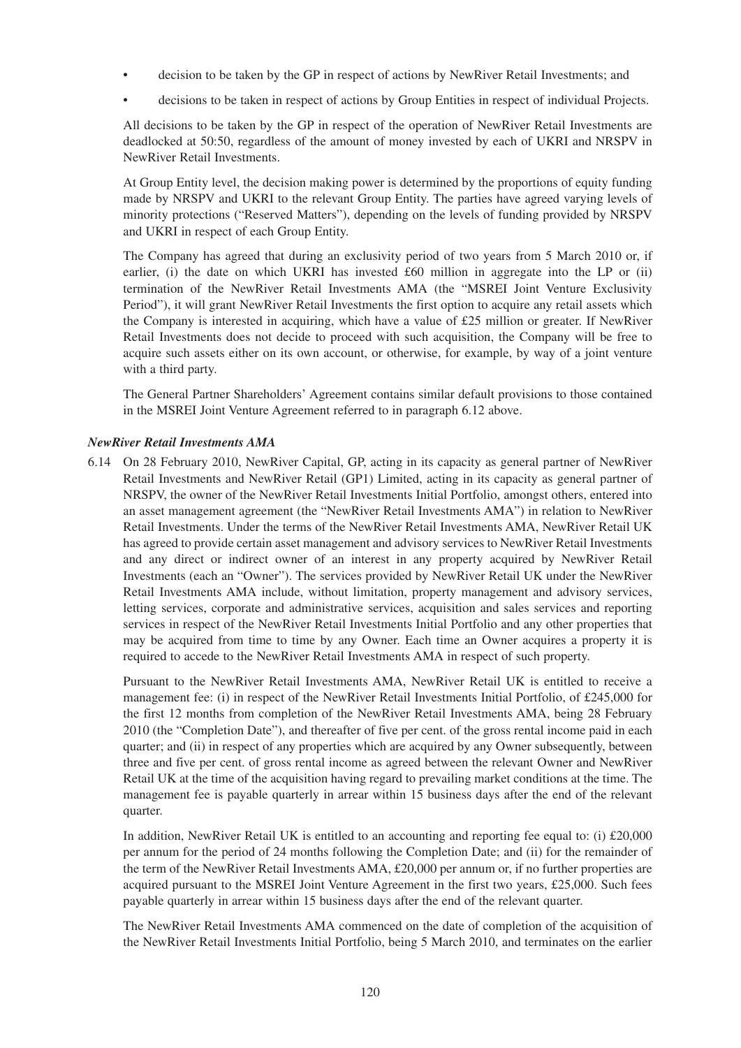- decision to be taken by the GP in respect of actions by NewRiver Retail Investments; and
- decisions to be taken in respect of actions by Group Entities in respect of individual Projects.

All decisions to be taken by the GP in respect of the operation of NewRiver Retail Investments are deadlocked at 50:50, regardless of the amount of money invested by each of UKRI and NRSPV in NewRiver Retail Investments.

At Group Entity level, the decision making power is determined by the proportions of equity funding made by NRSPV and UKRI to the relevant Group Entity. The parties have agreed varying levels of minority protections ("Reserved Matters"), depending on the levels of funding provided by NRSPV and UKRI in respect of each Group Entity.

The Company has agreed that during an exclusivity period of two years from 5 March 2010 or, if earlier, (i) the date on which UKRI has invested £60 million in aggregate into the LP or (ii) termination of the NewRiver Retail Investments AMA (the "MSREI Joint Venture Exclusivity Period"), it will grant NewRiver Retail Investments the first option to acquire any retail assets which the Company is interested in acquiring, which have a value of £25 million or greater. If NewRiver Retail Investments does not decide to proceed with such acquisition, the Company will be free to acquire such assets either on its own account, or otherwise, for example, by way of a joint venture with a third party.

The General Partner Shareholders' Agreement contains similar default provisions to those contained in the MSREI Joint Venture Agreement referred to in paragraph 6.12 above.

***NewRiver Retail Investments AMA***

6.14 On 28 February 2010, NewRiver Capital, GP, acting in its capacity as general partner of NewRiver Retail Investments and NewRiver Retail (GP1) Limited, acting in its capacity as general partner of NRSPV, the owner of the NewRiver Retail Investments Initial Portfolio, amongst others, entered into an asset management agreement (the "NewRiver Retail Investments AMA") in relation to NewRiver Retail Investments. Under the terms of the NewRiver Retail Investments AMA, NewRiver Retail UK has agreed to provide certain asset management and advisory services to NewRiver Retail Investments and any direct or indirect owner of an interest in any property acquired by NewRiver Retail Investments (each an "Owner"). The services provided by NewRiver Retail UK under the NewRiver Retail Investments AMA include, without limitation, property management and advisory services, letting services, corporate and administrative services, acquisition and sales services and reporting services in respect of the NewRiver Retail Investments Initial Portfolio and any other properties that may be acquired from time to time by any Owner. Each time an Owner acquires a property it is required to accede to the NewRiver Retail Investments AMA in respect of such property.

Pursuant to the NewRiver Retail Investments AMA, NewRiver Retail UK is entitled to receive a management fee: (i) in respect of the NewRiver Retail Investments Initial Portfolio, of £245,000 for the first 12 months from completion of the NewRiver Retail Investments AMA, being 28 February 2010 (the "Completion Date"), and thereafter of five per cent. of the gross rental income paid in each quarter; and (ii) in respect of any properties which are acquired by any Owner subsequently, between three and five per cent. of gross rental income as agreed between the relevant Owner and NewRiver Retail UK at the time of the acquisition having regard to prevailing market conditions at the time. The management fee is payable quarterly in arrear within 15 business days after the end of the relevant quarter.

In addition, NewRiver Retail UK is entitled to an accounting and reporting fee equal to: (i) £20,000 per annum for the period of 24 months following the Completion Date; and (ii) for the remainder of the term of the NewRiver Retail Investments AMA, £20,000 per annum or, if no further properties are acquired pursuant to the MSREI Joint Venture Agreement in the first two years, £25,000. Such fees payable quarterly in arrear within 15 business days after the end of the relevant quarter.

The NewRiver Retail Investments AMA commenced on the date of completion of the acquisition of the NewRiver Retail Investments Initial Portfolio, being 5 March 2010, and terminates on the earlier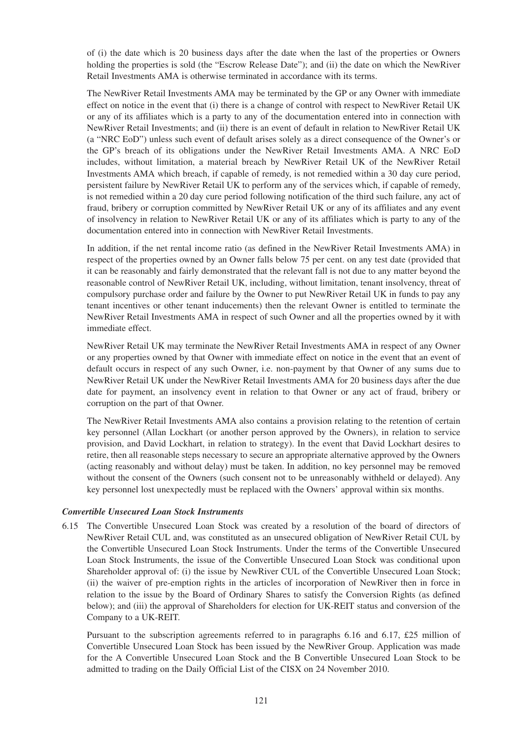of (i) the date which is 20 business days after the date when the last of the properties or Owners holding the properties is sold (the "Escrow Release Date"); and (ii) the date on which the NewRiver Retail Investments AMA is otherwise terminated in accordance with its terms.

The NewRiver Retail Investments AMA may be terminated by the GP or any Owner with immediate effect on notice in the event that (i) there is a change of control with respect to NewRiver Retail UK or any of its affiliates which is a party to any of the documentation entered into in connection with NewRiver Retail Investments; and (ii) there is an event of default in relation to NewRiver Retail UK (a "NRC EoD") unless such event of default arises solely as a direct consequence of the Owner's or the GP's breach of its obligations under the NewRiver Retail Investments AMA. A NRC EoD includes, without limitation, a material breach by NewRiver Retail UK of the NewRiver Retail Investments AMA which breach, if capable of remedy, is not remedied within a 30 day cure period, persistent failure by NewRiver Retail UK to perform any of the services which, if capable of remedy, is not remedied within a 20 day cure period following notification of the third such failure, any act of fraud, bribery or corruption committed by NewRiver Retail UK or any of its affiliates and any event of insolvency in relation to NewRiver Retail UK or any of its affiliates which is party to any of the documentation entered into in connection with NewRiver Retail Investments.

In addition, if the net rental income ratio (as defined in the NewRiver Retail Investments AMA) in respect of the properties owned by an Owner falls below 75 per cent. on any test date (provided that it can be reasonably and fairly demonstrated that the relevant fall is not due to any matter beyond the reasonable control of NewRiver Retail UK, including, without limitation, tenant insolvency, threat of compulsory purchase order and failure by the Owner to put NewRiver Retail UK in funds to pay any tenant incentives or other tenant inducements) then the relevant Owner is entitled to terminate the NewRiver Retail Investments AMA in respect of such Owner and all the properties owned by it with immediate effect.

NewRiver Retail UK may terminate the NewRiver Retail Investments AMA in respect of any Owner or any properties owned by that Owner with immediate effect on notice in the event that an event of default occurs in respect of any such Owner, i.e. non-payment by that Owner of any sums due to NewRiver Retail UK under the NewRiver Retail Investments AMA for 20 business days after the due date for payment, an insolvency event in relation to that Owner or any act of fraud, bribery or corruption on the part of that Owner.

The NewRiver Retail Investments AMA also contains a provision relating to the retention of certain key personnel (Allan Lockhart (or another person approved by the Owners), in relation to service provision, and David Lockhart, in relation to strategy). In the event that David Lockhart desires to retire, then all reasonable steps necessary to secure an appropriate alternative approved by the Owners (acting reasonably and without delay) must be taken. In addition, no key personnel may be removed without the consent of the Owners (such consent not to be unreasonably withheld or delayed). Any key personnel lost unexpectedly must be replaced with the Owners' approval within six months.

***Convertible Unsecured Loan Stock Instruments***

6.15 The Convertible Unsecured Loan Stock was created by a resolution of the board of directors of NewRiver Retail CUL and, was constituted as an unsecured obligation of NewRiver Retail CUL by the Convertible Unsecured Loan Stock Instruments. Under the terms of the Convertible Unsecured Loan Stock Instruments, the issue of the Convertible Unsecured Loan Stock was conditional upon Shareholder approval of: (i) the issue by NewRiver CUL of the Convertible Unsecured Loan Stock; (ii) the waiver of pre-emption rights in the articles of incorporation of NewRiver then in force in relation to the issue by the Board of Ordinary Shares to satisfy the Conversion Rights (as defined below); and (iii) the approval of Shareholders for election for UK-REIT status and conversion of the Company to a UK-REIT.

Pursuant to the subscription agreements referred to in paragraphs 6.16 and 6.17, £25 million of Convertible Unsecured Loan Stock has been issued by the NewRiver Group. Application was made for the A Convertible Unsecured Loan Stock and the B Convertible Unsecured Loan Stock to be admitted to trading on the Daily Official List of the CISX on 24 November 2010.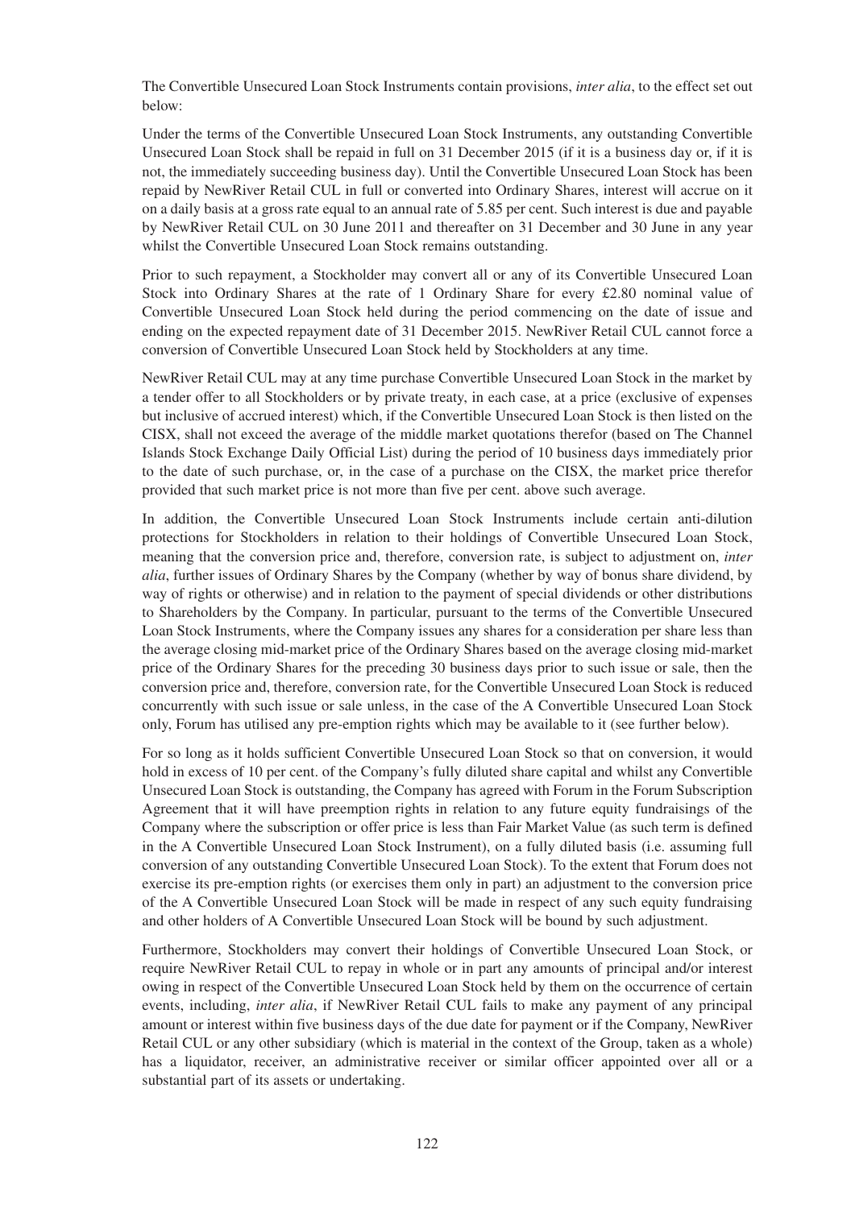The Convertible Unsecured Loan Stock Instruments contain provisions, *inter alia*, to the effect set out below:

Under the terms of the Convertible Unsecured Loan Stock Instruments, any outstanding Convertible Unsecured Loan Stock shall be repaid in full on 31 December 2015 (if it is a business day or, if it is not, the immediately succeeding business day). Until the Convertible Unsecured Loan Stock has been repaid by NewRiver Retail CUL in full or converted into Ordinary Shares, interest will accrue on it on a daily basis at a gross rate equal to an annual rate of 5.85 per cent. Such interest is due and payable by NewRiver Retail CUL on 30 June 2011 and thereafter on 31 December and 30 June in any year whilst the Convertible Unsecured Loan Stock remains outstanding.

Prior to such repayment, a Stockholder may convert all or any of its Convertible Unsecured Loan Stock into Ordinary Shares at the rate of 1 Ordinary Share for every £2.80 nominal value of Convertible Unsecured Loan Stock held during the period commencing on the date of issue and ending on the expected repayment date of 31 December 2015. NewRiver Retail CUL cannot force a conversion of Convertible Unsecured Loan Stock held by Stockholders at any time.

NewRiver Retail CUL may at any time purchase Convertible Unsecured Loan Stock in the market by a tender offer to all Stockholders or by private treaty, in each case, at a price (exclusive of expenses but inclusive of accrued interest) which, if the Convertible Unsecured Loan Stock is then listed on the CISX, shall not exceed the average of the middle market quotations therefor (based on The Channel Islands Stock Exchange Daily Official List) during the period of 10 business days immediately prior to the date of such purchase, or, in the case of a purchase on the CISX, the market price therefor provided that such market price is not more than five per cent. above such average.

In addition, the Convertible Unsecured Loan Stock Instruments include certain anti-dilution protections for Stockholders in relation to their holdings of Convertible Unsecured Loan Stock, meaning that the conversion price and, therefore, conversion rate, is subject to adjustment on, *inter alia*, further issues of Ordinary Shares by the Company (whether by way of bonus share dividend, by way of rights or otherwise) and in relation to the payment of special dividends or other distributions to Shareholders by the Company. In particular, pursuant to the terms of the Convertible Unsecured Loan Stock Instruments, where the Company issues any shares for a consideration per share less than the average closing mid-market price of the Ordinary Shares based on the average closing mid-market price of the Ordinary Shares for the preceding 30 business days prior to such issue or sale, then the conversion price and, therefore, conversion rate, for the Convertible Unsecured Loan Stock is reduced concurrently with such issue or sale unless, in the case of the A Convertible Unsecured Loan Stock only, Forum has utilised any pre-emption rights which may be available to it (see further below).

For so long as it holds sufficient Convertible Unsecured Loan Stock so that on conversion, it would hold in excess of 10 per cent. of the Company's fully diluted share capital and whilst any Convertible Unsecured Loan Stock is outstanding, the Company has agreed with Forum in the Forum Subscription Agreement that it will have preemption rights in relation to any future equity fundraisings of the Company where the subscription or offer price is less than Fair Market Value (as such term is defined in the A Convertible Unsecured Loan Stock Instrument), on a fully diluted basis (i.e. assuming full conversion of any outstanding Convertible Unsecured Loan Stock). To the extent that Forum does not exercise its pre-emption rights (or exercises them only in part) an adjustment to the conversion price of the A Convertible Unsecured Loan Stock will be made in respect of any such equity fundraising and other holders of A Convertible Unsecured Loan Stock will be bound by such adjustment.

Furthermore, Stockholders may convert their holdings of Convertible Unsecured Loan Stock, or require NewRiver Retail CUL to repay in whole or in part any amounts of principal and/or interest owing in respect of the Convertible Unsecured Loan Stock held by them on the occurrence of certain events, including, *inter alia*, if NewRiver Retail CUL fails to make any payment of any principal amount or interest within five business days of the due date for payment or if the Company, NewRiver Retail CUL or any other subsidiary (which is material in the context of the Group, taken as a whole) has a liquidator, receiver, an administrative receiver or similar officer appointed over all or a substantial part of its assets or undertaking.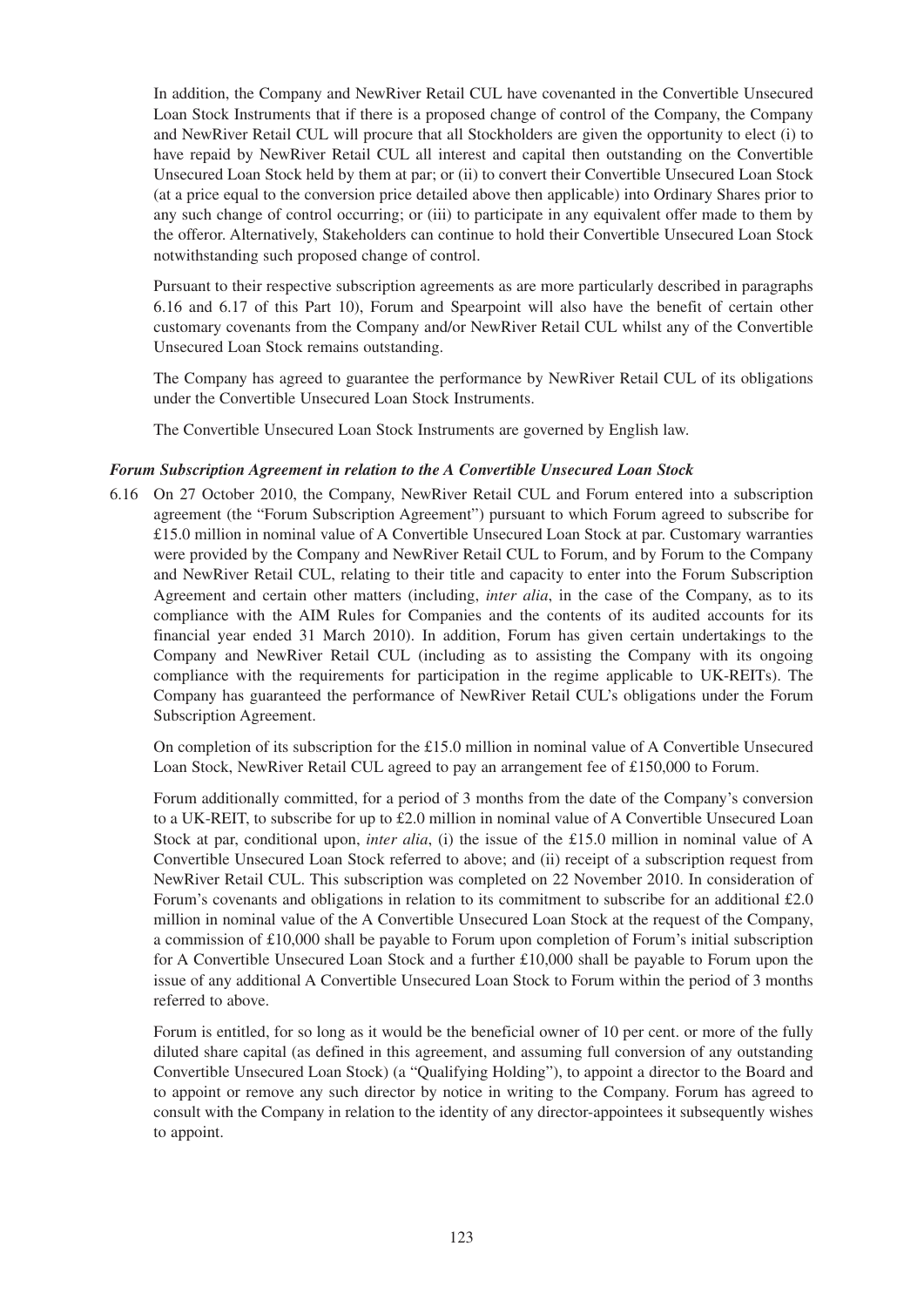In addition, the Company and NewRiver Retail CUL have covenanted in the Convertible Unsecured Loan Stock Instruments that if there is a proposed change of control of the Company, the Company and NewRiver Retail CUL will procure that all Stockholders are given the opportunity to elect (i) to have repaid by NewRiver Retail CUL all interest and capital then outstanding on the Convertible Unsecured Loan Stock held by them at par; or (ii) to convert their Convertible Unsecured Loan Stock (at a price equal to the conversion price detailed above then applicable) into Ordinary Shares prior to any such change of control occurring; or (iii) to participate in any equivalent offer made to them by the offeror. Alternatively, Stakeholders can continue to hold their Convertible Unsecured Loan Stock notwithstanding such proposed change of control.

Pursuant to their respective subscription agreements as are more particularly described in paragraphs 6.16 and 6.17 of this Part 10), Forum and Spearpoint will also have the benefit of certain other customary covenants from the Company and/or NewRiver Retail CUL whilst any of the Convertible Unsecured Loan Stock remains outstanding.

The Company has agreed to guarantee the performance by NewRiver Retail CUL of its obligations under the Convertible Unsecured Loan Stock Instruments.

The Convertible Unsecured Loan Stock Instruments are governed by English law.

***Forum Subscription Agreement in relation to the A Convertible Unsecured Loan Stock***

6.16 On 27 October 2010, the Company, NewRiver Retail CUL and Forum entered into a subscription agreement (the "Forum Subscription Agreement") pursuant to which Forum agreed to subscribe for £15.0 million in nominal value of A Convertible Unsecured Loan Stock at par. Customary warranties were provided by the Company and NewRiver Retail CUL to Forum, and by Forum to the Company and NewRiver Retail CUL, relating to their title and capacity to enter into the Forum Subscription Agreement and certain other matters (including, *inter alia*, in the case of the Company, as to its compliance with the AIM Rules for Companies and the contents of its audited accounts for its financial year ended 31 March 2010). In addition, Forum has given certain undertakings to the Company and NewRiver Retail CUL (including as to assisting the Company with its ongoing compliance with the requirements for participation in the regime applicable to UK-REITs). The Company has guaranteed the performance of NewRiver Retail CUL's obligations under the Forum Subscription Agreement.

On completion of its subscription for the £15.0 million in nominal value of A Convertible Unsecured Loan Stock, NewRiver Retail CUL agreed to pay an arrangement fee of £150,000 to Forum.

Forum additionally committed, for a period of 3 months from the date of the Company's conversion to a UK-REIT, to subscribe for up to £2.0 million in nominal value of A Convertible Unsecured Loan Stock at par, conditional upon, *inter alia*, (i) the issue of the £15.0 million in nominal value of A Convertible Unsecured Loan Stock referred to above; and (ii) receipt of a subscription request from NewRiver Retail CUL. This subscription was completed on 22 November 2010. In consideration of Forum's covenants and obligations in relation to its commitment to subscribe for an additional £2.0 million in nominal value of the A Convertible Unsecured Loan Stock at the request of the Company, a commission of £10,000 shall be payable to Forum upon completion of Forum's initial subscription for A Convertible Unsecured Loan Stock and a further £10,000 shall be payable to Forum upon the issue of any additional A Convertible Unsecured Loan Stock to Forum within the period of 3 months referred to above.

Forum is entitled, for so long as it would be the beneficial owner of 10 per cent. or more of the fully diluted share capital (as defined in this agreement, and assuming full conversion of any outstanding Convertible Unsecured Loan Stock) (a "Qualifying Holding"), to appoint a director to the Board and to appoint or remove any such director by notice in writing to the Company. Forum has agreed to consult with the Company in relation to the identity of any director-appointees it subsequently wishes to appoint.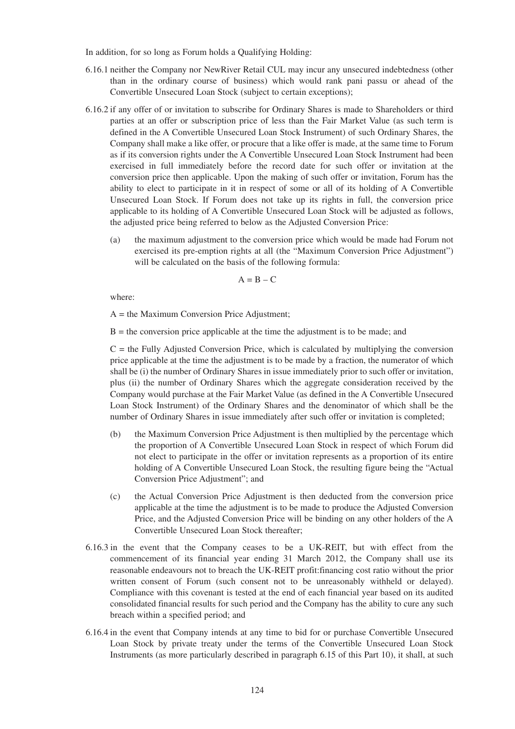In addition, for so long as Forum holds a Qualifying Holding:

6.16.1 neither the Company nor NewRiver Retail CUL may incur any unsecured indebtedness (other than in the ordinary course of business) which would rank pani passu or ahead of the Convertible Unsecured Loan Stock (subject to certain exceptions);

6.16.2 if any offer of or invitation to subscribe for Ordinary Shares is made to Shareholders or third parties at an offer or subscription price of less than the Fair Market Value (as such term is defined in the A Convertible Unsecured Loan Stock Instrument) of such Ordinary Shares, the Company shall make a like offer, or procure that a like offer is made, at the same time to Forum as if its conversion rights under the A Convertible Unsecured Loan Stock Instrument had been exercised in full immediately before the record date for such offer or invitation at the conversion price then applicable. Upon the making of such offer or invitation, Forum has the ability to elect to participate in it in respect of some or all of its holding of A Convertible Unsecured Loan Stock. If Forum does not take up its rights in full, the conversion price applicable to its holding of A Convertible Unsecured Loan Stock will be adjusted as follows, the adjusted price being referred to below as the Adjusted Conversion Price:

(a) the maximum adjustment to the conversion price which would be made had Forum not exercised its pre-emption rights at all (the "Maximum Conversion Price Adjustment") will be calculated on the basis of the following formula:

$$A = B - C$$

where:

A = the Maximum Conversion Price Adjustment;

B = the conversion price applicable at the time the adjustment is to be made; and

C = the Fully Adjusted Conversion Price, which is calculated by multiplying the conversion price applicable at the time the adjustment is to be made by a fraction, the numerator of which shall be (i) the number of Ordinary Shares in issue immediately prior to such offer or invitation, plus (ii) the number of Ordinary Shares which the aggregate consideration received by the Company would purchase at the Fair Market Value (as defined in the A Convertible Unsecured Loan Stock Instrument) of the Ordinary Shares and the denominator of which shall be the number of Ordinary Shares in issue immediately after such offer or invitation is completed;

(b) the Maximum Conversion Price Adjustment is then multiplied by the percentage which the proportion of A Convertible Unsecured Loan Stock in respect of which Forum did not elect to participate in the offer or invitation represents as a proportion of its entire holding of A Convertible Unsecured Loan Stock, the resulting figure being the "Actual Conversion Price Adjustment"; and

(c) the Actual Conversion Price Adjustment is then deducted from the conversion price applicable at the time the adjustment is to be made to produce the Adjusted Conversion Price, and the Adjusted Conversion Price will be binding on any other holders of the A Convertible Unsecured Loan Stock thereafter;

6.16.3 in the event that the Company ceases to be a UK-REIT, but with effect from the commencement of its financial year ending 31 March 2012, the Company shall use its reasonable endeavours not to breach the UK-REIT profit:financing cost ratio without the prior written consent of Forum (such consent not to be unreasonably withheld or delayed). Compliance with this covenant is tested at the end of each financial year based on its audited consolidated financial results for such period and the Company has the ability to cure any such breach within a specified period; and

6.16.4 in the event that Company intends at any time to bid for or purchase Convertible Unsecured Loan Stock by private treaty under the terms of the Convertible Unsecured Loan Stock Instruments (as more particularly described in paragraph 6.15 of this Part 10), it shall, at such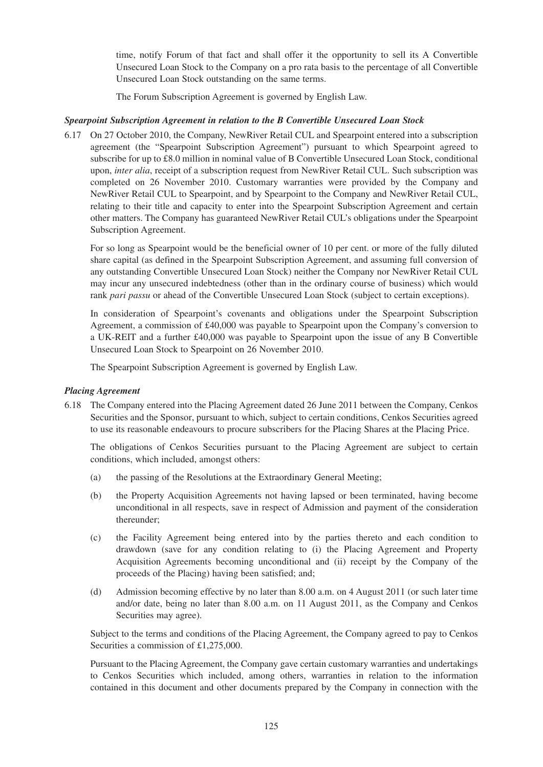time, notify Forum of that fact and shall offer it the opportunity to sell its A Convertible Unsecured Loan Stock to the Company on a pro rata basis to the percentage of all Convertible Unsecured Loan Stock outstanding on the same terms.

The Forum Subscription Agreement is governed by English Law.

***Spearpoint Subscription Agreement in relation to the B Convertible Unsecured Loan Stock***

6.17 On 27 October 2010, the Company, NewRiver Retail CUL and Spearpoint entered into a subscription agreement (the "Spearpoint Subscription Agreement") pursuant to which Spearpoint agreed to subscribe for up to £8.0 million in nominal value of B Convertible Unsecured Loan Stock, conditional upon, *inter alia*, receipt of a subscription request from NewRiver Retail CUL. Such subscription was completed on 26 November 2010. Customary warranties were provided by the Company and NewRiver Retail CUL to Spearpoint, and by Spearpoint to the Company and NewRiver Retail CUL, relating to their title and capacity to enter into the Spearpoint Subscription Agreement and certain other matters. The Company has guaranteed NewRiver Retail CUL's obligations under the Spearpoint Subscription Agreement.

For so long as Spearpoint would be the beneficial owner of 10 per cent. or more of the fully diluted share capital (as defined in the Spearpoint Subscription Agreement, and assuming full conversion of any outstanding Convertible Unsecured Loan Stock) neither the Company nor NewRiver Retail CUL may incur any unsecured indebtedness (other than in the ordinary course of business) which would rank *pari passu* or ahead of the Convertible Unsecured Loan Stock (subject to certain exceptions).

In consideration of Spearpoint's covenants and obligations under the Spearpoint Subscription Agreement, a commission of £40,000 was payable to Spearpoint upon the Company's conversion to a UK-REIT and a further £40,000 was payable to Spearpoint upon the issue of any B Convertible Unsecured Loan Stock to Spearpoint on 26 November 2010.

The Spearpoint Subscription Agreement is governed by English Law.

***Placing Agreement***

6.18 The Company entered into the Placing Agreement dated 26 June 2011 between the Company, Cenkos Securities and the Sponsor, pursuant to which, subject to certain conditions, Cenkos Securities agreed to use its reasonable endeavours to procure subscribers for the Placing Shares at the Placing Price.

The obligations of Cenkos Securities pursuant to the Placing Agreement are subject to certain conditions, which included, amongst others:

(a) the passing of the Resolutions at the Extraordinary General Meeting;

(b) the Property Acquisition Agreements not having lapsed or been terminated, having become unconditional in all respects, save in respect of Admission and payment of the consideration thereunder;

(c) the Facility Agreement being entered into by the parties thereto and each condition to drawdown (save for any condition relating to (i) the Placing Agreement and Property Acquisition Agreements becoming unconditional and (ii) receipt by the Company of the proceeds of the Placing) having been satisfied; and;

(d) Admission becoming effective by no later than 8.00 a.m. on 4 August 2011 (or such later time and/or date, being no later than 8.00 a.m. on 11 August 2011, as the Company and Cenkos Securities may agree).

Subject to the terms and conditions of the Placing Agreement, the Company agreed to pay to Cenkos Securities a commission of £1,275,000.

Pursuant to the Placing Agreement, the Company gave certain customary warranties and undertakings to Cenkos Securities which included, among others, warranties in relation to the information contained in this document and other documents prepared by the Company in connection with the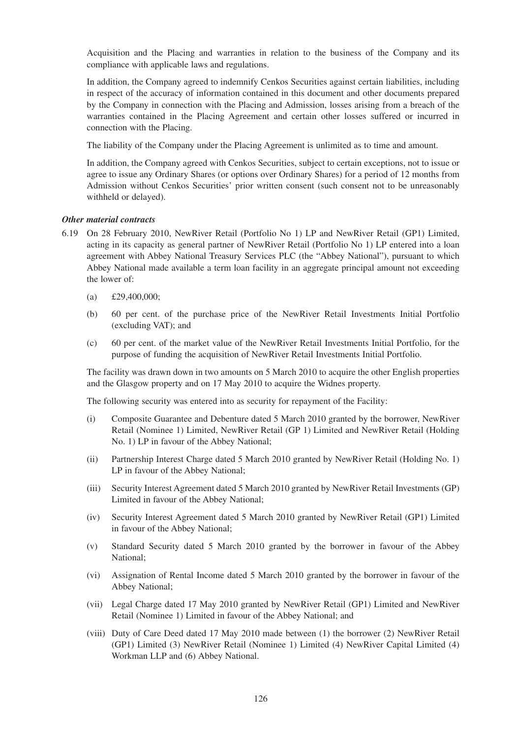Acquisition and the Placing and warranties in relation to the business of the Company and its compliance with applicable laws and regulations.

In addition, the Company agreed to indemnify Cenkos Securities against certain liabilities, including in respect of the accuracy of information contained in this document and other documents prepared by the Company in connection with the Placing and Admission, losses arising from a breach of the warranties contained in the Placing Agreement and certain other losses suffered or incurred in connection with the Placing.

The liability of the Company under the Placing Agreement is unlimited as to time and amount.

In addition, the Company agreed with Cenkos Securities, subject to certain exceptions, not to issue or agree to issue any Ordinary Shares (or options over Ordinary Shares) for a period of 12 months from Admission without Cenkos Securities' prior written consent (such consent not to be unreasonably withheld or delayed).

***Other material contracts***

6.19 On 28 February 2010, NewRiver Retail (Portfolio No 1) LP and NewRiver Retail (GP1) Limited, acting in its capacity as general partner of NewRiver Retail (Portfolio No 1) LP entered into a loan agreement with Abbey National Treasury Services PLC (the "Abbey National"), pursuant to which Abbey National made available a term loan facility in an aggregate principal amount not exceeding the lower of:

(a) £29,400,000;

(b) 60 per cent. of the purchase price of the NewRiver Retail Investments Initial Portfolio (excluding VAT); and

(c) 60 per cent. of the market value of the NewRiver Retail Investments Initial Portfolio, for the purpose of funding the acquisition of NewRiver Retail Investments Initial Portfolio.

The facility was drawn down in two amounts on 5 March 2010 to acquire the other English properties and the Glasgow property and on 17 May 2010 to acquire the Widnes property.

The following security was entered into as security for repayment of the Facility:

(i) Composite Guarantee and Debenture dated 5 March 2010 granted by the borrower, NewRiver Retail (Nominee 1) Limited, NewRiver Retail (GP 1) Limited and NewRiver Retail (Holding No. 1) LP in favour of the Abbey National;

(ii) Partnership Interest Charge dated 5 March 2010 granted by NewRiver Retail (Holding No. 1) LP in favour of the Abbey National;

(iii) Security Interest Agreement dated 5 March 2010 granted by NewRiver Retail Investments (GP) Limited in favour of the Abbey National;

(iv) Security Interest Agreement dated 5 March 2010 granted by NewRiver Retail (GP1) Limited in favour of the Abbey National;

(v) Standard Security dated 5 March 2010 granted by the borrower in favour of the Abbey National;

(vi) Assignation of Rental Income dated 5 March 2010 granted by the borrower in favour of the Abbey National;

(vii) Legal Charge dated 17 May 2010 granted by NewRiver Retail (GP1) Limited and NewRiver Retail (Nominee 1) Limited in favour of the Abbey National; and

(viii) Duty of Care Deed dated 17 May 2010 made between (1) the borrower (2) NewRiver Retail (GP1) Limited (3) NewRiver Retail (Nominee 1) Limited (4) NewRiver Capital Limited (4) Workman LLP and (6) Abbey National.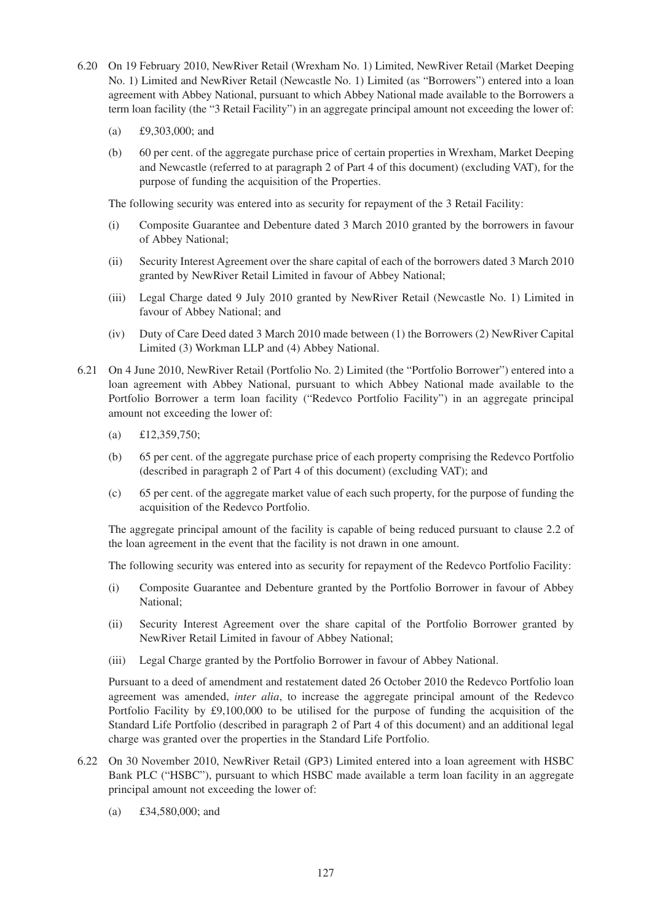6.20 On 19 February 2010, NewRiver Retail (Wrexham No. 1) Limited, NewRiver Retail (Market Deeping No. 1) Limited and NewRiver Retail (Newcastle No. 1) Limited (as "Borrowers") entered into a loan agreement with Abbey National, pursuant to which Abbey National made available to the Borrowers a term loan facility (the "3 Retail Facility") in an aggregate principal amount not exceeding the lower of:

(a) £9,303,000; and

(b) 60 per cent. of the aggregate purchase price of certain properties in Wrexham, Market Deeping and Newcastle (referred to at paragraph 2 of Part 4 of this document) (excluding VAT), for the purpose of funding the acquisition of the Properties.

The following security was entered into as security for repayment of the 3 Retail Facility:

(i) Composite Guarantee and Debenture dated 3 March 2010 granted by the borrowers in favour of Abbey National;

(ii) Security Interest Agreement over the share capital of each of the borrowers dated 3 March 2010 granted by NewRiver Retail Limited in favour of Abbey National;

(iii) Legal Charge dated 9 July 2010 granted by NewRiver Retail (Newcastle No. 1) Limited in favour of Abbey National; and

(iv) Duty of Care Deed dated 3 March 2010 made between (1) the Borrowers (2) NewRiver Capital Limited (3) Workman LLP and (4) Abbey National.

6.21 On 4 June 2010, NewRiver Retail (Portfolio No. 2) Limited (the "Portfolio Borrower") entered into a loan agreement with Abbey National, pursuant to which Abbey National made available to the Portfolio Borrower a term loan facility ("Redevco Portfolio Facility") in an aggregate principal amount not exceeding the lower of:

(a) £12,359,750;

(b) 65 per cent. of the aggregate purchase price of each property comprising the Redevco Portfolio (described in paragraph 2 of Part 4 of this document) (excluding VAT); and

(c) 65 per cent. of the aggregate market value of each such property, for the purpose of funding the acquisition of the Redevco Portfolio.

The aggregate principal amount of the facility is capable of being reduced pursuant to clause 2.2 of the loan agreement in the event that the facility is not drawn in one amount.

The following security was entered into as security for repayment of the Redevco Portfolio Facility:

(i) Composite Guarantee and Debenture granted by the Portfolio Borrower in favour of Abbey National;

(ii) Security Interest Agreement over the share capital of the Portfolio Borrower granted by NewRiver Retail Limited in favour of Abbey National;

(iii) Legal Charge granted by the Portfolio Borrower in favour of Abbey National.

Pursuant to a deed of amendment and restatement dated 26 October 2010 the Redevco Portfolio loan agreement was amended, *inter alia*, to increase the aggregate principal amount of the Redevco Portfolio Facility by £9,100,000 to be utilised for the purpose of funding the acquisition of the Standard Life Portfolio (described in paragraph 2 of Part 4 of this document) and an additional legal charge was granted over the properties in the Standard Life Portfolio.

6.22 On 30 November 2010, NewRiver Retail (GP3) Limited entered into a loan agreement with HSBC Bank PLC ("HSBC"), pursuant to which HSBC made available a term loan facility in an aggregate principal amount not exceeding the lower of:

(a) £34,580,000; and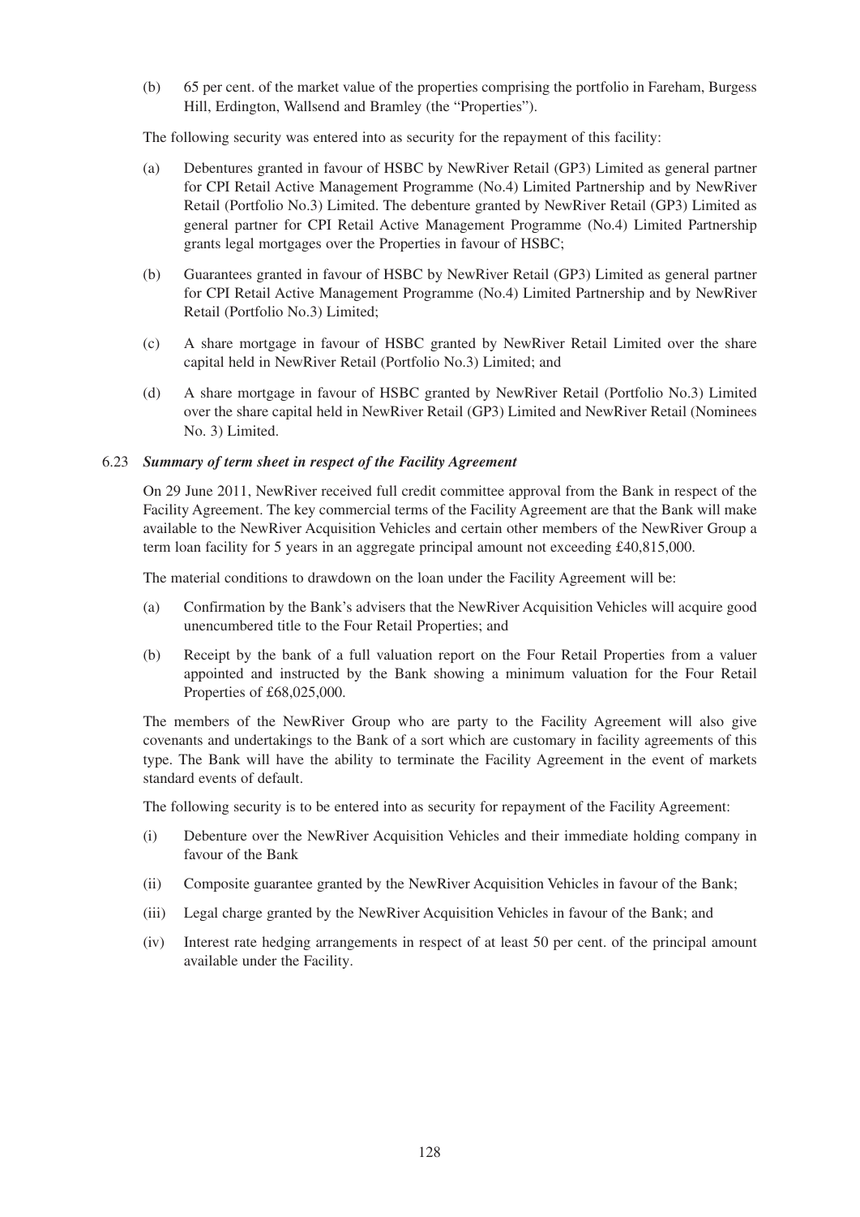(b) 65 per cent. of the market value of the properties comprising the portfolio in Fareham, Burgess Hill, Erdington, Wallsend and Bramley (the "Properties").

The following security was entered into as security for the repayment of this facility:

(a) Debentures granted in favour of HSBC by NewRiver Retail (GP3) Limited as general partner for CPI Retail Active Management Programme (No.4) Limited Partnership and by NewRiver Retail (Portfolio No.3) Limited. The debenture granted by NewRiver Retail (GP3) Limited as general partner for CPI Retail Active Management Programme (No.4) Limited Partnership grants legal mortgages over the Properties in favour of HSBC;

(b) Guarantees granted in favour of HSBC by NewRiver Retail (GP3) Limited as general partner for CPI Retail Active Management Programme (No.4) Limited Partnership and by NewRiver Retail (Portfolio No.3) Limited;

(c) A share mortgage in favour of HSBC granted by NewRiver Retail Limited over the share capital held in NewRiver Retail (Portfolio No.3) Limited; and

(d) A share mortgage in favour of HSBC granted by NewRiver Retail (Portfolio No.3) Limited over the share capital held in NewRiver Retail (GP3) Limited and NewRiver Retail (Nominees No. 3) Limited.

6.23 ***Summary of term sheet in respect of the Facility Agreement***

On 29 June 2011, NewRiver received full credit committee approval from the Bank in respect of the Facility Agreement. The key commercial terms of the Facility Agreement are that the Bank will make available to the NewRiver Acquisition Vehicles and certain other members of the NewRiver Group a term loan facility for 5 years in an aggregate principal amount not exceeding £40,815,000.

The material conditions to drawdown on the loan under the Facility Agreement will be:

(a) Confirmation by the Bank's advisers that the NewRiver Acquisition Vehicles will acquire good unencumbered title to the Four Retail Properties; and

(b) Receipt by the bank of a full valuation report on the Four Retail Properties from a valuer appointed and instructed by the Bank showing a minimum valuation for the Four Retail Properties of £68,025,000.

The members of the NewRiver Group who are party to the Facility Agreement will also give covenants and undertakings to the Bank of a sort which are customary in facility agreements of this type. The Bank will have the ability to terminate the Facility Agreement in the event of markets standard events of default.

The following security is to be entered into as security for repayment of the Facility Agreement:

(i) Debenture over the NewRiver Acquisition Vehicles and their immediate holding company in favour of the Bank

(ii) Composite guarantee granted by the NewRiver Acquisition Vehicles in favour of the Bank;

(iii) Legal charge granted by the NewRiver Acquisition Vehicles in favour of the Bank; and

(iv) Interest rate hedging arrangements in respect of at least 50 per cent. of the principal amount available under the Facility.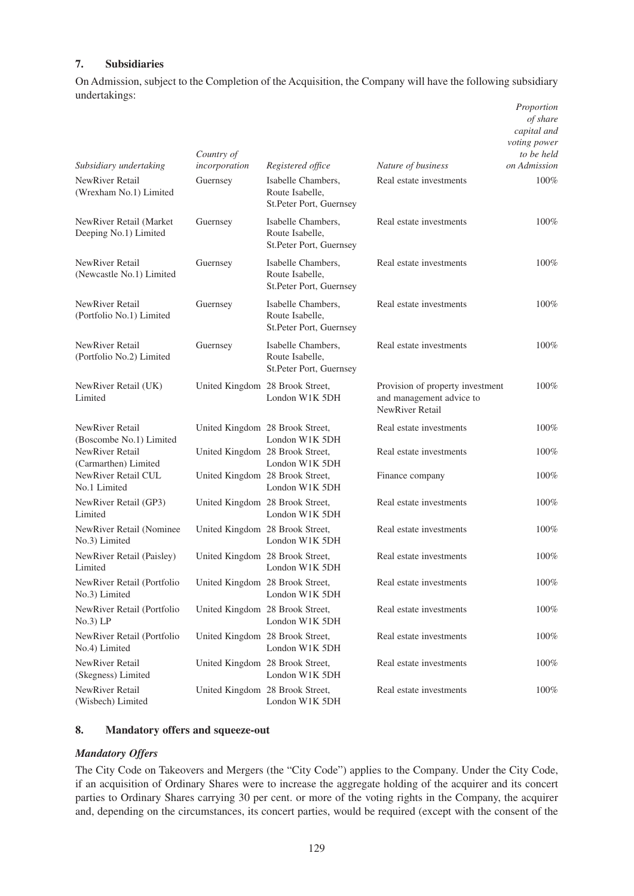## 7. Subsidiaries

On Admission, subject to the Completion of the Acquisition, the Company will have the following subsidiary undertakings:

| *Subsidiary undertaking* | *Country of incorporation* | *Registered office* | *Nature of business* | *Proportion of share capital and voting power to be held on Admission* |
|---|---|---|---|---|
| NewRiver Retail (Wrexham No.1) Limited | Guernsey | Isabelle Chambers, Route Isabelle, St.Peter Port, Guernsey | Real estate investments | 100% |
| NewRiver Retail (Market Deeping No.1) Limited | Guernsey | Isabelle Chambers, Route Isabelle, St.Peter Port, Guernsey | Real estate investments | 100% |
| NewRiver Retail (Newcastle No.1) Limited | Guernsey | Isabelle Chambers, Route Isabelle, St.Peter Port, Guernsey | Real estate investments | 100% |
| NewRiver Retail (Portfolio No.1) Limited | Guernsey | Isabelle Chambers, Route Isabelle, St.Peter Port, Guernsey | Real estate investments | 100% |
| NewRiver Retail (Portfolio No.2) Limited | Guernsey | Isabelle Chambers, Route Isabelle, St.Peter Port, Guernsey | Real estate investments | 100% |
| NewRiver Retail (UK) Limited | United Kingdom | 28 Brook Street, London W1K 5DH | Provision of property investment and management advice to NewRiver Retail | 100% |
| NewRiver Retail (Boscombe No.1) Limited | United Kingdom | 28 Brook Street, London W1K 5DH | Real estate investments | 100% |
| NewRiver Retail (Carmarthen) Limited | United Kingdom | 28 Brook Street, London W1K 5DH | Real estate investments | 100% |
| NewRiver Retail CUL No.1 Limited | United Kingdom | 28 Brook Street, London W1K 5DH | Finance company | 100% |
| NewRiver Retail (GP3) Limited | United Kingdom | 28 Brook Street, London W1K 5DH | Real estate investments | 100% |
| NewRiver Retail (Nominee No.3) Limited | United Kingdom | 28 Brook Street, London W1K 5DH | Real estate investments | 100% |
| NewRiver Retail (Paisley) Limited | United Kingdom | 28 Brook Street, London W1K 5DH | Real estate investments | 100% |
| NewRiver Retail (Portfolio No.3) Limited | United Kingdom | 28 Brook Street, London W1K 5DH | Real estate investments | 100% |
| NewRiver Retail (Portfolio No.3) LP | United Kingdom | 28 Brook Street, London W1K 5DH | Real estate investments | 100% |
| NewRiver Retail (Portfolio No.4) Limited | United Kingdom | 28 Brook Street, London W1K 5DH | Real estate investments | 100% |
| NewRiver Retail (Skegness) Limited | United Kingdom | 28 Brook Street, London W1K 5DH | Real estate investments | 100% |
| NewRiver Retail (Wisbech) Limited | United Kingdom | 28 Brook Street, London W1K 5DH | Real estate investments | 100% |

## 8. Mandatory offers and squeeze-out

### *Mandatory Offers*

The City Code on Takeovers and Mergers (the "City Code") applies to the Company. Under the City Code, if an acquisition of Ordinary Shares were to increase the aggregate holding of the acquirer and its concert parties to Ordinary Shares carrying 30 per cent. or more of the voting rights in the Company, the acquirer and, depending on the circumstances, its concert parties, would be required (except with the consent of the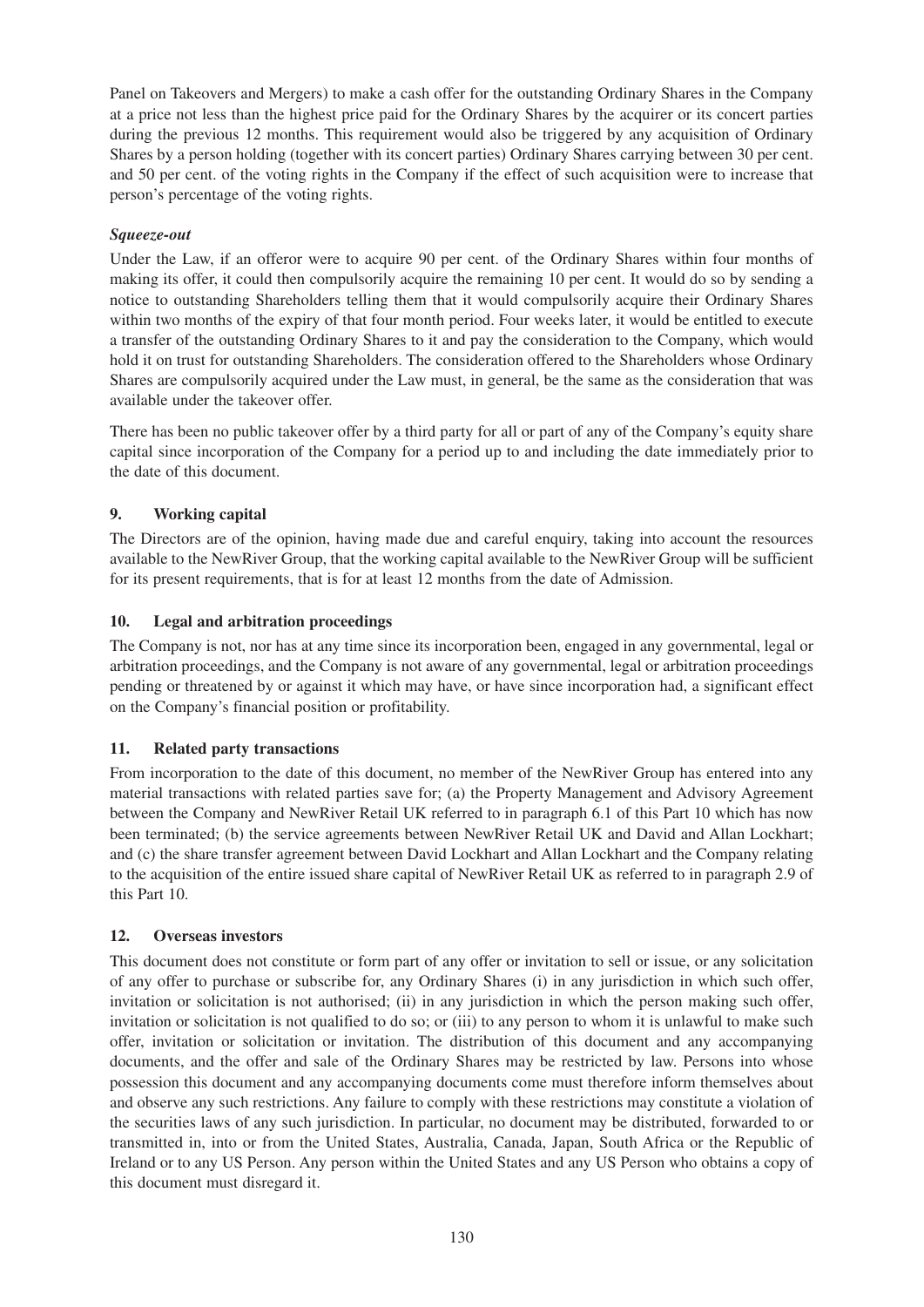Panel on Takeovers and Mergers) to make a cash offer for the outstanding Ordinary Shares in the Company at a price not less than the highest price paid for the Ordinary Shares by the acquirer or its concert parties during the previous 12 months. This requirement would also be triggered by any acquisition of Ordinary Shares by a person holding (together with its concert parties) Ordinary Shares carrying between 30 per cent. and 50 per cent. of the voting rights in the Company if the effect of such acquisition were to increase that person's percentage of the voting rights.

***Squeeze-out***

Under the Law, if an offeror were to acquire 90 per cent. of the Ordinary Shares within four months of making its offer, it could then compulsorily acquire the remaining 10 per cent. It would do so by sending a notice to outstanding Shareholders telling them that it would compulsorily acquire their Ordinary Shares within two months of the expiry of that four month period. Four weeks later, it would be entitled to execute a transfer of the outstanding Ordinary Shares to it and pay the consideration to the Company, which would hold it on trust for outstanding Shareholders. The consideration offered to the Shareholders whose Ordinary Shares are compulsorily acquired under the Law must, in general, be the same as the consideration that was available under the takeover offer.

There has been no public takeover offer by a third party for all or part of any of the Company's equity share capital since incorporation of the Company for a period up to and including the date immediately prior to the date of this document.

## 9. Working capital

The Directors are of the opinion, having made due and careful enquiry, taking into account the resources available to the NewRiver Group, that the working capital available to the NewRiver Group will be sufficient for its present requirements, that is for at least 12 months from the date of Admission.

## 10. Legal and arbitration proceedings

The Company is not, nor has at any time since its incorporation been, engaged in any governmental, legal or arbitration proceedings, and the Company is not aware of any governmental, legal or arbitration proceedings pending or threatened by or against it which may have, or have since incorporation had, a significant effect on the Company's financial position or profitability.

## 11. Related party transactions

From incorporation to the date of this document, no member of the NewRiver Group has entered into any material transactions with related parties save for; (a) the Property Management and Advisory Agreement between the Company and NewRiver Retail UK referred to in paragraph 6.1 of this Part 10 which has now been terminated; (b) the service agreements between NewRiver Retail UK and David and Allan Lockhart; and (c) the share transfer agreement between David Lockhart and Allan Lockhart and the Company relating to the acquisition of the entire issued share capital of NewRiver Retail UK as referred to in paragraph 2.9 of this Part 10.

## 12. Overseas investors

This document does not constitute or form part of any offer or invitation to sell or issue, or any solicitation of any offer to purchase or subscribe for, any Ordinary Shares (i) in any jurisdiction in which such offer, invitation or solicitation is not authorised; (ii) in any jurisdiction in which the person making such offer, invitation or solicitation is not qualified to do so; or (iii) to any person to whom it is unlawful to make such offer, invitation or solicitation or invitation. The distribution of this document and any accompanying documents, and the offer and sale of the Ordinary Shares may be restricted by law. Persons into whose possession this document and any accompanying documents come must therefore inform themselves about and observe any such restrictions. Any failure to comply with these restrictions may constitute a violation of the securities laws of any such jurisdiction. In particular, no document may be distributed, forwarded to or transmitted in, into or from the United States, Australia, Canada, Japan, South Africa or the Republic of Ireland or to any US Person. Any person within the United States and any US Person who obtains a copy of this document must disregard it.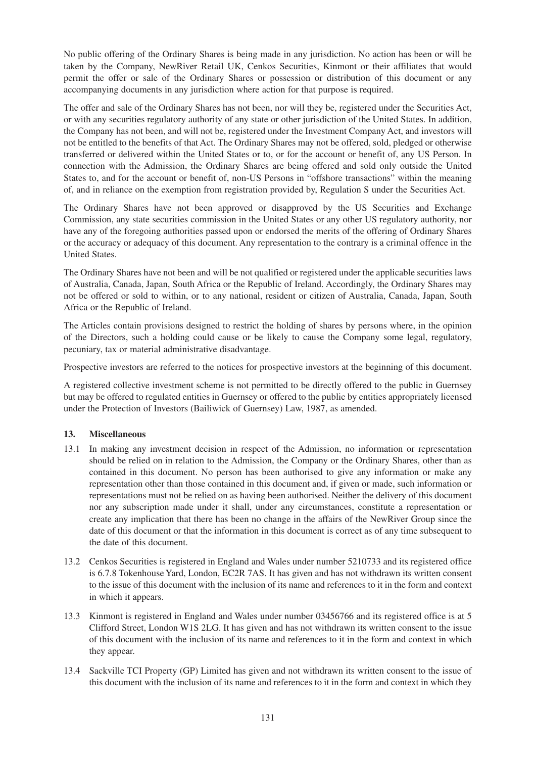No public offering of the Ordinary Shares is being made in any jurisdiction. No action has been or will be taken by the Company, NewRiver Retail UK, Cenkos Securities, Kinmont or their affiliates that would permit the offer or sale of the Ordinary Shares or possession or distribution of this document or any accompanying documents in any jurisdiction where action for that purpose is required.

The offer and sale of the Ordinary Shares has not been, nor will they be, registered under the Securities Act, or with any securities regulatory authority of any state or other jurisdiction of the United States. In addition, the Company has not been, and will not be, registered under the Investment Company Act, and investors will not be entitled to the benefits of that Act. The Ordinary Shares may not be offered, sold, pledged or otherwise transferred or delivered within the United States or to, or for the account or benefit of, any US Person. In connection with the Admission, the Ordinary Shares are being offered and sold only outside the United States to, and for the account or benefit of, non-US Persons in "offshore transactions" within the meaning of, and in reliance on the exemption from registration provided by, Regulation S under the Securities Act.

The Ordinary Shares have not been approved or disapproved by the US Securities and Exchange Commission, any state securities commission in the United States or any other US regulatory authority, nor have any of the foregoing authorities passed upon or endorsed the merits of the offering of Ordinary Shares or the accuracy or adequacy of this document. Any representation to the contrary is a criminal offence in the United States.

The Ordinary Shares have not been and will be not qualified or registered under the applicable securities laws of Australia, Canada, Japan, South Africa or the Republic of Ireland. Accordingly, the Ordinary Shares may not be offered or sold to within, or to any national, resident or citizen of Australia, Canada, Japan, South Africa or the Republic of Ireland.

The Articles contain provisions designed to restrict the holding of shares by persons where, in the opinion of the Directors, such a holding could cause or be likely to cause the Company some legal, regulatory, pecuniary, tax or material administrative disadvantage.

Prospective investors are referred to the notices for prospective investors at the beginning of this document.

A registered collective investment scheme is not permitted to be directly offered to the public in Guernsey but may be offered to regulated entities in Guernsey or offered to the public by entities appropriately licensed under the Protection of Investors (Bailiwick of Guernsey) Law, 1987, as amended.

**13. Miscellaneous**

13.1 In making any investment decision in respect of the Admission, no information or representation should be relied on in relation to the Admission, the Company or the Ordinary Shares, other than as contained in this document. No person has been authorised to give any information or make any representation other than those contained in this document and, if given or made, such information or representations must not be relied on as having been authorised. Neither the delivery of this document nor any subscription made under it shall, under any circumstances, constitute a representation or create any implication that there has been no change in the affairs of the NewRiver Group since the date of this document or that the information in this document is correct as of any time subsequent to the date of this document.

13.2 Cenkos Securities is registered in England and Wales under number 5210733 and its registered office is 6.7.8 Tokenhouse Yard, London, EC2R 7AS. It has given and has not withdrawn its written consent to the issue of this document with the inclusion of its name and references to it in the form and context in which it appears.

13.3 Kinmont is registered in England and Wales under number 03456766 and its registered office is at 5 Clifford Street, London W1S 2LG. It has given and has not withdrawn its written consent to the issue of this document with the inclusion of its name and references to it in the form and context in which they appear.

13.4 Sackville TCI Property (GP) Limited has given and not withdrawn its written consent to the issue of this document with the inclusion of its name and references to it in the form and context in which they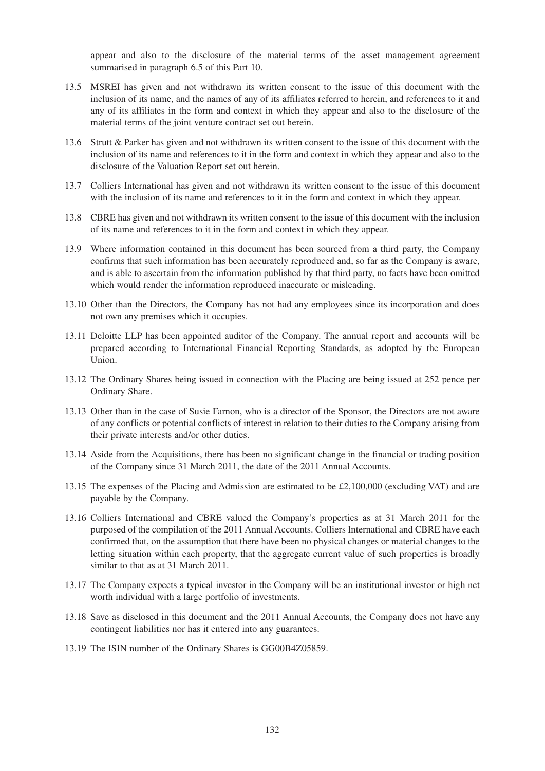appear and also to the disclosure of the material terms of the asset management agreement summarised in paragraph 6.5 of this Part 10.

13.5 MSREI has given and not withdrawn its written consent to the issue of this document with the inclusion of its name, and the names of any of its affiliates referred to herein, and references to it and any of its affiliates in the form and context in which they appear and also to the disclosure of the material terms of the joint venture contract set out herein.

13.6 Strutt & Parker has given and not withdrawn its written consent to the issue of this document with the inclusion of its name and references to it in the form and context in which they appear and also to the disclosure of the Valuation Report set out herein.

13.7 Colliers International has given and not withdrawn its written consent to the issue of this document with the inclusion of its name and references to it in the form and context in which they appear.

13.8 CBRE has given and not withdrawn its written consent to the issue of this document with the inclusion of its name and references to it in the form and context in which they appear.

13.9 Where information contained in this document has been sourced from a third party, the Company confirms that such information has been accurately reproduced and, so far as the Company is aware, and is able to ascertain from the information published by that third party, no facts have been omitted which would render the information reproduced inaccurate or misleading.

13.10 Other than the Directors, the Company has not had any employees since its incorporation and does not own any premises which it occupies.

13.11 Deloitte LLP has been appointed auditor of the Company. The annual report and accounts will be prepared according to International Financial Reporting Standards, as adopted by the European Union.

13.12 The Ordinary Shares being issued in connection with the Placing are being issued at 252 pence per Ordinary Share.

13.13 Other than in the case of Susie Farnon, who is a director of the Sponsor, the Directors are not aware of any conflicts or potential conflicts of interest in relation to their duties to the Company arising from their private interests and/or other duties.

13.14 Aside from the Acquisitions, there has been no significant change in the financial or trading position of the Company since 31 March 2011, the date of the 2011 Annual Accounts.

13.15 The expenses of the Placing and Admission are estimated to be £2,100,000 (excluding VAT) and are payable by the Company.

13.16 Colliers International and CBRE valued the Company's properties as at 31 March 2011 for the purposed of the compilation of the 2011 Annual Accounts. Colliers International and CBRE have each confirmed that, on the assumption that there have been no physical changes or material changes to the letting situation within each property, that the aggregate current value of such properties is broadly similar to that as at 31 March 2011.

13.17 The Company expects a typical investor in the Company will be an institutional investor or high net worth individual with a large portfolio of investments.

13.18 Save as disclosed in this document and the 2011 Annual Accounts, the Company does not have any contingent liabilities nor has it entered into any guarantees.

13.19 The ISIN number of the Ordinary Shares is GG00B4Z05859.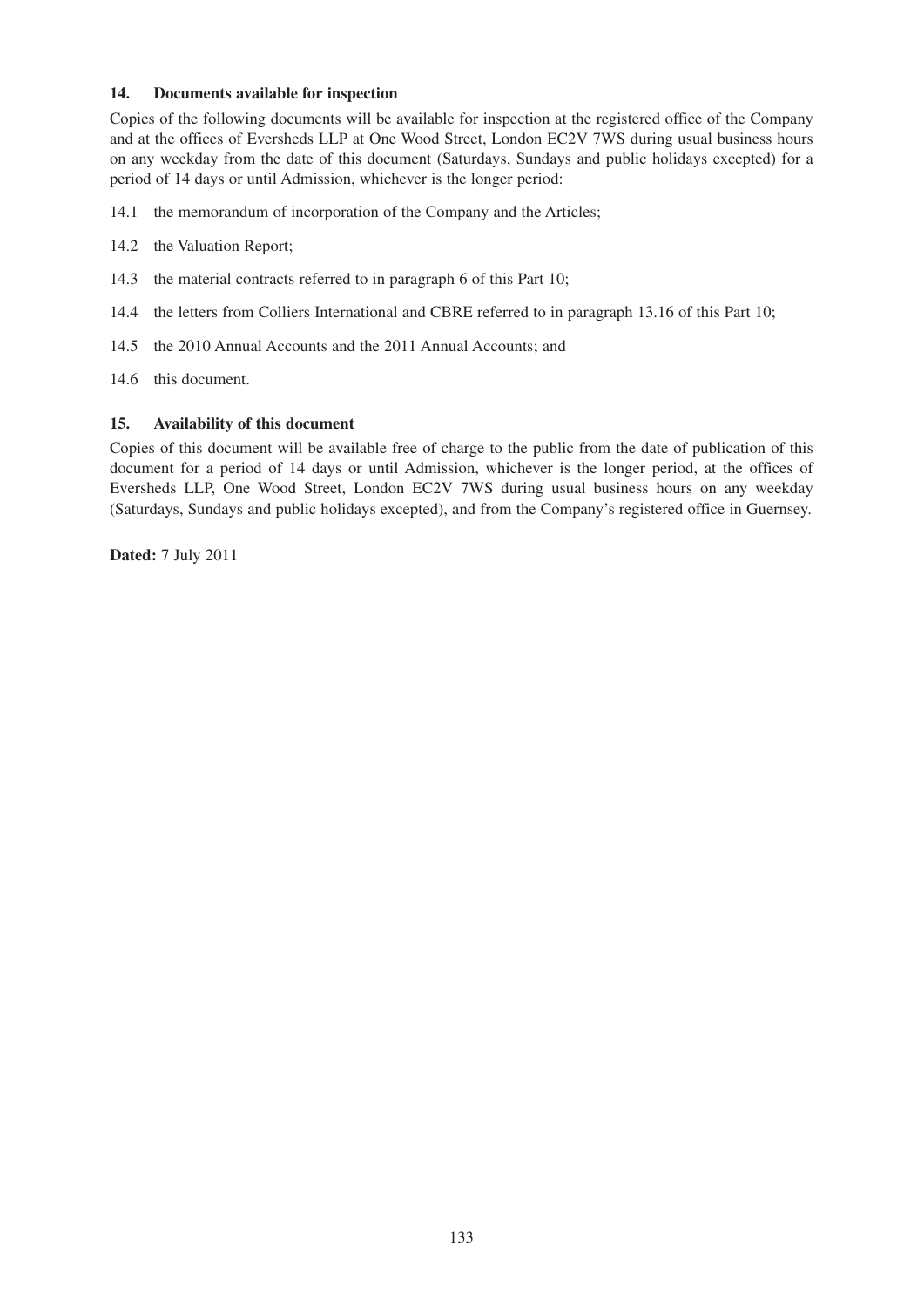## 14. Documents available for inspection

Copies of the following documents will be available for inspection at the registered office of the Company and at the offices of Eversheds LLP at One Wood Street, London EC2V 7WS during usual business hours on any weekday from the date of this document (Saturdays, Sundays and public holidays excepted) for a period of 14 days or until Admission, whichever is the longer period:

14.1 the memorandum of incorporation of the Company and the Articles;

14.2 the Valuation Report;

14.3 the material contracts referred to in paragraph 6 of this Part 10;

14.4 the letters from Colliers International and CBRE referred to in paragraph 13.16 of this Part 10;

14.5 the 2010 Annual Accounts and the 2011 Annual Accounts; and

14.6 this document.

## 15. Availability of this document

Copies of this document will be available free of charge to the public from the date of publication of this document for a period of 14 days or until Admission, whichever is the longer period, at the offices of Eversheds LLP, One Wood Street, London EC2V 7WS during usual business hours on any weekday (Saturdays, Sundays and public holidays excepted), and from the Company's registered office in Guernsey.

**Dated:** 7 July 2011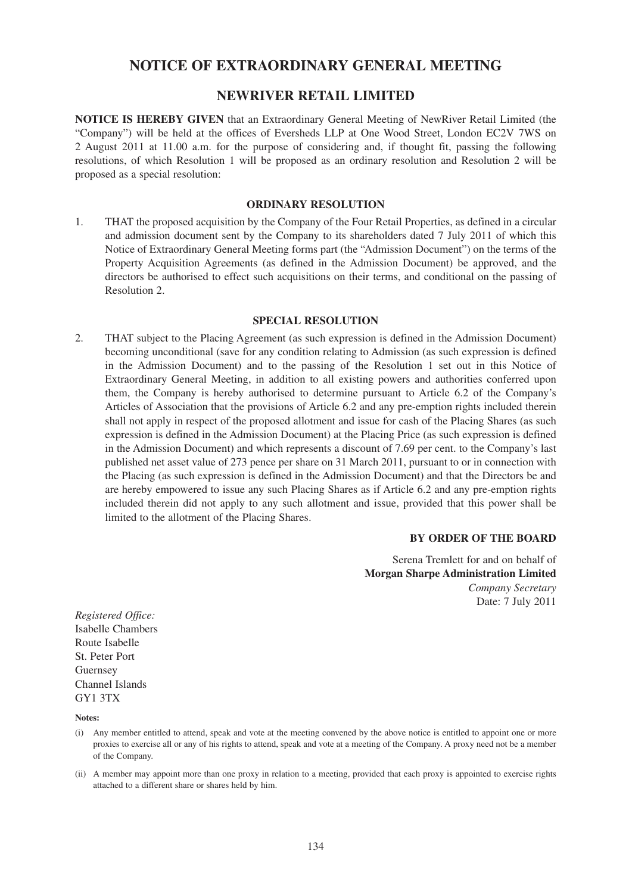# NOTICE OF EXTRAORDINARY GENERAL MEETING

## NEWRIVER RETAIL LIMITED

**NOTICE IS HEREBY GIVEN** that an Extraordinary General Meeting of NewRiver Retail Limited (the "Company") will be held at the offices of Eversheds LLP at One Wood Street, London EC2V 7WS on 2 August 2011 at 11.00 a.m. for the purpose of considering and, if thought fit, passing the following resolutions, of which Resolution 1 will be proposed as an ordinary resolution and Resolution 2 will be proposed as a special resolution:

### ORDINARY RESOLUTION

1. THAT the proposed acquisition by the Company of the Four Retail Properties, as defined in a circular and admission document sent by the Company to its shareholders dated 7 July 2011 of which this Notice of Extraordinary General Meeting forms part (the "Admission Document") on the terms of the Property Acquisition Agreements (as defined in the Admission Document) be approved, and the directors be authorised to effect such acquisitions on their terms, and conditional on the passing of Resolution 2.

### SPECIAL RESOLUTION

2. THAT subject to the Placing Agreement (as such expression is defined in the Admission Document) becoming unconditional (save for any condition relating to Admission (as such expression is defined in the Admission Document) and to the passing of the Resolution 1 set out in this Notice of Extraordinary General Meeting, in addition to all existing powers and authorities conferred upon them, the Company is hereby authorised to determine pursuant to Article 6.2 of the Company's Articles of Association that the provisions of Article 6.2 and any pre-emption rights included therein shall not apply in respect of the proposed allotment and issue for cash of the Placing Shares (as such expression is defined in the Admission Document) at the Placing Price (as such expression is defined in the Admission Document) and which represents a discount of 7.69 per cent. to the Company's last published net asset value of 273 pence per share on 31 March 2011, pursuant to or in connection with the Placing (as such expression is defined in the Admission Document) and that the Directors be and are hereby empowered to issue any such Placing Shares as if Article 6.2 and any pre-emption rights included therein did not apply to any such allotment and issue, provided that this power shall be limited to the allotment of the Placing Shares.

**BY ORDER OF THE BOARD**

Serena Tremlett for and on behalf of
**Morgan Sharpe Administration Limited**
*Company Secretary*
Date: 7 July 2011

*Registered Office:*
Isabelle Chambers
Route Isabelle
St. Peter Port
Guernsey
Channel Islands
GY1 3TX

**Notes:**

(i) Any member entitled to attend, speak and vote at the meeting convened by the above notice is entitled to appoint one or more proxies to exercise all or any of his rights to attend, speak and vote at a meeting of the Company. A proxy need not be a member of the Company.

(ii) A member may appoint more than one proxy in relation to a meeting, provided that each proxy is appointed to exercise rights attached to a different share or shares held by him.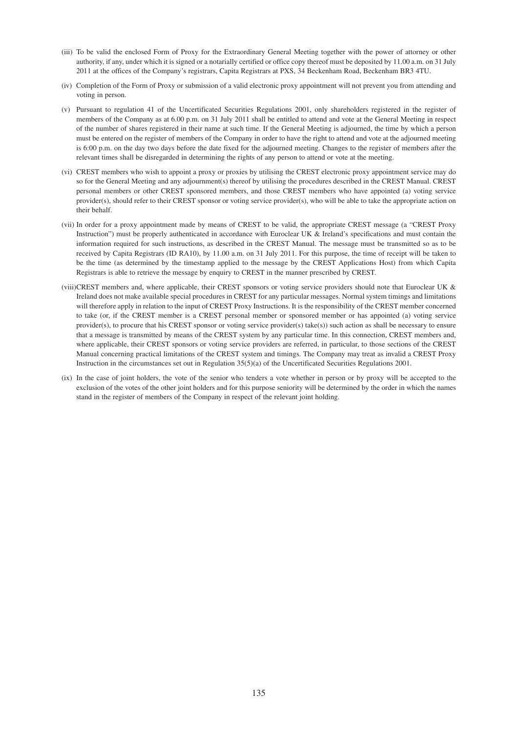(iii) To be valid the enclosed Form of Proxy for the Extraordinary General Meeting together with the power of attorney or other authority, if any, under which it is signed or a notarially certified or office copy thereof must be deposited by 11.00 a.m. on 31 July 2011 at the offices of the Company's registrars, Capita Registrars at PXS, 34 Beckenham Road, Beckenham BR3 4TU.

(iv) Completion of the Form of Proxy or submission of a valid electronic proxy appointment will not prevent you from attending and voting in person.

(v) Pursuant to regulation 41 of the Uncertificated Securities Regulations 2001, only shareholders registered in the register of members of the Company as at 6.00 p.m. on 31 July 2011 shall be entitled to attend and vote at the General Meeting in respect of the number of shares registered in their name at such time. If the General Meeting is adjourned, the time by which a person must be entered on the register of members of the Company in order to have the right to attend and vote at the adjourned meeting is 6:00 p.m. on the day two days before the date fixed for the adjourned meeting. Changes to the register of members after the relevant times shall be disregarded in determining the rights of any person to attend or vote at the meeting.

(vi) CREST members who wish to appoint a proxy or proxies by utilising the CREST electronic proxy appointment service may do so for the General Meeting and any adjournment(s) thereof by utilising the procedures described in the CREST Manual. CREST personal members or other CREST sponsored members, and those CREST members who have appointed (a) voting service provider(s), should refer to their CREST sponsor or voting service provider(s), who will be able to take the appropriate action on their behalf.

(vii) In order for a proxy appointment made by means of CREST to be valid, the appropriate CREST message (a "CREST Proxy Instruction") must be properly authenticated in accordance with Euroclear UK & Ireland's specifications and must contain the information required for such instructions, as described in the CREST Manual. The message must be transmitted so as to be received by Capita Registrars (ID RA10), by 11.00 a.m. on 31 July 2011. For this purpose, the time of receipt will be taken to be the time (as determined by the timestamp applied to the message by the CREST Applications Host) from which Capita Registrars is able to retrieve the message by enquiry to CREST in the manner prescribed by CREST.

(viii) CREST members and, where applicable, their CREST sponsors or voting service providers should note that Euroclear UK & Ireland does not make available special procedures in CREST for any particular messages. Normal system timings and limitations will therefore apply in relation to the input of CREST Proxy Instructions. It is the responsibility of the CREST member concerned to take (or, if the CREST member is a CREST personal member or sponsored member or has appointed (a) voting service provider(s), to procure that his CREST sponsor or voting service provider(s) take(s)) such action as shall be necessary to ensure that a message is transmitted by means of the CREST system by any particular time. In this connection, CREST members and, where applicable, their CREST sponsors or voting service providers are referred, in particular, to those sections of the CREST Manual concerning practical limitations of the CREST system and timings. The Company may treat as invalid a CREST Proxy Instruction in the circumstances set out in Regulation 35(5)(a) of the Uncertificated Securities Regulations 2001.

(ix) In the case of joint holders, the vote of the senior who tenders a vote whether in person or by proxy will be accepted to the exclusion of the votes of the other joint holders and for this purpose seniority will be determined by the order in which the names stand in the register of members of the Company in respect of the relevant joint holding.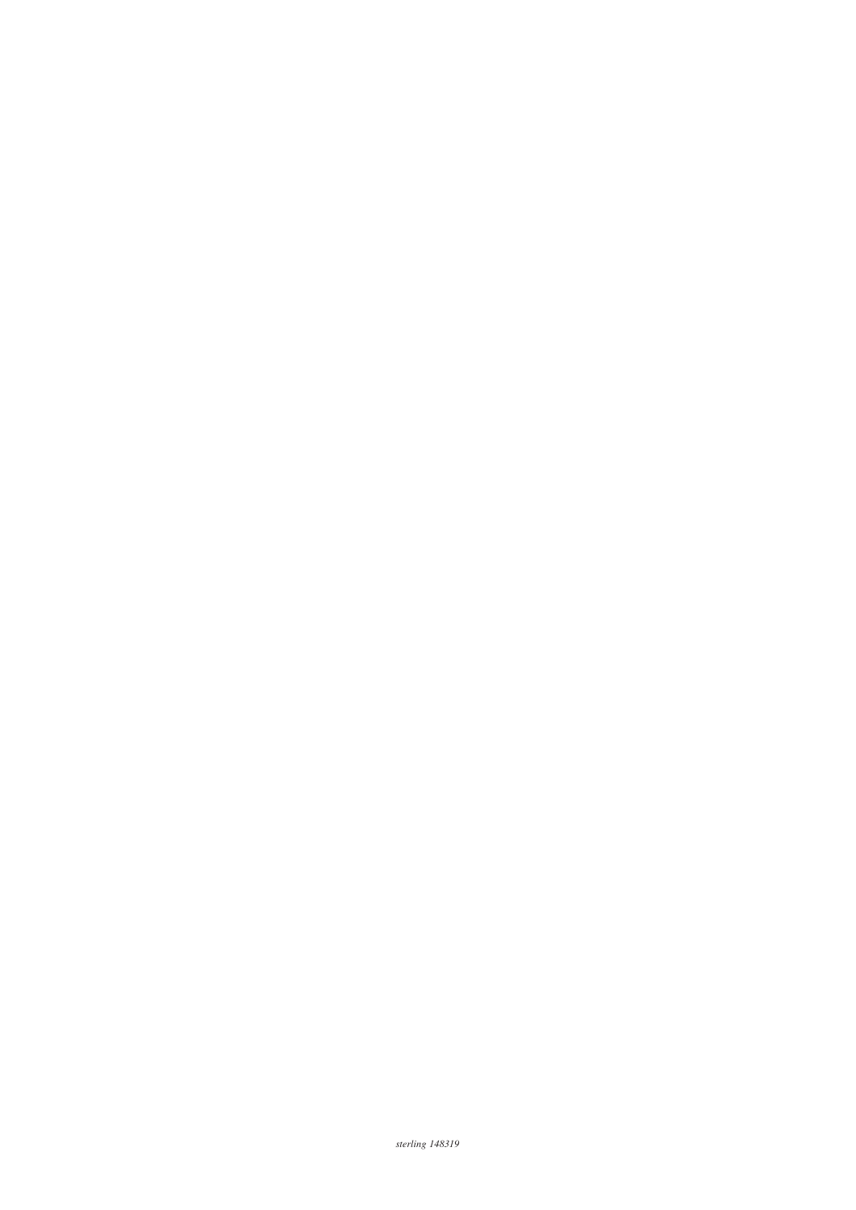*sterling 148319*